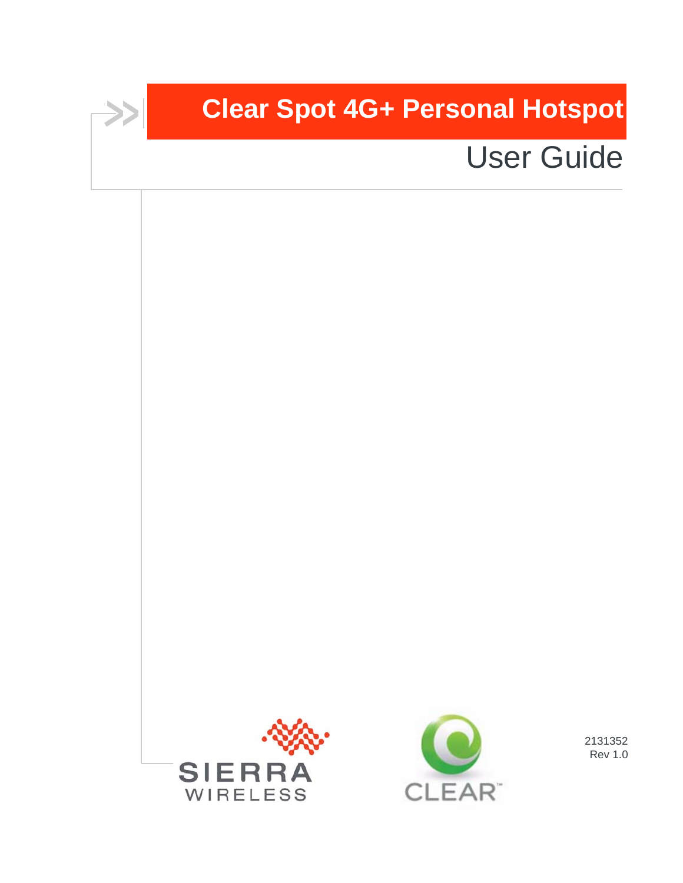# Clear Spot 4G+ Personal Hotspot

## User Guide

SIERRA WIRELESS

CLEAR™

2131352
Rev 1.0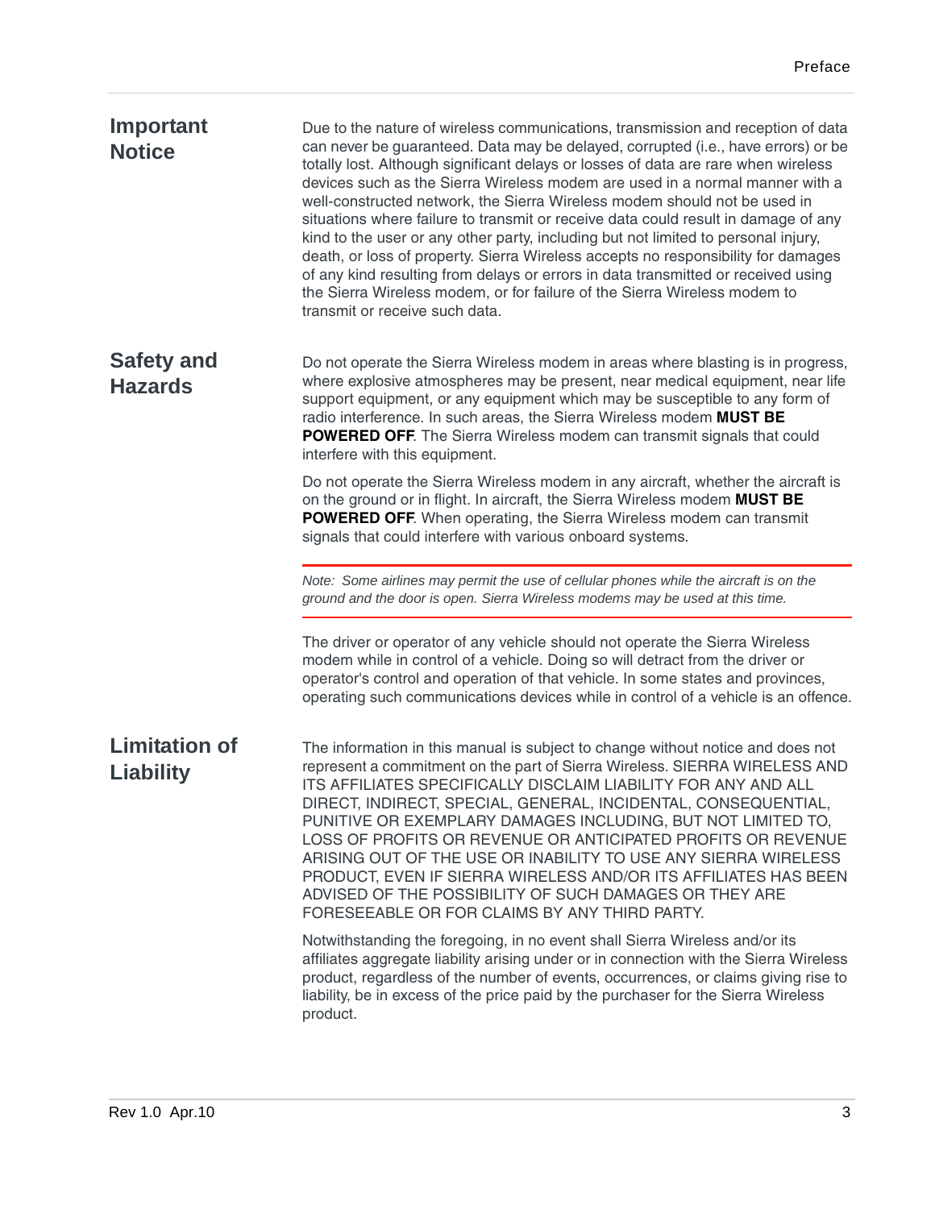## Important Notice

Due to the nature of wireless communications, transmission and reception of data can never be guaranteed. Data may be delayed, corrupted (i.e., have errors) or be totally lost. Although significant delays or losses of data are rare when wireless devices such as the Sierra Wireless modem are used in a normal manner with a well-constructed network, the Sierra Wireless modem should not be used in situations where failure to transmit or receive data could result in damage of any kind to the user or any other party, including but not limited to personal injury, death, or loss of property. Sierra Wireless accepts no responsibility for damages of any kind resulting from delays or errors in data transmitted or received using the Sierra Wireless modem, or for failure of the Sierra Wireless modem to transmit or receive such data.

## Safety and Hazards

Do not operate the Sierra Wireless modem in areas where blasting is in progress, where explosive atmospheres may be present, near medical equipment, near life support equipment, or any equipment which may be susceptible to any form of radio interference. In such areas, the Sierra Wireless modem **MUST BE POWERED OFF**. The Sierra Wireless modem can transmit signals that could interfere with this equipment.

Do not operate the Sierra Wireless modem in any aircraft, whether the aircraft is on the ground or in flight. In aircraft, the Sierra Wireless modem **MUST BE POWERED OFF**. When operating, the Sierra Wireless modem can transmit signals that could interfere with various onboard systems.

*Note: Some airlines may permit the use of cellular phones while the aircraft is on the ground and the door is open. Sierra Wireless modems may be used at this time.*

The driver or operator of any vehicle should not operate the Sierra Wireless modem while in control of a vehicle. Doing so will detract from the driver or operator's control and operation of that vehicle. In some states and provinces, operating such communications devices while in control of a vehicle is an offence.

## Limitation of Liability

The information in this manual is subject to change without notice and does not represent a commitment on the part of Sierra Wireless. SIERRA WIRELESS AND ITS AFFILIATES SPECIFICALLY DISCLAIM LIABILITY FOR ANY AND ALL DIRECT, INDIRECT, SPECIAL, GENERAL, INCIDENTAL, CONSEQUENTIAL, PUNITIVE OR EXEMPLARY DAMAGES INCLUDING, BUT NOT LIMITED TO, LOSS OF PROFITS OR REVENUE OR ANTICIPATED PROFITS OR REVENUE ARISING OUT OF THE USE OR INABILITY TO USE ANY SIERRA WIRELESS PRODUCT, EVEN IF SIERRA WIRELESS AND/OR ITS AFFILIATES HAS BEEN ADVISED OF THE POSSIBILITY OF SUCH DAMAGES OR THEY ARE FORESEEABLE OR FOR CLAIMS BY ANY THIRD PARTY.

Notwithstanding the foregoing, in no event shall Sierra Wireless and/or its affiliates aggregate liability arising under or in connection with the Sierra Wireless product, regardless of the number of events, occurrences, or claims giving rise to liability, be in excess of the price paid by the purchaser for the Sierra Wireless product.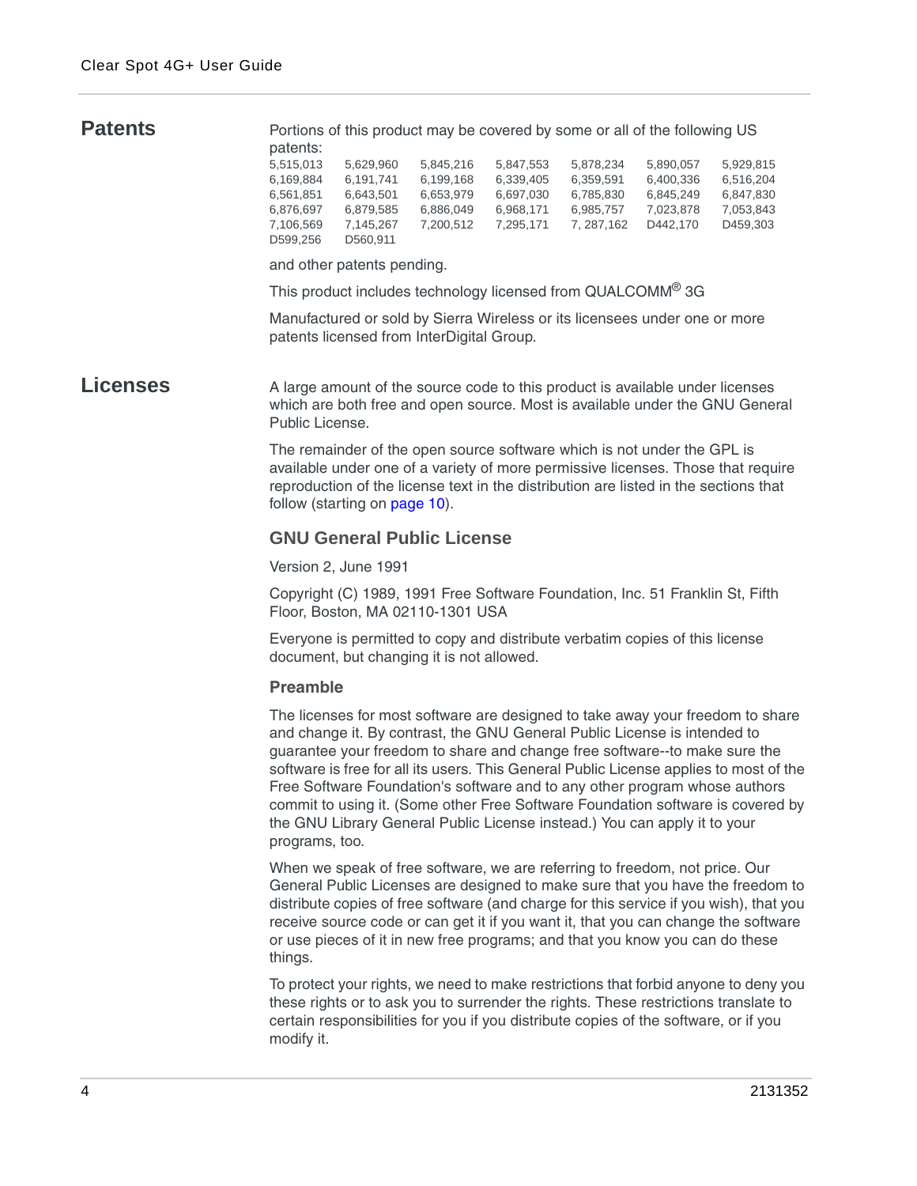## Patents

Portions of this product may be covered by some or all of the following US patents:

| | | | | | | |
|---|---|---|---|---|---|---|
| 5,515,013 | 5,629,960 | 5,845,216 | 5,847,553 | 5,878,234 | 5,890,057 | 5,929,815 |
| 6,169,884 | 6,191,741 | 6,199,168 | 6,339,405 | 6,359,591 | 6,400,336 | 6,516,204 |
| 6,561,851 | 6,643,501 | 6,653,979 | 6,697,030 | 6,785,830 | 6,845,249 | 6,847,830 |
| 6,876,697 | 6,879,585 | 6,886,049 | 6,968,171 | 6,985,757 | 7,023,878 | 7,053,843 |
| 7,106,569 | 7,145,267 | 7,200,512 | 7,295,171 | 7, 287,162 | D442,170 | D459,303 |
| D599,256 | D560,911 | | | | | |

and other patents pending.

This product includes technology licensed from QUALCOMM® 3G

Manufactured or sold by Sierra Wireless or its licensees under one or more patents licensed from InterDigital Group.

## Licenses

A large amount of the source code to this product is available under licenses which are both free and open source. Most is available under the GNU General Public License.

The remainder of the open source software which is not under the GPL is available under one of a variety of more permissive licenses. Those that require reproduction of the license text in the distribution are listed in the sections that follow (starting on page 10).

### GNU General Public License

Version 2, June 1991

Copyright (C) 1989, 1991 Free Software Foundation, Inc. 51 Franklin St, Fifth Floor, Boston, MA 02110-1301 USA

Everyone is permitted to copy and distribute verbatim copies of this license document, but changing it is not allowed.

#### Preamble

The licenses for most software are designed to take away your freedom to share and change it. By contrast, the GNU General Public License is intended to guarantee your freedom to share and change free software--to make sure the software is free for all its users. This General Public License applies to most of the Free Software Foundation's software and to any other program whose authors commit to using it. (Some other Free Software Foundation software is covered by the GNU Library General Public License instead.) You can apply it to your programs, too.

When we speak of free software, we are referring to freedom, not price. Our General Public Licenses are designed to make sure that you have the freedom to distribute copies of free software (and charge for this service if you wish), that you receive source code or can get it if you want it, that you can change the software or use pieces of it in new free programs; and that you know you can do these things.

To protect your rights, we need to make restrictions that forbid anyone to deny you these rights or to ask you to surrender the rights. These restrictions translate to certain responsibilities for you if you distribute copies of the software, or if you modify it.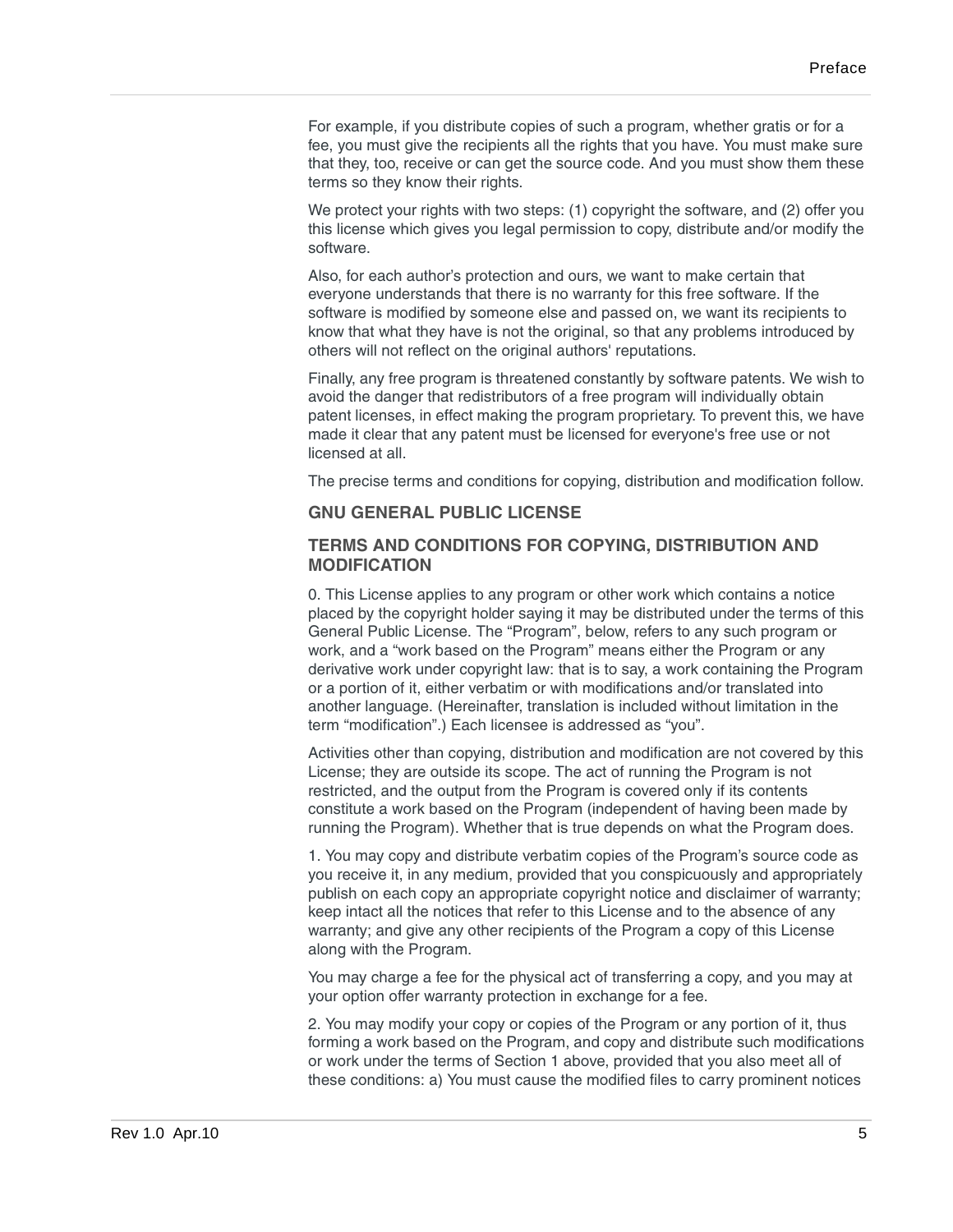For example, if you distribute copies of such a program, whether gratis or for a fee, you must give the recipients all the rights that you have. You must make sure that they, too, receive or can get the source code. And you must show them these terms so they know their rights.

We protect your rights with two steps: (1) copyright the software, and (2) offer you this license which gives you legal permission to copy, distribute and/or modify the software.

Also, for each author's protection and ours, we want to make certain that everyone understands that there is no warranty for this free software. If the software is modified by someone else and passed on, we want its recipients to know that what they have is not the original, so that any problems introduced by others will not reflect on the original authors' reputations.

Finally, any free program is threatened constantly by software patents. We wish to avoid the danger that redistributors of a free program will individually obtain patent licenses, in effect making the program proprietary. To prevent this, we have made it clear that any patent must be licensed for everyone's free use or not licensed at all.

The precise terms and conditions for copying, distribution and modification follow.

### GNU GENERAL PUBLIC LICENSE

### TERMS AND CONDITIONS FOR COPYING, DISTRIBUTION AND MODIFICATION

0. This License applies to any program or other work which contains a notice placed by the copyright holder saying it may be distributed under the terms of this General Public License. The "Program", below, refers to any such program or work, and a "work based on the Program" means either the Program or any derivative work under copyright law: that is to say, a work containing the Program or a portion of it, either verbatim or with modifications and/or translated into another language. (Hereinafter, translation is included without limitation in the term "modification".) Each licensee is addressed as "you".

Activities other than copying, distribution and modification are not covered by this License; they are outside its scope. The act of running the Program is not restricted, and the output from the Program is covered only if its contents constitute a work based on the Program (independent of having been made by running the Program). Whether that is true depends on what the Program does.

1. You may copy and distribute verbatim copies of the Program's source code as you receive it, in any medium, provided that you conspicuously and appropriately publish on each copy an appropriate copyright notice and disclaimer of warranty; keep intact all the notices that refer to this License and to the absence of any warranty; and give any other recipients of the Program a copy of this License along with the Program.

You may charge a fee for the physical act of transferring a copy, and you may at your option offer warranty protection in exchange for a fee.

2. You may modify your copy or copies of the Program or any portion of it, thus forming a work based on the Program, and copy and distribute such modifications or work under the terms of Section 1 above, provided that you also meet all of these conditions: a) You must cause the modified files to carry prominent notices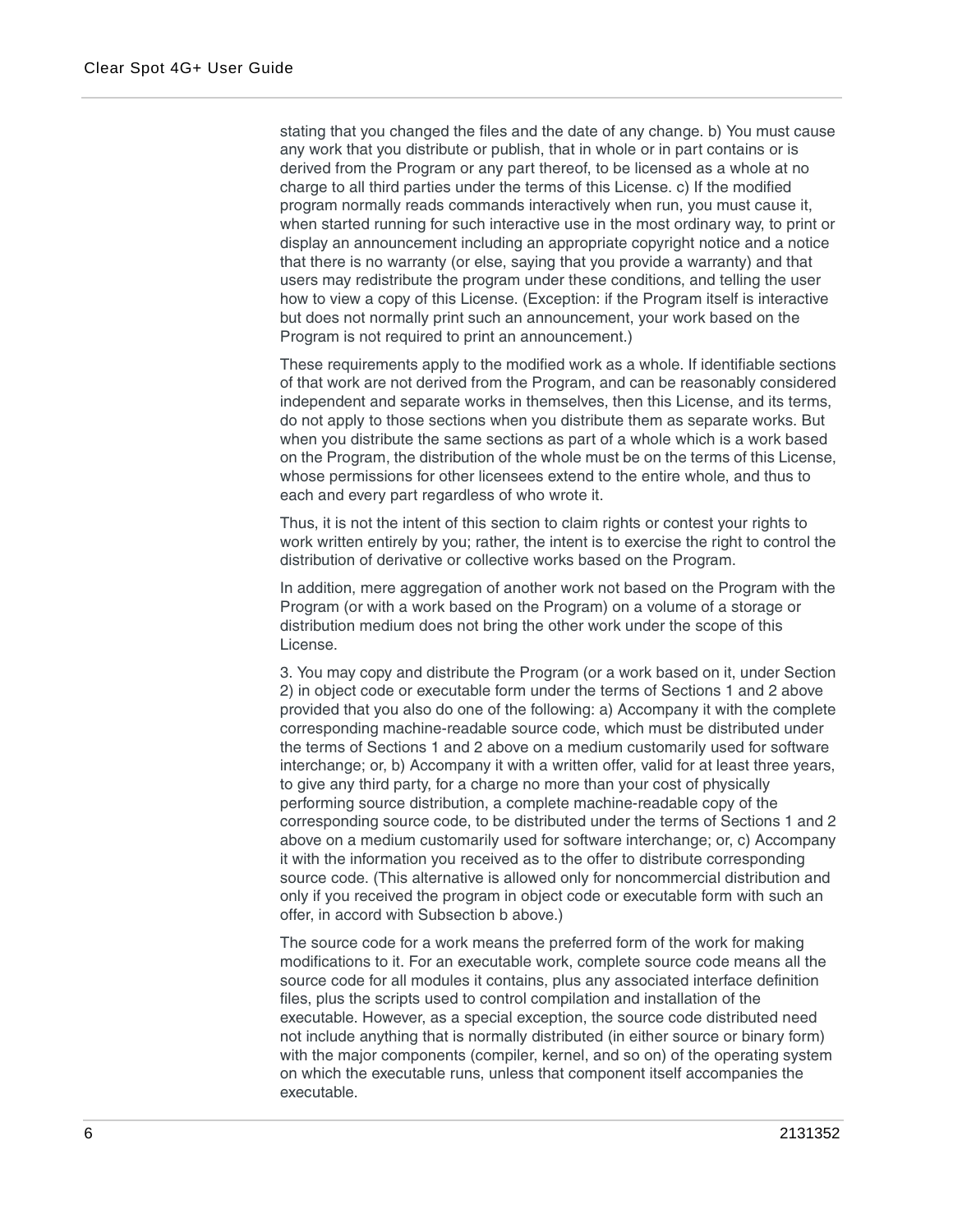stating that you changed the files and the date of any change. b) You must cause any work that you distribute or publish, that in whole or in part contains or is derived from the Program or any part thereof, to be licensed as a whole at no charge to all third parties under the terms of this License. c) If the modified program normally reads commands interactively when run, you must cause it, when started running for such interactive use in the most ordinary way, to print or display an announcement including an appropriate copyright notice and a notice that there is no warranty (or else, saying that you provide a warranty) and that users may redistribute the program under these conditions, and telling the user how to view a copy of this License. (Exception: if the Program itself is interactive but does not normally print such an announcement, your work based on the Program is not required to print an announcement.)

These requirements apply to the modified work as a whole. If identifiable sections of that work are not derived from the Program, and can be reasonably considered independent and separate works in themselves, then this License, and its terms, do not apply to those sections when you distribute them as separate works. But when you distribute the same sections as part of a whole which is a work based on the Program, the distribution of the whole must be on the terms of this License, whose permissions for other licensees extend to the entire whole, and thus to each and every part regardless of who wrote it.

Thus, it is not the intent of this section to claim rights or contest your rights to work written entirely by you; rather, the intent is to exercise the right to control the distribution of derivative or collective works based on the Program.

In addition, mere aggregation of another work not based on the Program with the Program (or with a work based on the Program) on a volume of a storage or distribution medium does not bring the other work under the scope of this License.

3. You may copy and distribute the Program (or a work based on it, under Section 2) in object code or executable form under the terms of Sections 1 and 2 above provided that you also do one of the following: a) Accompany it with the complete corresponding machine-readable source code, which must be distributed under the terms of Sections 1 and 2 above on a medium customarily used for software interchange; or, b) Accompany it with a written offer, valid for at least three years, to give any third party, for a charge no more than your cost of physically performing source distribution, a complete machine-readable copy of the corresponding source code, to be distributed under the terms of Sections 1 and 2 above on a medium customarily used for software interchange; or, c) Accompany it with the information you received as to the offer to distribute corresponding source code. (This alternative is allowed only for noncommercial distribution and only if you received the program in object code or executable form with such an offer, in accord with Subsection b above.)

The source code for a work means the preferred form of the work for making modifications to it. For an executable work, complete source code means all the source code for all modules it contains, plus any associated interface definition files, plus the scripts used to control compilation and installation of the executable. However, as a special exception, the source code distributed need not include anything that is normally distributed (in either source or binary form) with the major components (compiler, kernel, and so on) of the operating system on which the executable runs, unless that component itself accompanies the executable.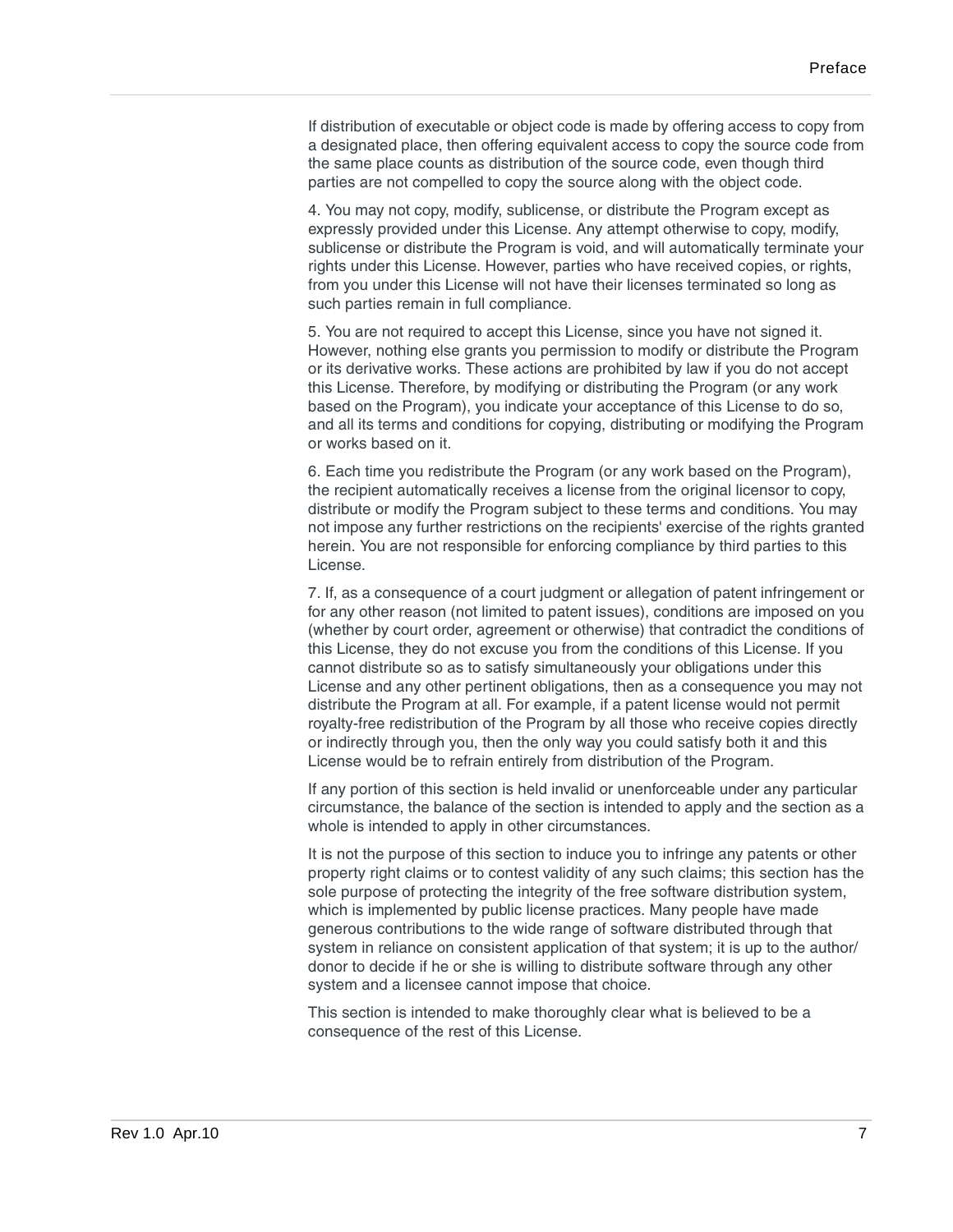If distribution of executable or object code is made by offering access to copy from a designated place, then offering equivalent access to copy the source code from the same place counts as distribution of the source code, even though third parties are not compelled to copy the source along with the object code.

4. You may not copy, modify, sublicense, or distribute the Program except as expressly provided under this License. Any attempt otherwise to copy, modify, sublicense or distribute the Program is void, and will automatically terminate your rights under this License. However, parties who have received copies, or rights, from you under this License will not have their licenses terminated so long as such parties remain in full compliance.

5. You are not required to accept this License, since you have not signed it. However, nothing else grants you permission to modify or distribute the Program or its derivative works. These actions are prohibited by law if you do not accept this License. Therefore, by modifying or distributing the Program (or any work based on the Program), you indicate your acceptance of this License to do so, and all its terms and conditions for copying, distributing or modifying the Program or works based on it.

6. Each time you redistribute the Program (or any work based on the Program), the recipient automatically receives a license from the original licensor to copy, distribute or modify the Program subject to these terms and conditions. You may not impose any further restrictions on the recipients' exercise of the rights granted herein. You are not responsible for enforcing compliance by third parties to this License.

7. If, as a consequence of a court judgment or allegation of patent infringement or for any other reason (not limited to patent issues), conditions are imposed on you (whether by court order, agreement or otherwise) that contradict the conditions of this License, they do not excuse you from the conditions of this License. If you cannot distribute so as to satisfy simultaneously your obligations under this License and any other pertinent obligations, then as a consequence you may not distribute the Program at all. For example, if a patent license would not permit royalty-free redistribution of the Program by all those who receive copies directly or indirectly through you, then the only way you could satisfy both it and this License would be to refrain entirely from distribution of the Program.

If any portion of this section is held invalid or unenforceable under any particular circumstance, the balance of the section is intended to apply and the section as a whole is intended to apply in other circumstances.

It is not the purpose of this section to induce you to infringe any patents or other property right claims or to contest validity of any such claims; this section has the sole purpose of protecting the integrity of the free software distribution system, which is implemented by public license practices. Many people have made generous contributions to the wide range of software distributed through that system in reliance on consistent application of that system; it is up to the author/donor to decide if he or she is willing to distribute software through any other system and a licensee cannot impose that choice.

This section is intended to make thoroughly clear what is believed to be a consequence of the rest of this License.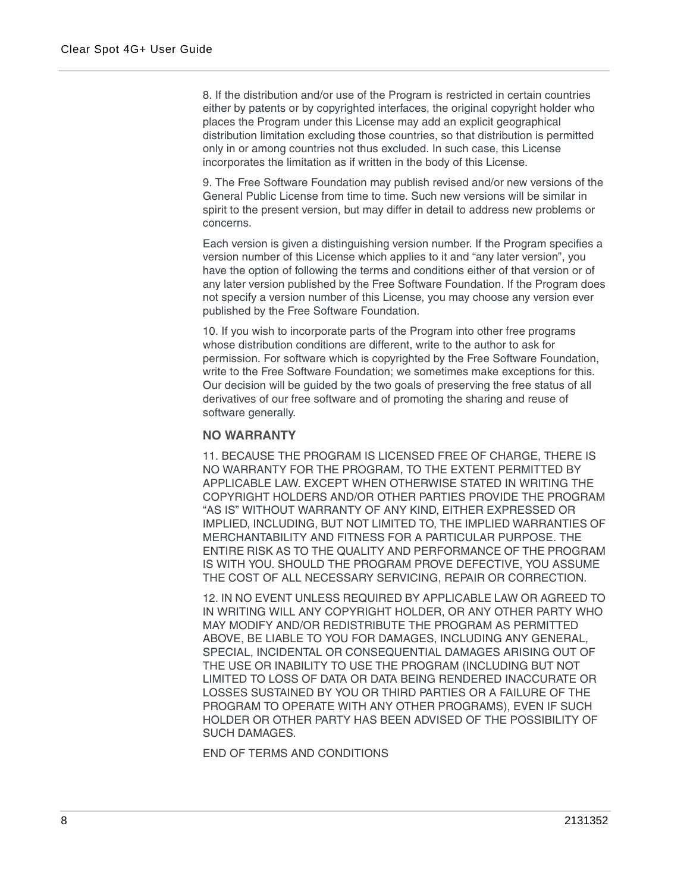8. If the distribution and/or use of the Program is restricted in certain countries either by patents or by copyrighted interfaces, the original copyright holder who places the Program under this License may add an explicit geographical distribution limitation excluding those countries, so that distribution is permitted only in or among countries not thus excluded. In such case, this License incorporates the limitation as if written in the body of this License.

9. The Free Software Foundation may publish revised and/or new versions of the General Public License from time to time. Such new versions will be similar in spirit to the present version, but may differ in detail to address new problems or concerns.

Each version is given a distinguishing version number. If the Program specifies a version number of this License which applies to it and “any later version”, you have the option of following the terms and conditions either of that version or of any later version published by the Free Software Foundation. If the Program does not specify a version number of this License, you may choose any version ever published by the Free Software Foundation.

10. If you wish to incorporate parts of the Program into other free programs whose distribution conditions are different, write to the author to ask for permission. For software which is copyrighted by the Free Software Foundation, write to the Free Software Foundation; we sometimes make exceptions for this. Our decision will be guided by the two goals of preserving the free status of all derivatives of our free software and of promoting the sharing and reuse of software generally.

**NO WARRANTY**

11. BECAUSE THE PROGRAM IS LICENSED FREE OF CHARGE, THERE IS NO WARRANTY FOR THE PROGRAM, TO THE EXTENT PERMITTED BY APPLICABLE LAW. EXCEPT WHEN OTHERWISE STATED IN WRITING THE COPYRIGHT HOLDERS AND/OR OTHER PARTIES PROVIDE THE PROGRAM “AS IS” WITHOUT WARRANTY OF ANY KIND, EITHER EXPRESSED OR IMPLIED, INCLUDING, BUT NOT LIMITED TO, THE IMPLIED WARRANTIES OF MERCHANTABILITY AND FITNESS FOR A PARTICULAR PURPOSE. THE ENTIRE RISK AS TO THE QUALITY AND PERFORMANCE OF THE PROGRAM IS WITH YOU. SHOULD THE PROGRAM PROVE DEFECTIVE, YOU ASSUME THE COST OF ALL NECESSARY SERVICING, REPAIR OR CORRECTION.

12. IN NO EVENT UNLESS REQUIRED BY APPLICABLE LAW OR AGREED TO IN WRITING WILL ANY COPYRIGHT HOLDER, OR ANY OTHER PARTY WHO MAY MODIFY AND/OR REDISTRIBUTE THE PROGRAM AS PERMITTED ABOVE, BE LIABLE TO YOU FOR DAMAGES, INCLUDING ANY GENERAL, SPECIAL, INCIDENTAL OR CONSEQUENTIAL DAMAGES ARISING OUT OF THE USE OR INABILITY TO USE THE PROGRAM (INCLUDING BUT NOT LIMITED TO LOSS OF DATA OR DATA BEING RENDERED INACCURATE OR LOSSES SUSTAINED BY YOU OR THIRD PARTIES OR A FAILURE OF THE PROGRAM TO OPERATE WITH ANY OTHER PROGRAMS), EVEN IF SUCH HOLDER OR OTHER PARTY HAS BEEN ADVISED OF THE POSSIBILITY OF SUCH DAMAGES.

END OF TERMS AND CONDITIONS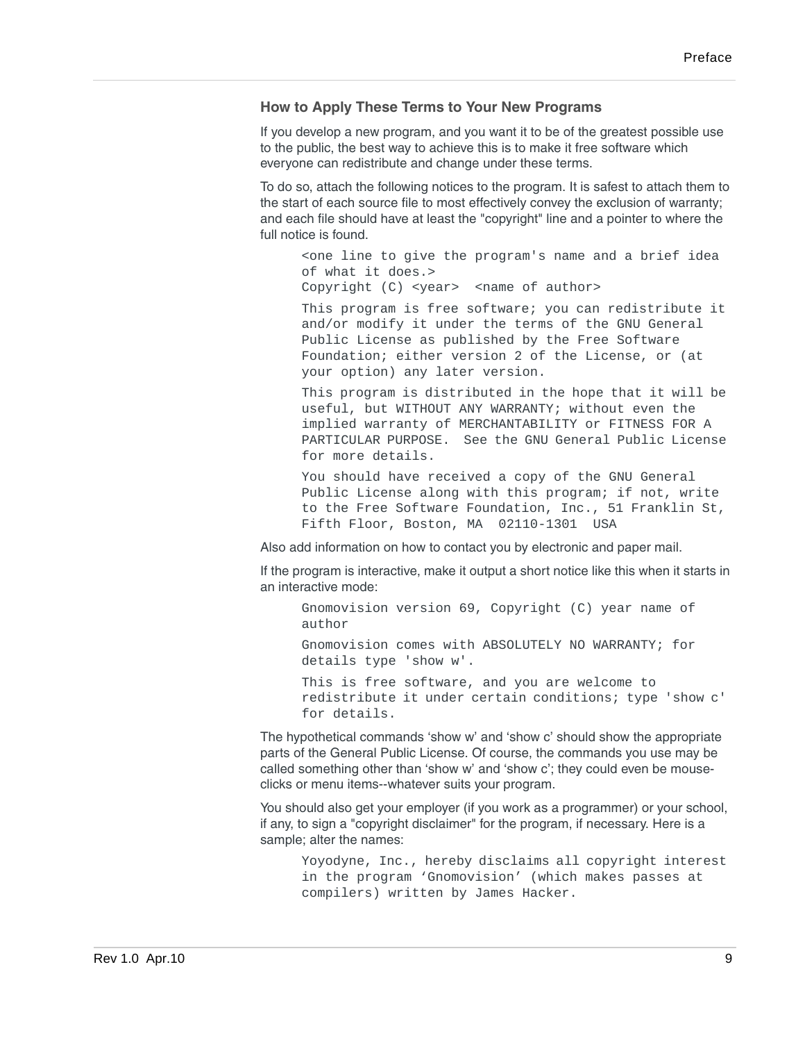### How to Apply These Terms to Your New Programs

If you develop a new program, and you want it to be of the greatest possible use to the public, the best way to achieve this is to make it free software which everyone can redistribute and change under these terms.

To do so, attach the following notices to the program. It is safest to attach them to the start of each source file to most effectively convey the exclusion of warranty; and each file should have at least the "copyright" line and a pointer to where the full notice is found.

```
<one line to give the program's name and a brief idea
of what it does.>
Copyright (C) <year>  <name of author>

This program is free software; you can redistribute it
and/or modify it under the terms of the GNU General
Public License as published by the Free Software
Foundation; either version 2 of the License, or (at
your option) any later version.

This program is distributed in the hope that it will be
useful, but WITHOUT ANY WARRANTY; without even the
implied warranty of MERCHANTABILITY or FITNESS FOR A
PARTICULAR PURPOSE.  See the GNU General Public License
for more details.

You should have received a copy of the GNU General
Public License along with this program; if not, write
to the Free Software Foundation, Inc., 51 Franklin St,
Fifth Floor, Boston, MA  02110-1301  USA
```

Also add information on how to contact you by electronic and paper mail.

If the program is interactive, make it output a short notice like this when it starts in an interactive mode:

```
Gnomovision version 69, Copyright (C) year name of
author

Gnomovision comes with ABSOLUTELY NO WARRANTY; for
details type 'show w'.

This is free software, and you are welcome to
redistribute it under certain conditions; type 'show c'
for details.
```

The hypothetical commands ‘show w’ and ‘show c’ should show the appropriate parts of the General Public License. Of course, the commands you use may be called something other than ‘show w’ and ‘show c’; they could even be mouse-clicks or menu items--whatever suits your program.

You should also get your employer (if you work as a programmer) or your school, if any, to sign a "copyright disclaimer" for the program, if necessary. Here is a sample; alter the names:

```
Yoyodyne, Inc., hereby disclaims all copyright interest
in the program ‘Gnomovision’ (which makes passes at
compilers) written by James Hacker.
```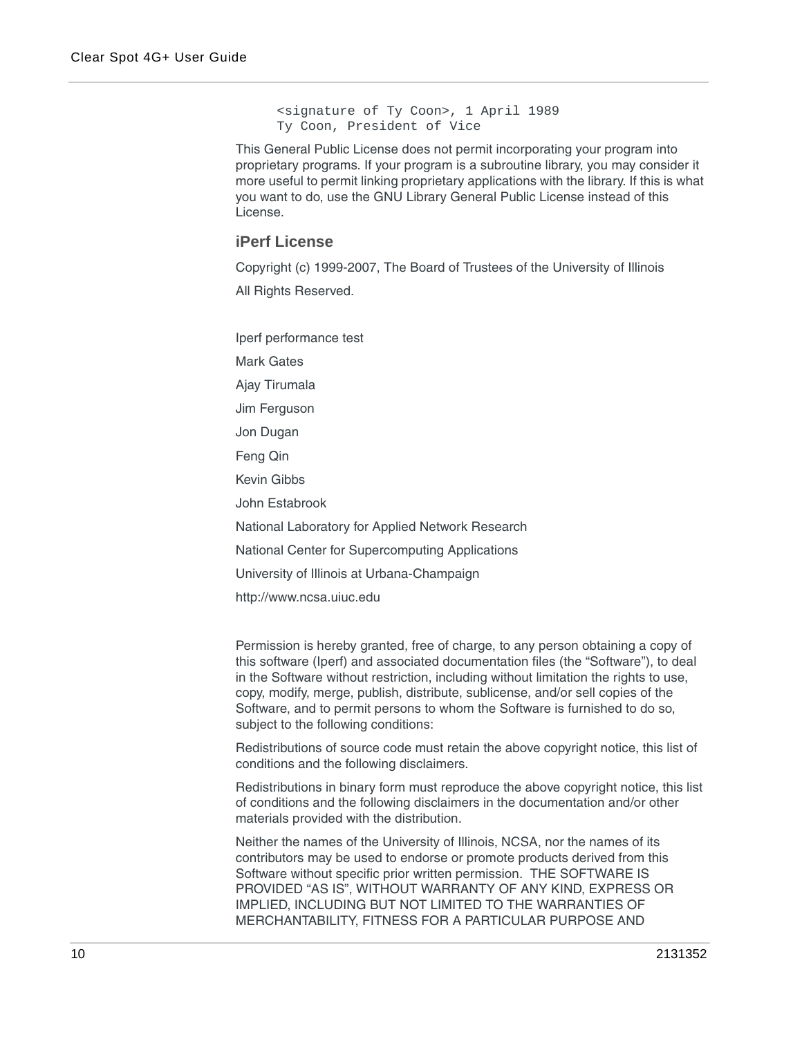```
<signature of Ty Coon>, 1 April 1989
Ty Coon, President of Vice
```

This General Public License does not permit incorporating your program into proprietary programs. If your program is a subroutine library, you may consider it more useful to permit linking proprietary applications with the library. If this is what you want to do, use the GNU Library General Public License instead of this License.

## iPerf License

Copyright (c) 1999-2007, The Board of Trustees of the University of Illinois

All Rights Reserved.

Iperf performance test

Mark Gates

Ajay Tirumala

Jim Ferguson

Jon Dugan

Feng Qin

Kevin Gibbs

John Estabrook

National Laboratory for Applied Network Research

National Center for Supercomputing Applications

University of Illinois at Urbana-Champaign

http://www.ncsa.uiuc.edu

Permission is hereby granted, free of charge, to any person obtaining a copy of this software (Iperf) and associated documentation files (the "Software"), to deal in the Software without restriction, including without limitation the rights to use, copy, modify, merge, publish, distribute, sublicense, and/or sell copies of the Software, and to permit persons to whom the Software is furnished to do so, subject to the following conditions:

Redistributions of source code must retain the above copyright notice, this list of conditions and the following disclaimers.

Redistributions in binary form must reproduce the above copyright notice, this list of conditions and the following disclaimers in the documentation and/or other materials provided with the distribution.

Neither the names of the University of Illinois, NCSA, nor the names of its contributors may be used to endorse or promote products derived from this Software without specific prior written permission. THE SOFTWARE IS PROVIDED "AS IS", WITHOUT WARRANTY OF ANY KIND, EXPRESS OR IMPLIED, INCLUDING BUT NOT LIMITED TO THE WARRANTIES OF MERCHANTABILITY, FITNESS FOR A PARTICULAR PURPOSE AND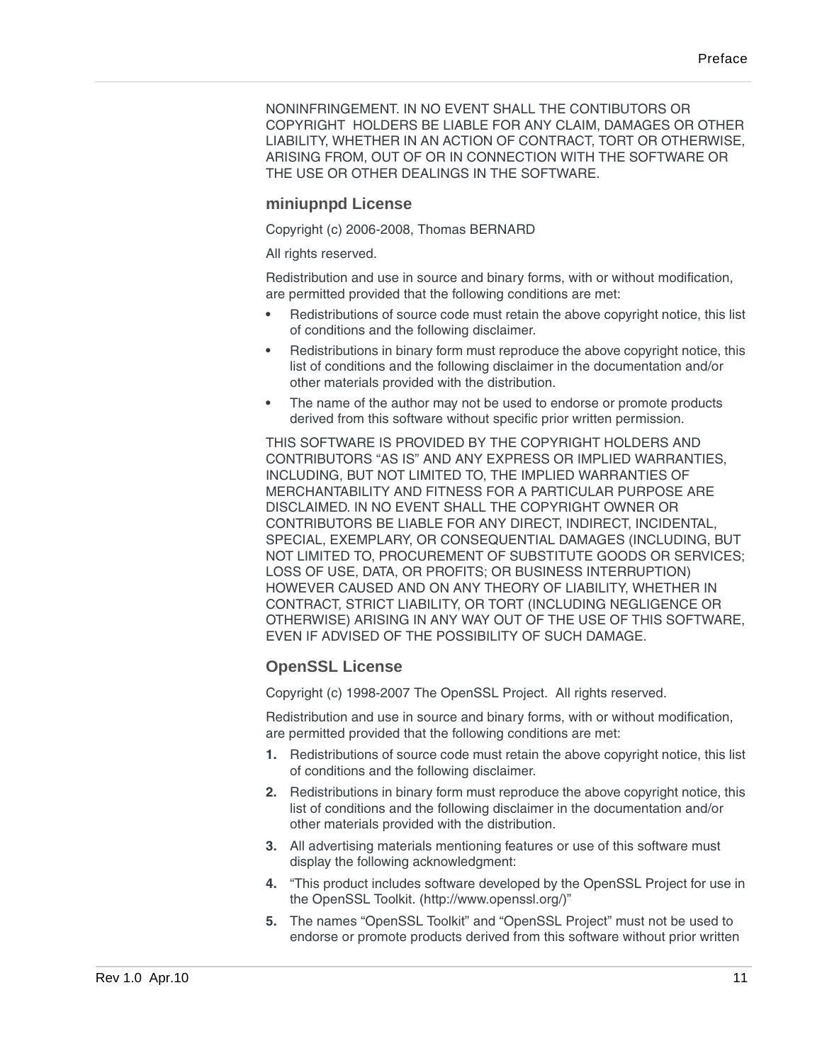NONINFRINGEMENT. IN NO EVENT SHALL THE CONTIBUTORS OR COPYRIGHT HOLDERS BE LIABLE FOR ANY CLAIM, DAMAGES OR OTHER LIABILITY, WHETHER IN AN ACTION OF CONTRACT, TORT OR OTHERWISE, ARISING FROM, OUT OF OR IN CONNECTION WITH THE SOFTWARE OR THE USE OR OTHER DEALINGS IN THE SOFTWARE.

### miniupnpd License

Copyright (c) 2006-2008, Thomas BERNARD

All rights reserved.

Redistribution and use in source and binary forms, with or without modification, are permitted provided that the following conditions are met:

- Redistributions of source code must retain the above copyright notice, this list of conditions and the following disclaimer.
- Redistributions in binary form must reproduce the above copyright notice, this list of conditions and the following disclaimer in the documentation and/or other materials provided with the distribution.
- The name of the author may not be used to endorse or promote products derived from this software without specific prior written permission.

THIS SOFTWARE IS PROVIDED BY THE COPYRIGHT HOLDERS AND CONTRIBUTORS “AS IS” AND ANY EXPRESS OR IMPLIED WARRANTIES, INCLUDING, BUT NOT LIMITED TO, THE IMPLIED WARRANTIES OF MERCHANTABILITY AND FITNESS FOR A PARTICULAR PURPOSE ARE DISCLAIMED. IN NO EVENT SHALL THE COPYRIGHT OWNER OR CONTRIBUTORS BE LIABLE FOR ANY DIRECT, INDIRECT, INCIDENTAL, SPECIAL, EXEMPLARY, OR CONSEQUENTIAL DAMAGES (INCLUDING, BUT NOT LIMITED TO, PROCUREMENT OF SUBSTITUTE GOODS OR SERVICES; LOSS OF USE, DATA, OR PROFITS; OR BUSINESS INTERRUPTION) HOWEVER CAUSED AND ON ANY THEORY OF LIABILITY, WHETHER IN CONTRACT, STRICT LIABILITY, OR TORT (INCLUDING NEGLIGENCE OR OTHERWISE) ARISING IN ANY WAY OUT OF THE USE OF THIS SOFTWARE, EVEN IF ADVISED OF THE POSSIBILITY OF SUCH DAMAGE.

### OpenSSL License

Copyright (c) 1998-2007 The OpenSSL Project. All rights reserved.

Redistribution and use in source and binary forms, with or without modification, are permitted provided that the following conditions are met:

1. Redistributions of source code must retain the above copyright notice, this list of conditions and the following disclaimer.
2. Redistributions in binary form must reproduce the above copyright notice, this list of conditions and the following disclaimer in the documentation and/or other materials provided with the distribution.
3. All advertising materials mentioning features or use of this software must display the following acknowledgment:
4. “This product includes software developed by the OpenSSL Project for use in the OpenSSL Toolkit. (http://www.openssl.org/)”
5. The names “OpenSSL Toolkit” and “OpenSSL Project” must not be used to endorse or promote products derived from this software without prior written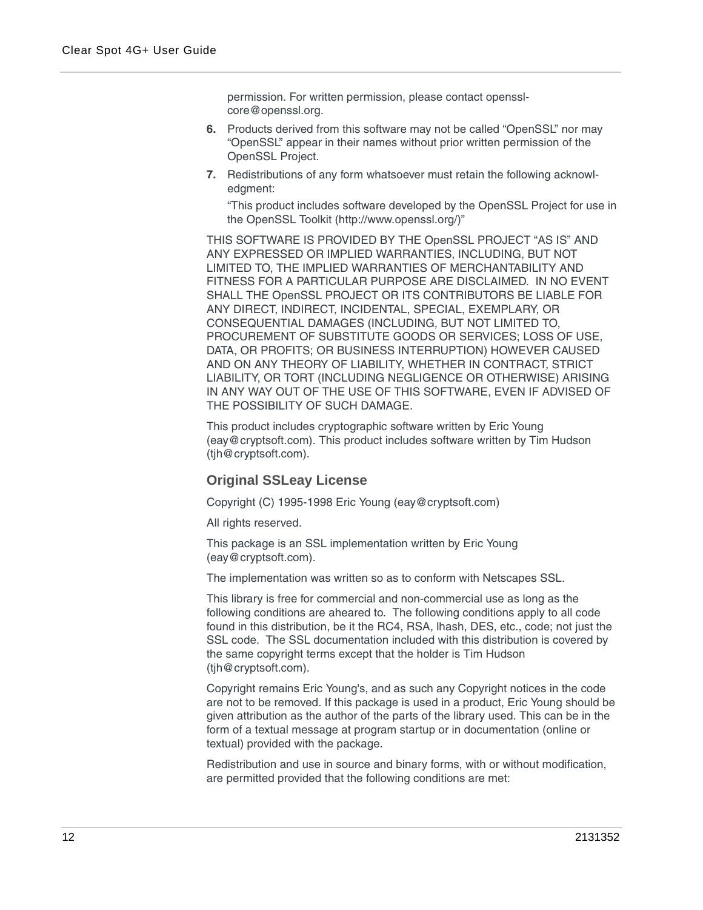permission. For written permission, please contact openssl-core@openssl.org.

6. Products derived from this software may not be called “OpenSSL” nor may “OpenSSL” appear in their names without prior written permission of the OpenSSL Project.
7. Redistributions of any form whatsoever must retain the following acknowledgment:

   “This product includes software developed by the OpenSSL Project for use in the OpenSSL Toolkit (http://www.openssl.org/)”

THIS SOFTWARE IS PROVIDED BY THE OpenSSL PROJECT “AS IS” AND ANY EXPRESSED OR IMPLIED WARRANTIES, INCLUDING, BUT NOT LIMITED TO, THE IMPLIED WARRANTIES OF MERCHANTABILITY AND FITNESS FOR A PARTICULAR PURPOSE ARE DISCLAIMED. IN NO EVENT SHALL THE OpenSSL PROJECT OR ITS CONTRIBUTORS BE LIABLE FOR ANY DIRECT, INDIRECT, INCIDENTAL, SPECIAL, EXEMPLARY, OR CONSEQUENTIAL DAMAGES (INCLUDING, BUT NOT LIMITED TO, PROCUREMENT OF SUBSTITUTE GOODS OR SERVICES; LOSS OF USE, DATA, OR PROFITS; OR BUSINESS INTERRUPTION) HOWEVER CAUSED AND ON ANY THEORY OF LIABILITY, WHETHER IN CONTRACT, STRICT LIABILITY, OR TORT (INCLUDING NEGLIGENCE OR OTHERWISE) ARISING IN ANY WAY OUT OF THE USE OF THIS SOFTWARE, EVEN IF ADVISED OF THE POSSIBILITY OF SUCH DAMAGE.

This product includes cryptographic software written by Eric Young (eay@cryptsoft.com). This product includes software written by Tim Hudson (tjh@cryptsoft.com).

### Original SSLeay License

Copyright (C) 1995-1998 Eric Young (eay@cryptsoft.com)

All rights reserved.

This package is an SSL implementation written by Eric Young (eay@cryptsoft.com).

The implementation was written so as to conform with Netscapes SSL.

This library is free for commercial and non-commercial use as long as the following conditions are aheared to. The following conditions apply to all code found in this distribution, be it the RC4, RSA, lhash, DES, etc., code; not just the SSL code. The SSL documentation included with this distribution is covered by the same copyright terms except that the holder is Tim Hudson (tjh@cryptsoft.com).

Copyright remains Eric Young's, and as such any Copyright notices in the code are not to be removed. If this package is used in a product, Eric Young should be given attribution as the author of the parts of the library used. This can be in the form of a textual message at program startup or in documentation (online or textual) provided with the package.

Redistribution and use in source and binary forms, with or without modification, are permitted provided that the following conditions are met: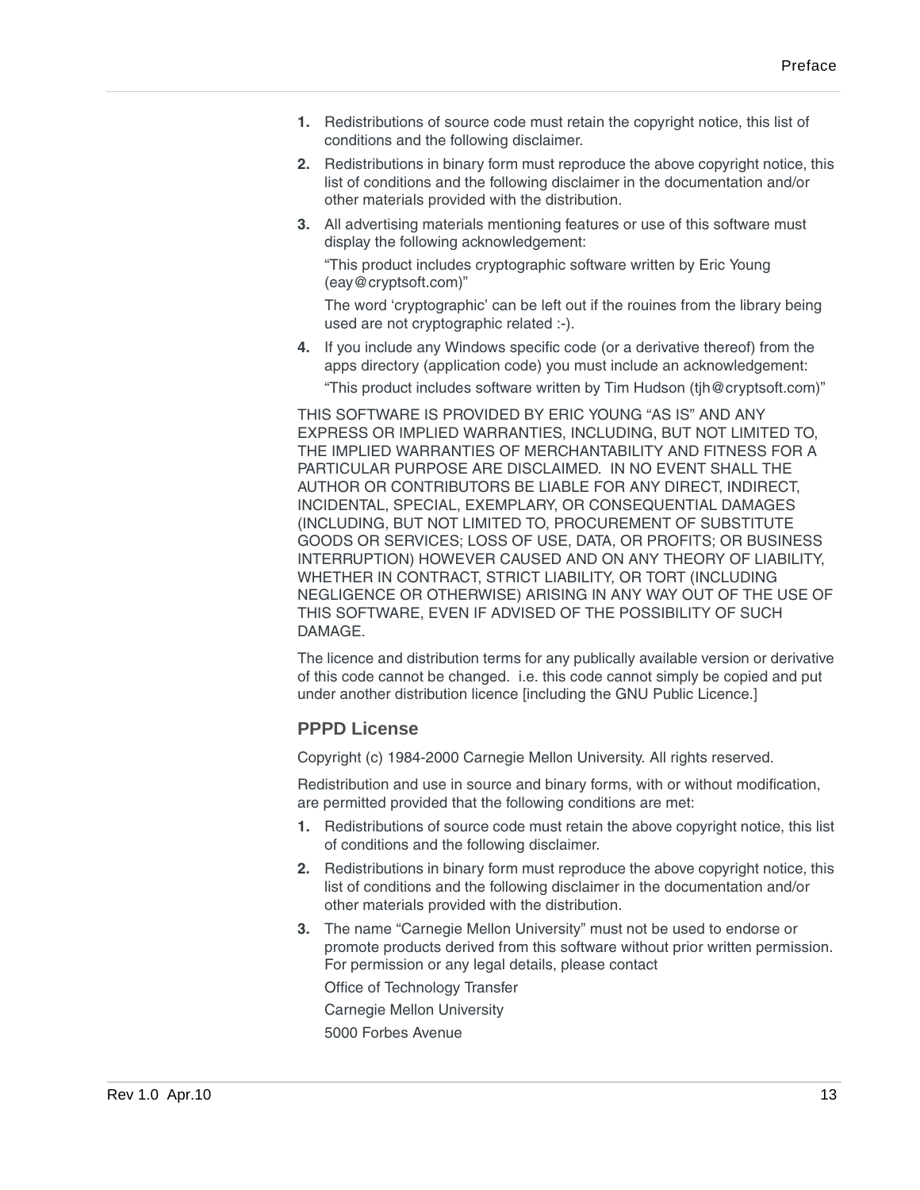1. Redistributions of source code must retain the copyright notice, this list of conditions and the following disclaimer.
2. Redistributions in binary form must reproduce the above copyright notice, this list of conditions and the following disclaimer in the documentation and/or other materials provided with the distribution.
3. All advertising materials mentioning features or use of this software must display the following acknowledgement:

   "This product includes cryptographic software written by Eric Young (eay@cryptsoft.com)"

   The word 'cryptographic' can be left out if the rouines from the library being used are not cryptographic related :-).
4. If you include any Windows specific code (or a derivative thereof) from the apps directory (application code) you must include an acknowledgement:

   "This product includes software written by Tim Hudson (tjh@cryptsoft.com)"

THIS SOFTWARE IS PROVIDED BY ERIC YOUNG "AS IS" AND ANY EXPRESS OR IMPLIED WARRANTIES, INCLUDING, BUT NOT LIMITED TO, THE IMPLIED WARRANTIES OF MERCHANTABILITY AND FITNESS FOR A PARTICULAR PURPOSE ARE DISCLAIMED. IN NO EVENT SHALL THE AUTHOR OR CONTRIBUTORS BE LIABLE FOR ANY DIRECT, INDIRECT, INCIDENTAL, SPECIAL, EXEMPLARY, OR CONSEQUENTIAL DAMAGES (INCLUDING, BUT NOT LIMITED TO, PROCUREMENT OF SUBSTITUTE GOODS OR SERVICES; LOSS OF USE, DATA, OR PROFITS; OR BUSINESS INTERRUPTION) HOWEVER CAUSED AND ON ANY THEORY OF LIABILITY, WHETHER IN CONTRACT, STRICT LIABILITY, OR TORT (INCLUDING NEGLIGENCE OR OTHERWISE) ARISING IN ANY WAY OUT OF THE USE OF THIS SOFTWARE, EVEN IF ADVISED OF THE POSSIBILITY OF SUCH DAMAGE.

The licence and distribution terms for any publically available version or derivative of this code cannot be changed. i.e. this code cannot simply be copied and put under another distribution licence [including the GNU Public Licence.]

### PPPD License

Copyright (c) 1984-2000 Carnegie Mellon University. All rights reserved.

Redistribution and use in source and binary forms, with or without modification, are permitted provided that the following conditions are met:

1. Redistributions of source code must retain the above copyright notice, this list of conditions and the following disclaimer.
2. Redistributions in binary form must reproduce the above copyright notice, this list of conditions and the following disclaimer in the documentation and/or other materials provided with the distribution.
3. The name "Carnegie Mellon University" must not be used to endorse or promote products derived from this software without prior written permission. For permission or any legal details, please contact

   Office of Technology Transfer

   Carnegie Mellon University

   5000 Forbes Avenue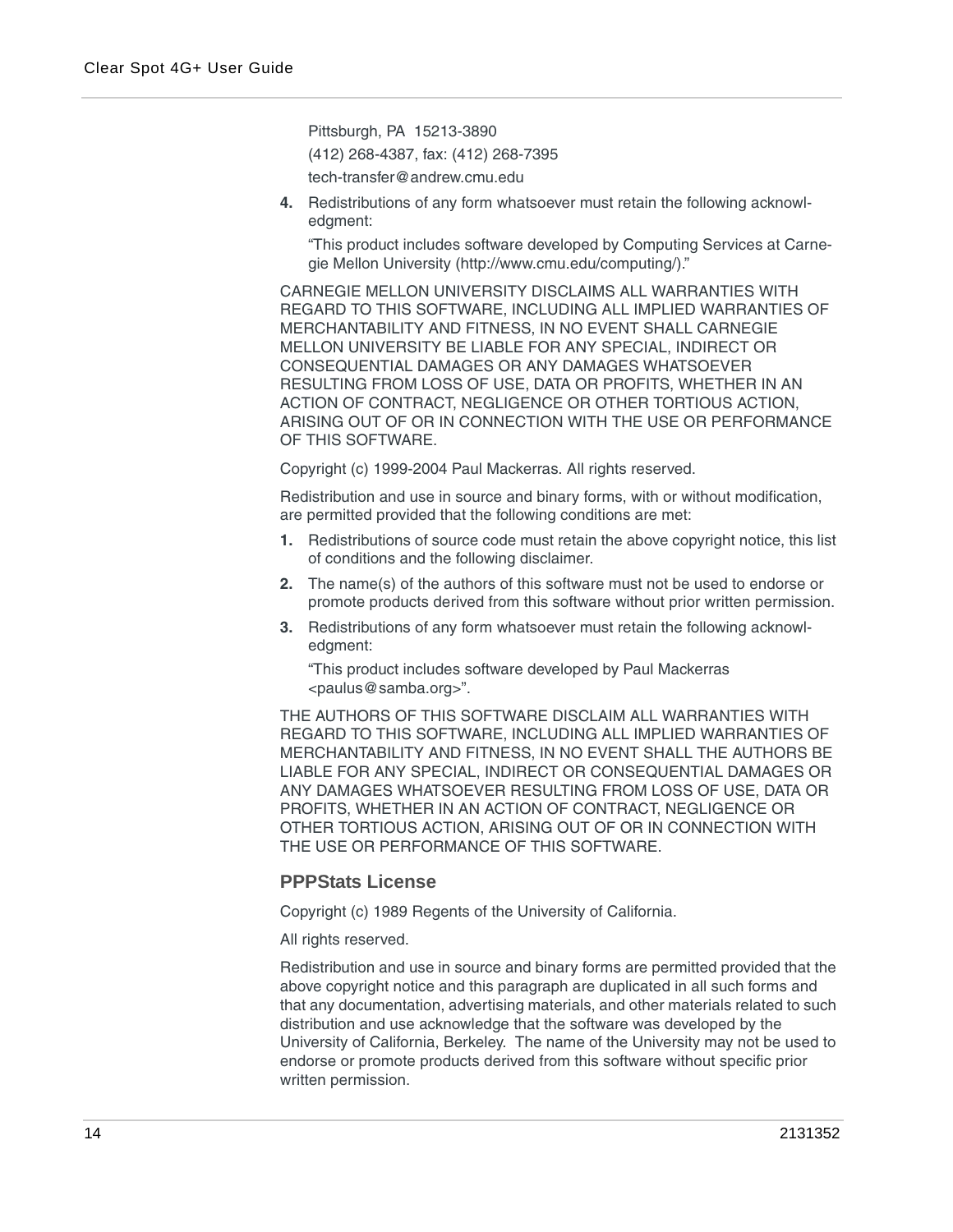Pittsburgh, PA  15213-3890

(412) 268-4387, fax: (412) 268-7395

tech-transfer@andrew.cmu.edu

**4.** Redistributions of any form whatsoever must retain the following acknowledgment:

“This product includes software developed by Computing Services at Carnegie Mellon University (http://www.cmu.edu/computing/).”

CARNEGIE MELLON UNIVERSITY DISCLAIMS ALL WARRANTIES WITH REGARD TO THIS SOFTWARE, INCLUDING ALL IMPLIED WARRANTIES OF MERCHANTABILITY AND FITNESS, IN NO EVENT SHALL CARNEGIE MELLON UNIVERSITY BE LIABLE FOR ANY SPECIAL, INDIRECT OR CONSEQUENTIAL DAMAGES OR ANY DAMAGES WHATSOEVER RESULTING FROM LOSS OF USE, DATA OR PROFITS, WHETHER IN AN ACTION OF CONTRACT, NEGLIGENCE OR OTHER TORTIOUS ACTION, ARISING OUT OF OR IN CONNECTION WITH THE USE OR PERFORMANCE OF THIS SOFTWARE.

Copyright (c) 1999-2004 Paul Mackerras. All rights reserved.

Redistribution and use in source and binary forms, with or without modification, are permitted provided that the following conditions are met:

**1.** Redistributions of source code must retain the above copyright notice, this list of conditions and the following disclaimer.

**2.** The name(s) of the authors of this software must not be used to endorse or promote products derived from this software without prior written permission.

**3.** Redistributions of any form whatsoever must retain the following acknowledgment:

“This product includes software developed by Paul Mackerras <paulus@samba.org>”.

THE AUTHORS OF THIS SOFTWARE DISCLAIM ALL WARRANTIES WITH REGARD TO THIS SOFTWARE, INCLUDING ALL IMPLIED WARRANTIES OF MERCHANTABILITY AND FITNESS, IN NO EVENT SHALL THE AUTHORS BE LIABLE FOR ANY SPECIAL, INDIRECT OR CONSEQUENTIAL DAMAGES OR ANY DAMAGES WHATSOEVER RESULTING FROM LOSS OF USE, DATA OR PROFITS, WHETHER IN AN ACTION OF CONTRACT, NEGLIGENCE OR OTHER TORTIOUS ACTION, ARISING OUT OF OR IN CONNECTION WITH THE USE OR PERFORMANCE OF THIS SOFTWARE.

### PPPStats License

Copyright (c) 1989 Regents of the University of California.

All rights reserved.

Redistribution and use in source and binary forms are permitted provided that the above copyright notice and this paragraph are duplicated in all such forms and that any documentation, advertising materials, and other materials related to such distribution and use acknowledge that the software was developed by the University of California, Berkeley.  The name of the University may not be used to endorse or promote products derived from this software without specific prior written permission.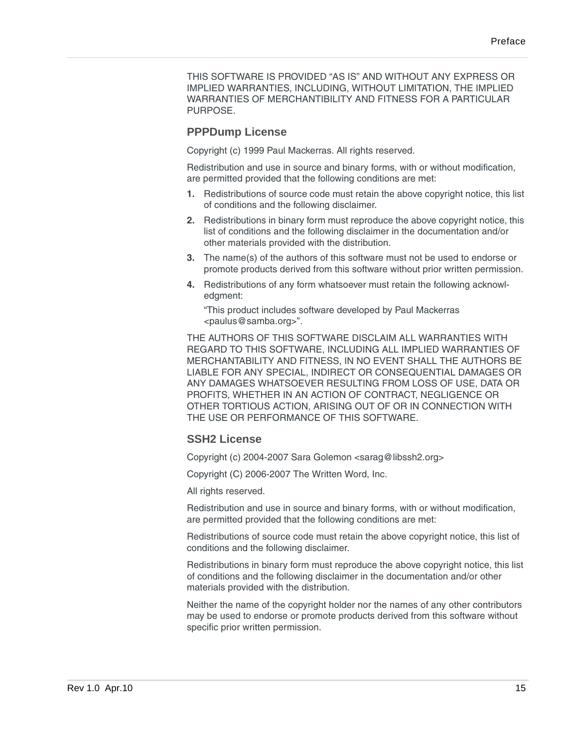THIS SOFTWARE IS PROVIDED “AS IS” AND WITHOUT ANY EXPRESS OR IMPLIED WARRANTIES, INCLUDING, WITHOUT LIMITATION, THE IMPLIED WARRANTIES OF MERCHANTIBILITY AND FITNESS FOR A PARTICULAR PURPOSE.

### PPPDump License

Copyright (c) 1999 Paul Mackerras. All rights reserved.

Redistribution and use in source and binary forms, with or without modification, are permitted provided that the following conditions are met:

1. Redistributions of source code must retain the above copyright notice, this list of conditions and the following disclaimer.
2. Redistributions in binary form must reproduce the above copyright notice, this list of conditions and the following disclaimer in the documentation and/or other materials provided with the distribution.
3. The name(s) of the authors of this software must not be used to endorse or promote products derived from this software without prior written permission.
4. Redistributions of any form whatsoever must retain the following acknowledgment:

   “This product includes software developed by Paul Mackerras <paulus@samba.org>”.

THE AUTHORS OF THIS SOFTWARE DISCLAIM ALL WARRANTIES WITH REGARD TO THIS SOFTWARE, INCLUDING ALL IMPLIED WARRANTIES OF MERCHANTABILITY AND FITNESS, IN NO EVENT SHALL THE AUTHORS BE LIABLE FOR ANY SPECIAL, INDIRECT OR CONSEQUENTIAL DAMAGES OR ANY DAMAGES WHATSOEVER RESULTING FROM LOSS OF USE, DATA OR PROFITS, WHETHER IN AN ACTION OF CONTRACT, NEGLIGENCE OR OTHER TORTIOUS ACTION, ARISING OUT OF OR IN CONNECTION WITH THE USE OR PERFORMANCE OF THIS SOFTWARE.

### SSH2 License

Copyright (c) 2004-2007 Sara Golemon <sarag@libssh2.org>

Copyright (C) 2006-2007 The Written Word, Inc.

All rights reserved.

Redistribution and use in source and binary forms, with or without modification, are permitted provided that the following conditions are met:

Redistributions of source code must retain the above copyright notice, this list of conditions and the following disclaimer.

Redistributions in binary form must reproduce the above copyright notice, this list of conditions and the following disclaimer in the documentation and/or other materials provided with the distribution.

Neither the name of the copyright holder nor the names of any other contributors may be used to endorse or promote products derived from this software without specific prior written permission.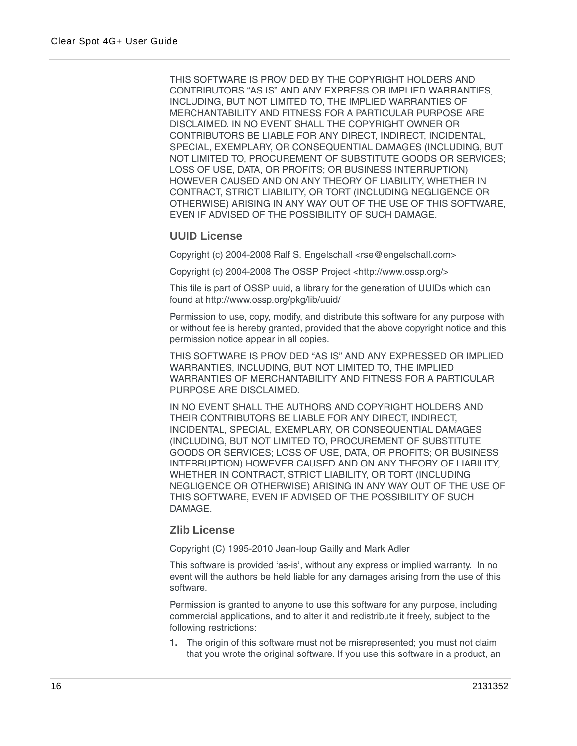THIS SOFTWARE IS PROVIDED BY THE COPYRIGHT HOLDERS AND CONTRIBUTORS “AS IS” AND ANY EXPRESS OR IMPLIED WARRANTIES, INCLUDING, BUT NOT LIMITED TO, THE IMPLIED WARRANTIES OF MERCHANTABILITY AND FITNESS FOR A PARTICULAR PURPOSE ARE DISCLAIMED. IN NO EVENT SHALL THE COPYRIGHT OWNER OR CONTRIBUTORS BE LIABLE FOR ANY DIRECT, INDIRECT, INCIDENTAL, SPECIAL, EXEMPLARY, OR CONSEQUENTIAL DAMAGES (INCLUDING, BUT NOT LIMITED TO, PROCUREMENT OF SUBSTITUTE GOODS OR SERVICES; LOSS OF USE, DATA, OR PROFITS; OR BUSINESS INTERRUPTION) HOWEVER CAUSED AND ON ANY THEORY OF LIABILITY, WHETHER IN CONTRACT, STRICT LIABILITY, OR TORT (INCLUDING NEGLIGENCE OR OTHERWISE) ARISING IN ANY WAY OUT OF THE USE OF THIS SOFTWARE, EVEN IF ADVISED OF THE POSSIBILITY OF SUCH DAMAGE.

### UUID License

Copyright (c) 2004-2008 Ralf S. Engelschall <rse@engelschall.com>

Copyright (c) 2004-2008 The OSSP Project <http://www.ossp.org/>

This file is part of OSSP uuid, a library for the generation of UUIDs which can found at http://www.ossp.org/pkg/lib/uuid/

Permission to use, copy, modify, and distribute this software for any purpose with or without fee is hereby granted, provided that the above copyright notice and this permission notice appear in all copies.

THIS SOFTWARE IS PROVIDED “AS IS” AND ANY EXPRESSED OR IMPLIED WARRANTIES, INCLUDING, BUT NOT LIMITED TO, THE IMPLIED WARRANTIES OF MERCHANTABILITY AND FITNESS FOR A PARTICULAR PURPOSE ARE DISCLAIMED.

IN NO EVENT SHALL THE AUTHORS AND COPYRIGHT HOLDERS AND THEIR CONTRIBUTORS BE LIABLE FOR ANY DIRECT, INDIRECT, INCIDENTAL, SPECIAL, EXEMPLARY, OR CONSEQUENTIAL DAMAGES (INCLUDING, BUT NOT LIMITED TO, PROCUREMENT OF SUBSTITUTE GOODS OR SERVICES; LOSS OF USE, DATA, OR PROFITS; OR BUSINESS INTERRUPTION) HOWEVER CAUSED AND ON ANY THEORY OF LIABILITY, WHETHER IN CONTRACT, STRICT LIABILITY, OR TORT (INCLUDING NEGLIGENCE OR OTHERWISE) ARISING IN ANY WAY OUT OF THE USE OF THIS SOFTWARE, EVEN IF ADVISED OF THE POSSIBILITY OF SUCH DAMAGE.

### Zlib License

Copyright (C) 1995-2010 Jean-loup Gailly and Mark Adler

This software is provided ‘as-is’, without any express or implied warranty. In no event will the authors be held liable for any damages arising from the use of this software.

Permission is granted to anyone to use this software for any purpose, including commercial applications, and to alter it and redistribute it freely, subject to the following restrictions:

1. The origin of this software must not be misrepresented; you must not claim that you wrote the original software. If you use this software in a product, an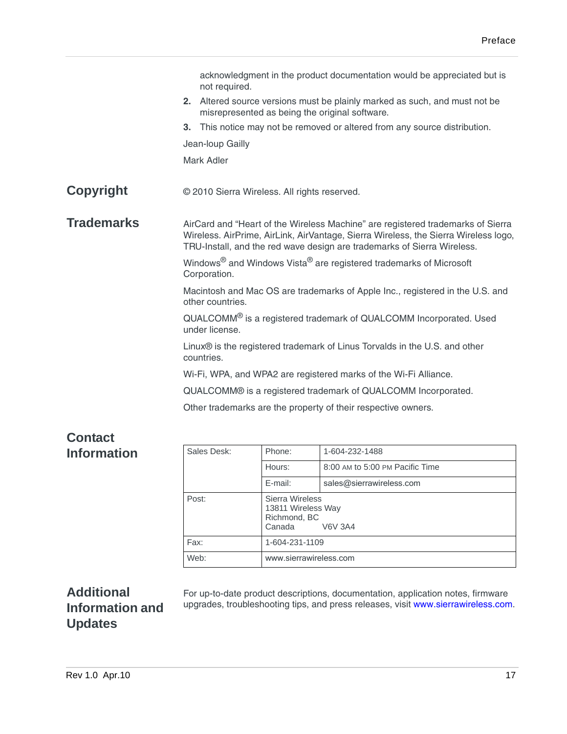acknowledgment in the product documentation would be appreciated but is not required.

2. Altered source versions must be plainly marked as such, and must not be misrepresented as being the original software.
3. This notice may not be removed or altered from any source distribution.

Jean-loup Gailly

Mark Adler

## Copyright

© 2010 Sierra Wireless. All rights reserved.

## Trademarks

AirCard and “Heart of the Wireless Machine” are registered trademarks of Sierra Wireless. AirPrime, AirLink, AirVantage, Sierra Wireless, the Sierra Wireless logo, TRU-Install, and the red wave design are trademarks of Sierra Wireless.

Windows® and Windows Vista® are registered trademarks of Microsoft Corporation.

Macintosh and Mac OS are trademarks of Apple Inc., registered in the U.S. and other countries.

QUALCOMM® is a registered trademark of QUALCOMM Incorporated. Used under license.

Linux® is the registered trademark of Linus Torvalds in the U.S. and other countries.

Wi-Fi, WPA, and WPA2 are registered marks of the Wi-Fi Alliance.

QUALCOMM® is a registered trademark of QUALCOMM Incorporated.

Other trademarks are the property of their respective owners.

## Contact Information

| Sales Desk: | Phone: | 1-604-232-1488 |
|---|---|---|
| | Hours: | 8:00 AM to 5:00 PM Pacific Time |
| | E-mail: | sales@sierrawireless.com |
| Post: | Sierra Wireless<br>13811 Wireless Way<br>Richmond, BC<br>Canada V6V 3A4 | |
| Fax: | 1-604-231-1109 | |
| Web: | www.sierrawireless.com | |

## Additional Information and Updates

For up-to-date product descriptions, documentation, application notes, firmware upgrades, troubleshooting tips, and press releases, visit www.sierrawireless.com.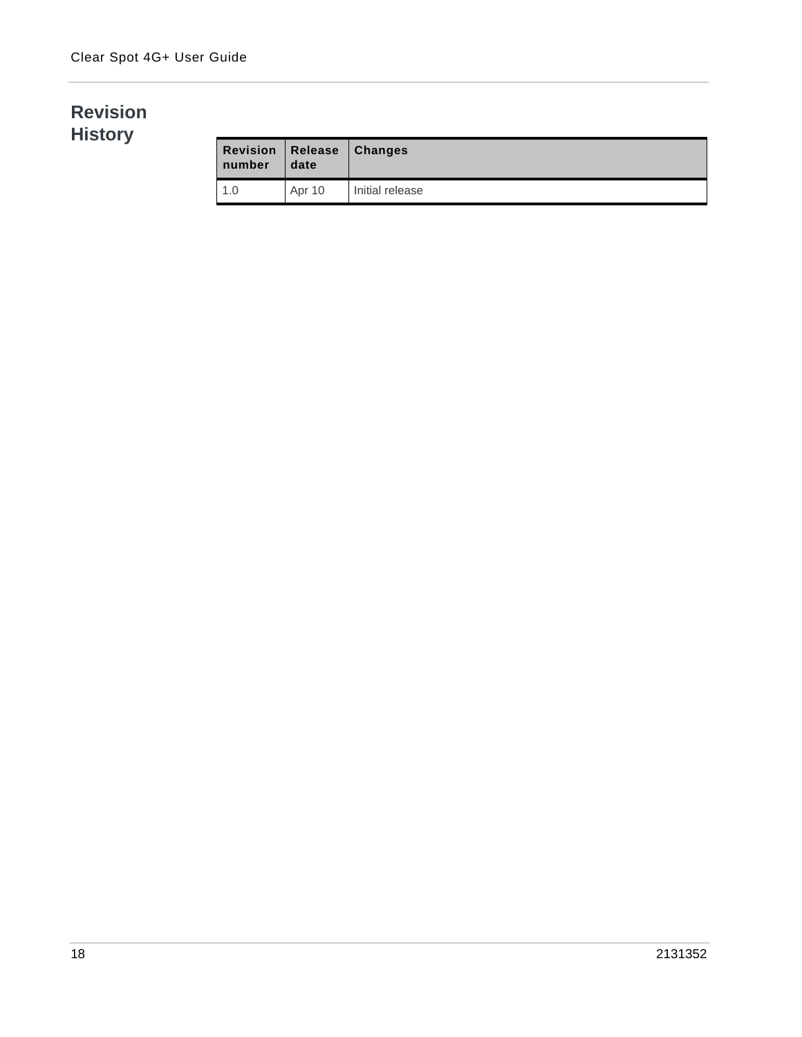# Revision History

| Revision number | Release date | Changes |
| --- | --- | --- |
| 1.0 | Apr 10 | Initial release |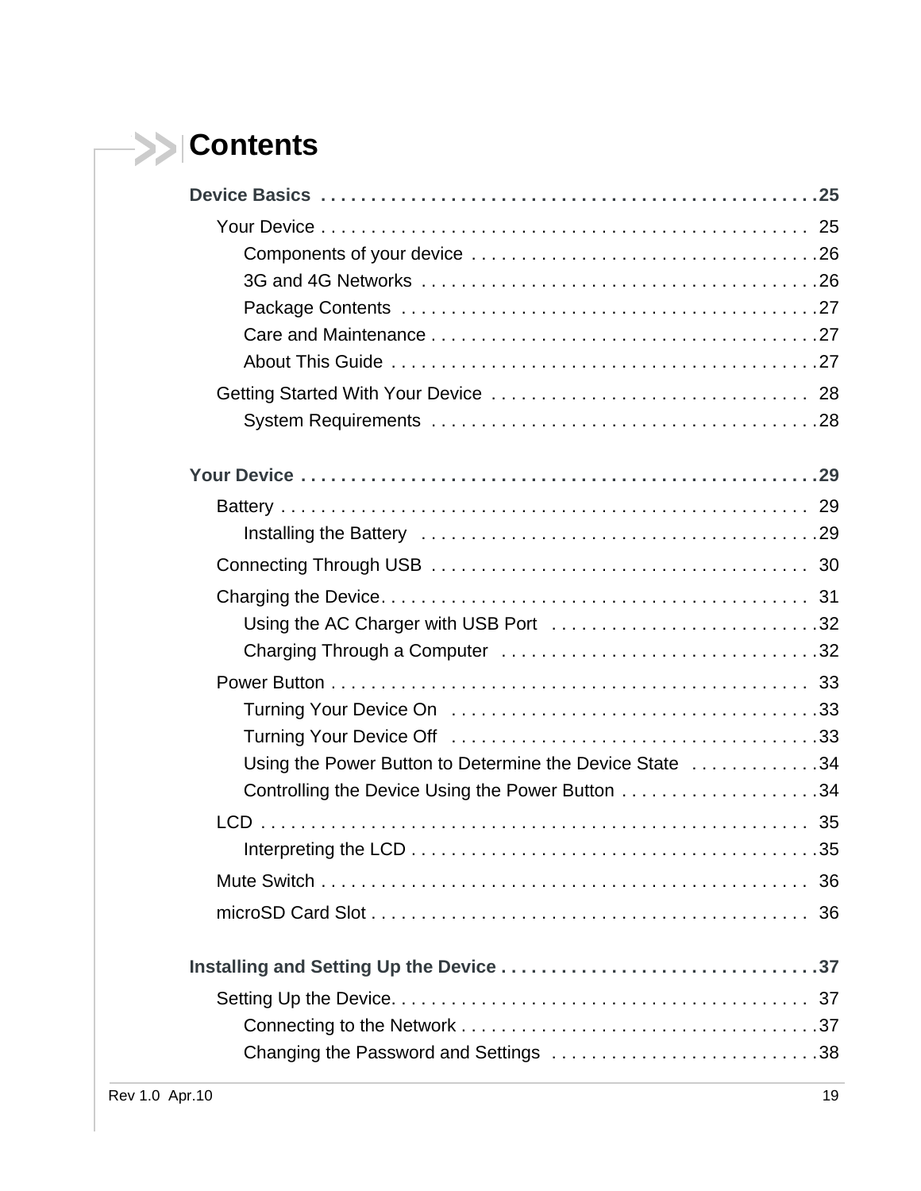# Contents

**Device Basics . . . . . . . . . . . . . . . . . . . . . . . . . . . . . . . . . . . . . . . . . . . . . . . . . 25**

- Your Device . . . . . . . . . . . . . . . . . . . . . . . . . . . . . . . . . . . . . . . . . . . . . . . . 25
  - Components of your device . . . . . . . . . . . . . . . . . . . . . . . . . . . . . . . . . . 26
  - 3G and 4G Networks . . . . . . . . . . . . . . . . . . . . . . . . . . . . . . . . . . . . . . . 26
  - Package Contents . . . . . . . . . . . . . . . . . . . . . . . . . . . . . . . . . . . . . . . . . 27
  - Care and Maintenance . . . . . . . . . . . . . . . . . . . . . . . . . . . . . . . . . . . . . . 27
  - About This Guide . . . . . . . . . . . . . . . . . . . . . . . . . . . . . . . . . . . . . . . . . . 27
- Getting Started With Your Device . . . . . . . . . . . . . . . . . . . . . . . . . . . . . . . . 28
  - System Requirements . . . . . . . . . . . . . . . . . . . . . . . . . . . . . . . . . . . . . . . 28

**Your Device . . . . . . . . . . . . . . . . . . . . . . . . . . . . . . . . . . . . . . . . . . . . . . . . . . . . 29**

- Battery . . . . . . . . . . . . . . . . . . . . . . . . . . . . . . . . . . . . . . . . . . . . . . . . . . . . . 29
  - Installing the Battery . . . . . . . . . . . . . . . . . . . . . . . . . . . . . . . . . . . . . . . . 29
- Connecting Through USB . . . . . . . . . . . . . . . . . . . . . . . . . . . . . . . . . . . . . . 30
- Charging the Device. . . . . . . . . . . . . . . . . . . . . . . . . . . . . . . . . . . . . . . . . . . 31
  - Using the AC Charger with USB Port . . . . . . . . . . . . . . . . . . . . . . . . . . . 32
  - Charging Through a Computer . . . . . . . . . . . . . . . . . . . . . . . . . . . . . . . . 32
- Power Button . . . . . . . . . . . . . . . . . . . . . . . . . . . . . . . . . . . . . . . . . . . . . . . . 33
  - Turning Your Device On . . . . . . . . . . . . . . . . . . . . . . . . . . . . . . . . . . . . . 33
  - Turning Your Device Off . . . . . . . . . . . . . . . . . . . . . . . . . . . . . . . . . . . . . 33
  - Using the Power Button to Determine the Device State . . . . . . . . . . . . . 34
  - Controlling the Device Using the Power Button . . . . . . . . . . . . . . . . . . . . 34
- LCD . . . . . . . . . . . . . . . . . . . . . . . . . . . . . . . . . . . . . . . . . . . . . . . . . . . . . . . 35
  - Interpreting the LCD . . . . . . . . . . . . . . . . . . . . . . . . . . . . . . . . . . . . . . . . . 35
- Mute Switch . . . . . . . . . . . . . . . . . . . . . . . . . . . . . . . . . . . . . . . . . . . . . . . . . 36
- microSD Card Slot . . . . . . . . . . . . . . . . . . . . . . . . . . . . . . . . . . . . . . . . . . . . 36

**Installing and Setting Up the Device . . . . . . . . . . . . . . . . . . . . . . . . . . . . . . . 37**

- Setting Up the Device. . . . . . . . . . . . . . . . . . . . . . . . . . . . . . . . . . . . . . . . . . 37
  - Connecting to the Network . . . . . . . . . . . . . . . . . . . . . . . . . . . . . . . . . . . . 37
  - Changing the Password and Settings . . . . . . . . . . . . . . . . . . . . . . . . . . . 38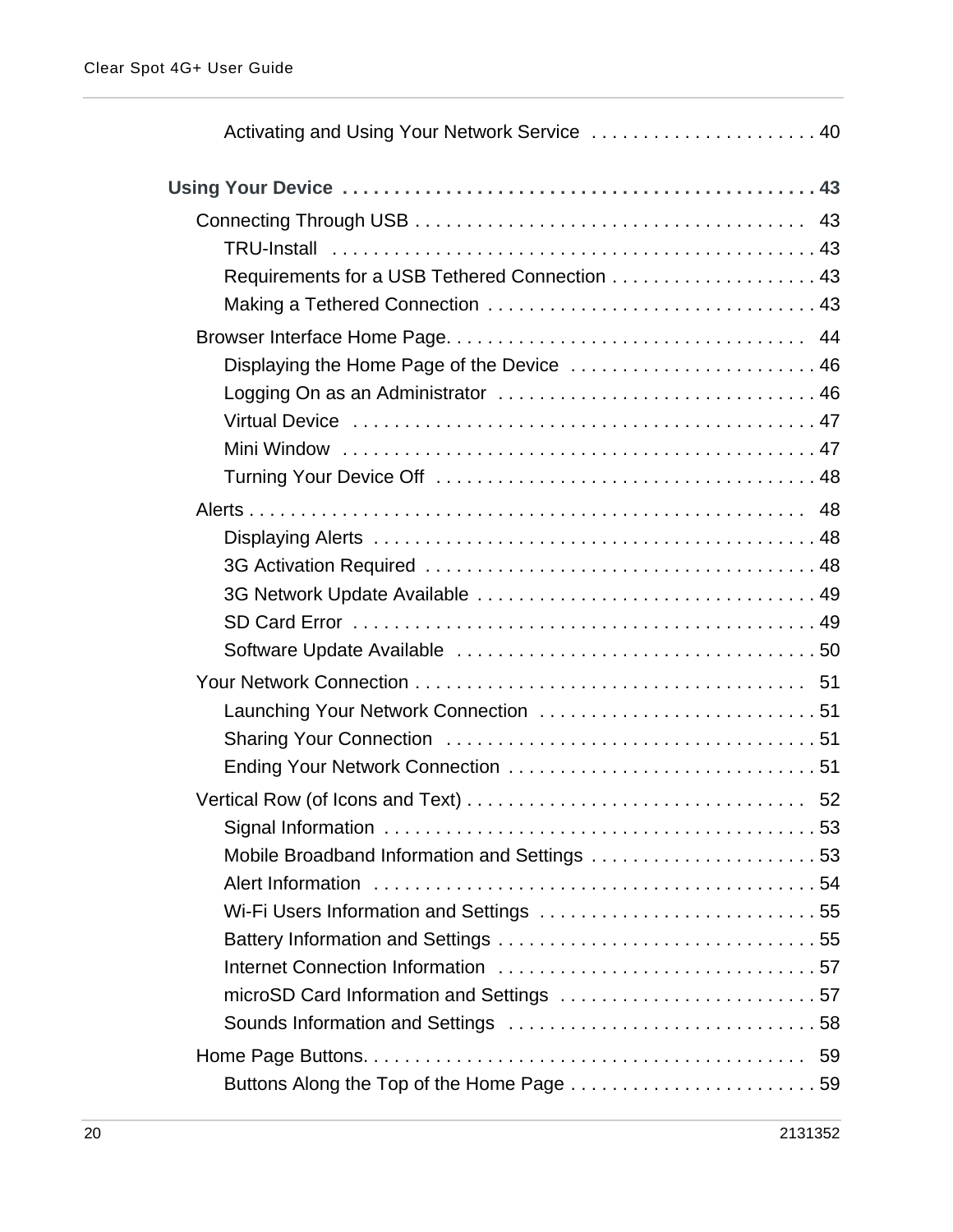Activating and Using Your Network Service . . . . . . . . . . . . . . . . . . . . . . 40

**Using Your Device . . . . . . . . . . . . . . . . . . . . . . . . . . . . . . . . . . . . . . . . . . . . . 43**

Connecting Through USB . . . . . . . . . . . . . . . . . . . . . . . . . . . . . . . . . . . . . . 43

TRU-Install . . . . . . . . . . . . . . . . . . . . . . . . . . . . . . . . . . . . . . . . . . . . . . 43

Requirements for a USB Tethered Connection . . . . . . . . . . . . . . . . . . . . 43

Making a Tethered Connection . . . . . . . . . . . . . . . . . . . . . . . . . . . . . . . 43

Browser Interface Home Page. . . . . . . . . . . . . . . . . . . . . . . . . . . . . . . . . . . 44

Displaying the Home Page of the Device . . . . . . . . . . . . . . . . . . . . . . . . 46

Logging On as an Administrator . . . . . . . . . . . . . . . . . . . . . . . . . . . . . . 46

Virtual Device . . . . . . . . . . . . . . . . . . . . . . . . . . . . . . . . . . . . . . . . . . . . 47

Mini Window . . . . . . . . . . . . . . . . . . . . . . . . . . . . . . . . . . . . . . . . . . . . . 47

Turning Your Device Off . . . . . . . . . . . . . . . . . . . . . . . . . . . . . . . . . . . . 48

Alerts . . . . . . . . . . . . . . . . . . . . . . . . . . . . . . . . . . . . . . . . . . . . . . . . . . . . . 48

Displaying Alerts . . . . . . . . . . . . . . . . . . . . . . . . . . . . . . . . . . . . . . . . . . 48

3G Activation Required . . . . . . . . . . . . . . . . . . . . . . . . . . . . . . . . . . . . . 48

3G Network Update Available . . . . . . . . . . . . . . . . . . . . . . . . . . . . . . . . 49

SD Card Error . . . . . . . . . . . . . . . . . . . . . . . . . . . . . . . . . . . . . . . . . . . . 49

Software Update Available . . . . . . . . . . . . . . . . . . . . . . . . . . . . . . . . . . 50

Your Network Connection . . . . . . . . . . . . . . . . . . . . . . . . . . . . . . . . . . . . . . 51

Launching Your Network Connection . . . . . . . . . . . . . . . . . . . . . . . . . . . 51

Sharing Your Connection . . . . . . . . . . . . . . . . . . . . . . . . . . . . . . . . . . . . 51

Ending Your Network Connection . . . . . . . . . . . . . . . . . . . . . . . . . . . . . 51

Vertical Row (of Icons and Text) . . . . . . . . . . . . . . . . . . . . . . . . . . . . . . . . . 52

Signal Information . . . . . . . . . . . . . . . . . . . . . . . . . . . . . . . . . . . . . . . . . 53

Mobile Broadband Information and Settings . . . . . . . . . . . . . . . . . . . . . . 53

Alert Information . . . . . . . . . . . . . . . . . . . . . . . . . . . . . . . . . . . . . . . . . . 54

Wi-Fi Users Information and Settings . . . . . . . . . . . . . . . . . . . . . . . . . . . 55

Battery Information and Settings . . . . . . . . . . . . . . . . . . . . . . . . . . . . . . . 55

Internet Connection Information . . . . . . . . . . . . . . . . . . . . . . . . . . . . . . . 57

microSD Card Information and Settings . . . . . . . . . . . . . . . . . . . . . . . . . 57

Sounds Information and Settings . . . . . . . . . . . . . . . . . . . . . . . . . . . . . . 58

Home Page Buttons. . . . . . . . . . . . . . . . . . . . . . . . . . . . . . . . . . . . . . . . . . . 59

Buttons Along the Top of the Home Page . . . . . . . . . . . . . . . . . . . . . . . . 59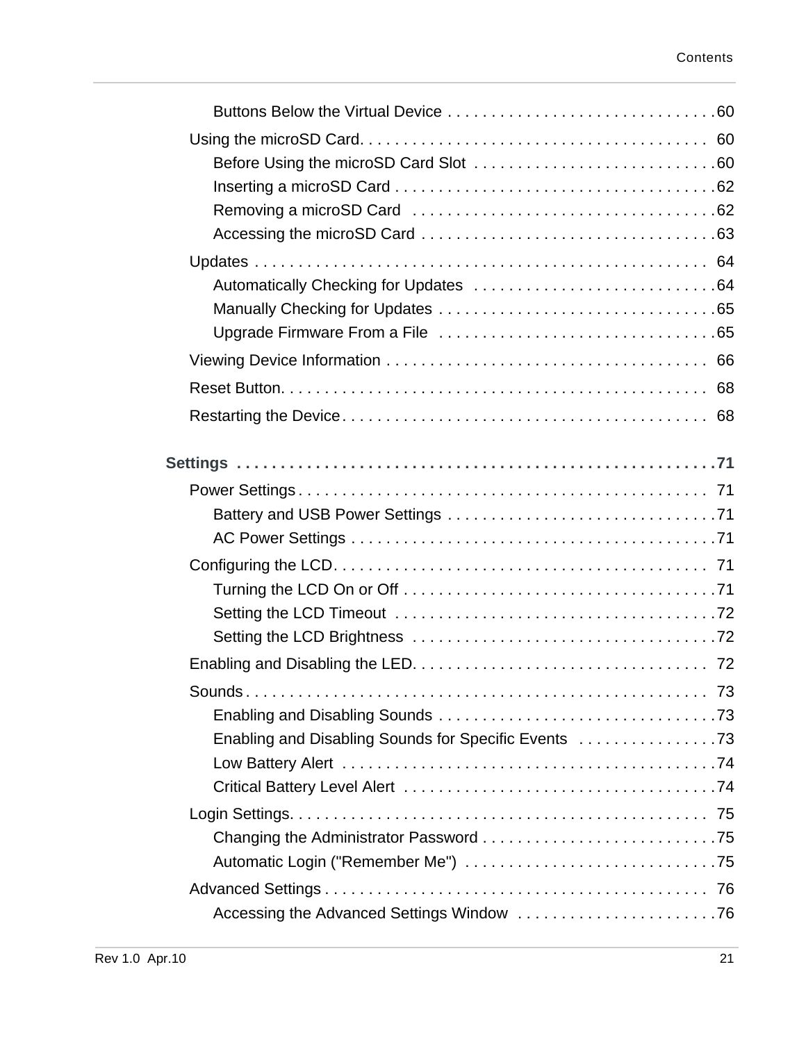Buttons Below the Virtual Device . . . . . . . . . . . . . . . . . . . . . . . . . . . . . . . 60

Using the microSD Card. . . . . . . . . . . . . . . . . . . . . . . . . . . . . . . . . . . . . . . . 60

Before Using the microSD Card Slot . . . . . . . . . . . . . . . . . . . . . . . . . . . . 60

Inserting a microSD Card . . . . . . . . . . . . . . . . . . . . . . . . . . . . . . . . . . . . . 62

Removing a microSD Card . . . . . . . . . . . . . . . . . . . . . . . . . . . . . . . . . . . 62

Accessing the microSD Card . . . . . . . . . . . . . . . . . . . . . . . . . . . . . . . . . . 63

Updates . . . . . . . . . . . . . . . . . . . . . . . . . . . . . . . . . . . . . . . . . . . . . . . . . . . . 64

Automatically Checking for Updates . . . . . . . . . . . . . . . . . . . . . . . . . . . . 64

Manually Checking for Updates . . . . . . . . . . . . . . . . . . . . . . . . . . . . . . . . 65

Upgrade Firmware From a File . . . . . . . . . . . . . . . . . . . . . . . . . . . . . . . . 65

Viewing Device Information . . . . . . . . . . . . . . . . . . . . . . . . . . . . . . . . . . . . . 66

Reset Button. . . . . . . . . . . . . . . . . . . . . . . . . . . . . . . . . . . . . . . . . . . . . . . . . 68

Restarting the Device. . . . . . . . . . . . . . . . . . . . . . . . . . . . . . . . . . . . . . . . . . 68

**Settings . . . . . . . . . . . . . . . . . . . . . . . . . . . . . . . . . . . . . . . . . . . . . . . . . . . . 71**

Power Settings . . . . . . . . . . . . . . . . . . . . . . . . . . . . . . . . . . . . . . . . . . . . . . . 71

Battery and USB Power Settings . . . . . . . . . . . . . . . . . . . . . . . . . . . . . . . 71

AC Power Settings . . . . . . . . . . . . . . . . . . . . . . . . . . . . . . . . . . . . . . . . . . 71

Configuring the LCD. . . . . . . . . . . . . . . . . . . . . . . . . . . . . . . . . . . . . . . . . . . 71

Turning the LCD On or Off . . . . . . . . . . . . . . . . . . . . . . . . . . . . . . . . . . . . 71

Setting the LCD Timeout . . . . . . . . . . . . . . . . . . . . . . . . . . . . . . . . . . . . . 72

Setting the LCD Brightness . . . . . . . . . . . . . . . . . . . . . . . . . . . . . . . . . . . 72

Enabling and Disabling the LED. . . . . . . . . . . . . . . . . . . . . . . . . . . . . . . . . . 72

Sounds . . . . . . . . . . . . . . . . . . . . . . . . . . . . . . . . . . . . . . . . . . . . . . . . . . . . . 73

Enabling and Disabling Sounds . . . . . . . . . . . . . . . . . . . . . . . . . . . . . . . . 73

Enabling and Disabling Sounds for Specific Events . . . . . . . . . . . . . . . . 73

Low Battery Alert . . . . . . . . . . . . . . . . . . . . . . . . . . . . . . . . . . . . . . . . . . . 74

Critical Battery Level Alert . . . . . . . . . . . . . . . . . . . . . . . . . . . . . . . . . . . . 74

Login Settings. . . . . . . . . . . . . . . . . . . . . . . . . . . . . . . . . . . . . . . . . . . . . . . . 75

Changing the Administrator Password . . . . . . . . . . . . . . . . . . . . . . . . . . . 75

Automatic Login ("Remember Me") . . . . . . . . . . . . . . . . . . . . . . . . . . . . . 75

Advanced Settings . . . . . . . . . . . . . . . . . . . . . . . . . . . . . . . . . . . . . . . . . . . . 76

Accessing the Advanced Settings Window . . . . . . . . . . . . . . . . . . . . . . . 76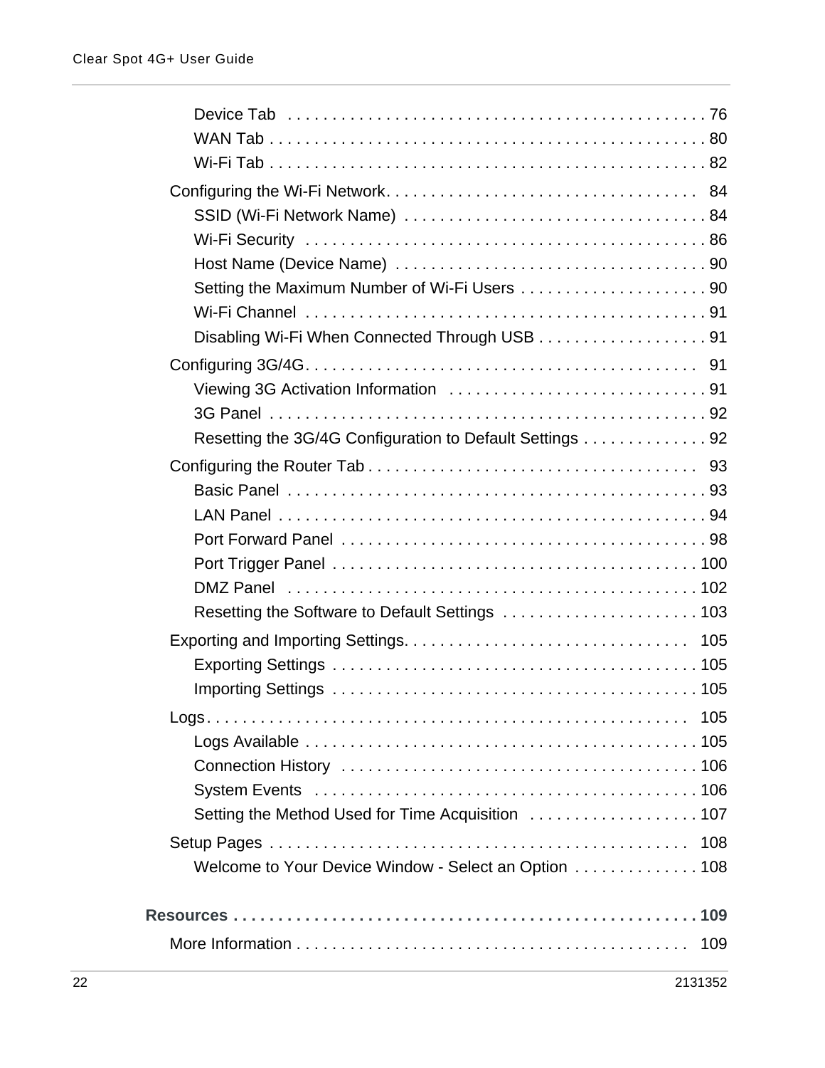- Device Tab . . . . . . . . . . . . . . . . . . . . . . . . . . . . . . . . . . . . . . . . . . . . . . 76
- WAN Tab . . . . . . . . . . . . . . . . . . . . . . . . . . . . . . . . . . . . . . . . . . . . . . . . 80
- Wi-Fi Tab . . . . . . . . . . . . . . . . . . . . . . . . . . . . . . . . . . . . . . . . . . . . . . . . 82

Configuring the Wi-Fi Network. . . . . . . . . . . . . . . . . . . . . . . . . . . . . . . . . . . 84

- SSID (Wi-Fi Network Name) . . . . . . . . . . . . . . . . . . . . . . . . . . . . . . . . . . 84
- Wi-Fi Security . . . . . . . . . . . . . . . . . . . . . . . . . . . . . . . . . . . . . . . . . . . . 86
- Host Name (Device Name) . . . . . . . . . . . . . . . . . . . . . . . . . . . . . . . . . . . 90
- Setting the Maximum Number of Wi-Fi Users . . . . . . . . . . . . . . . . . . . . . 90
- Wi-Fi Channel . . . . . . . . . . . . . . . . . . . . . . . . . . . . . . . . . . . . . . . . . . . . 91
- Disabling Wi-Fi When Connected Through USB . . . . . . . . . . . . . . . . . . . 91

Configuring 3G/4G. . . . . . . . . . . . . . . . . . . . . . . . . . . . . . . . . . . . . . . . . . . . 91

- Viewing 3G Activation Information . . . . . . . . . . . . . . . . . . . . . . . . . . . . . 91
- 3G Panel . . . . . . . . . . . . . . . . . . . . . . . . . . . . . . . . . . . . . . . . . . . . . . . . . 92
- Resetting the 3G/4G Configuration to Default Settings . . . . . . . . . . . . . . 92

Configuring the Router Tab . . . . . . . . . . . . . . . . . . . . . . . . . . . . . . . . . . . . . 93

- Basic Panel . . . . . . . . . . . . . . . . . . . . . . . . . . . . . . . . . . . . . . . . . . . . . . . 93
- LAN Panel . . . . . . . . . . . . . . . . . . . . . . . . . . . . . . . . . . . . . . . . . . . . . . . . 94
- Port Forward Panel . . . . . . . . . . . . . . . . . . . . . . . . . . . . . . . . . . . . . . . . . 98
- Port Trigger Panel . . . . . . . . . . . . . . . . . . . . . . . . . . . . . . . . . . . . . . . . . 100
- DMZ Panel . . . . . . . . . . . . . . . . . . . . . . . . . . . . . . . . . . . . . . . . . . . . . . 102
- Resetting the Software to Default Settings . . . . . . . . . . . . . . . . . . . . . . 103

Exporting and Importing Settings. . . . . . . . . . . . . . . . . . . . . . . . . . . . . . . 105

- Exporting Settings . . . . . . . . . . . . . . . . . . . . . . . . . . . . . . . . . . . . . . . . 105
- Importing Settings . . . . . . . . . . . . . . . . . . . . . . . . . . . . . . . . . . . . . . . . 105

Logs. . . . . . . . . . . . . . . . . . . . . . . . . . . . . . . . . . . . . . . . . . . . . . . . . . . . . 105

- Logs Available . . . . . . . . . . . . . . . . . . . . . . . . . . . . . . . . . . . . . . . . . . . 105
- Connection History . . . . . . . . . . . . . . . . . . . . . . . . . . . . . . . . . . . . . . . 106
- System Events . . . . . . . . . . . . . . . . . . . . . . . . . . . . . . . . . . . . . . . . . . 106
- Setting the Method Used for Time Acquisition . . . . . . . . . . . . . . . . . . . 107

Setup Pages . . . . . . . . . . . . . . . . . . . . . . . . . . . . . . . . . . . . . . . . . . . . . . 108

- Welcome to Your Device Window - Select an Option . . . . . . . . . . . . . . 108

**Resources . . . . . . . . . . . . . . . . . . . . . . . . . . . . . . . . . . . . . . . . . . . . . . . . . . . 109**

More Information . . . . . . . . . . . . . . . . . . . . . . . . . . . . . . . . . . . . . . . . . . . 109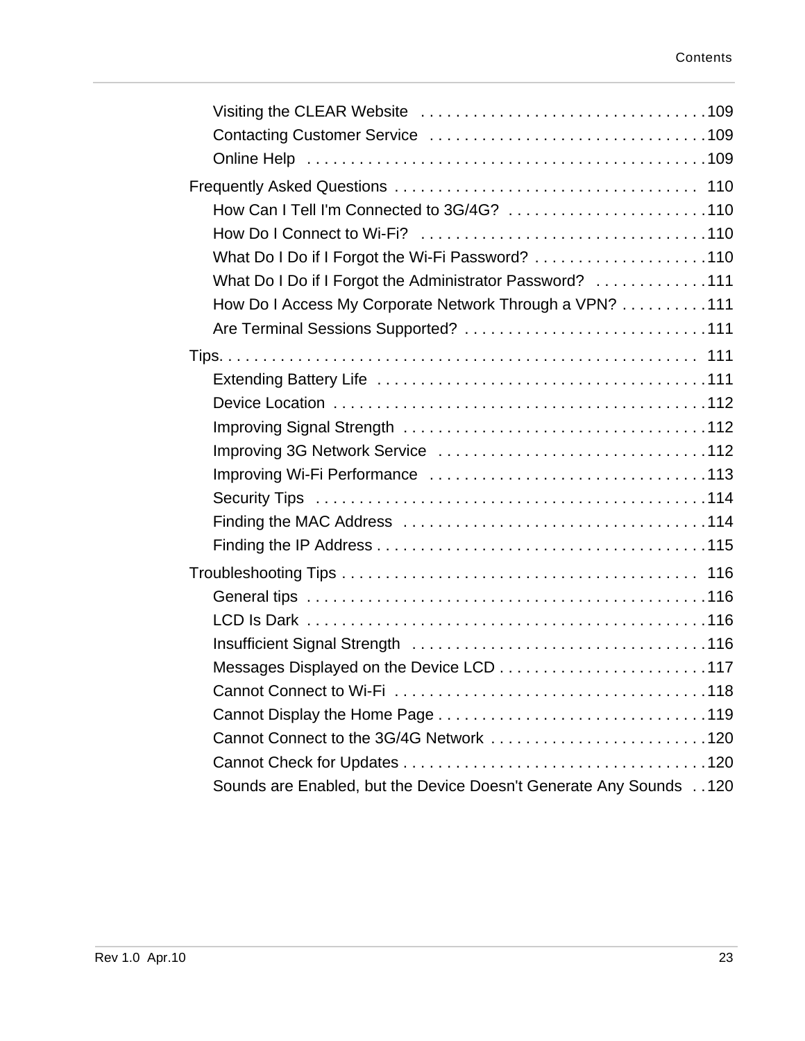Visiting the CLEAR Website . . . . . . . . . . . . . . . . . . . . . . . . . . . . . . . . 109
Contacting Customer Service . . . . . . . . . . . . . . . . . . . . . . . . . . . . . . . 109
Online Help . . . . . . . . . . . . . . . . . . . . . . . . . . . . . . . . . . . . . . . . . . . 109

Frequently Asked Questions . . . . . . . . . . . . . . . . . . . . . . . . . . . . . . . . . . 110
How Can I Tell I'm Connected to 3G/4G? . . . . . . . . . . . . . . . . . . . . . . . 110
How Do I Connect to Wi-Fi? . . . . . . . . . . . . . . . . . . . . . . . . . . . . . . . . 110
What Do I Do if I Forgot the Wi-Fi Password? . . . . . . . . . . . . . . . . . . . . 110
What Do I Do if I Forgot the Administrator Password? . . . . . . . . . . . . . 111
How Do I Access My Corporate Network Through a VPN? . . . . . . . . . . 111
Are Terminal Sessions Supported? . . . . . . . . . . . . . . . . . . . . . . . . . . . . 111

Tips. . . . . . . . . . . . . . . . . . . . . . . . . . . . . . . . . . . . . . . . . . . . . . . . . . . 111
Extending Battery Life . . . . . . . . . . . . . . . . . . . . . . . . . . . . . . . . . . . . . 111
Device Location . . . . . . . . . . . . . . . . . . . . . . . . . . . . . . . . . . . . . . . . . . 112
Improving Signal Strength . . . . . . . . . . . . . . . . . . . . . . . . . . . . . . . . . . 112
Improving 3G Network Service . . . . . . . . . . . . . . . . . . . . . . . . . . . . . . 112
Improving Wi-Fi Performance . . . . . . . . . . . . . . . . . . . . . . . . . . . . . . . 113
Security Tips . . . . . . . . . . . . . . . . . . . . . . . . . . . . . . . . . . . . . . . . . . . 114
Finding the MAC Address . . . . . . . . . . . . . . . . . . . . . . . . . . . . . . . . . . 114
Finding the IP Address . . . . . . . . . . . . . . . . . . . . . . . . . . . . . . . . . . . . . 115

Troubleshooting Tips . . . . . . . . . . . . . . . . . . . . . . . . . . . . . . . . . . . . . . . . 116
General tips . . . . . . . . . . . . . . . . . . . . . . . . . . . . . . . . . . . . . . . . . . . . 116
LCD Is Dark . . . . . . . . . . . . . . . . . . . . . . . . . . . . . . . . . . . . . . . . . . . . 116
Insufficient Signal Strength . . . . . . . . . . . . . . . . . . . . . . . . . . . . . . . . . 116
Messages Displayed on the Device LCD . . . . . . . . . . . . . . . . . . . . . . . . 117
Cannot Connect to Wi-Fi . . . . . . . . . . . . . . . . . . . . . . . . . . . . . . . . . . . 118
Cannot Display the Home Page . . . . . . . . . . . . . . . . . . . . . . . . . . . . . . . 119
Cannot Connect to the 3G/4G Network . . . . . . . . . . . . . . . . . . . . . . . . . 120
Cannot Check for Updates . . . . . . . . . . . . . . . . . . . . . . . . . . . . . . . . . . 120
Sounds are Enabled, but the Device Doesn't Generate Any Sounds . . 120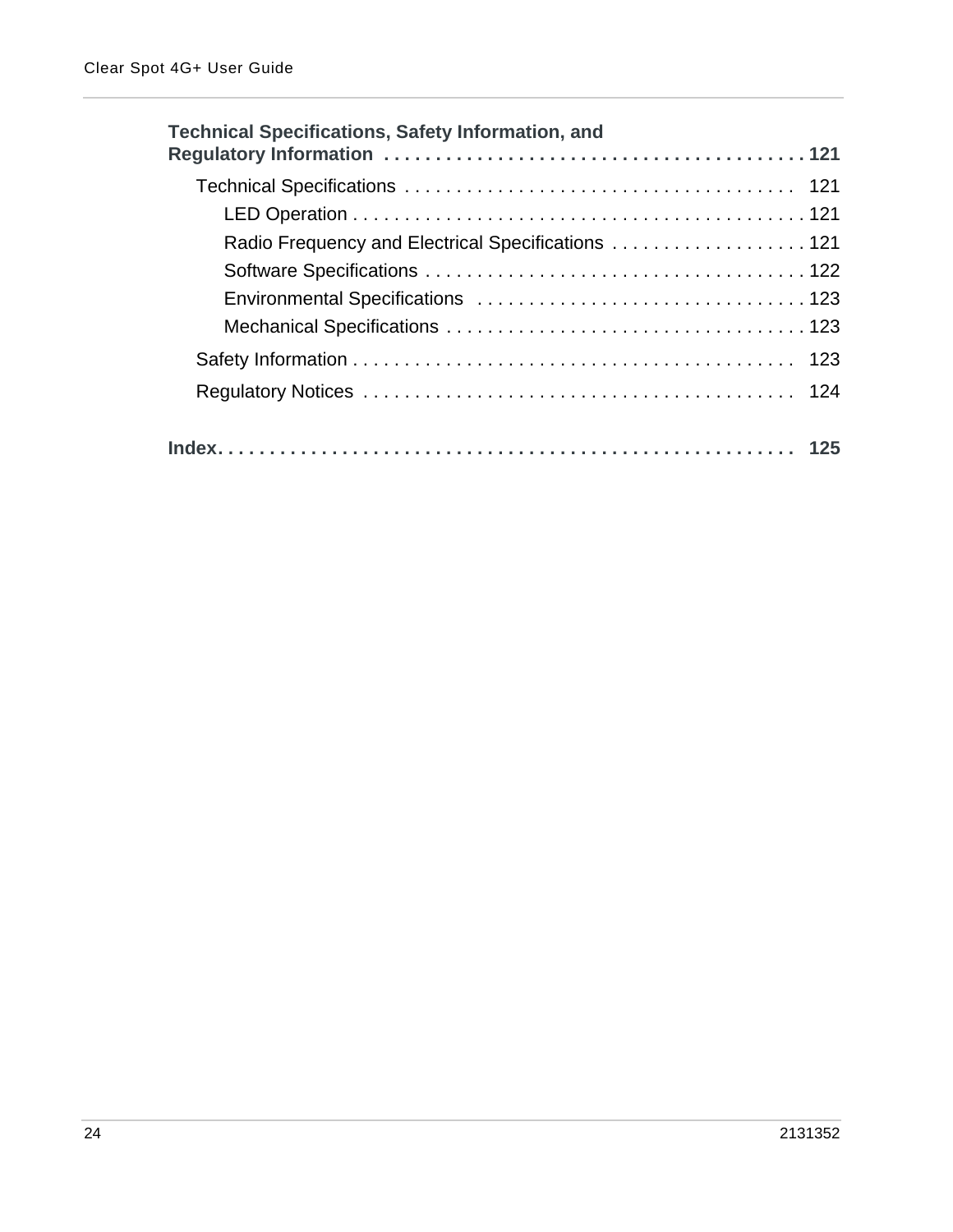**Technical Specifications, Safety Information, and Regulatory Information . . . . . . . . . . . . . . . . . . . . . . . . . . . . . . . . . . . . . . . . 121**

- Technical Specifications . . . . . . . . . . . . . . . . . . . . . . . . . . . . . . . . . . . . . . 121
  - LED Operation . . . . . . . . . . . . . . . . . . . . . . . . . . . . . . . . . . . . . . . . . . . . 121
  - Radio Frequency and Electrical Specifications . . . . . . . . . . . . . . . . . . . 121
  - Software Specifications . . . . . . . . . . . . . . . . . . . . . . . . . . . . . . . . . . . . . 122
  - Environmental Specifications . . . . . . . . . . . . . . . . . . . . . . . . . . . . . . . . 123
  - Mechanical Specifications . . . . . . . . . . . . . . . . . . . . . . . . . . . . . . . . . . . 123
- Safety Information . . . . . . . . . . . . . . . . . . . . . . . . . . . . . . . . . . . . . . . . . . . 123
- Regulatory Notices . . . . . . . . . . . . . . . . . . . . . . . . . . . . . . . . . . . . . . . . . . 124

**Index. . . . . . . . . . . . . . . . . . . . . . . . . . . . . . . . . . . . . . . . . . . . . . . . . . . . . . 125**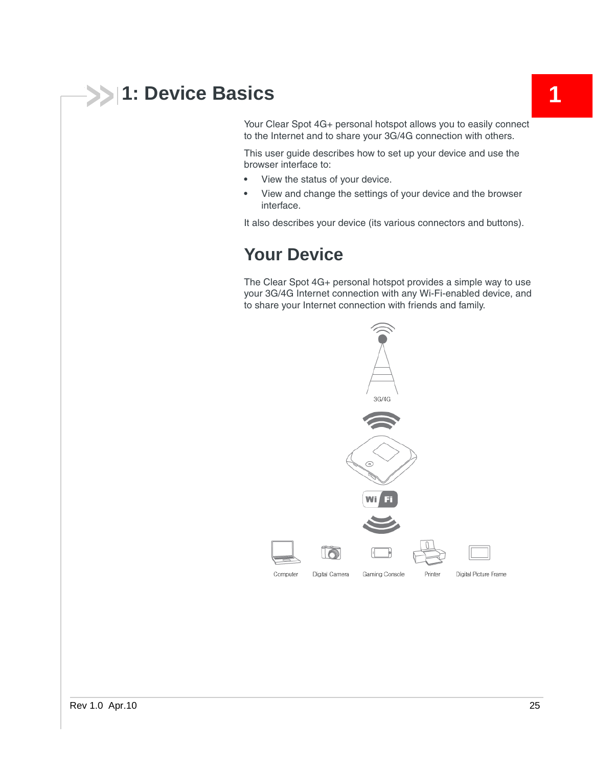# 1: Device Basics

Your Clear Spot 4G+ personal hotspot allows you to easily connect to the Internet and to share your 3G/4G connection with others.

This user guide describes how to set up your device and use the browser interface to:

- View the status of your device.
- View and change the settings of your device and the browser interface.

It also describes your device (its various connectors and buttons).

## Your Device

The Clear Spot 4G+ personal hotspot provides a simple way to use your 3G/4G Internet connection with any Wi-Fi-enabled device, and to share your Internet connection with friends and family.

3G/4G

Wi Fi

Computer   Digital Camera   Gaming Console   Printer   Digital Picture Frame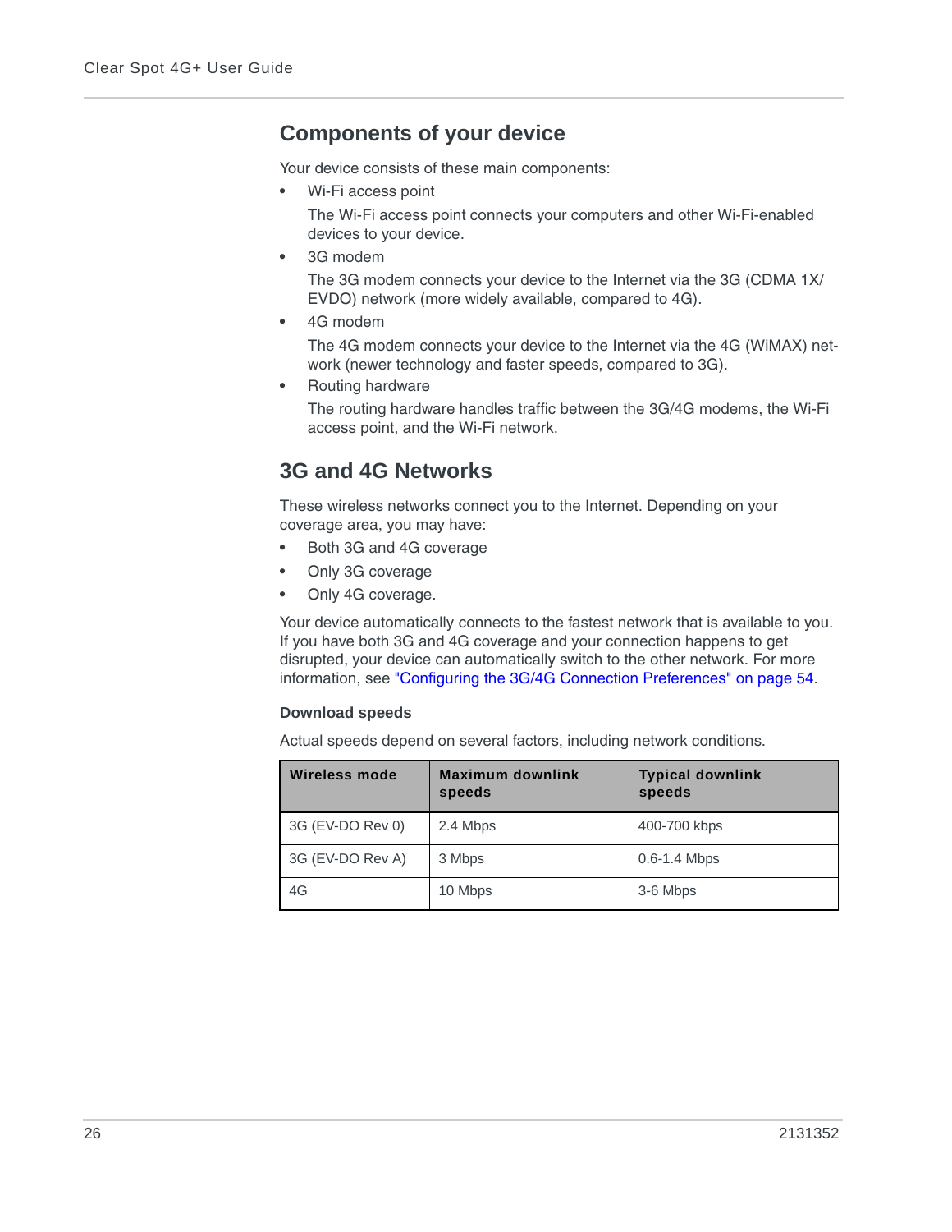## Components of your device

Your device consists of these main components:

- Wi-Fi access point

  The Wi-Fi access point connects your computers and other Wi-Fi-enabled devices to your device.

- 3G modem

  The 3G modem connects your device to the Internet via the 3G (CDMA 1X/ EVDO) network (more widely available, compared to 4G).

- 4G modem

  The 4G modem connects your device to the Internet via the 4G (WiMAX) network (newer technology and faster speeds, compared to 3G).

- Routing hardware

  The routing hardware handles traffic between the 3G/4G modems, the Wi-Fi access point, and the Wi-Fi network.

## 3G and 4G Networks

These wireless networks connect you to the Internet. Depending on your coverage area, you may have:

- Both 3G and 4G coverage
- Only 3G coverage
- Only 4G coverage.

Your device automatically connects to the fastest network that is available to you. If you have both 3G and 4G coverage and your connection happens to get disrupted, your device can automatically switch to the other network. For more information, see "Configuring the 3G/4G Connection Preferences" on page 54.

### Download speeds

Actual speeds depend on several factors, including network conditions.

| Wireless mode | Maximum downlink speeds | Typical downlink speeds |
|---|---|---|
| 3G (EV-DO Rev 0) | 2.4 Mbps | 400-700 kbps |
| 3G (EV-DO Rev A) | 3 Mbps | 0.6-1.4 Mbps |
| 4G | 10 Mbps | 3-6 Mbps |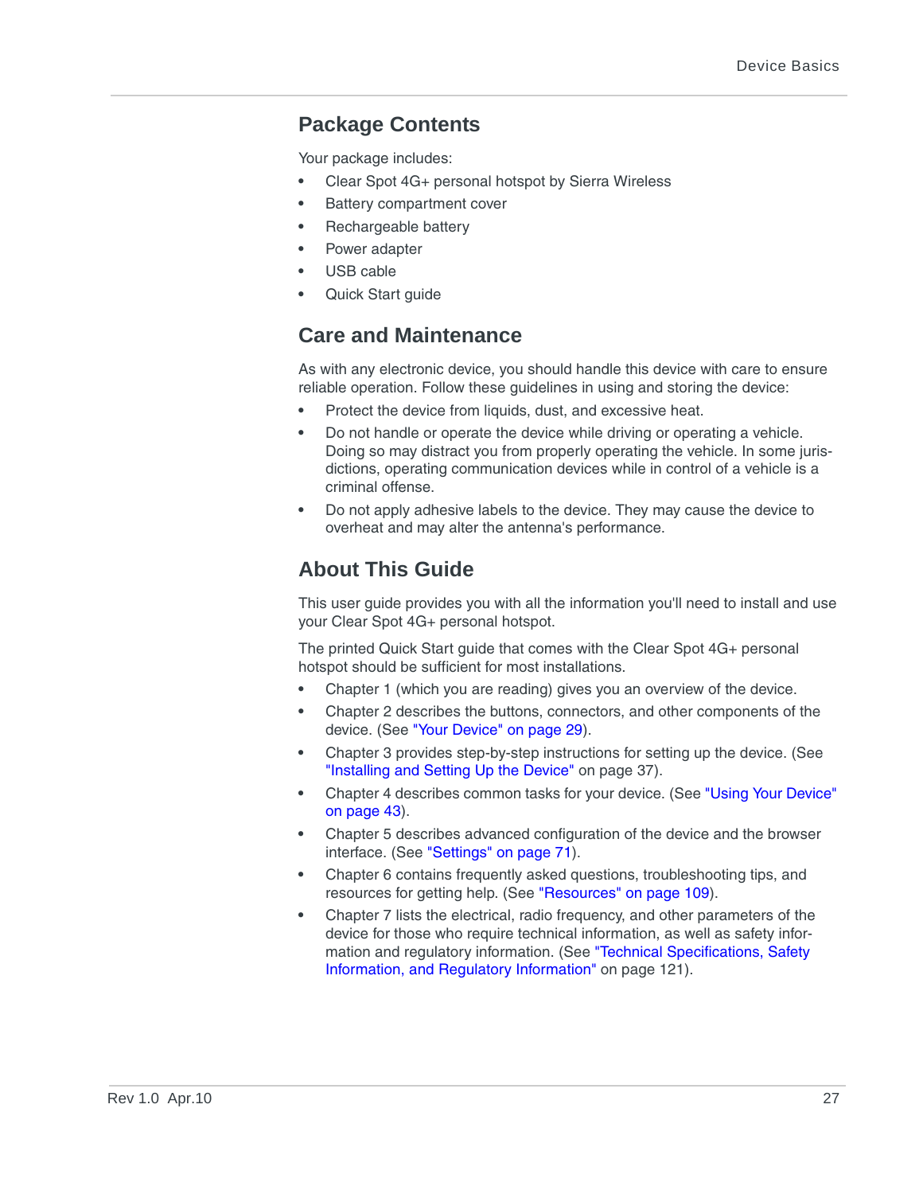## Package Contents

Your package includes:

- Clear Spot 4G+ personal hotspot by Sierra Wireless
- Battery compartment cover
- Rechargeable battery
- Power adapter
- USB cable
- Quick Start guide

## Care and Maintenance

As with any electronic device, you should handle this device with care to ensure reliable operation. Follow these guidelines in using and storing the device:

- Protect the device from liquids, dust, and excessive heat.
- Do not handle or operate the device while driving or operating a vehicle. Doing so may distract you from properly operating the vehicle. In some jurisdictions, operating communication devices while in control of a vehicle is a criminal offense.
- Do not apply adhesive labels to the device. They may cause the device to overheat and may alter the antenna's performance.

## About This Guide

This user guide provides you with all the information you'll need to install and use your Clear Spot 4G+ personal hotspot.

The printed Quick Start guide that comes with the Clear Spot 4G+ personal hotspot should be sufficient for most installations.

- Chapter 1 (which you are reading) gives you an overview of the device.
- Chapter 2 describes the buttons, connectors, and other components of the device. (See "Your Device" on page 29).
- Chapter 3 provides step-by-step instructions for setting up the device. (See "Installing and Setting Up the Device" on page 37).
- Chapter 4 describes common tasks for your device. (See "Using Your Device" on page 43).
- Chapter 5 describes advanced configuration of the device and the browser interface. (See "Settings" on page 71).
- Chapter 6 contains frequently asked questions, troubleshooting tips, and resources for getting help. (See "Resources" on page 109).
- Chapter 7 lists the electrical, radio frequency, and other parameters of the device for those who require technical information, as well as safety information and regulatory information. (See "Technical Specifications, Safety Information, and Regulatory Information" on page 121).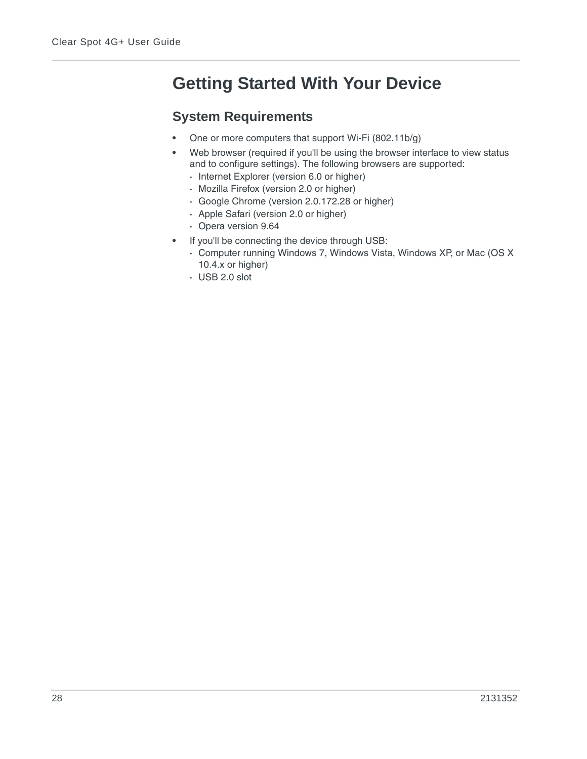# Getting Started With Your Device

## System Requirements

- One or more computers that support Wi-Fi (802.11b/g)
- Web browser (required if you'll be using the browser interface to view status and to configure settings). The following browsers are supported:
  - Internet Explorer (version 6.0 or higher)
  - Mozilla Firefox (version 2.0 or higher)
  - Google Chrome (version 2.0.172.28 or higher)
  - Apple Safari (version 2.0 or higher)
  - Opera version 9.64
- If you'll be connecting the device through USB:
  - Computer running Windows 7, Windows Vista, Windows XP, or Mac (OS X 10.4.x or higher)
  - USB 2.0 slot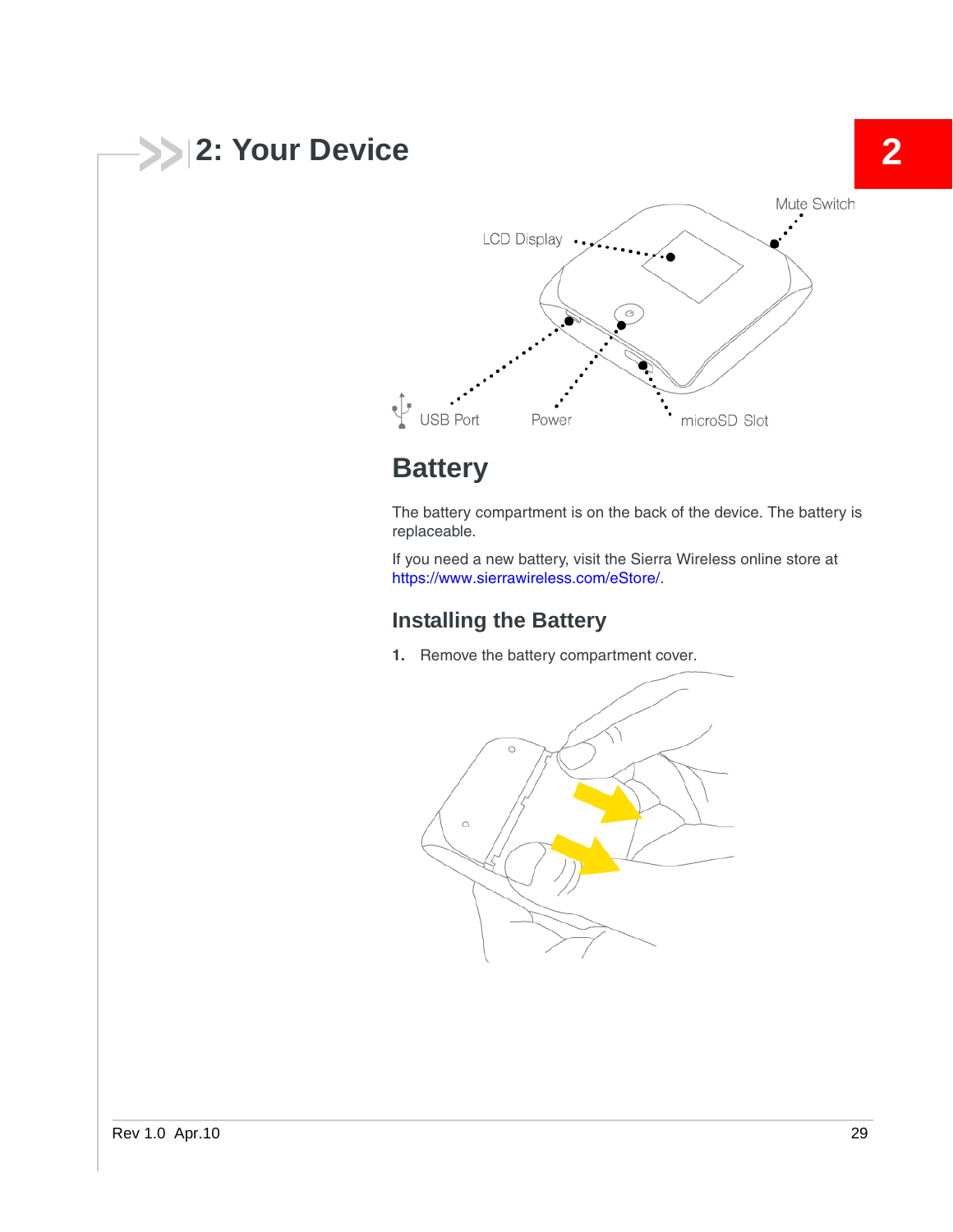# 2: Your Device

LCD Display

Mute Switch

USB Port

Power

microSD Slot

## Battery

The battery compartment is on the back of the device. The battery is replaceable.

If you need a new battery, visit the Sierra Wireless online store at https://www.sierrawireless.com/eStore/.

### Installing the Battery

1. Remove the battery compartment cover.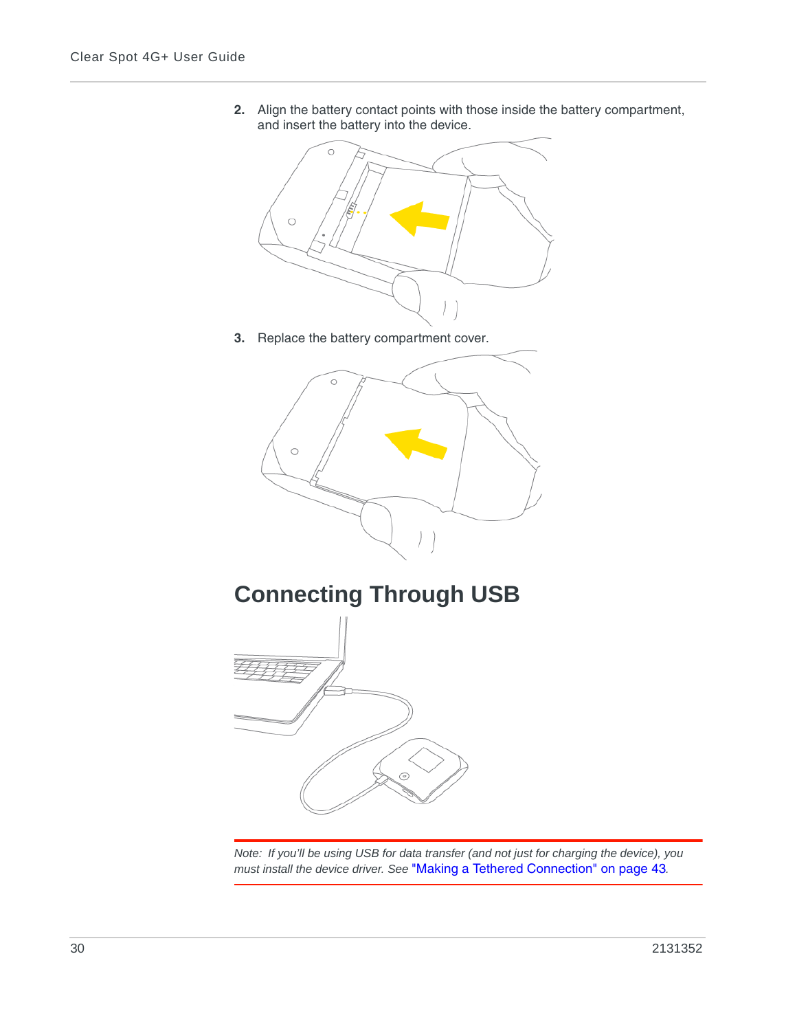2. Align the battery contact points with those inside the battery compartment, and insert the battery into the device.

3. Replace the battery compartment cover.

# Connecting Through USB

*Note: If you'll be using USB for data transfer (and not just for charging the device), you must install the device driver. See "Making a Tethered Connection" on page 43.*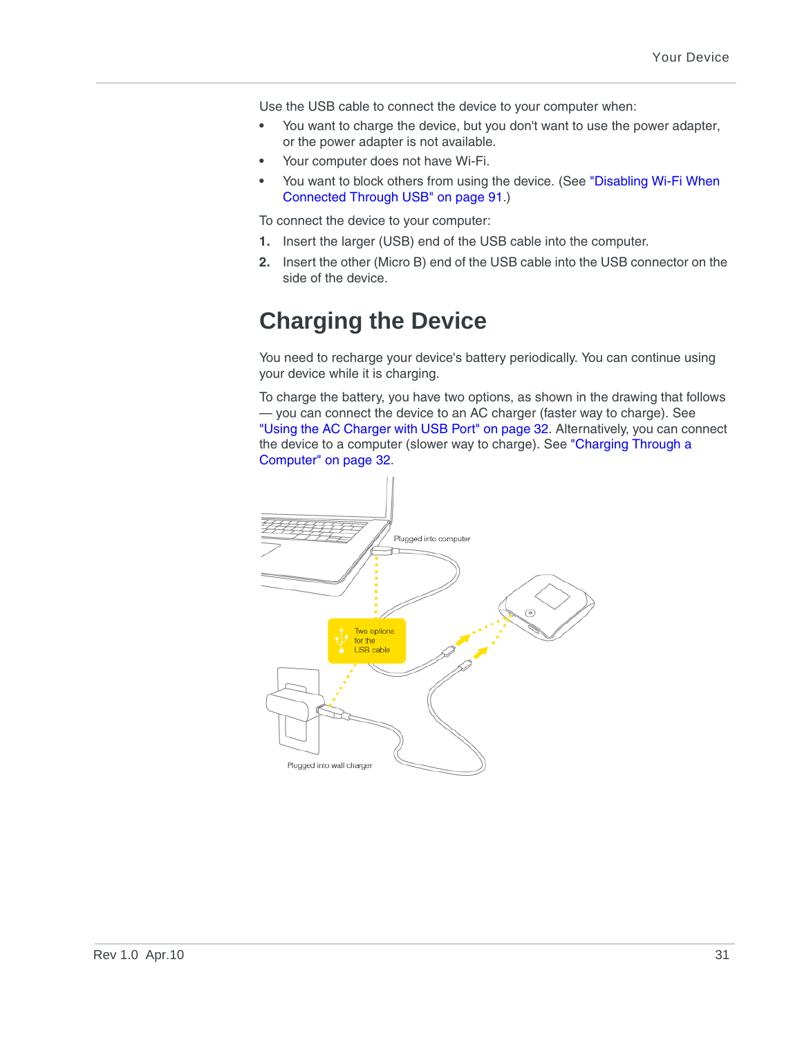Use the USB cable to connect the device to your computer when:

- You want to charge the device, but you don't want to use the power adapter, or the power adapter is not available.
- Your computer does not have Wi-Fi.
- You want to block others from using the device. (See "Disabling Wi-Fi When Connected Through USB" on page 91.)

To connect the device to your computer:

1. Insert the larger (USB) end of the USB cable into the computer.
2. Insert the other (Micro B) end of the USB cable into the USB connector on the side of the device.

## Charging the Device

You need to recharge your device's battery periodically. You can continue using your device while it is charging.

To charge the battery, you have two options, as shown in the drawing that follows — you can connect the device to an AC charger (faster way to charge). See "Using the AC Charger with USB Port" on page 32. Alternatively, you can connect the device to a computer (slower way to charge). See "Charging Through a Computer" on page 32.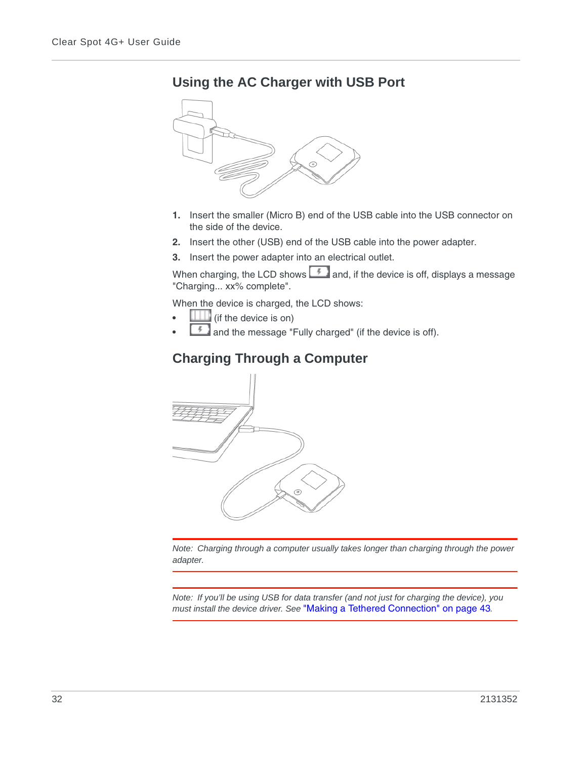## Using the AC Charger with USB Port

1. Insert the smaller (Micro B) end of the USB cable into the USB connector on the side of the device.
2. Insert the other (USB) end of the USB cable into the power adapter.
3. Insert the power adapter into an electrical outlet.

When charging, the LCD shows and, if the device is off, displays a message "Charging... xx% complete".

When the device is charged, the LCD shows:

- (if the device is on)
- and the message "Fully charged" (if the device is off).

## Charging Through a Computer

*Note: Charging through a computer usually takes longer than charging through the power adapter.*

*Note: If you'll be using USB for data transfer (and not just for charging the device), you must install the device driver. See* "Making a Tethered Connection" on page 43.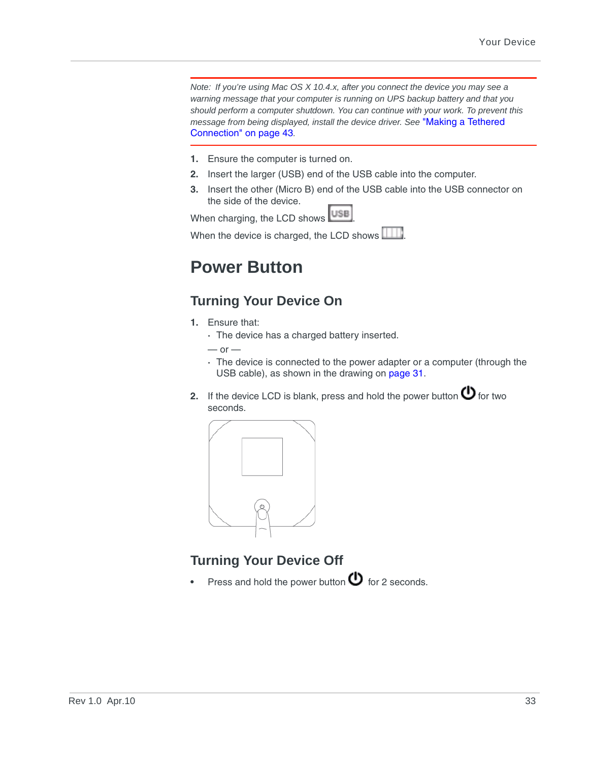*Note: If you're using Mac OS X 10.4.x, after you connect the device you may see a warning message that your computer is running on UPS backup battery and that you should perform a computer shutdown. You can continue with your work. To prevent this message from being displayed, install the device driver. See "Making a Tethered Connection" on page 43.*

1. Ensure the computer is turned on.
2. Insert the larger (USB) end of the USB cable into the computer.
3. Insert the other (Micro B) end of the USB cable into the USB connector on the side of the device.

When charging, the LCD shows USB.

When the device is charged, the LCD shows .

# Power Button

## Turning Your Device On

1. Ensure that:
   - The device has a charged battery inserted.

   — or —

   - The device is connected to the power adapter or a computer (through the USB cable), as shown in the drawing on page 31.
2. If the device LCD is blank, press and hold the power button for two seconds.

## Turning Your Device Off

- Press and hold the power button for 2 seconds.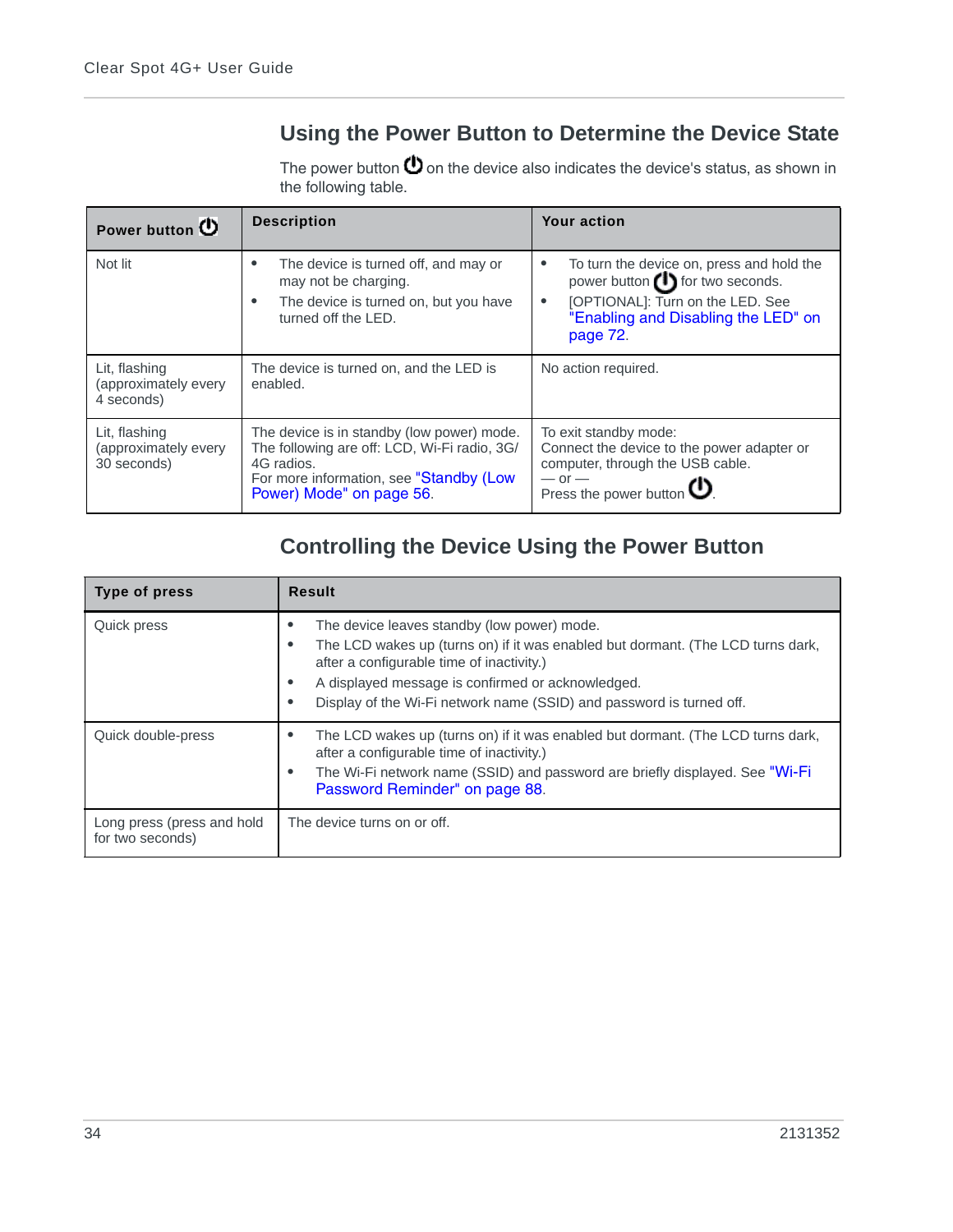## Using the Power Button to Determine the Device State

The power button ⏻ on the device also indicates the device's status, as shown in the following table.

| Power button ⏻ | Description | Your action |
|---|---|---|
| Not lit | • The device is turned off, and may or may not be charging.<br>• The device is turned on, but you have turned off the LED. | • To turn the device on, press and hold the power button ⏻ for two seconds.<br>• [OPTIONAL]: Turn on the LED. See "Enabling and Disabling the LED" on page 72. |
| Lit, flashing (approximately every 4 seconds) | The device is turned on, and the LED is enabled. | No action required. |
| Lit, flashing (approximately every 30 seconds) | The device is in standby (low power) mode. The following are off: LCD, Wi-Fi radio, 3G/4G radios.<br>For more information, see "Standby (Low Power) Mode" on page 56. | To exit standby mode:<br>Connect the device to the power adapter or computer, through the USB cable.<br>— or —<br>Press the power button ⏻. |

## Controlling the Device Using the Power Button

| Type of press | Result |
|---|---|
| Quick press | • The device leaves standby (low power) mode.<br>• The LCD wakes up (turns on) if it was enabled but dormant. (The LCD turns dark, after a configurable time of inactivity.)<br>• A displayed message is confirmed or acknowledged.<br>• Display of the Wi-Fi network name (SSID) and password is turned off. |
| Quick double-press | • The LCD wakes up (turns on) if it was enabled but dormant. (The LCD turns dark, after a configurable time of inactivity.)<br>• The Wi-Fi network name (SSID) and password are briefly displayed. See "Wi-Fi Password Reminder" on page 88. |
| Long press (press and hold for two seconds) | The device turns on or off. |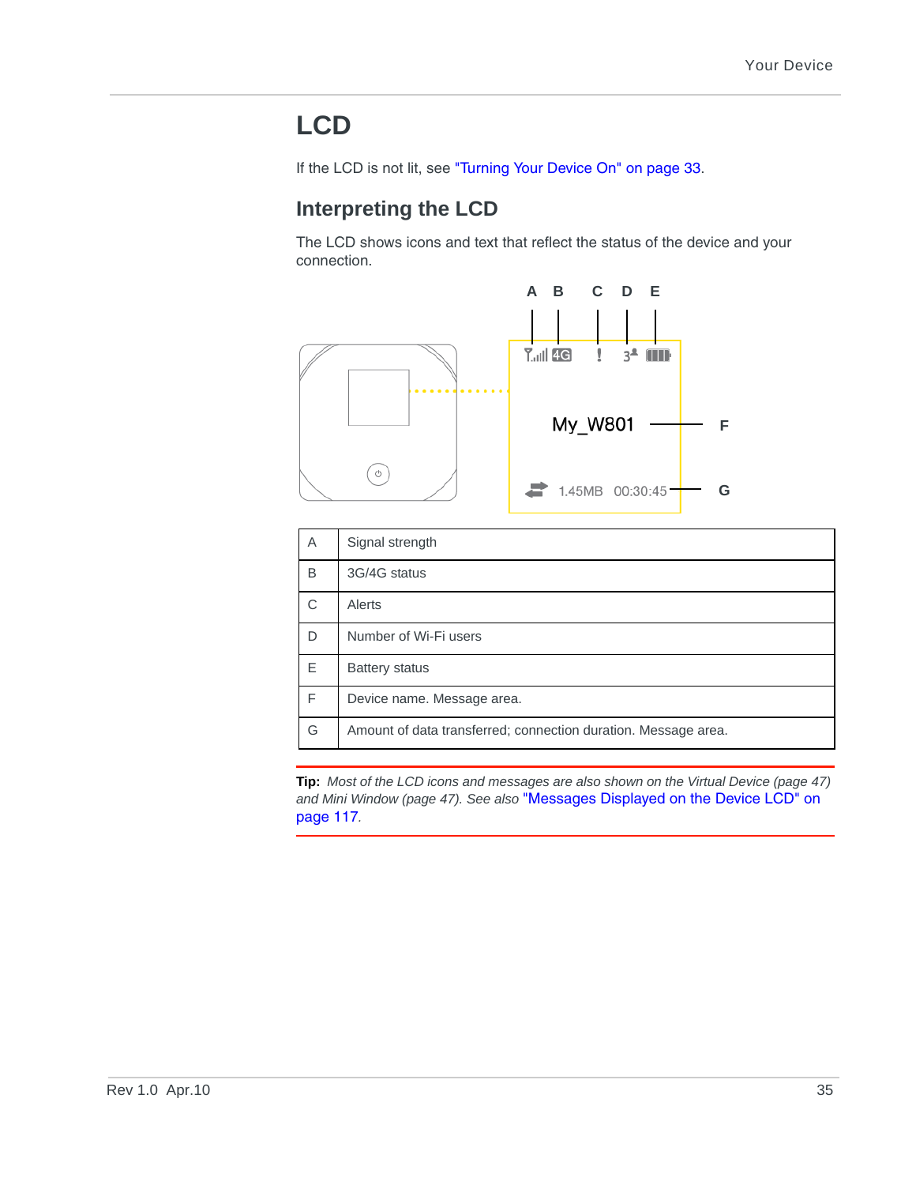# LCD

If the LCD is not lit, see "Turning Your Device On" on page 33.

## Interpreting the LCD

The LCD shows icons and text that reflect the status of the device and your connection.

| | |
|---|---|
| A | Signal strength |
| B | 3G/4G status |
| C | Alerts |
| D | Number of Wi-Fi users |
| E | Battery status |
| F | Device name. Message area. |
| G | Amount of data transferred; connection duration. Message area. |

**Tip:** *Most of the LCD icons and messages are also shown on the Virtual Device (page 47) and Mini Window (page 47). See also* "Messages Displayed on the Device LCD" on page 117.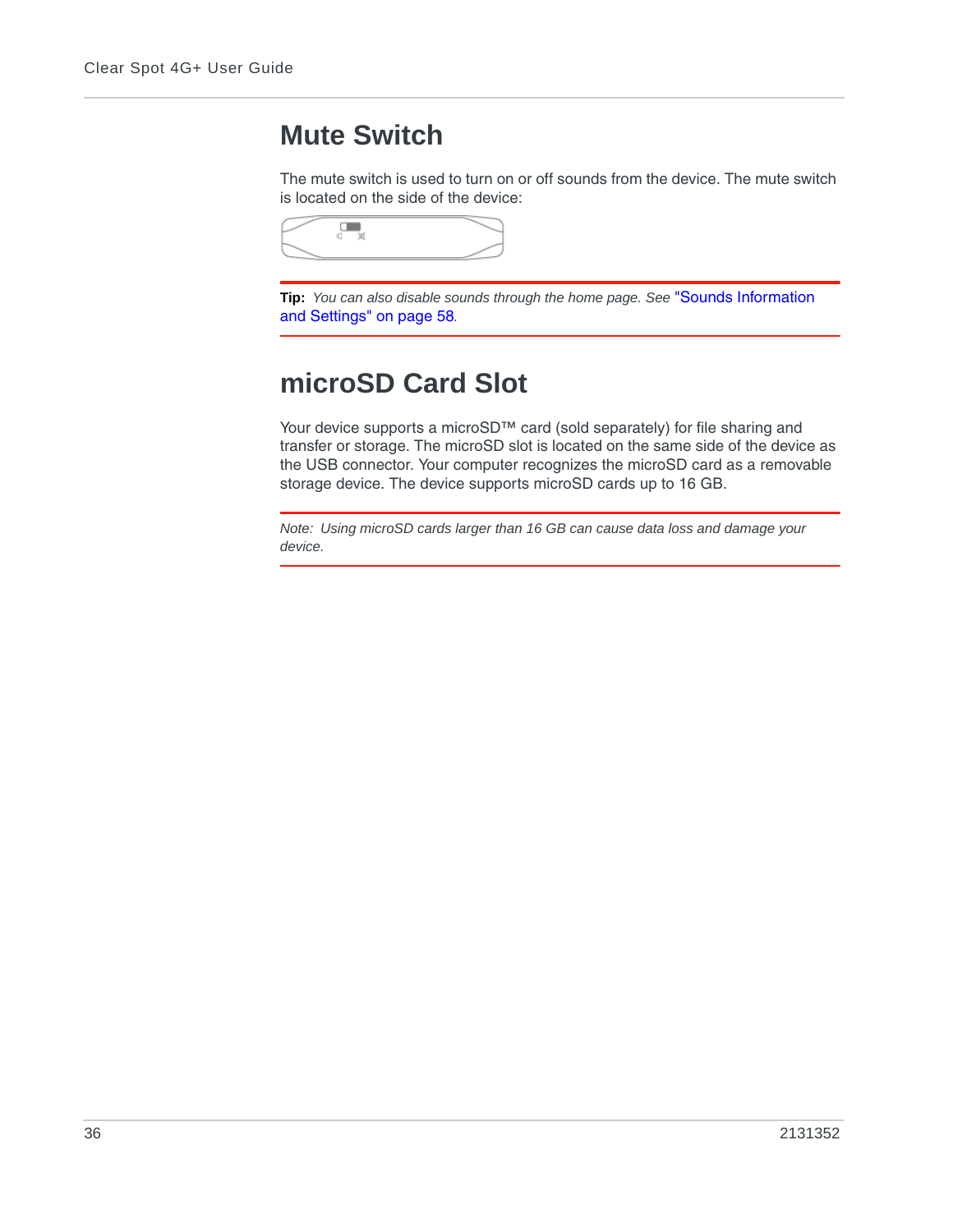## Mute Switch

The mute switch is used to turn on or off sounds from the device. The mute switch is located on the side of the device:

---

**Tip:** *You can also disable sounds through the home page. See* "Sounds Information and Settings" on page 58.

---

## microSD Card Slot

Your device supports a microSD™ card (sold separately) for file sharing and transfer or storage. The microSD slot is located on the same side of the device as the USB connector. Your computer recognizes the microSD card as a removable storage device. The device supports microSD cards up to 16 GB.

---

*Note: Using microSD cards larger than 16 GB can cause data loss and damage your device.*

---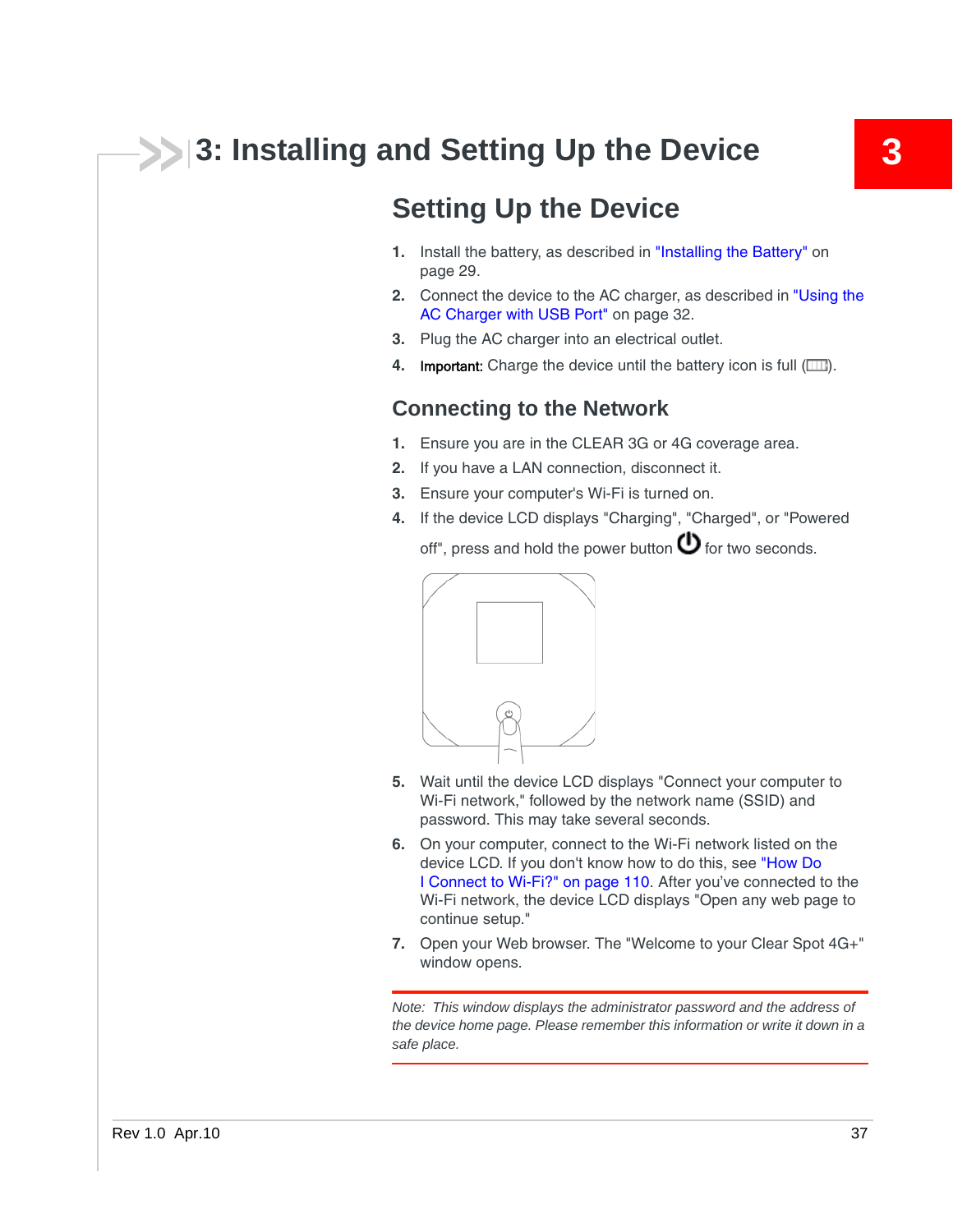// 3: Installing and Setting Up the Device

## Setting Up the Device

1. Install the battery, as described in "Installing the Battery" on page 29.
2. Connect the device to the AC charger, as described in "Using the AC Charger with USB Port" on page 32.
3. Plug the AC charger into an electrical outlet.
4. **Important:** Charge the device until the battery icon is full ( ).

## Connecting to the Network

1. Ensure you are in the CLEAR 3G or 4G coverage area.
2. If you have a LAN connection, disconnect it.
3. Ensure your computer's Wi-Fi is turned on.
4. If the device LCD displays "Charging", "Charged", or "Powered off", press and hold the power button for two seconds.
5. Wait until the device LCD displays "Connect your computer to Wi-Fi network," followed by the network name (SSID) and password. This may take several seconds.
6. On your computer, connect to the Wi-Fi network listed on the device LCD. If you don't know how to do this, see "How Do I Connect to Wi-Fi?" on page 110. After you've connected to the Wi-Fi network, the device LCD displays "Open any web page to continue setup."
7. Open your Web browser. The "Welcome to your Clear Spot 4G+" window opens.

*Note: This window displays the administrator password and the address of the device home page. Please remember this information or write it down in a safe place.*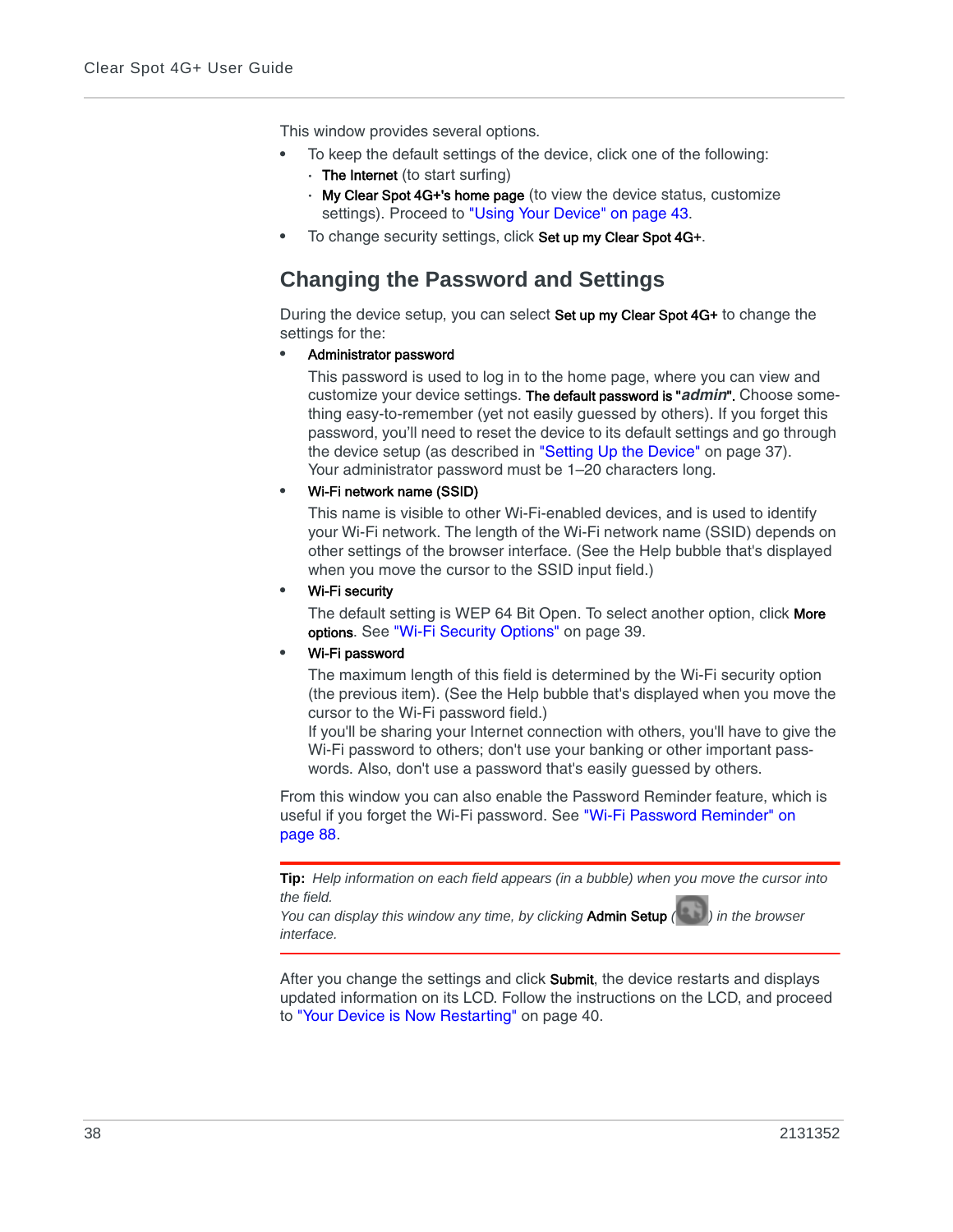This window provides several options.

- To keep the default settings of the device, click one of the following:
  - **The Internet** (to start surfing)
  - **My Clear Spot 4G+'s home page** (to view the device status, customize settings). Proceed to "Using Your Device" on page 43.
- To change security settings, click **Set up my Clear Spot 4G+**.

## Changing the Password and Settings

During the device setup, you can select **Set up my Clear Spot 4G+** to change the settings for the:

- **Administrator password**

  This password is used to log in to the home page, where you can view and customize your device settings. **The default password is "*admin*".** Choose something easy-to-remember (yet not easily guessed by others). If you forget this password, you'll need to reset the device to its default settings and go through the device setup (as described in "Setting Up the Device" on page 37).
  Your administrator password must be 1–20 characters long.
- **Wi-Fi network name (SSID)**

  This name is visible to other Wi-Fi-enabled devices, and is used to identify your Wi-Fi network. The length of the Wi-Fi network name (SSID) depends on other settings of the browser interface. (See the Help bubble that's displayed when you move the cursor to the SSID input field.)
- **Wi-Fi security**

  The default setting is WEP 64 Bit Open. To select another option, click **More options**. See "Wi-Fi Security Options" on page 39.
- **Wi-Fi password**

  The maximum length of this field is determined by the Wi-Fi security option (the previous item). (See the Help bubble that's displayed when you move the cursor to the Wi-Fi password field.)
  If you'll be sharing your Internet connection with others, you'll have to give the Wi-Fi password to others; don't use your banking or other important passwords. Also, don't use a password that's easily guessed by others.

From this window you can also enable the Password Reminder feature, which is useful if you forget the Wi-Fi password. See "Wi-Fi Password Reminder" on page 88.

---

**Tip:** *Help information on each field appears (in a bubble) when you move the cursor into the field.*
*You can display this window any time, by clicking* **Admin Setup** *( ) in the browser interface.*

---

After you change the settings and click **Submit**, the device restarts and displays updated information on its LCD. Follow the instructions on the LCD, and proceed to "Your Device is Now Restarting" on page 40.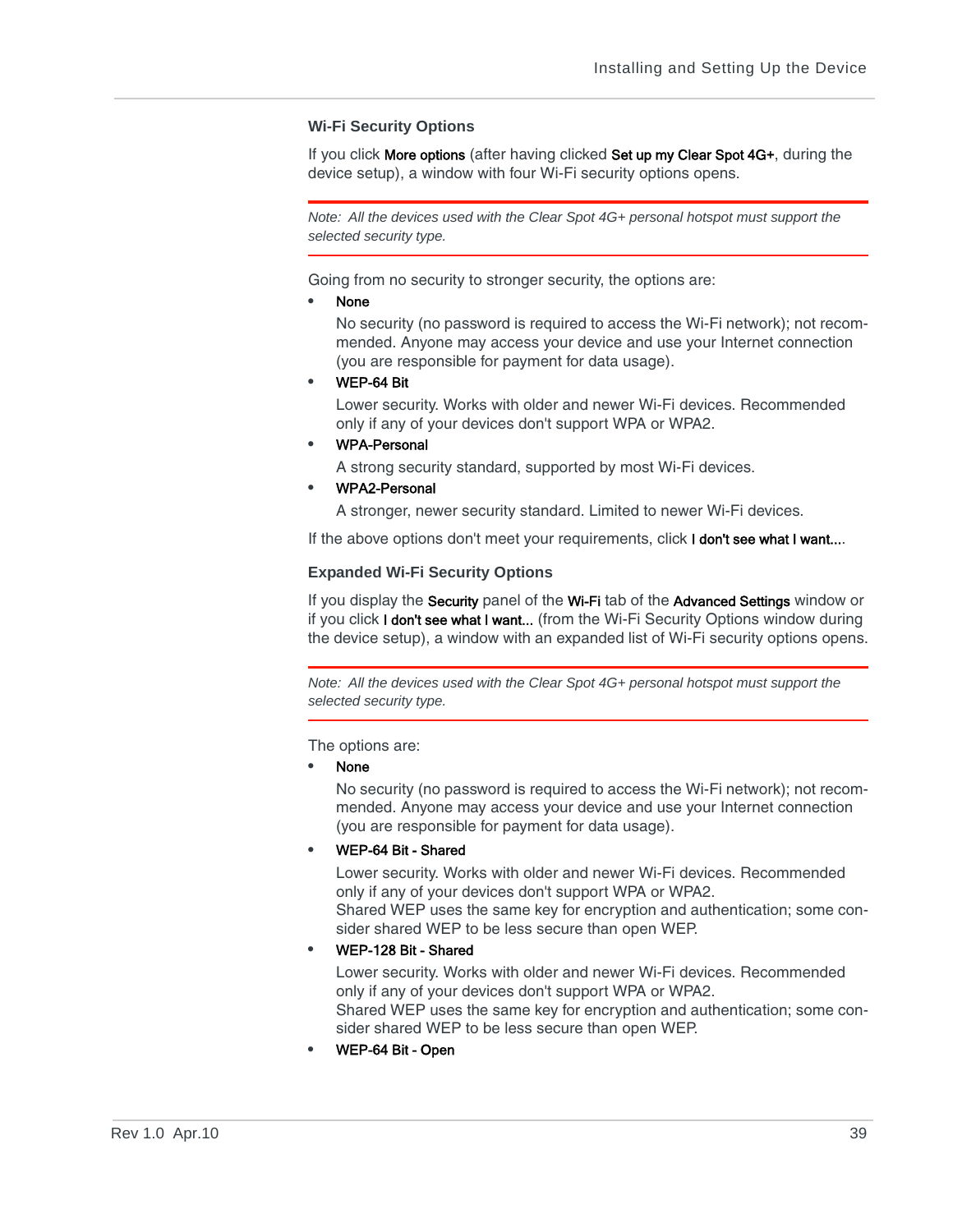### Wi-Fi Security Options

If you click **More options** (after having clicked **Set up my Clear Spot 4G+**, during the device setup), a window with four Wi-Fi security options opens.

---

*Note: All the devices used with the Clear Spot 4G+ personal hotspot must support the selected security type.*

---

Going from no security to stronger security, the options are:

- **None**

  No security (no password is required to access the Wi-Fi network); not recommended. Anyone may access your device and use your Internet connection (you are responsible for payment for data usage).

- **WEP-64 Bit**

  Lower security. Works with older and newer Wi-Fi devices. Recommended only if any of your devices don't support WPA or WPA2.

- **WPA-Personal**

  A strong security standard, supported by most Wi-Fi devices.

- **WPA2-Personal**

  A stronger, newer security standard. Limited to newer Wi-Fi devices.

If the above options don't meet your requirements, click **I don't see what I want...**.

### Expanded Wi-Fi Security Options

If you display the **Security** panel of the **Wi-Fi** tab of the **Advanced Settings** window or if you click **I don't see what I want...** (from the Wi-Fi Security Options window during the device setup), a window with an expanded list of Wi-Fi security options opens.

---

*Note: All the devices used with the Clear Spot 4G+ personal hotspot must support the selected security type.*

---

The options are:

- **None**

  No security (no password is required to access the Wi-Fi network); not recommended. Anyone may access your device and use your Internet connection (you are responsible for payment for data usage).

- **WEP-64 Bit - Shared**

  Lower security. Works with older and newer Wi-Fi devices. Recommended only if any of your devices don't support WPA or WPA2.
  Shared WEP uses the same key for encryption and authentication; some consider shared WEP to be less secure than open WEP.

- **WEP-128 Bit - Shared**

  Lower security. Works with older and newer Wi-Fi devices. Recommended only if any of your devices don't support WPA or WPA2.
  Shared WEP uses the same key for encryption and authentication; some consider shared WEP to be less secure than open WEP.

- **WEP-64 Bit - Open**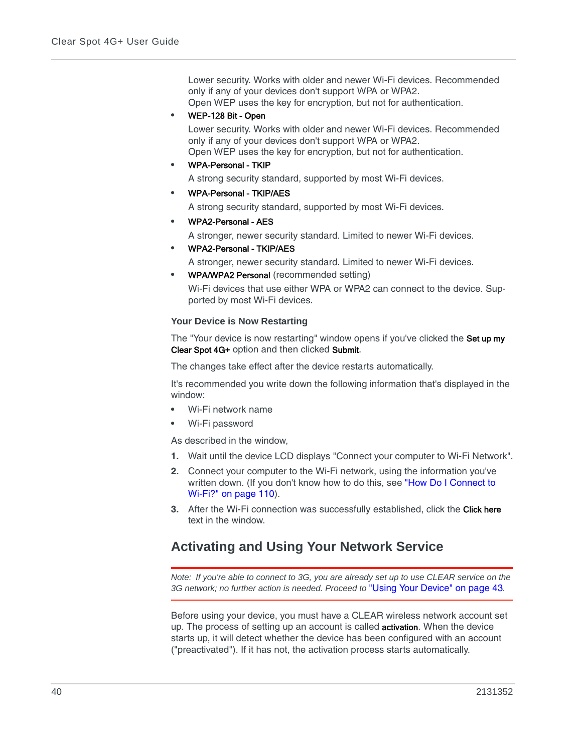Lower security. Works with older and newer Wi-Fi devices. Recommended only if any of your devices don't support WPA or WPA2.
Open WEP uses the key for encryption, but not for authentication.

- **WEP-128 Bit - Open**

  Lower security. Works with older and newer Wi-Fi devices. Recommended only if any of your devices don't support WPA or WPA2.
  Open WEP uses the key for encryption, but not for authentication.

- **WPA-Personal - TKIP**

  A strong security standard, supported by most Wi-Fi devices.

- **WPA-Personal - TKIP/AES**

  A strong security standard, supported by most Wi-Fi devices.

- **WPA2-Personal - AES**

  A stronger, newer security standard. Limited to newer Wi-Fi devices.

- **WPA2-Personal - TKIP/AES**

  A stronger, newer security standard. Limited to newer Wi-Fi devices.

- **WPA/WPA2 Personal** (recommended setting)

  Wi-Fi devices that use either WPA or WPA2 can connect to the device. Supported by most Wi-Fi devices.

### Your Device is Now Restarting

The "Your device is now restarting" window opens if you've clicked the **Set up my Clear Spot 4G+** option and then clicked **Submit**.

The changes take effect after the device restarts automatically.

It's recommended you write down the following information that's displayed in the window:

- Wi-Fi network name
- Wi-Fi password

As described in the window,

1. Wait until the device LCD displays "Connect your computer to Wi-Fi Network".
2. Connect your computer to the Wi-Fi network, using the information you've written down. (If you don't know how to do this, see "How Do I Connect to Wi-Fi?" on page 110).
3. After the Wi-Fi connection was successfully established, click the **Click here** text in the window.

## Activating and Using Your Network Service

*Note: If you're able to connect to 3G, you are already set up to use CLEAR service on the 3G network; no further action is needed. Proceed to "Using Your Device" on page 43.*

Before using your device, you must have a CLEAR wireless network account set up. The process of setting up an account is called **activation**. When the device starts up, it will detect whether the device has been configured with an account ("preactivated"). If it has not, the activation process starts automatically.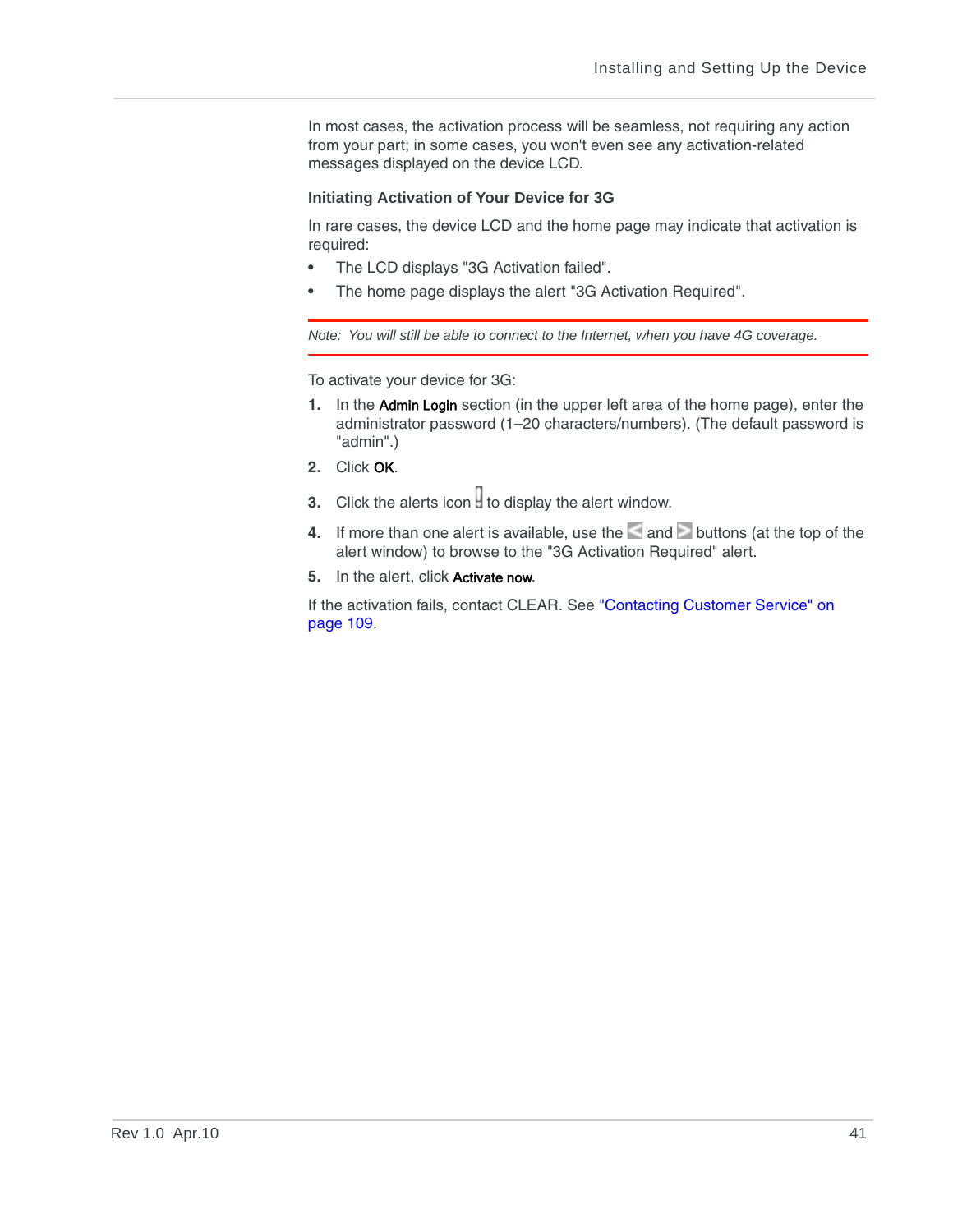In most cases, the activation process will be seamless, not requiring any action from your part; in some cases, you won't even see any activation-related messages displayed on the device LCD.

### Initiating Activation of Your Device for 3G

In rare cases, the device LCD and the home page may indicate that activation is required:

- The LCD displays "3G Activation failed".
- The home page displays the alert "3G Activation Required".

*Note: You will still be able to connect to the Internet, when you have 4G coverage.*

To activate your device for 3G:

1. In the **Admin Login** section (in the upper left area of the home page), enter the administrator password (1–20 characters/numbers). (The default password is "admin".)
2. Click **OK**.
3. Click the alerts icon to display the alert window.
4. If more than one alert is available, use the and buttons (at the top of the alert window) to browse to the "3G Activation Required" alert.
5. In the alert, click **Activate now**.

If the activation fails, contact CLEAR. See "Contacting Customer Service" on page 109.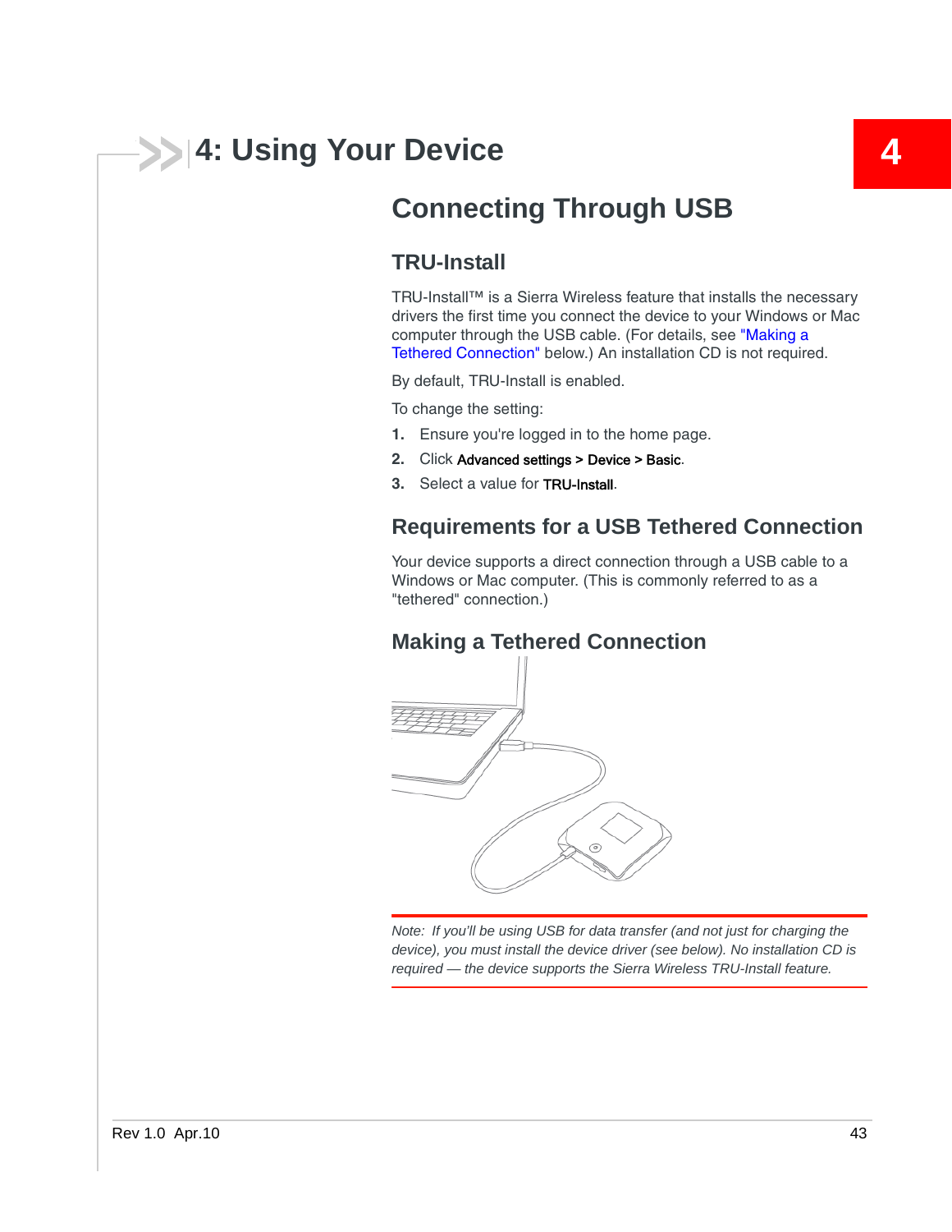# 4: Using Your Device

## Connecting Through USB

### TRU-Install

TRU-Install™ is a Sierra Wireless feature that installs the necessary drivers the first time you connect the device to your Windows or Mac computer through the USB cable. (For details, see "Making a Tethered Connection" below.) An installation CD is not required.

By default, TRU-Install is enabled.

To change the setting:

1. Ensure you're logged in to the home page.
2. Click **Advanced settings** > **Device** > **Basic**.
3. Select a value for **TRU-Install**.

### Requirements for a USB Tethered Connection

Your device supports a direct connection through a USB cable to a Windows or Mac computer. (This is commonly referred to as a "tethered" connection.)

### Making a Tethered Connection

*Note: If you'll be using USB for data transfer (and not just for charging the device), you must install the device driver (see below). No installation CD is required — the device supports the Sierra Wireless TRU-Install feature.*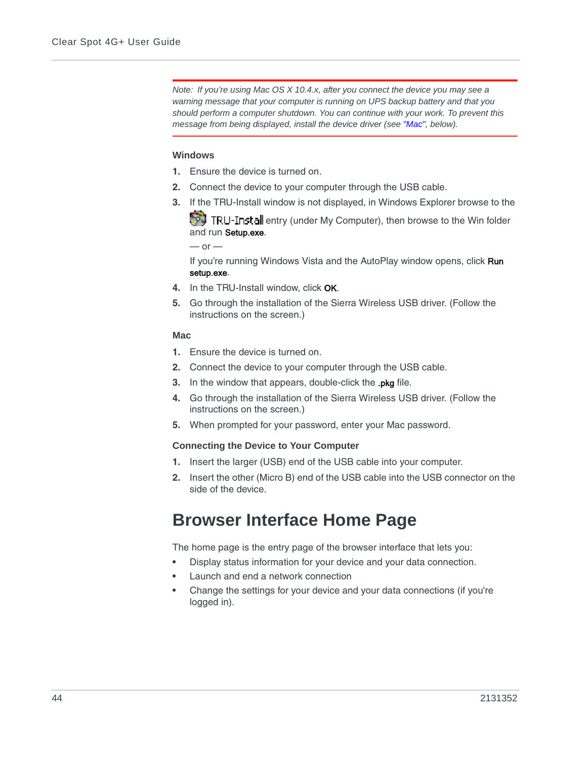*Note: If you're using Mac OS X 10.4.x, after you connect the device you may see a warning message that your computer is running on UPS backup battery and that you should perform a computer shutdown. You can continue with your work. To prevent this message from being displayed, install the device driver (see "Mac", below).*

#### Windows

1. Ensure the device is turned on.
2. Connect the device to your computer through the USB cable.
3. If the TRU-Install window is not displayed, in Windows Explorer browse to the TRU-Install entry (under My Computer), then browse to the Win folder and run **Setup.exe**.

   — or —

   If you're running Windows Vista and the AutoPlay window opens, click **Run setup.exe**.
4. In the TRU-Install window, click **OK**.
5. Go through the installation of the Sierra Wireless USB driver. (Follow the instructions on the screen.)

#### Mac

1. Ensure the device is turned on.
2. Connect the device to your computer through the USB cable.
3. In the window that appears, double-click the **.pkg** file.
4. Go through the installation of the Sierra Wireless USB driver. (Follow the instructions on the screen.)
5. When prompted for your password, enter your Mac password.

#### Connecting the Device to Your Computer

1. Insert the larger (USB) end of the USB cable into your computer.
2. Insert the other (Micro B) end of the USB cable into the USB connector on the side of the device.

# Browser Interface Home Page

The home page is the entry page of the browser interface that lets you:

- Display status information for your device and your data connection.
- Launch and end a network connection
- Change the settings for your device and your data connections (if you're logged in).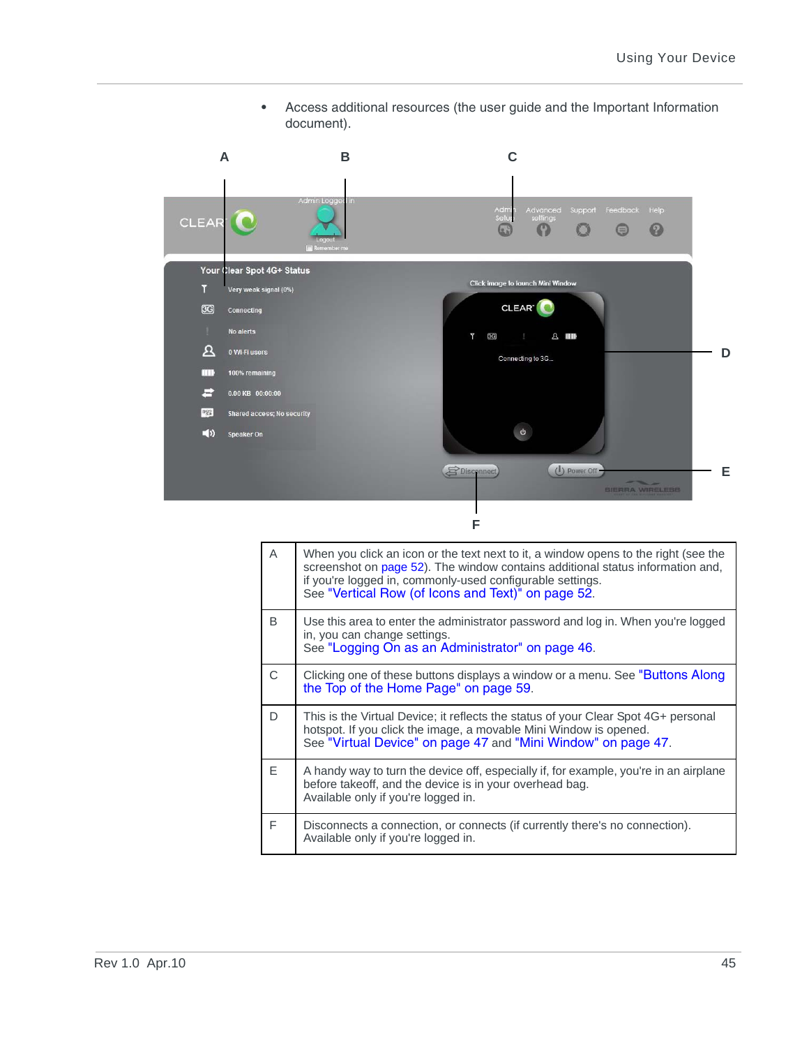- Access additional resources (the user guide and the Important Information document).

| | |
|---|---|
| A | When you click an icon or the text next to it, a window opens to the right (see the screenshot on page 52). The window contains additional status information and, if you're logged in, commonly-used configurable settings.<br>See "Vertical Row (of Icons and Text)" on page 52. |
| B | Use this area to enter the administrator password and log in. When you're logged in, you can change settings.<br>See "Logging On as an Administrator" on page 46. |
| C | Clicking one of these buttons displays a window or a menu. See "Buttons Along the Top of the Home Page" on page 59. |
| D | This is the Virtual Device; it reflects the status of your Clear Spot 4G+ personal hotspot. If you click the image, a movable Mini Window is opened.<br>See "Virtual Device" on page 47 and "Mini Window" on page 47. |
| E | A handy way to turn the device off, especially if, for example, you're in an airplane before takeoff, and the device is in your overhead bag.<br>Available only if you're logged in. |
| F | Disconnects a connection, or connects (if currently there's no connection).<br>Available only if you're logged in. |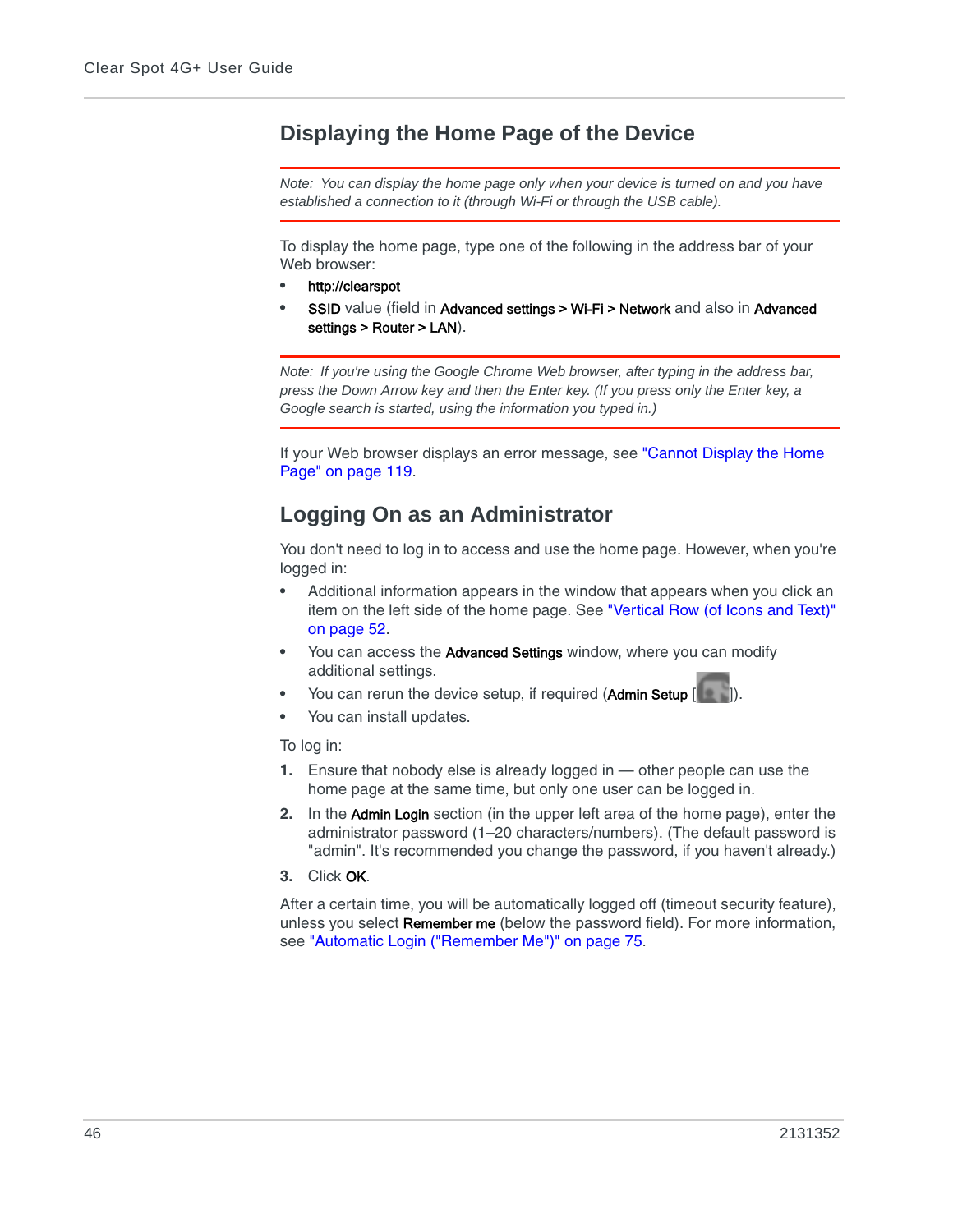## Displaying the Home Page of the Device

*Note: You can display the home page only when your device is turned on and you have established a connection to it (through Wi-Fi or through the USB cable).*

To display the home page, type one of the following in the address bar of your Web browser:

- **http://clearspot**
- **SSID** value (field in **Advanced settings > Wi-Fi > Network** and also in **Advanced settings > Router > LAN**).

*Note: If you're using the Google Chrome Web browser, after typing in the address bar, press the Down Arrow key and then the Enter key. (If you press only the Enter key, a Google search is started, using the information you typed in.)*

If your Web browser displays an error message, see "Cannot Display the Home Page" on page 119.

## Logging On as an Administrator

You don't need to log in to access and use the home page. However, when you're logged in:

- Additional information appears in the window that appears when you click an item on the left side of the home page. See "Vertical Row (of Icons and Text)" on page 52.
- You can access the **Advanced Settings** window, where you can modify additional settings.
- You can rerun the device setup, if required (**Admin Setup** [ ]).
- You can install updates.

To log in:

1. Ensure that nobody else is already logged in — other people can use the home page at the same time, but only one user can be logged in.
2. In the **Admin Login** section (in the upper left area of the home page), enter the administrator password (1–20 characters/numbers). (The default password is "admin". It's recommended you change the password, if you haven't already.)
3. Click **OK**.

After a certain time, you will be automatically logged off (timeout security feature), unless you select **Remember me** (below the password field). For more information, see "Automatic Login ("Remember Me")" on page 75.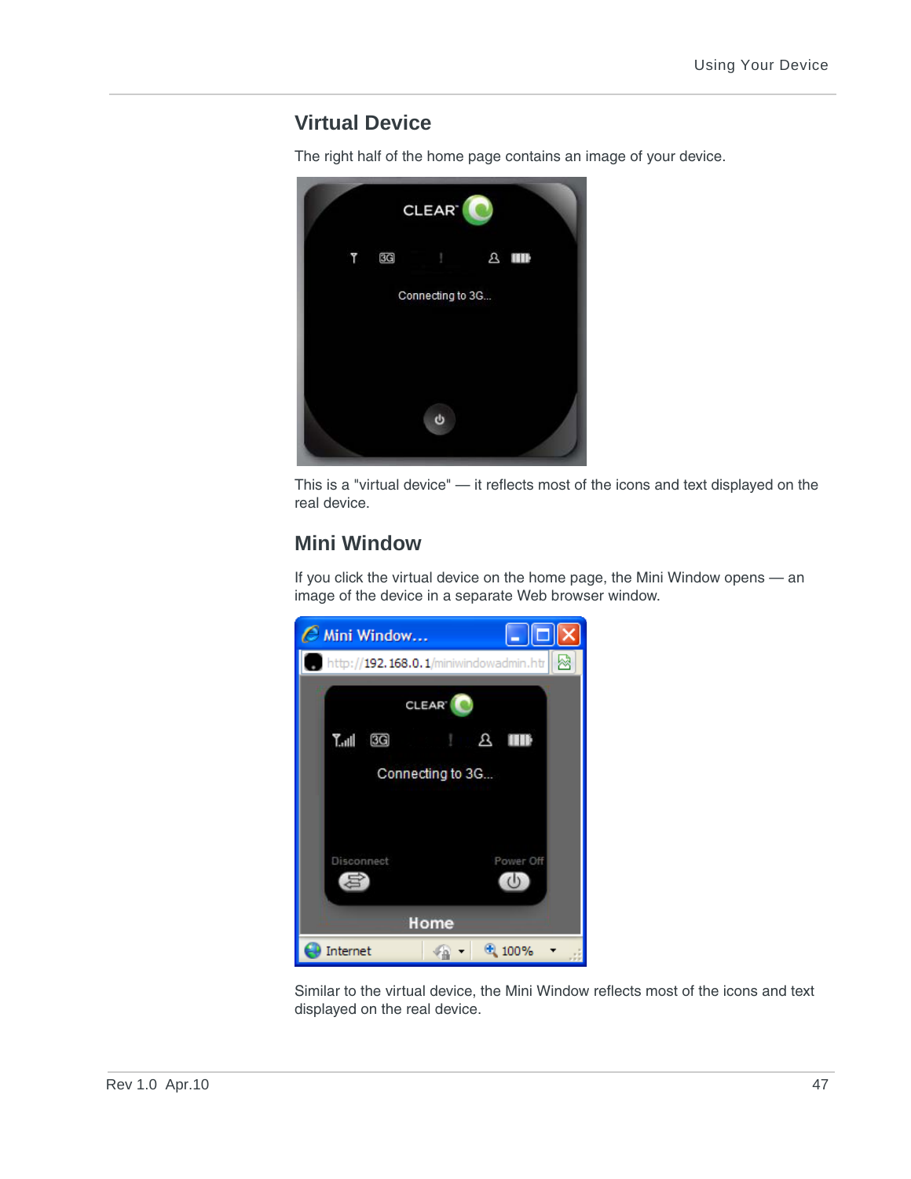## Virtual Device

The right half of the home page contains an image of your device.

This is a "virtual device" — it reflects most of the icons and text displayed on the real device.

## Mini Window

If you click the virtual device on the home page, the Mini Window opens — an image of the device in a separate Web browser window.

Similar to the virtual device, the Mini Window reflects most of the icons and text displayed on the real device.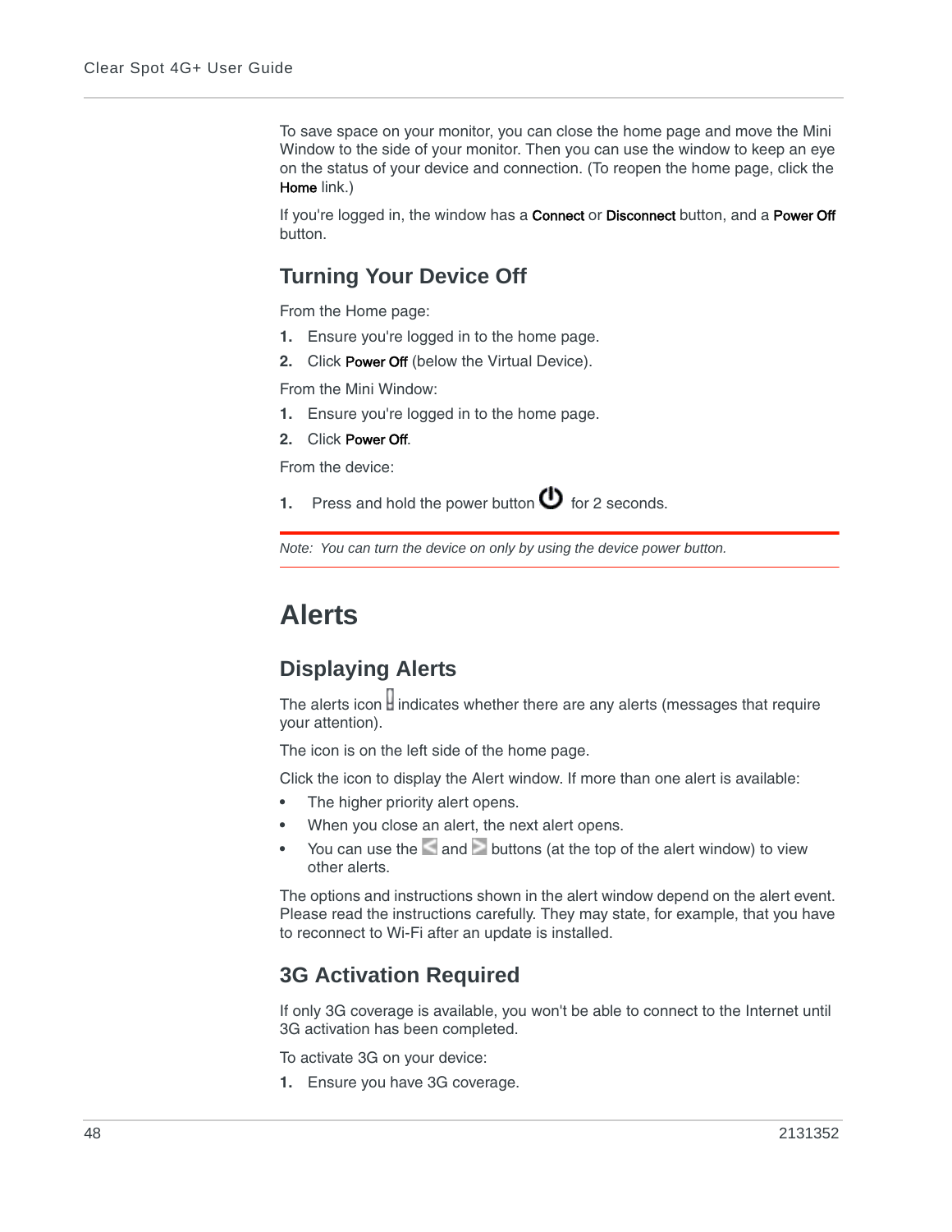To save space on your monitor, you can close the home page and move the Mini Window to the side of your monitor. Then you can use the window to keep an eye on the status of your device and connection. (To reopen the home page, click the **Home** link.)

If you're logged in, the window has a **Connect** or **Disconnect** button, and a **Power Off** button.

## Turning Your Device Off

From the Home page:

1. Ensure you're logged in to the home page.
2. Click **Power Off** (below the Virtual Device).

From the Mini Window:

1. Ensure you're logged in to the home page.
2. Click **Power Off**.

From the device:

1. Press and hold the power button ⏻ for 2 seconds.

---

*Note: You can turn the device on only by using the device power button.*

---

# Alerts

## Displaying Alerts

The alerts icon indicates whether there are any alerts (messages that require your attention).

The icon is on the left side of the home page.

Click the icon to display the Alert window. If more than one alert is available:

- The higher priority alert opens.
- When you close an alert, the next alert opens.
- You can use the and buttons (at the top of the alert window) to view other alerts.

The options and instructions shown in the alert window depend on the alert event. Please read the instructions carefully. They may state, for example, that you have to reconnect to Wi-Fi after an update is installed.

## 3G Activation Required

If only 3G coverage is available, you won't be able to connect to the Internet until 3G activation has been completed.

To activate 3G on your device:

1. Ensure you have 3G coverage.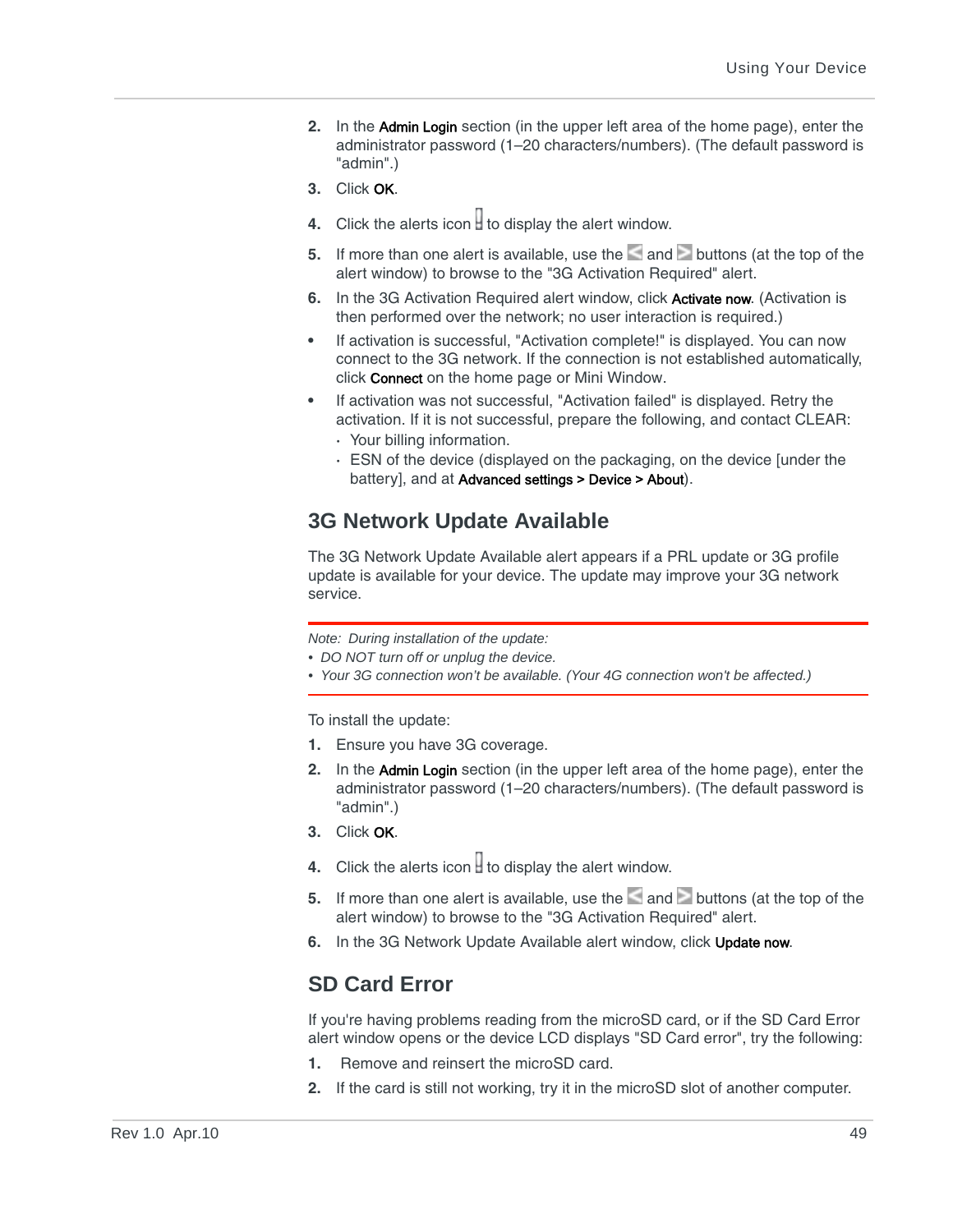2. In the **Admin Login** section (in the upper left area of the home page), enter the administrator password (1–20 characters/numbers). (The default password is "admin".)
3. Click **OK**.
4. Click the alerts icon to display the alert window.
5. If more than one alert is available, use the and buttons (at the top of the alert window) to browse to the "3G Activation Required" alert.
6. In the 3G Activation Required alert window, click **Activate now**. (Activation is then performed over the network; no user interaction is required.)

- If activation is successful, "Activation complete!" is displayed. You can now connect to the 3G network. If the connection is not established automatically, click **Connect** on the home page or Mini Window.
- If activation was not successful, "Activation failed" is displayed. Retry the activation. If it is not successful, prepare the following, and contact CLEAR:
  - Your billing information.
  - ESN of the device (displayed on the packaging, on the device [under the battery], and at **Advanced settings > Device > About**).

## 3G Network Update Available

The 3G Network Update Available alert appears if a PRL update or 3G profile update is available for your device. The update may improve your 3G network service.

*Note: During installation of the update:*
- *DO NOT turn off or unplug the device.*
- *Your 3G connection won't be available. (Your 4G connection won't be affected.)*

To install the update:

1. Ensure you have 3G coverage.
2. In the **Admin Login** section (in the upper left area of the home page), enter the administrator password (1–20 characters/numbers). (The default password is "admin".)
3. Click **OK**.
4. Click the alerts icon to display the alert window.
5. If more than one alert is available, use the and buttons (at the top of the alert window) to browse to the "3G Activation Required" alert.
6. In the 3G Network Update Available alert window, click **Update now**.

## SD Card Error

If you're having problems reading from the microSD card, or if the SD Card Error alert window opens or the device LCD displays "SD Card error", try the following:

1. Remove and reinsert the microSD card.
2. If the card is still not working, try it in the microSD slot of another computer.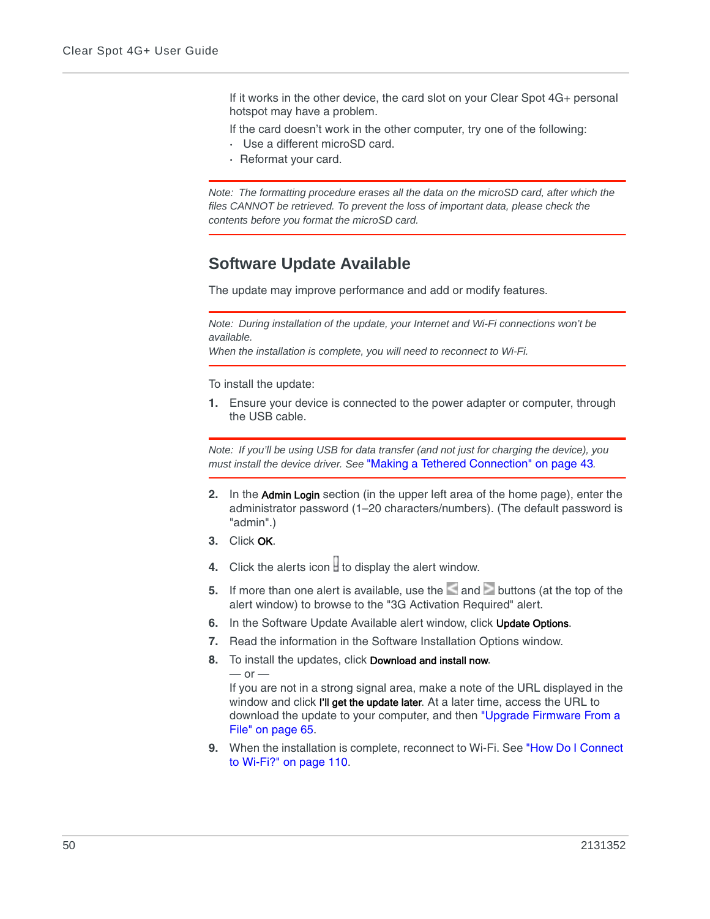If it works in the other device, the card slot on your Clear Spot 4G+ personal hotspot may have a problem.

If the card doesn't work in the other computer, try one of the following:

- Use a different microSD card.
- Reformat your card.

*Note: The formatting procedure erases all the data on the microSD card, after which the files CANNOT be retrieved. To prevent the loss of important data, please check the contents before you format the microSD card.*

## Software Update Available

The update may improve performance and add or modify features.

*Note: During installation of the update, your Internet and Wi-Fi connections won't be available.*
*When the installation is complete, you will need to reconnect to Wi-Fi.*

To install the update:

1. Ensure your device is connected to the power adapter or computer, through the USB cable.

*Note: If you'll be using USB for data transfer (and not just for charging the device), you must install the device driver. See* "Making a Tethered Connection" on page 43.

2. In the **Admin Login** section (in the upper left area of the home page), enter the administrator password (1–20 characters/numbers). (The default password is "admin".)
3. Click **OK**.
4. Click the alerts icon to display the alert window.
5. If more than one alert is available, use the and buttons (at the top of the alert window) to browse to the "3G Activation Required" alert.
6. In the Software Update Available alert window, click **Update Options**.
7. Read the information in the Software Installation Options window.
8. To install the updates, click **Download and install now**.
   — or —
   If you are not in a strong signal area, make a note of the URL displayed in the window and click **I'll get the update later**. At a later time, access the URL to download the update to your computer, and then "Upgrade Firmware From a File" on page 65.
9. When the installation is complete, reconnect to Wi-Fi. See "How Do I Connect to Wi-Fi?" on page 110.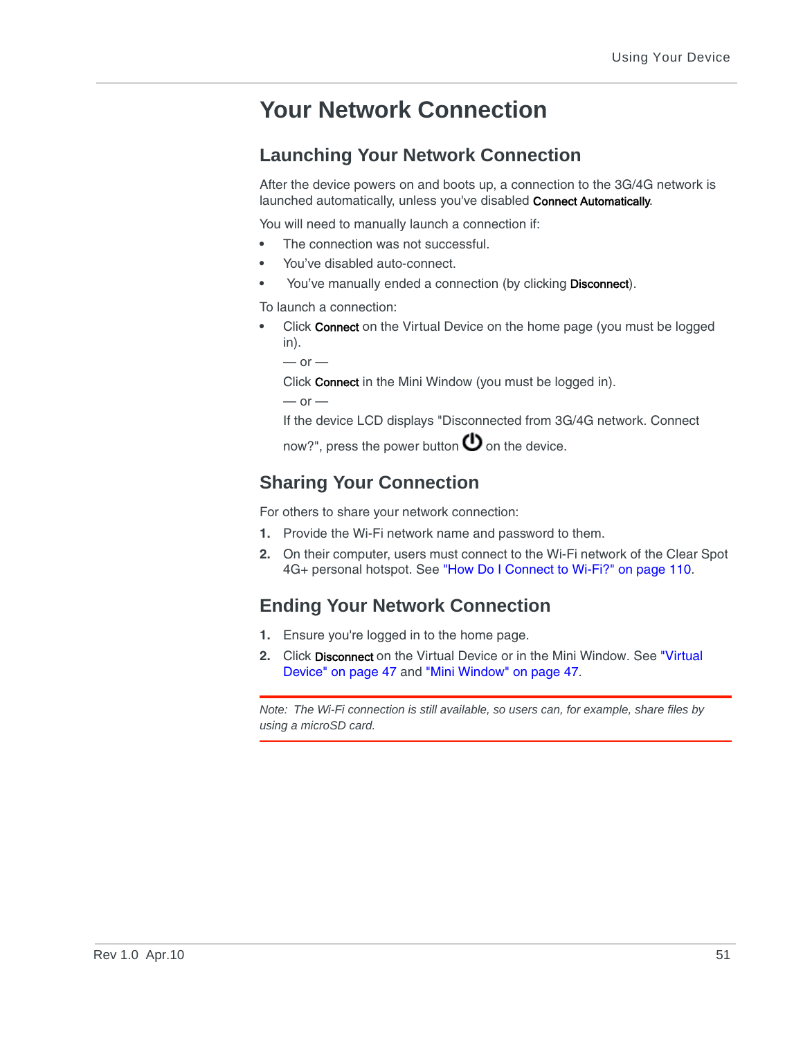# Your Network Connection

## Launching Your Network Connection

After the device powers on and boots up, a connection to the 3G/4G network is launched automatically, unless you've disabled **Connect Automatically**.

You will need to manually launch a connection if:

- The connection was not successful.
- You've disabled auto-connect.
- You've manually ended a connection (by clicking **Disconnect**).

To launch a connection:

- Click **Connect** on the Virtual Device on the home page (you must be logged in).

  — or —

  Click **Connect** in the Mini Window (you must be logged in).

  — or —

  If the device LCD displays "Disconnected from 3G/4G network. Connect now?", press the power button ⏻ on the device.

## Sharing Your Connection

For others to share your network connection:

1. Provide the Wi-Fi network name and password to them.
2. On their computer, users must connect to the Wi-Fi network of the Clear Spot 4G+ personal hotspot. See "How Do I Connect to Wi-Fi?" on page 110.

## Ending Your Network Connection

1. Ensure you're logged in to the home page.
2. Click **Disconnect** on the Virtual Device or in the Mini Window. See "Virtual Device" on page 47 and "Mini Window" on page 47.

---

*Note: The Wi-Fi connection is still available, so users can, for example, share files by using a microSD card.*

---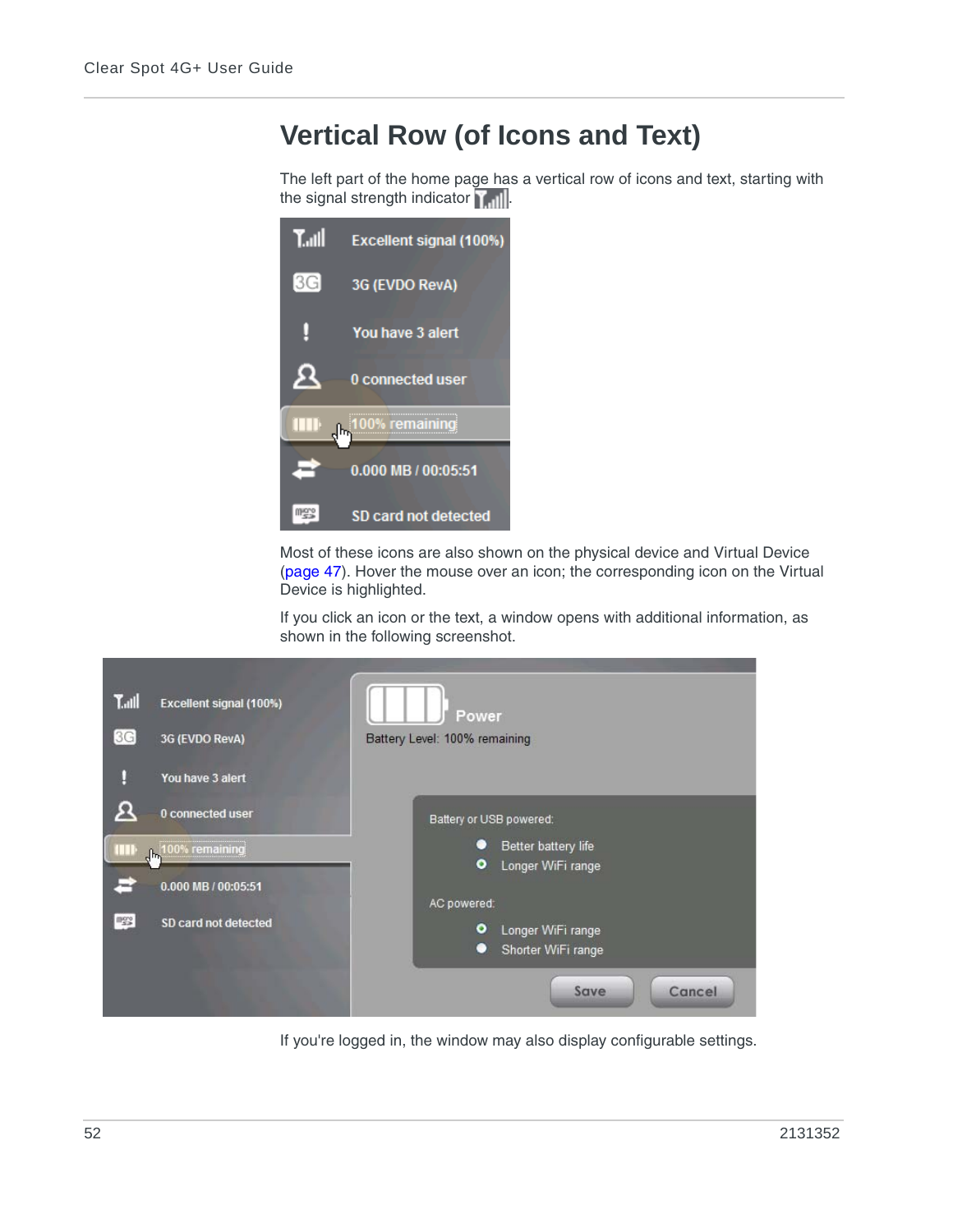# Vertical Row (of Icons and Text)

The left part of the home page has a vertical row of icons and text, starting with the signal strength indicator .

Most of these icons are also shown on the physical device and Virtual Device (page 47). Hover the mouse over an icon; the corresponding icon on the Virtual Device is highlighted.

If you click an icon or the text, a window opens with additional information, as shown in the following screenshot.

If you're logged in, the window may also display configurable settings.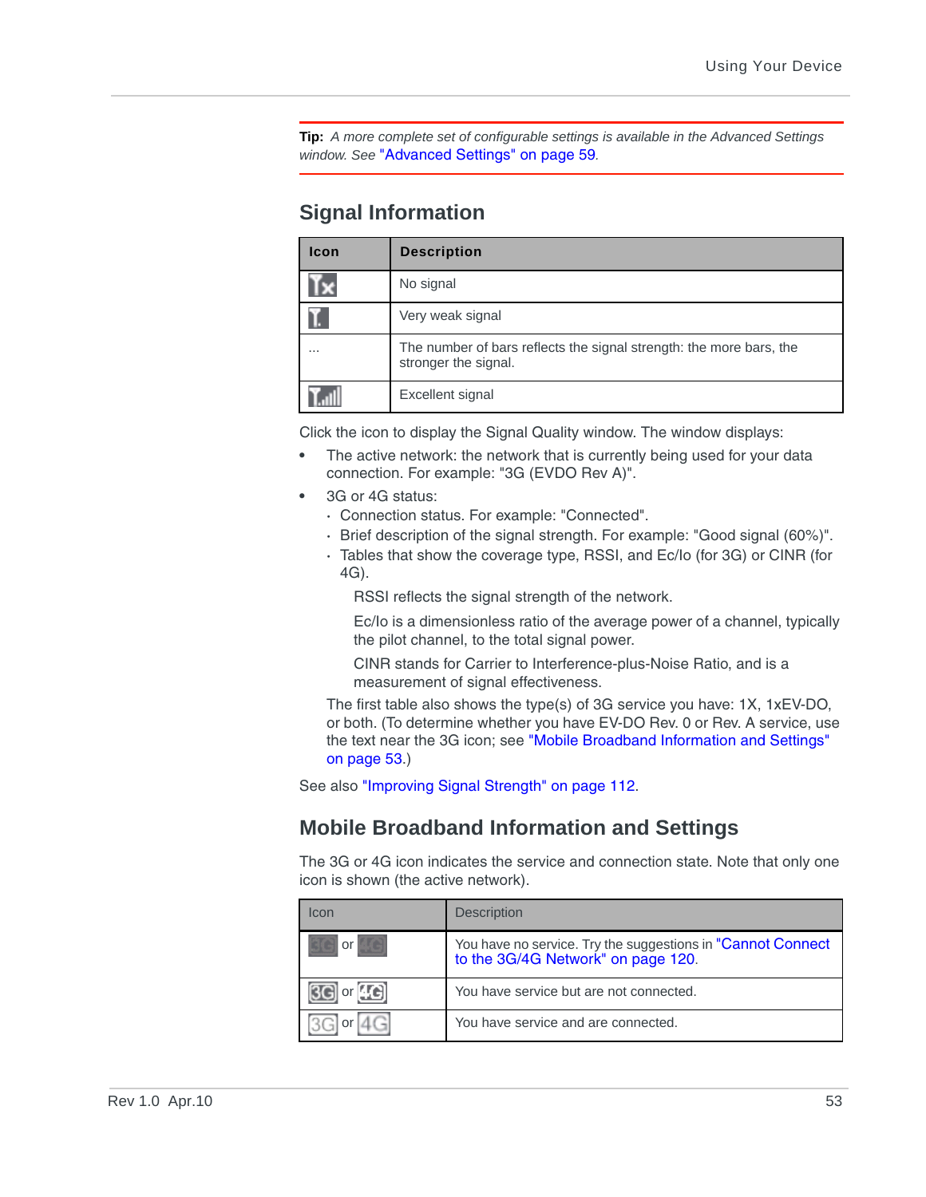**Tip:** *A more complete set of configurable settings is available in the Advanced Settings window. See "Advanced Settings" on page 59.*

## Signal Information

| Icon | Description |
|---|---|
| | No signal |
| | Very weak signal |
| ... | The number of bars reflects the signal strength: the more bars, the stronger the signal. |
| | Excellent signal |

Click the icon to display the Signal Quality window. The window displays:

- The active network: the network that is currently being used for your data connection. For example: "3G (EVDO Rev A)".
- 3G or 4G status:
  - Connection status. For example: "Connected".
  - Brief description of the signal strength. For example: "Good signal (60%)".
  - Tables that show the coverage type, RSSI, and Ec/Io (for 3G) or CINR (for 4G).

    RSSI reflects the signal strength of the network.

    Ec/Io is a dimensionless ratio of the average power of a channel, typically the pilot channel, to the total signal power.

    CINR stands for Carrier to Interference-plus-Noise Ratio, and is a measurement of signal effectiveness.

  The first table also shows the type(s) of 3G service you have: 1X, 1xEV-DO, or both. (To determine whether you have EV-DO Rev. 0 or Rev. A service, use the text near the 3G icon; see "Mobile Broadband Information and Settings" on page 53.)

See also "Improving Signal Strength" on page 112.

## Mobile Broadband Information and Settings

The 3G or 4G icon indicates the service and connection state. Note that only one icon is shown (the active network).

| Icon | Description |
|---|---|
| 3G or 4G | You have no service. Try the suggestions in "Cannot Connect to the 3G/4G Network" on page 120. |
| 3G or 4G | You have service but are not connected. |
| 3G or 4G | You have service and are connected. |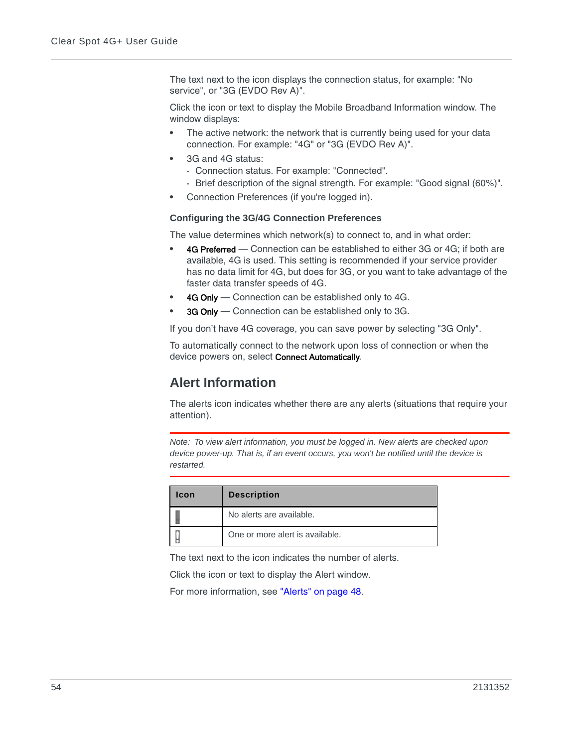The text next to the icon displays the connection status, for example: "No service", or "3G (EVDO Rev A)".

Click the icon or text to display the Mobile Broadband Information window. The window displays:

- The active network: the network that is currently being used for your data connection. For example: "4G" or "3G (EVDO Rev A)".
- 3G and 4G status:
  - Connection status. For example: "Connected".
  - Brief description of the signal strength. For example: "Good signal (60%)".
- Connection Preferences (if you're logged in).

### Configuring the 3G/4G Connection Preferences

The value determines which network(s) to connect to, and in what order:

- **4G Preferred** — Connection can be established to either 3G or 4G; if both are available, 4G is used. This setting is recommended if your service provider has no data limit for 4G, but does for 3G, or you want to take advantage of the faster data transfer speeds of 4G.
- **4G Only** — Connection can be established only to 4G.
- **3G Only** — Connection can be established only to 3G.

If you don't have 4G coverage, you can save power by selecting "3G Only".

To automatically connect to the network upon loss of connection or when the device powers on, select **Connect Automatically**.

## Alert Information

The alerts icon indicates whether there are any alerts (situations that require your attention).

*Note: To view alert information, you must be logged in. New alerts are checked upon device power-up. That is, if an event occurs, you won't be notified until the device is restarted.*

| Icon | Description |
| --- | --- |
| | No alerts are available. |
| | One or more alert is available. |

The text next to the icon indicates the number of alerts.

Click the icon or text to display the Alert window.

For more information, see "Alerts" on page 48.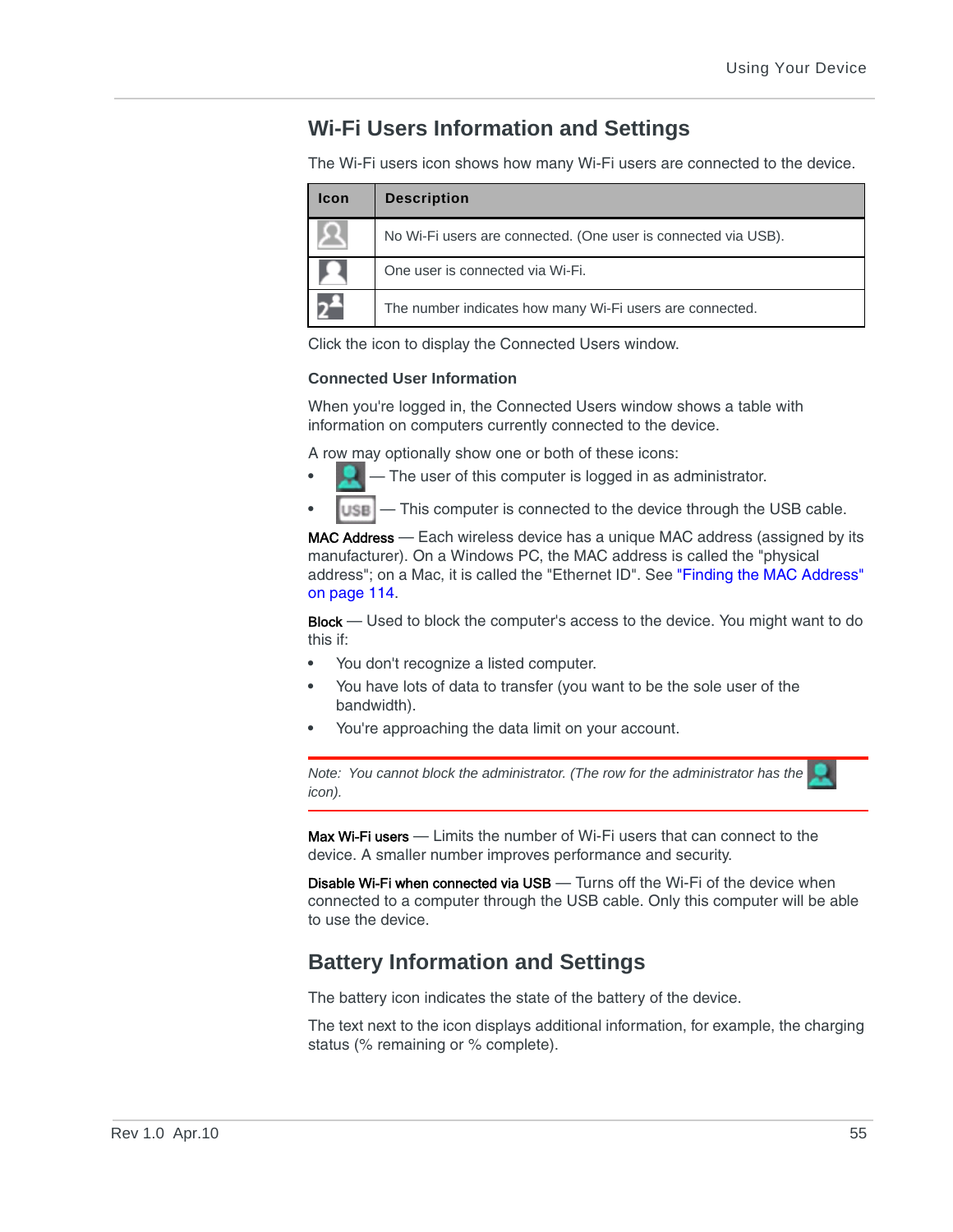## Wi-Fi Users Information and Settings

The Wi-Fi users icon shows how many Wi-Fi users are connected to the device.

| Icon | Description |
|---|---|
| | No Wi-Fi users are connected. (One user is connected via USB). |
| | One user is connected via Wi-Fi. |
| | The number indicates how many Wi-Fi users are connected. |

Click the icon to display the Connected Users window.

### Connected User Information

When you're logged in, the Connected Users window shows a table with information on computers currently connected to the device.

A row may optionally show one or both of these icons:

- — The user of this computer is logged in as administrator.
- — This computer is connected to the device through the USB cable.

**MAC Address** — Each wireless device has a unique MAC address (assigned by its manufacturer). On a Windows PC, the MAC address is called the "physical address"; on a Mac, it is called the "Ethernet ID". See "Finding the MAC Address" on page 114.

**Block** — Used to block the computer's access to the device. You might want to do this if:

- You don't recognize a listed computer.
- You have lots of data to transfer (you want to be the sole user of the bandwidth).
- You're approaching the data limit on your account.

*Note: You cannot block the administrator. (The row for the administrator has the icon).*

**Max Wi-Fi users** — Limits the number of Wi-Fi users that can connect to the device. A smaller number improves performance and security.

**Disable Wi-Fi when connected via USB** — Turns off the Wi-Fi of the device when connected to a computer through the USB cable. Only this computer will be able to use the device.

## Battery Information and Settings

The battery icon indicates the state of the battery of the device.

The text next to the icon displays additional information, for example, the charging status (% remaining or % complete).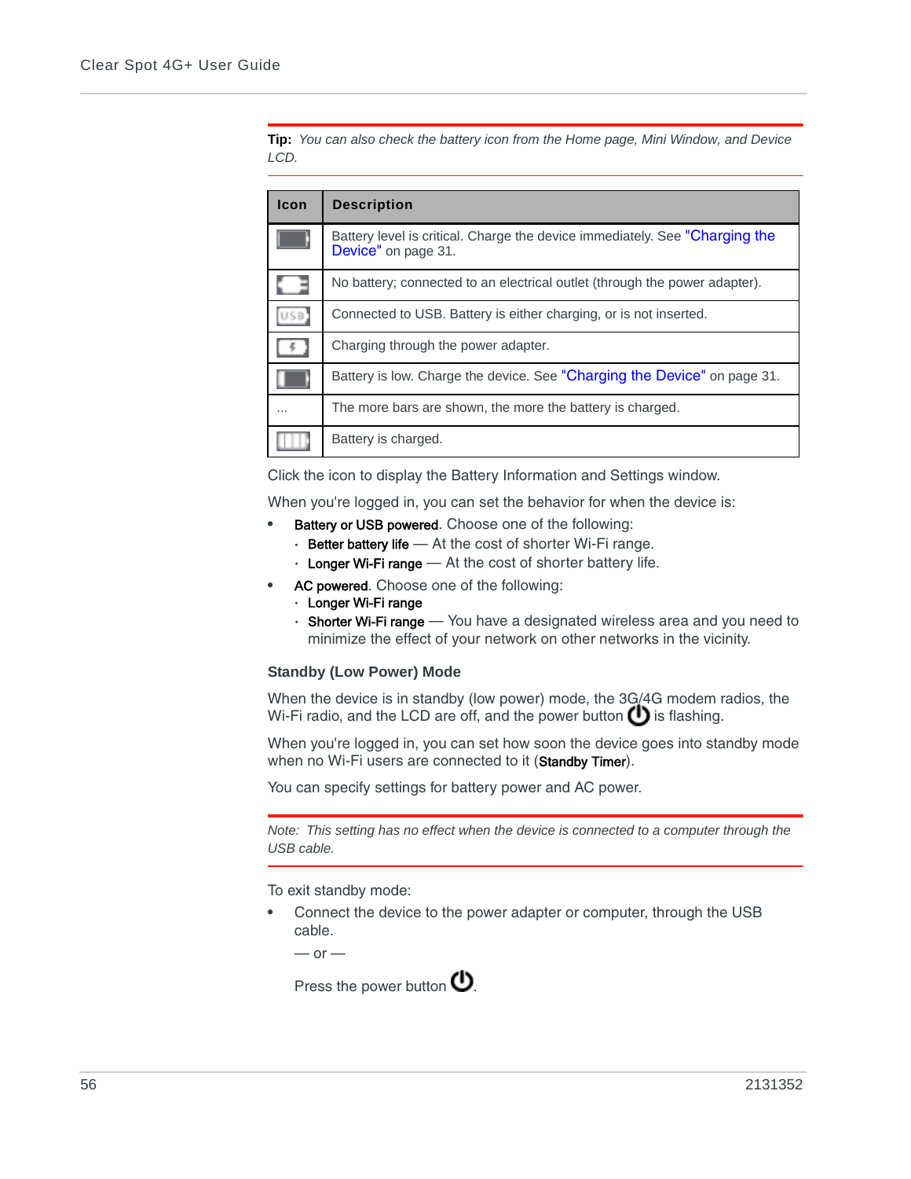**Tip:** *You can also check the battery icon from the Home page, Mini Window, and Device LCD.*

| Icon | Description |
| --- | --- |
| | Battery level is critical. Charge the device immediately. See "Charging the Device" on page 31. |
| | No battery; connected to an electrical outlet (through the power adapter). |
| | Connected to USB. Battery is either charging, or is not inserted. |
| | Charging through the power adapter. |
| | Battery is low. Charge the device. See "Charging the Device" on page 31. |
| ... | The more bars are shown, the more the battery is charged. |
| | Battery is charged. |

Click the icon to display the Battery Information and Settings window.

When you're logged in, you can set the behavior for when the device is:

- **Battery or USB powered**. Choose one of the following:
  - **Better battery life** — At the cost of shorter Wi-Fi range.
  - **Longer Wi-Fi range** — At the cost of shorter battery life.
- **AC powered**. Choose one of the following:
  - **Longer Wi-Fi range**
  - **Shorter Wi-Fi range** — You have a designated wireless area and you need to minimize the effect of your network on other networks in the vicinity.

### Standby (Low Power) Mode

When the device is in standby (low power) mode, the 3G/4G modem radios, the Wi-Fi radio, and the LCD are off, and the power button is flashing.

When you're logged in, you can set how soon the device goes into standby mode when no Wi-Fi users are connected to it (**Standby Timer**).

You can specify settings for battery power and AC power.

*Note: This setting has no effect when the device is connected to a computer through the USB cable.*

To exit standby mode:

- Connect the device to the power adapter or computer, through the USB cable.

  — or —

  Press the power button.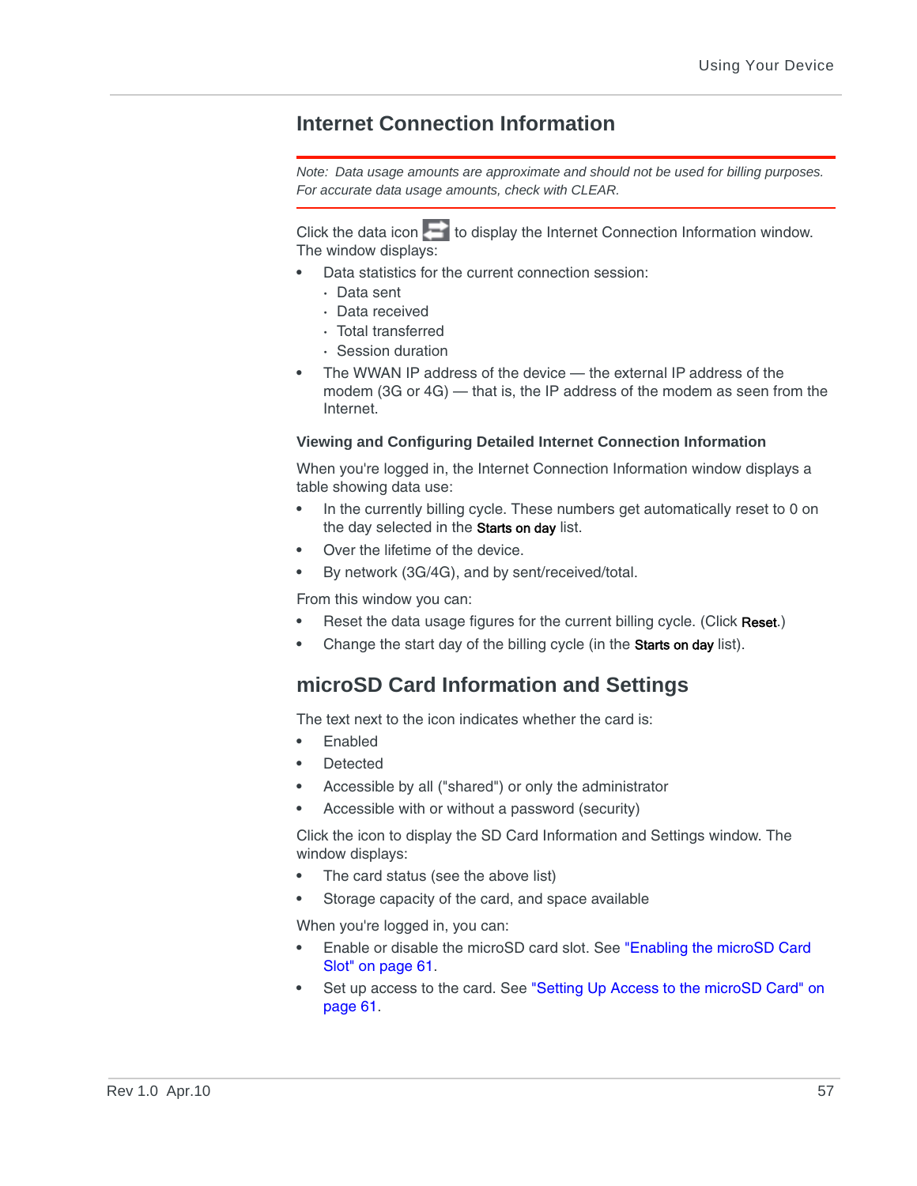## Internet Connection Information

*Note: Data usage amounts are approximate and should not be used for billing purposes. For accurate data usage amounts, check with CLEAR.*

Click the data icon to display the Internet Connection Information window. The window displays:

- Data statistics for the current connection session:
  - Data sent
  - Data received
  - Total transferred
  - Session duration
- The WWAN IP address of the device — the external IP address of the modem (3G or 4G) — that is, the IP address of the modem as seen from the Internet.

### Viewing and Configuring Detailed Internet Connection Information

When you're logged in, the Internet Connection Information window displays a table showing data use:

- In the currently billing cycle. These numbers get automatically reset to 0 on the day selected in the **Starts on day** list.
- Over the lifetime of the device.
- By network (3G/4G), and by sent/received/total.

From this window you can:

- Reset the data usage figures for the current billing cycle. (Click **Reset**.)
- Change the start day of the billing cycle (in the **Starts on day** list).

## microSD Card Information and Settings

The text next to the icon indicates whether the card is:

- Enabled
- Detected
- Accessible by all ("shared") or only the administrator
- Accessible with or without a password (security)

Click the icon to display the SD Card Information and Settings window. The window displays:

- The card status (see the above list)
- Storage capacity of the card, and space available

When you're logged in, you can:

- Enable or disable the microSD card slot. See "Enabling the microSD Card Slot" on page 61.
- Set up access to the card. See "Setting Up Access to the microSD Card" on page 61.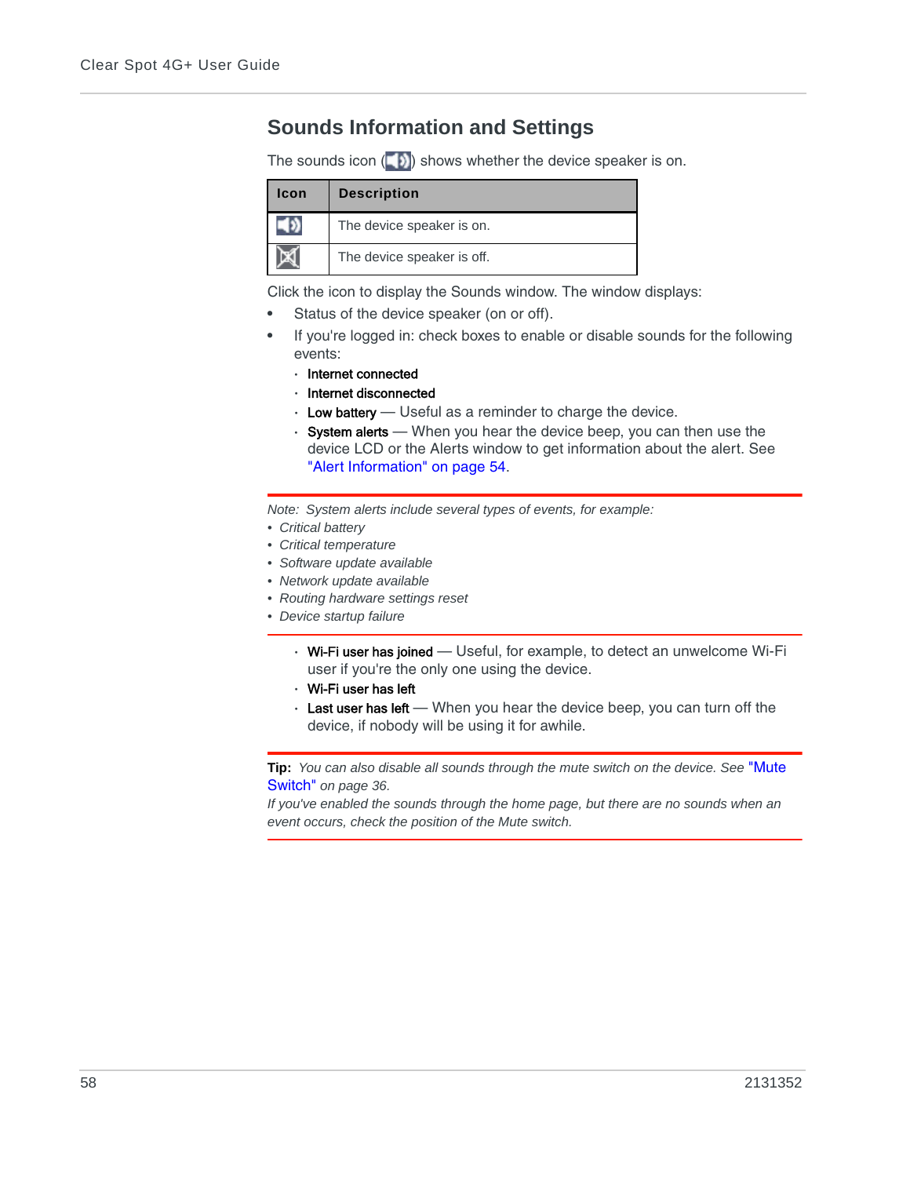## Sounds Information and Settings

The sounds icon ( ) shows whether the device speaker is on.

| Icon | Description |
|---|---|
| | The device speaker is on. |
| | The device speaker is off. |

Click the icon to display the Sounds window. The window displays:

- Status of the device speaker (on or off).
- If you're logged in: check boxes to enable or disable sounds for the following events:
  - **Internet connected**
  - **Internet disconnected**
  - **Low battery** — Useful as a reminder to charge the device.
  - **System alerts** — When you hear the device beep, you can then use the device LCD or the Alerts window to get information about the alert. See "Alert Information" on page 54.

*Note: System alerts include several types of events, for example:*

- *Critical battery*
- *Critical temperature*
- *Software update available*
- *Network update available*
- *Routing hardware settings reset*
- *Device startup failure*

  - **Wi-Fi user has joined** — Useful, for example, to detect an unwelcome Wi-Fi user if you're the only one using the device.
  - **Wi-Fi user has left**
  - **Last user has left** — When you hear the device beep, you can turn off the device, if nobody will be using it for awhile.

**Tip:** *You can also disable all sounds through the mute switch on the device. See "Mute Switch" on page 36.*

*If you've enabled the sounds through the home page, but there are no sounds when an event occurs, check the position of the Mute switch.*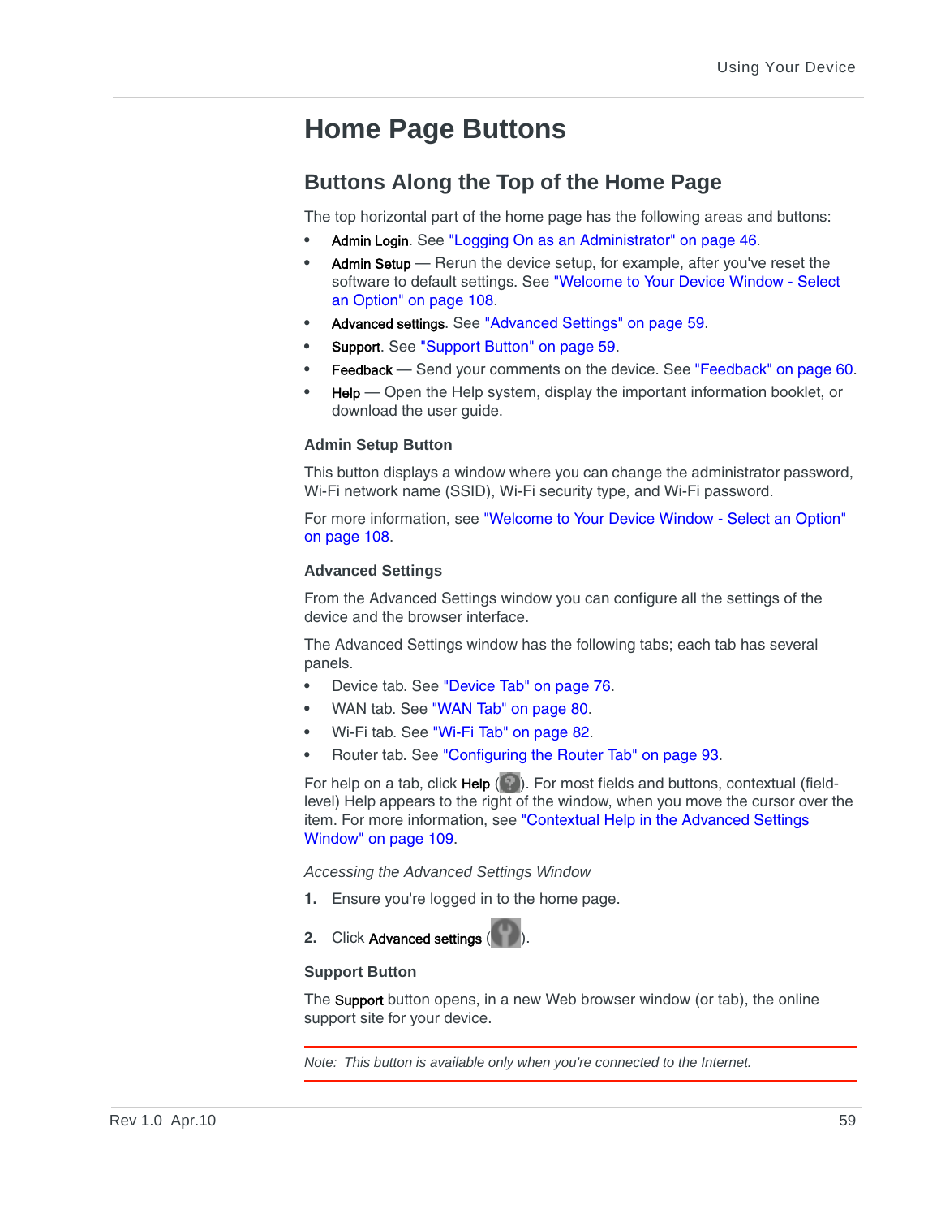# Home Page Buttons

## Buttons Along the Top of the Home Page

The top horizontal part of the home page has the following areas and buttons:

- **Admin Login**. See "Logging On as an Administrator" on page 46.
- **Admin Setup** — Rerun the device setup, for example, after you've reset the software to default settings. See "Welcome to Your Device Window - Select an Option" on page 108.
- **Advanced settings**. See "Advanced Settings" on page 59.
- **Support**. See "Support Button" on page 59.
- **Feedback** — Send your comments on the device. See "Feedback" on page 60.
- **Help** — Open the Help system, display the important information booklet, or download the user guide.

### Admin Setup Button

This button displays a window where you can change the administrator password, Wi-Fi network name (SSID), Wi-Fi security type, and Wi-Fi password.

For more information, see "Welcome to Your Device Window - Select an Option" on page 108.

### Advanced Settings

From the Advanced Settings window you can configure all the settings of the device and the browser interface.

The Advanced Settings window has the following tabs; each tab has several panels.

- Device tab. See "Device Tab" on page 76.
- WAN tab. See "WAN Tab" on page 80.
- Wi-Fi tab. See "Wi-Fi Tab" on page 82.
- Router tab. See "Configuring the Router Tab" on page 93.

For help on a tab, click **Help** ( ). For most fields and buttons, contextual (field-level) Help appears to the right of the window, when you move the cursor over the item. For more information, see "Contextual Help in the Advanced Settings Window" on page 109.

*Accessing the Advanced Settings Window*

1. Ensure you're logged in to the home page.
2. Click **Advanced settings** ( ).

### Support Button

The **Support** button opens, in a new Web browser window (or tab), the online support site for your device.

*Note: This button is available only when you're connected to the Internet.*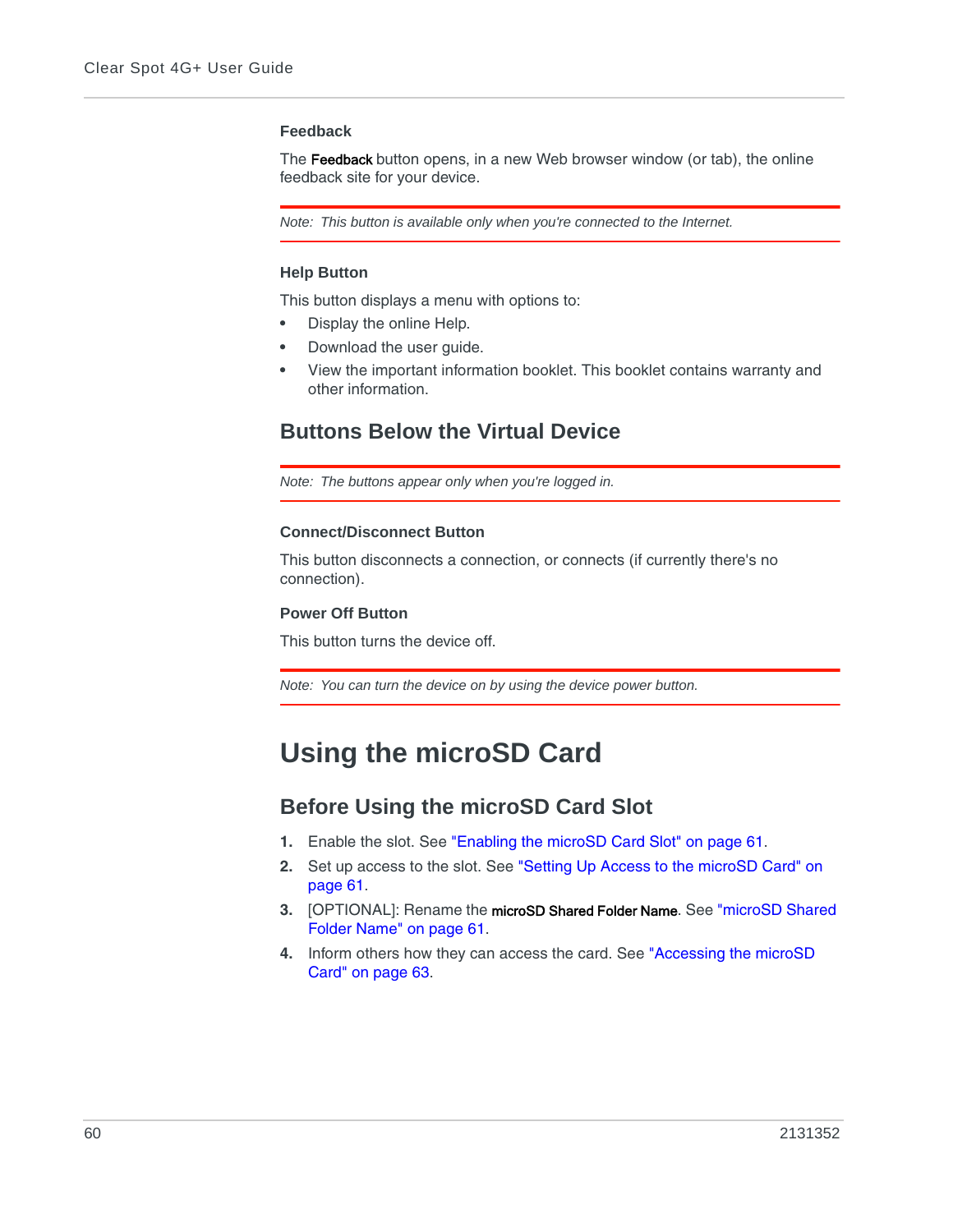#### Feedback

The **Feedback** button opens, in a new Web browser window (or tab), the online feedback site for your device.

*Note: This button is available only when you're connected to the Internet.*

#### Help Button

This button displays a menu with options to:

- Display the online Help.
- Download the user guide.
- View the important information booklet. This booklet contains warranty and other information.

### Buttons Below the Virtual Device

*Note: The buttons appear only when you're logged in.*

#### Connect/Disconnect Button

This button disconnects a connection, or connects (if currently there's no connection).

#### Power Off Button

This button turns the device off.

*Note: You can turn the device on by using the device power button.*

# Using the microSD Card

## Before Using the microSD Card Slot

1. Enable the slot. See "Enabling the microSD Card Slot" on page 61.
2. Set up access to the slot. See "Setting Up Access to the microSD Card" on page 61.
3. [OPTIONAL]: Rename the **microSD Shared Folder Name**. See "microSD Shared Folder Name" on page 61.
4. Inform others how they can access the card. See "Accessing the microSD Card" on page 63.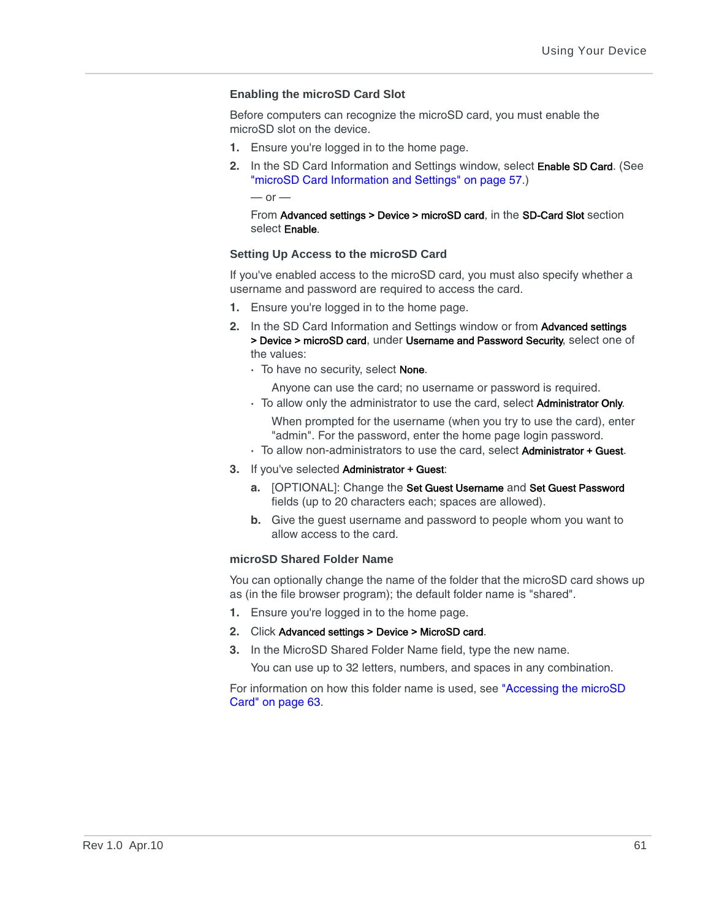### Enabling the microSD Card Slot

Before computers can recognize the microSD card, you must enable the microSD slot on the device.

1. Ensure you're logged in to the home page.
2. In the SD Card Information and Settings window, select **Enable SD Card**. (See "microSD Card Information and Settings" on page 57.)

   — or —

   From **Advanced settings > Device > microSD card**, in the **SD-Card Slot** section select **Enable**.

### Setting Up Access to the microSD Card

If you've enabled access to the microSD card, you must also specify whether a username and password are required to access the card.

1. Ensure you're logged in to the home page.
2. In the SD Card Information and Settings window or from **Advanced settings > Device > microSD card**, under **Username and Password Security**, select one of the values:
   - To have no security, select **None**.

     Anyone can use the card; no username or password is required.
   - To allow only the administrator to use the card, select **Administrator Only**.

     When prompted for the username (when you try to use the card), enter "admin". For the password, enter the home page login password.
   - To allow non-administrators to use the card, select **Administrator + Guest**.
3. If you've selected **Administrator + Guest**:
   a. [OPTIONAL]: Change the **Set Guest Username** and **Set Guest Password** fields (up to 20 characters each; spaces are allowed).
   b. Give the guest username and password to people whom you want to allow access to the card.

### microSD Shared Folder Name

You can optionally change the name of the folder that the microSD card shows up as (in the file browser program); the default folder name is "shared".

1. Ensure you're logged in to the home page.
2. Click **Advanced settings > Device > MicroSD card**.
3. In the MicroSD Shared Folder Name field, type the new name.

   You can use up to 32 letters, numbers, and spaces in any combination.

For information on how this folder name is used, see "Accessing the microSD Card" on page 63.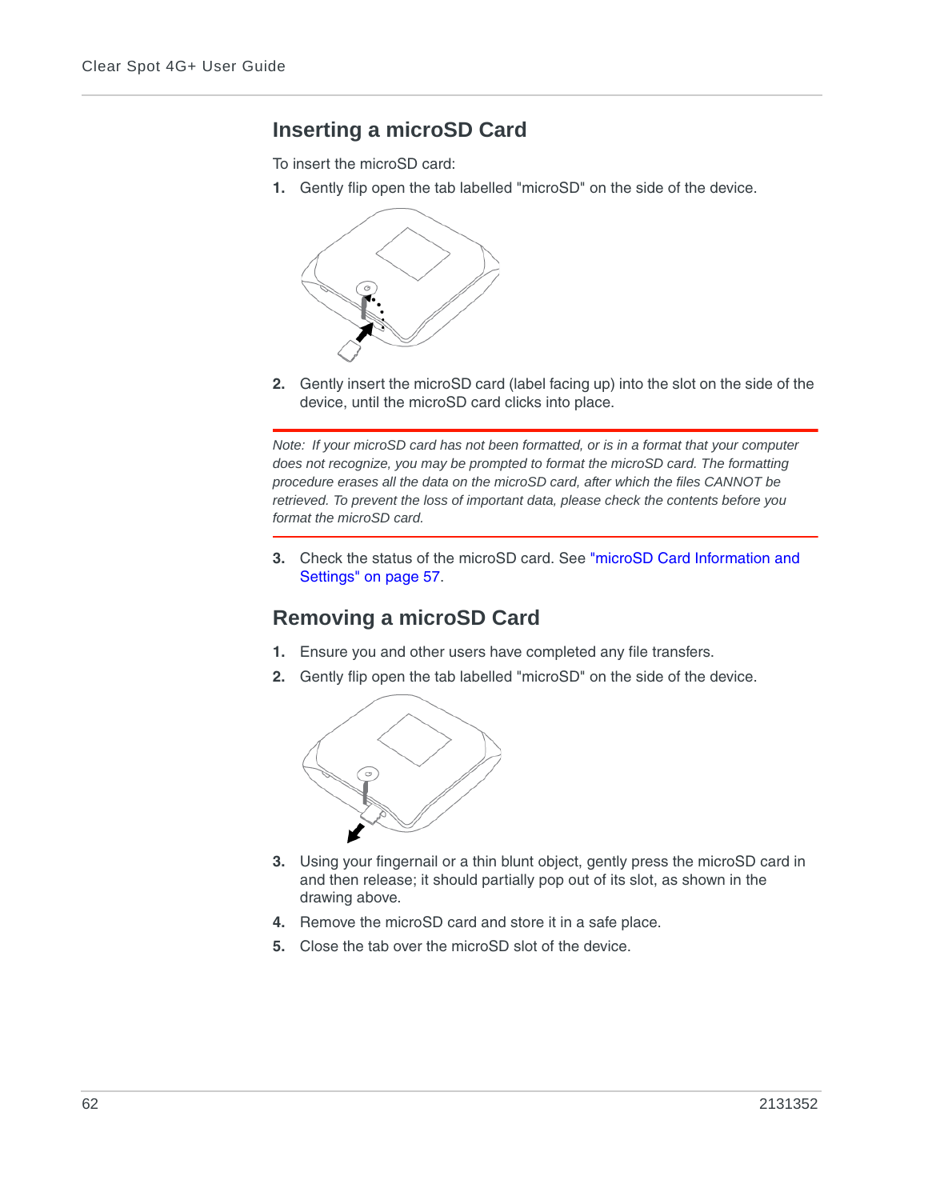## Inserting a microSD Card

To insert the microSD card:

1. Gently flip open the tab labelled "microSD" on the side of the device.
2. Gently insert the microSD card (label facing up) into the slot on the side of the device, until the microSD card clicks into place.

*Note: If your microSD card has not been formatted, or is in a format that your computer does not recognize, you may be prompted to format the microSD card. The formatting procedure erases all the data on the microSD card, after which the files CANNOT be retrieved. To prevent the loss of important data, please check the contents before you format the microSD card.*

3. Check the status of the microSD card. See "microSD Card Information and Settings" on page 57.

## Removing a microSD Card

1. Ensure you and other users have completed any file transfers.
2. Gently flip open the tab labelled "microSD" on the side of the device.
3. Using your fingernail or a thin blunt object, gently press the microSD card in and then release; it should partially pop out of its slot, as shown in the drawing above.
4. Remove the microSD card and store it in a safe place.
5. Close the tab over the microSD slot of the device.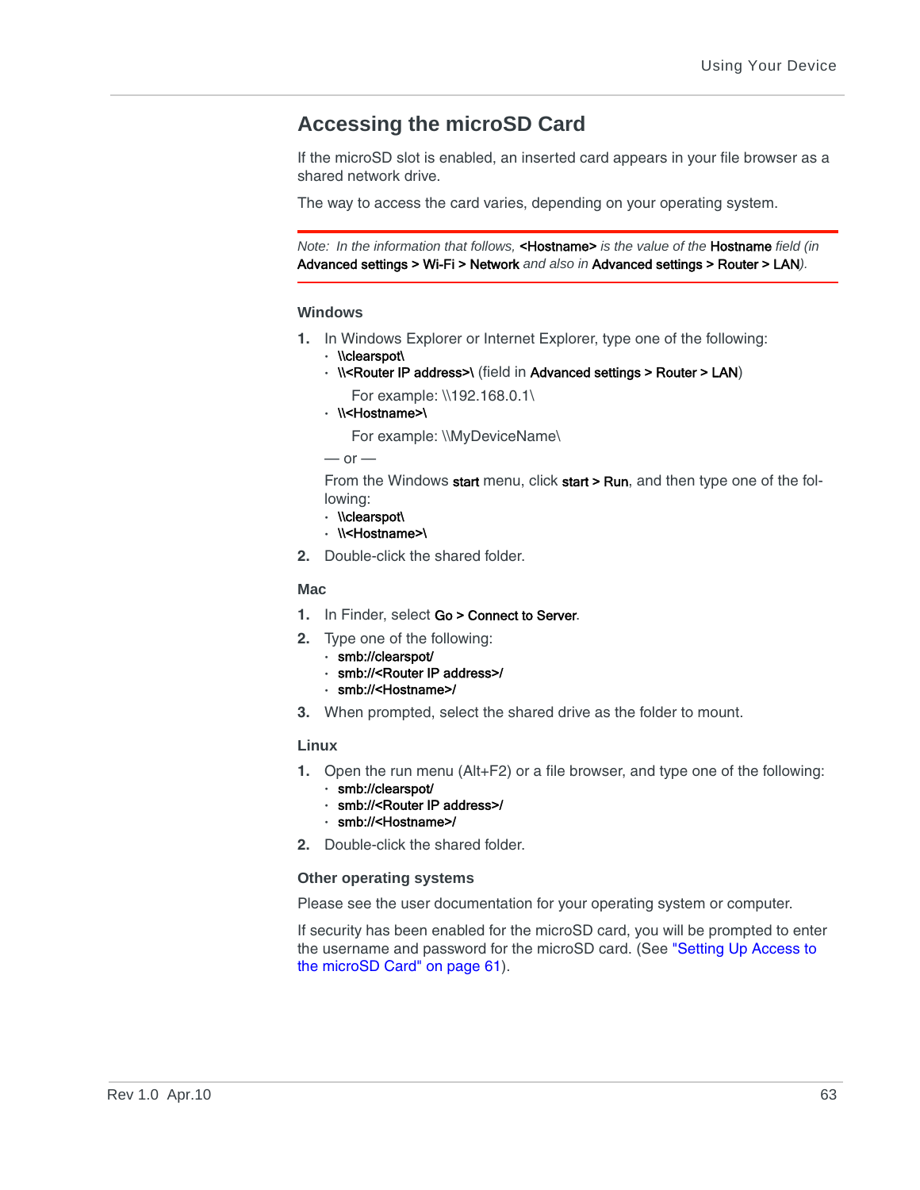## Accessing the microSD Card

If the microSD slot is enabled, an inserted card appears in your file browser as a shared network drive.

The way to access the card varies, depending on your operating system.

---

*Note: In the information that follows,* **<Hostname>** *is the value of the* **Hostname** *field (in* **Advanced settings > Wi-Fi > Network** *and also in* **Advanced settings > Router > LAN***).*

---

### Windows

1. In Windows Explorer or Internet Explorer, type one of the following:
   - **\\clearspot\**
   - **\\<Router IP address>\** (field in **Advanced settings > Router > LAN**)

     For example: \\192.168.0.1\
   - **\\<Hostname>\**

     For example: \\MyDeviceName\

   — or —

   From the Windows **start** menu, click **start > Run**, and then type one of the following:
   - **\\clearspot\**
   - **\\<Hostname>\**
2. Double-click the shared folder.

### Mac

1. In Finder, select **Go > Connect to Server**.
2. Type one of the following:
   - **smb://clearspot/**
   - **smb://<Router IP address>/**
   - **smb://<Hostname>/**
3. When prompted, select the shared drive as the folder to mount.

### Linux

1. Open the run menu (Alt+F2) or a file browser, and type one of the following:
   - **smb://clearspot/**
   - **smb://<Router IP address>/**
   - **smb://<Hostname>/**
2. Double-click the shared folder.

### Other operating systems

Please see the user documentation for your operating system or computer.

If security has been enabled for the microSD card, you will be prompted to enter the username and password for the microSD card. (See "Setting Up Access to the microSD Card" on page 61).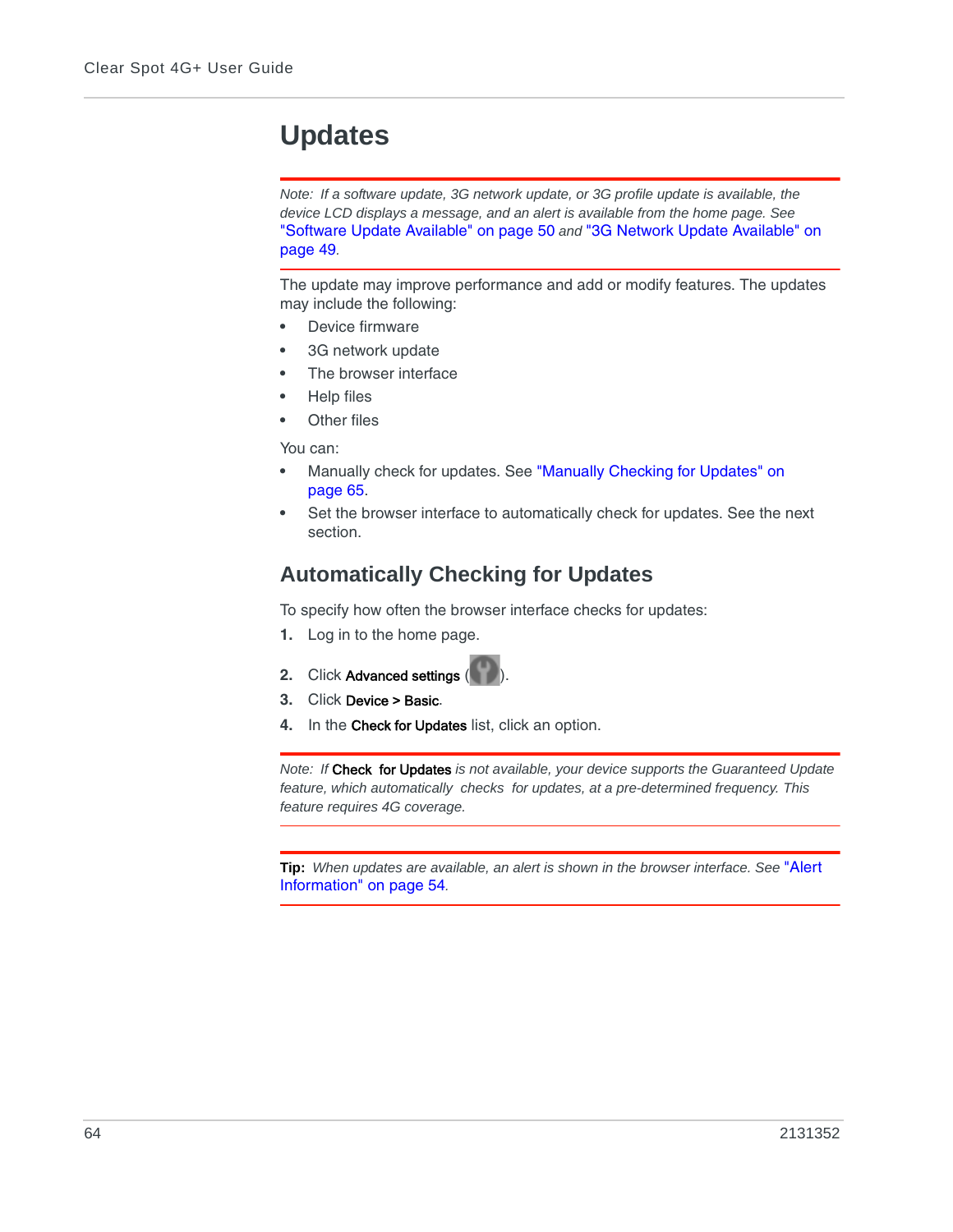# Updates

*Note: If a software update, 3G network update, or 3G profile update is available, the device LCD displays a message, and an alert is available from the home page. See "Software Update Available" on page 50 and "3G Network Update Available" on page 49.*

The update may improve performance and add or modify features. The updates may include the following:

- Device firmware
- 3G network update
- The browser interface
- Help files
- Other files

You can:

- Manually check for updates. See "Manually Checking for Updates" on page 65.
- Set the browser interface to automatically check for updates. See the next section.

## Automatically Checking for Updates

To specify how often the browser interface checks for updates:

1. Log in to the home page.
2. Click **Advanced settings** ( ).
3. Click **Device > Basic**.
4. In the **Check for Updates** list, click an option.

*Note: If* **Check for Updates** *is not available, your device supports the Guaranteed Update feature, which automatically checks for updates, at a pre-determined frequency. This feature requires 4G coverage.*

**Tip:** *When updates are available, an alert is shown in the browser interface. See "Alert Information" on page 54.*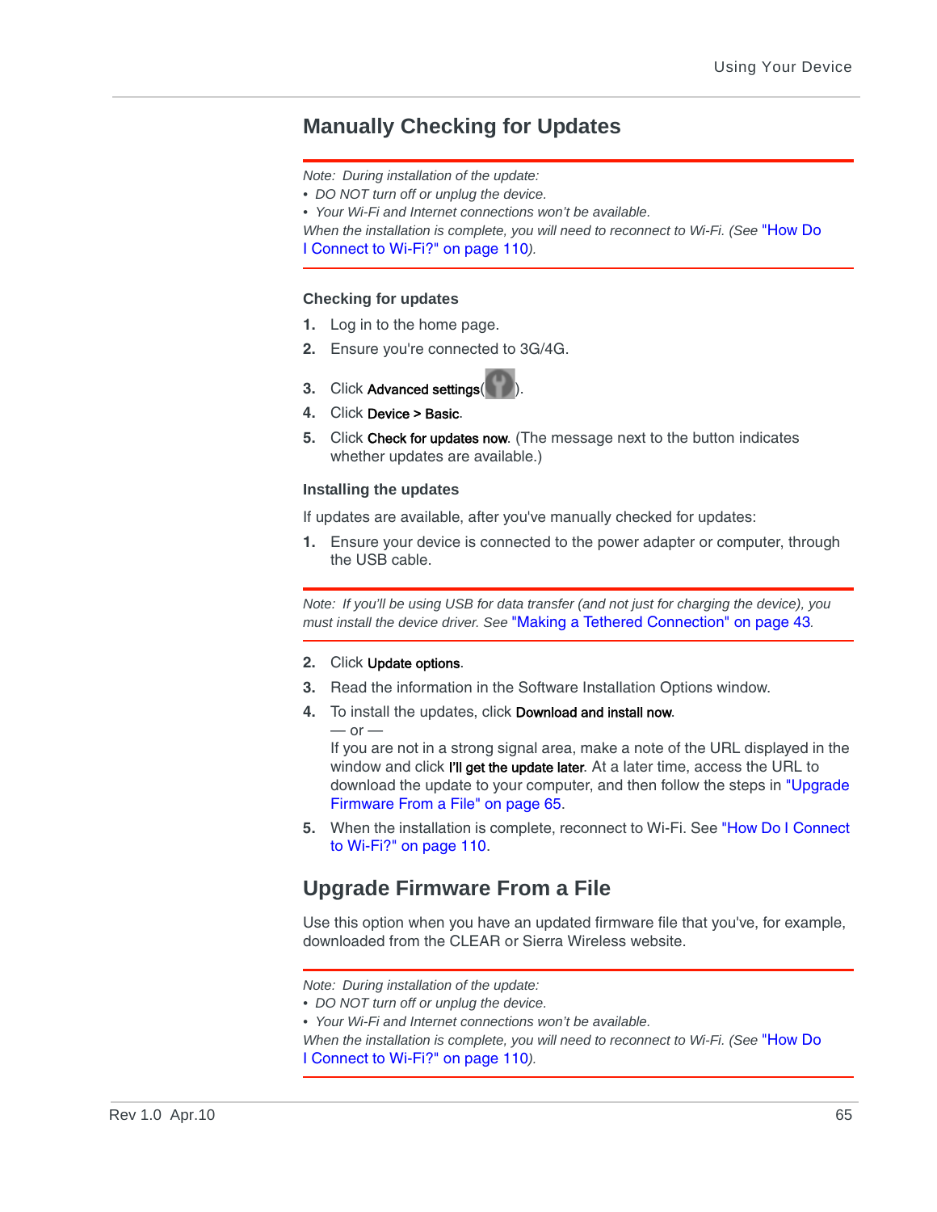## Manually Checking for Updates

*Note: During installation of the update:*

- *DO NOT turn off or unplug the device.*
- *Your Wi-Fi and Internet connections won't be available.*

*When the installation is complete, you will need to reconnect to Wi-Fi. (See "How Do I Connect to Wi-Fi?" on page 110).*

### Checking for updates

1. Log in to the home page.
2. Ensure you're connected to 3G/4G.
3. Click **Advanced settings**( ).
4. Click **Device > Basic**.
5. Click **Check for updates now**. (The message next to the button indicates whether updates are available.)

### Installing the updates

If updates are available, after you've manually checked for updates:

1. Ensure your device is connected to the power adapter or computer, through the USB cable.

*Note: If you'll be using USB for data transfer (and not just for charging the device), you must install the device driver. See "Making a Tethered Connection" on page 43.*

2. Click **Update options**.
3. Read the information in the Software Installation Options window.
4. To install the updates, click **Download and install now**.
   — or —
   If you are not in a strong signal area, make a note of the URL displayed in the window and click **I'll get the update later**. At a later time, access the URL to download the update to your computer, and then follow the steps in "Upgrade Firmware From a File" on page 65.
5. When the installation is complete, reconnect to Wi-Fi. See "How Do I Connect to Wi-Fi?" on page 110.

## Upgrade Firmware From a File

Use this option when you have an updated firmware file that you've, for example, downloaded from the CLEAR or Sierra Wireless website.

*Note: During installation of the update:*

- *DO NOT turn off or unplug the device.*
- *Your Wi-Fi and Internet connections won't be available.*

*When the installation is complete, you will need to reconnect to Wi-Fi. (See "How Do I Connect to Wi-Fi?" on page 110).*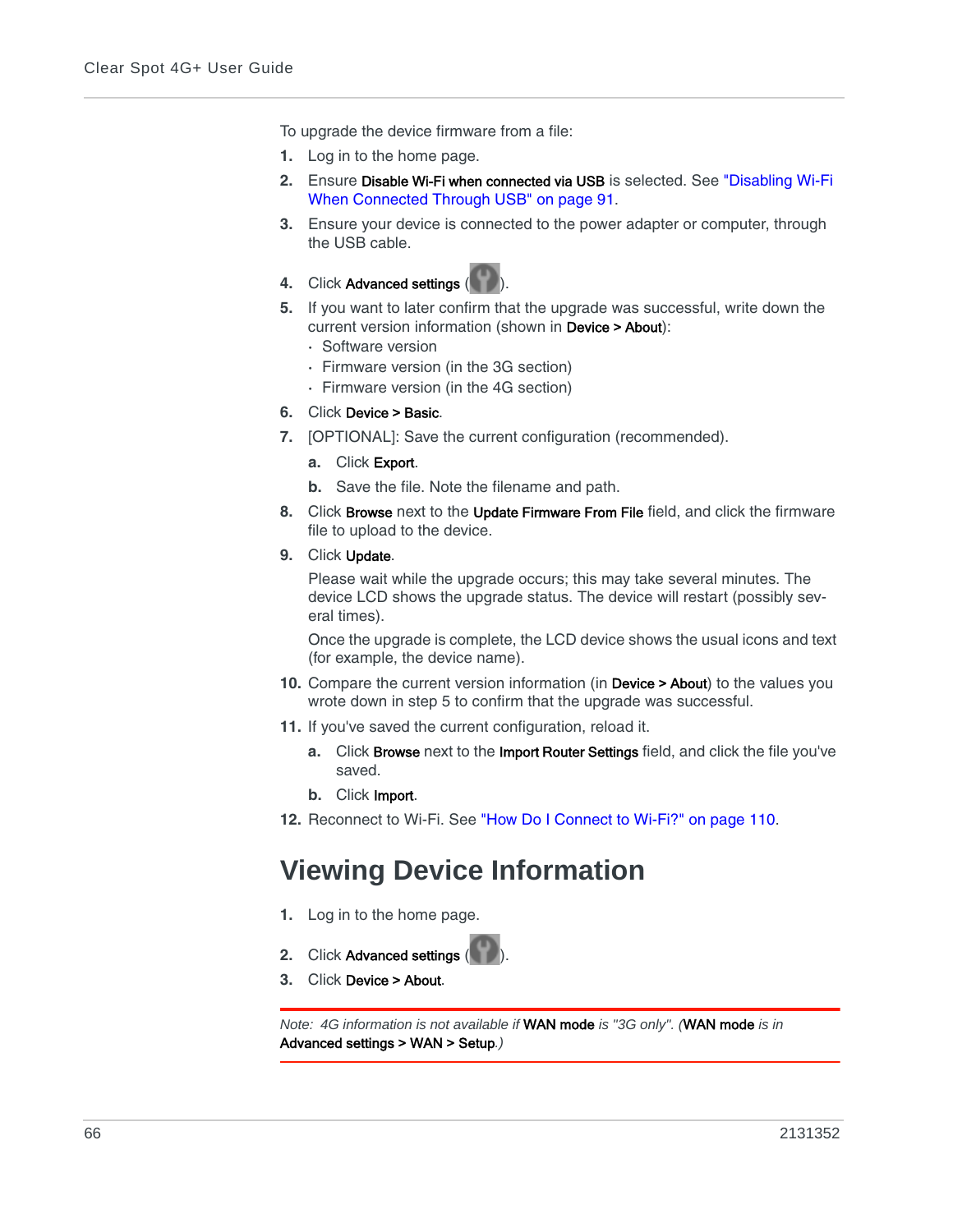To upgrade the device firmware from a file:

1. Log in to the home page.
2. Ensure **Disable Wi-Fi when connected via USB** is selected. See "Disabling Wi-Fi When Connected Through USB" on page 91.
3. Ensure your device is connected to the power adapter or computer, through the USB cable.
4. Click **Advanced settings** ( ).
5. If you want to later confirm that the upgrade was successful, write down the current version information (shown in **Device > About**):
   - Software version
   - Firmware version (in the 3G section)
   - Firmware version (in the 4G section)
6. Click **Device > Basic**.
7. [OPTIONAL]: Save the current configuration (recommended).
   a. Click **Export**.
   b. Save the file. Note the filename and path.
8. Click **Browse** next to the **Update Firmware From File** field, and click the firmware file to upload to the device.
9. Click **Update**.

   Please wait while the upgrade occurs; this may take several minutes. The device LCD shows the upgrade status. The device will restart (possibly several times).

   Once the upgrade is complete, the LCD device shows the usual icons and text (for example, the device name).
10. Compare the current version information (in **Device > About**) to the values you wrote down in step 5 to confirm that the upgrade was successful.
11. If you've saved the current configuration, reload it.
    a. Click **Browse** next to the **Import Router Settings** field, and click the file you've saved.
    b. Click **Import**.
12. Reconnect to Wi-Fi. See "How Do I Connect to Wi-Fi?" on page 110.

# Viewing Device Information

1. Log in to the home page.
2. Click **Advanced settings** ( ).
3. Click **Device > About**.

*Note: 4G information is not available if* **WAN mode** *is "3G only". (***WAN mode** *is in* **Advanced settings > WAN > Setup***.)*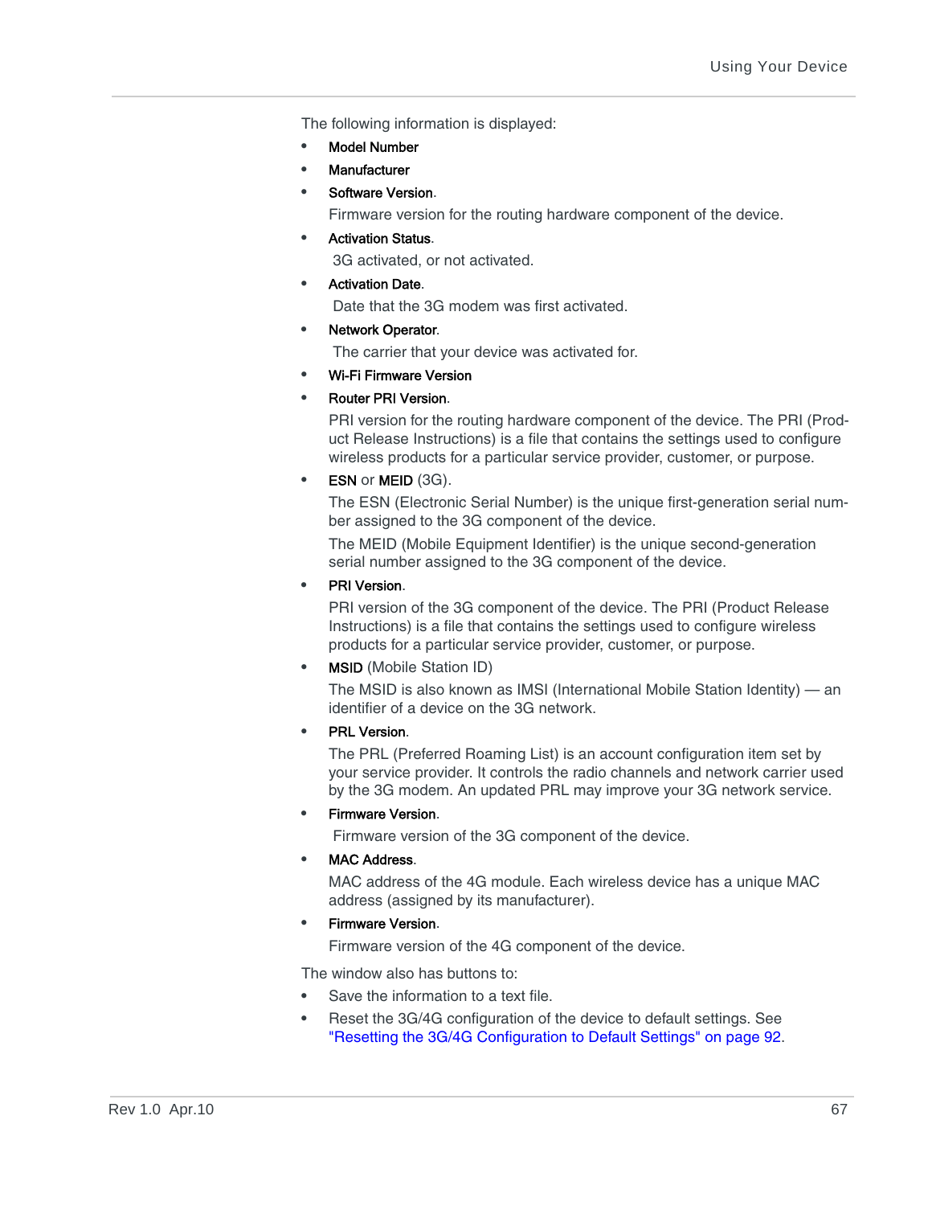The following information is displayed:

- **Model Number**
- **Manufacturer**
- **Software Version**.

  Firmware version for the routing hardware component of the device.
- **Activation Status**.

  3G activated, or not activated.
- **Activation Date**.

  Date that the 3G modem was first activated.
- **Network Operator**.

  The carrier that your device was activated for.
- **Wi-Fi Firmware Version**
- **Router PRI Version**.

  PRI version for the routing hardware component of the device. The PRI (Product Release Instructions) is a file that contains the settings used to configure wireless products for a particular service provider, customer, or purpose.
- **ESN** or **MEID** (3G).

  The ESN (Electronic Serial Number) is the unique first-generation serial number assigned to the 3G component of the device.

  The MEID (Mobile Equipment Identifier) is the unique second-generation serial number assigned to the 3G component of the device.
- **PRI Version**.

  PRI version of the 3G component of the device. The PRI (Product Release Instructions) is a file that contains the settings used to configure wireless products for a particular service provider, customer, or purpose.
- **MSID** (Mobile Station ID)

  The MSID is also known as IMSI (International Mobile Station Identity) — an identifier of a device on the 3G network.
- **PRL Version**.

  The PRL (Preferred Roaming List) is an account configuration item set by your service provider. It controls the radio channels and network carrier used by the 3G modem. An updated PRL may improve your 3G network service.
- **Firmware Version**.

  Firmware version of the 3G component of the device.
- **MAC Address**.

  MAC address of the 4G module. Each wireless device has a unique MAC address (assigned by its manufacturer).
- **Firmware Version**.

  Firmware version of the 4G component of the device.

The window also has buttons to:

- Save the information to a text file.
- Reset the 3G/4G configuration of the device to default settings. See "Resetting the 3G/4G Configuration to Default Settings" on page 92.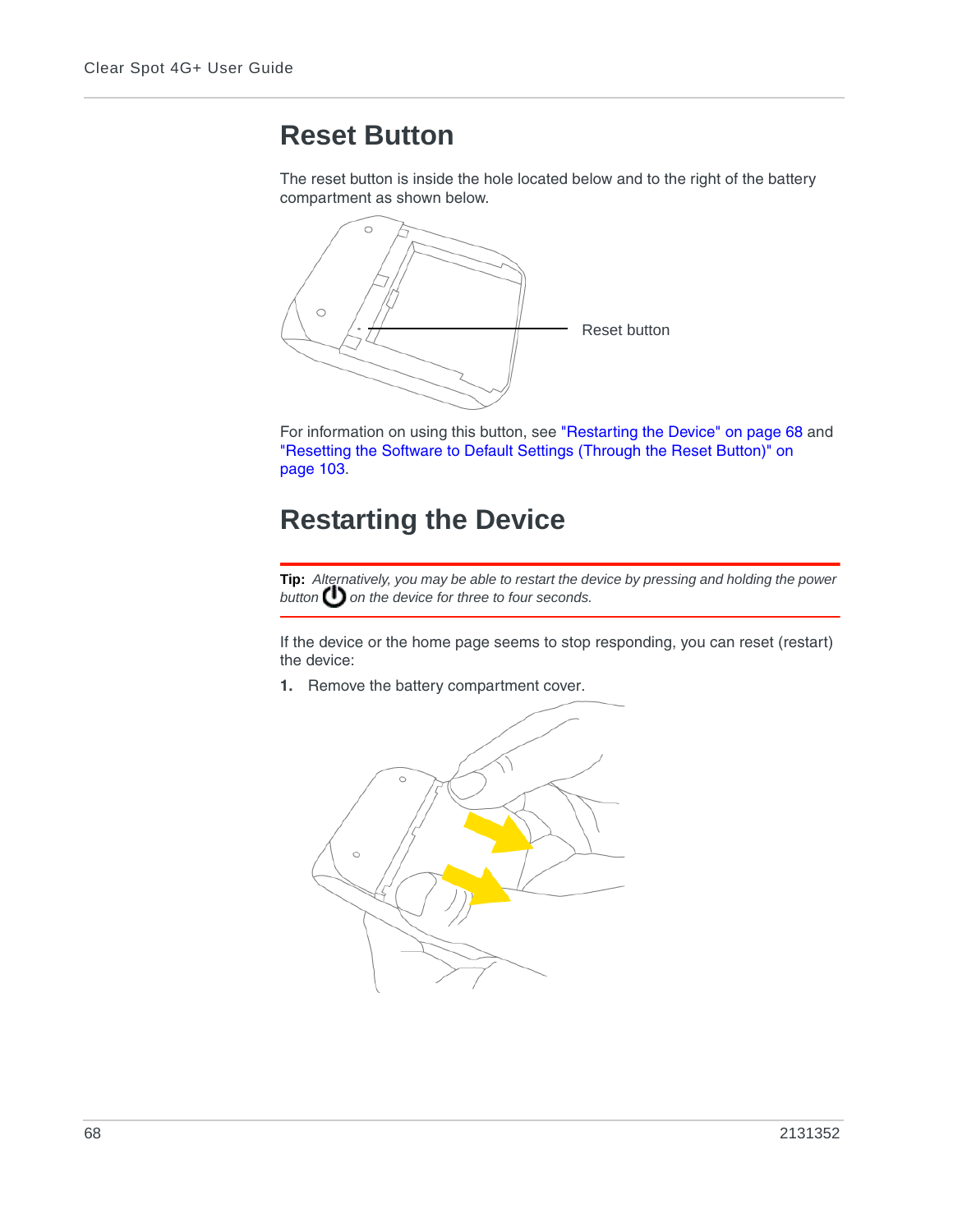# Reset Button

The reset button is inside the hole located below and to the right of the battery compartment as shown below.

Reset button

For information on using this button, see "Restarting the Device" on page 68 and "Resetting the Software to Default Settings (Through the Reset Button)" on page 103.

# Restarting the Device

**Tip:** *Alternatively, you may be able to restart the device by pressing and holding the power button ⏻ on the device for three to four seconds.*

If the device or the home page seems to stop responding, you can reset (restart) the device:

1. Remove the battery compartment cover.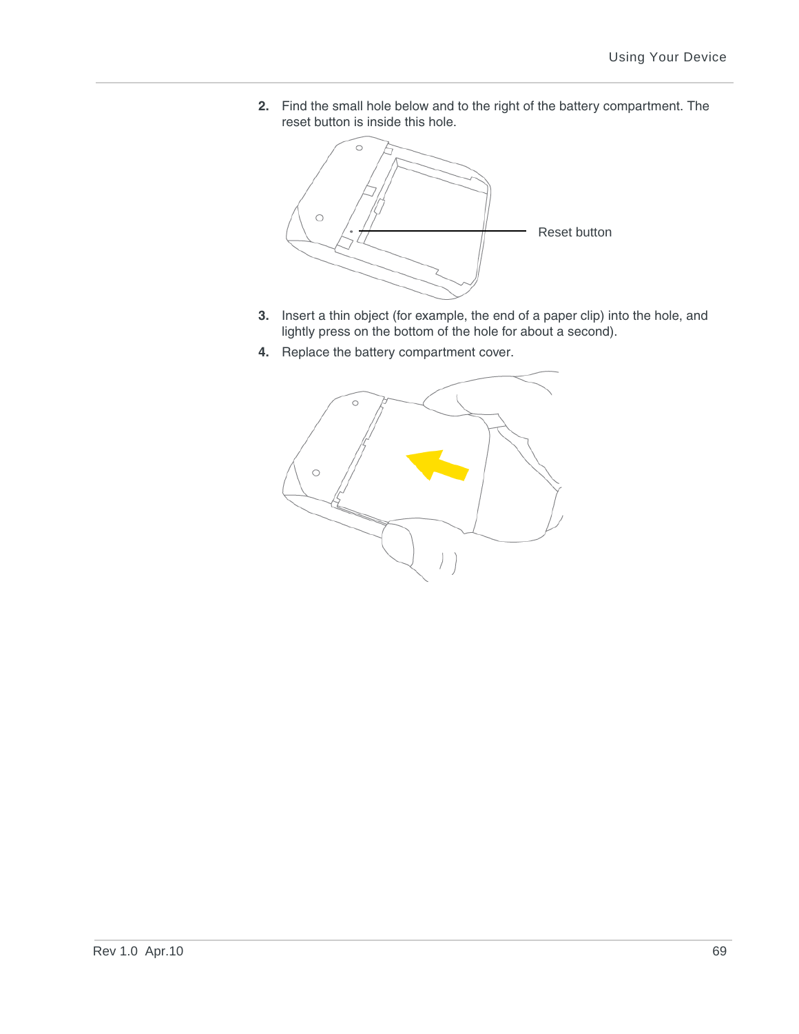2. Find the small hole below and to the right of the battery compartment. The reset button is inside this hole.

Reset button

3. Insert a thin object (for example, the end of a paper clip) into the hole, and lightly press on the bottom of the hole for about a second).
4. Replace the battery compartment cover.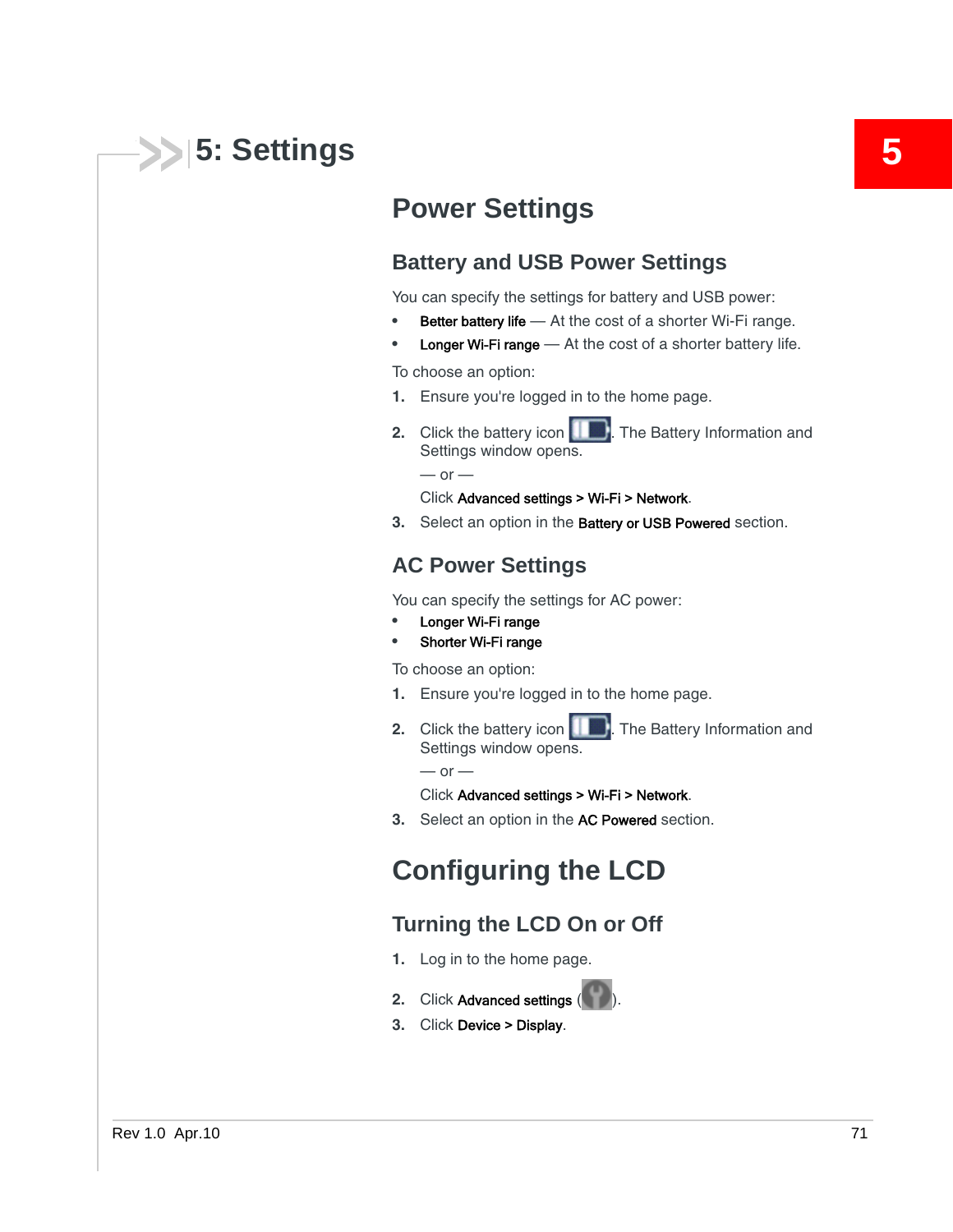# 5: Settings

## Power Settings

### Battery and USB Power Settings

You can specify the settings for battery and USB power:

- **Better battery life** — At the cost of a shorter Wi-Fi range.
- **Longer Wi-Fi range** — At the cost of a shorter battery life.

To choose an option:

1. Ensure you're logged in to the home page.
2. Click the battery icon. The Battery Information and Settings window opens.

   — or —

   Click **Advanced settings** > **Wi-Fi** > **Network**.
3. Select an option in the **Battery or USB Powered** section.

### AC Power Settings

You can specify the settings for AC power:

- **Longer Wi-Fi range**
- **Shorter Wi-Fi range**

To choose an option:

1. Ensure you're logged in to the home page.
2. Click the battery icon. The Battery Information and Settings window opens.

   — or —

   Click **Advanced settings** > **Wi-Fi** > **Network**.
3. Select an option in the **AC Powered** section.

## Configuring the LCD

### Turning the LCD On or Off

1. Log in to the home page.
2. Click **Advanced settings** ( ).
3. Click **Device** > **Display**.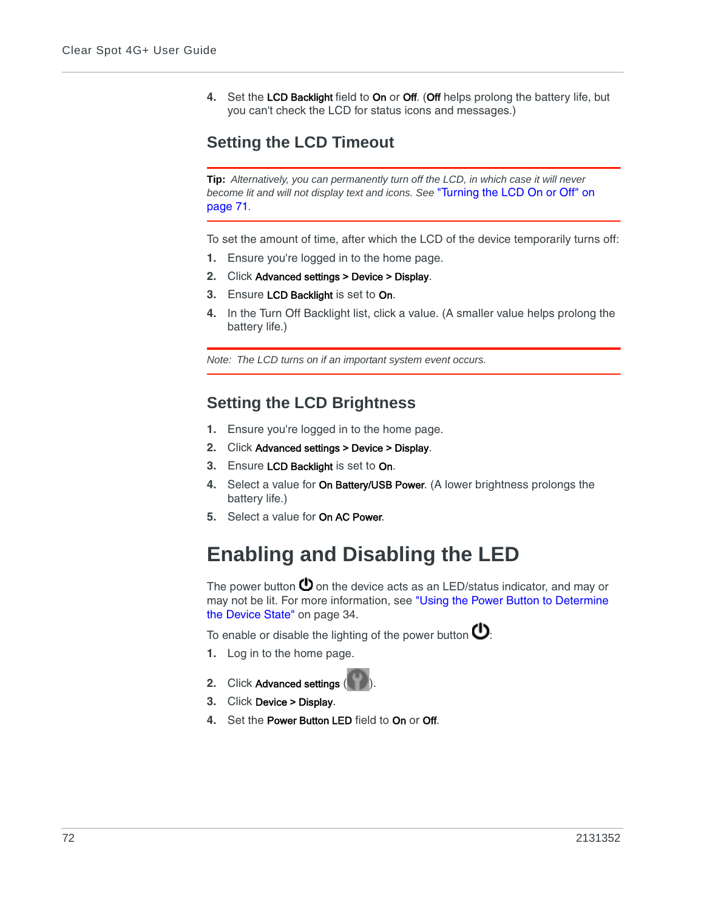4. Set the **LCD Backlight** field to **On** or **Off**. (**Off** helps prolong the battery life, but you can't check the LCD for status icons and messages.)

## Setting the LCD Timeout

**Tip:** *Alternatively, you can permanently turn off the LCD, in which case it will never become lit and will not display text and icons. See "Turning the LCD On or Off" on page 71.*

To set the amount of time, after which the LCD of the device temporarily turns off:

1. Ensure you're logged in to the home page.
2. Click **Advanced settings > Device > Display**.
3. Ensure **LCD Backlight** is set to **On**.
4. In the Turn Off Backlight list, click a value. (A smaller value helps prolong the battery life.)

*Note: The LCD turns on if an important system event occurs.*

## Setting the LCD Brightness

1. Ensure you're logged in to the home page.
2. Click **Advanced settings > Device > Display**.
3. Ensure **LCD Backlight** is set to **On**.
4. Select a value for **On Battery/USB Power**. (A lower brightness prolongs the battery life.)
5. Select a value for **On AC Power**.

# Enabling and Disabling the LED

The power button ⏻ on the device acts as an LED/status indicator, and may or may not be lit. For more information, see "Using the Power Button to Determine the Device State" on page 34.

To enable or disable the lighting of the power button ⏻:

1. Log in to the home page.
2. Click **Advanced settings** ( ).
3. Click **Device > Display**.
4. Set the **Power Button LED** field to **On** or **Off**.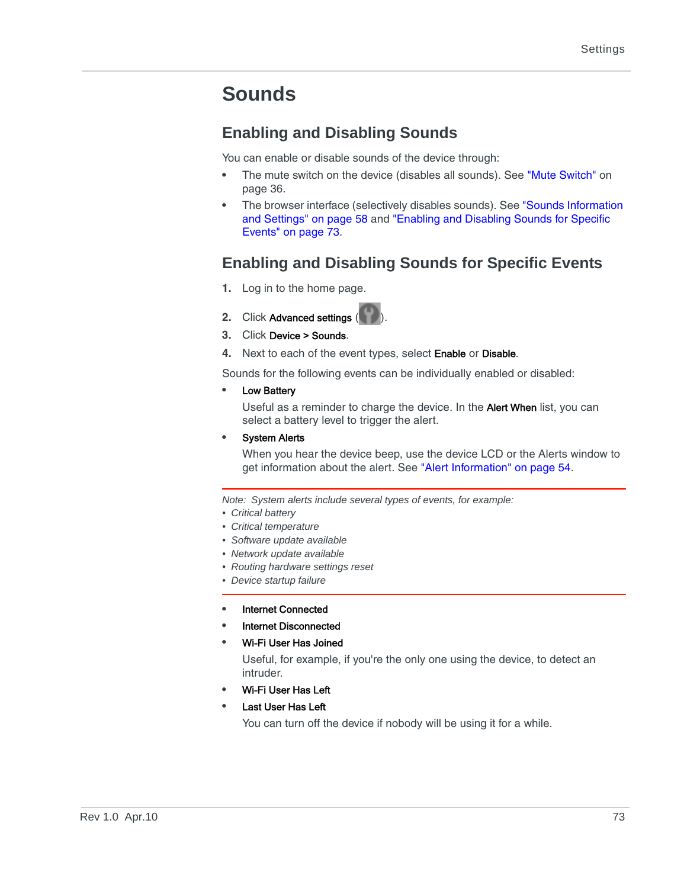# Sounds

## Enabling and Disabling Sounds

You can enable or disable sounds of the device through:

- The mute switch on the device (disables all sounds). See "Mute Switch" on page 36.
- The browser interface (selectively disables sounds). See "Sounds Information and Settings" on page 58 and "Enabling and Disabling Sounds for Specific Events" on page 73.

## Enabling and Disabling Sounds for Specific Events

1. Log in to the home page.
2. Click **Advanced settings** ( ).
3. Click **Device > Sounds**.
4. Next to each of the event types, select **Enable** or **Disable**.

Sounds for the following events can be individually enabled or disabled:

- **Low Battery**

  Useful as a reminder to charge the device. In the **Alert When** list, you can select a battery level to trigger the alert.

- **System Alerts**

  When you hear the device beep, use the device LCD or the Alerts window to get information about the alert. See "Alert Information" on page 54.

*Note: System alerts include several types of events, for example:*

- *Critical battery*
- *Critical temperature*
- *Software update available*
- *Network update available*
- *Routing hardware settings reset*
- *Device startup failure*

- **Internet Connected**
- **Internet Disconnected**
- **Wi-Fi User Has Joined**

  Useful, for example, if you're the only one using the device, to detect an intruder.

- **Wi-Fi User Has Left**
- **Last User Has Left**

  You can turn off the device if nobody will be using it for a while.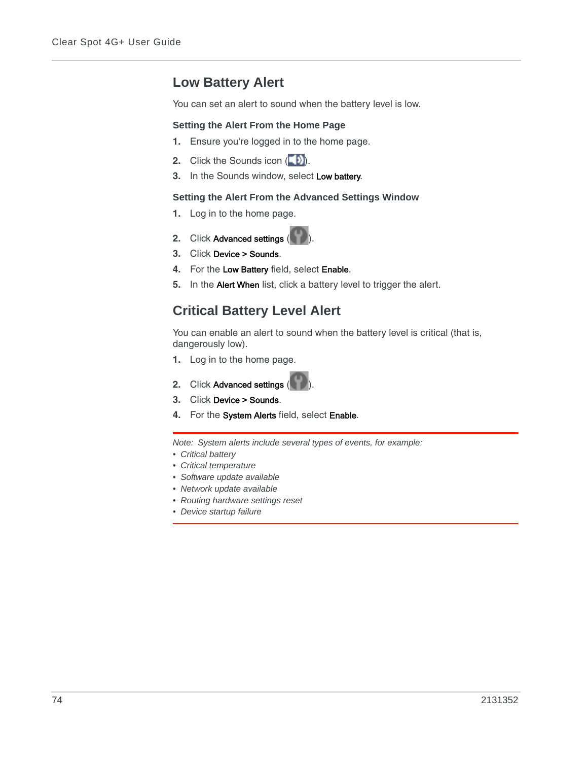## Low Battery Alert

You can set an alert to sound when the battery level is low.

### Setting the Alert From the Home Page

1. Ensure you're logged in to the home page.
2. Click the Sounds icon ( ).
3. In the Sounds window, select **Low battery**.

### Setting the Alert From the Advanced Settings Window

1. Log in to the home page.
2. Click **Advanced settings** ( ).
3. Click **Device > Sounds**.
4. For the **Low Battery** field, select **Enable**.
5. In the **Alert When** list, click a battery level to trigger the alert.

## Critical Battery Level Alert

You can enable an alert to sound when the battery level is critical (that is, dangerously low).

1. Log in to the home page.
2. Click **Advanced settings** ( ).
3. Click **Device > Sounds**.
4. For the **System Alerts** field, select **Enable**.

*Note: System alerts include several types of events, for example:*

- *Critical battery*
- *Critical temperature*
- *Software update available*
- *Network update available*
- *Routing hardware settings reset*
- *Device startup failure*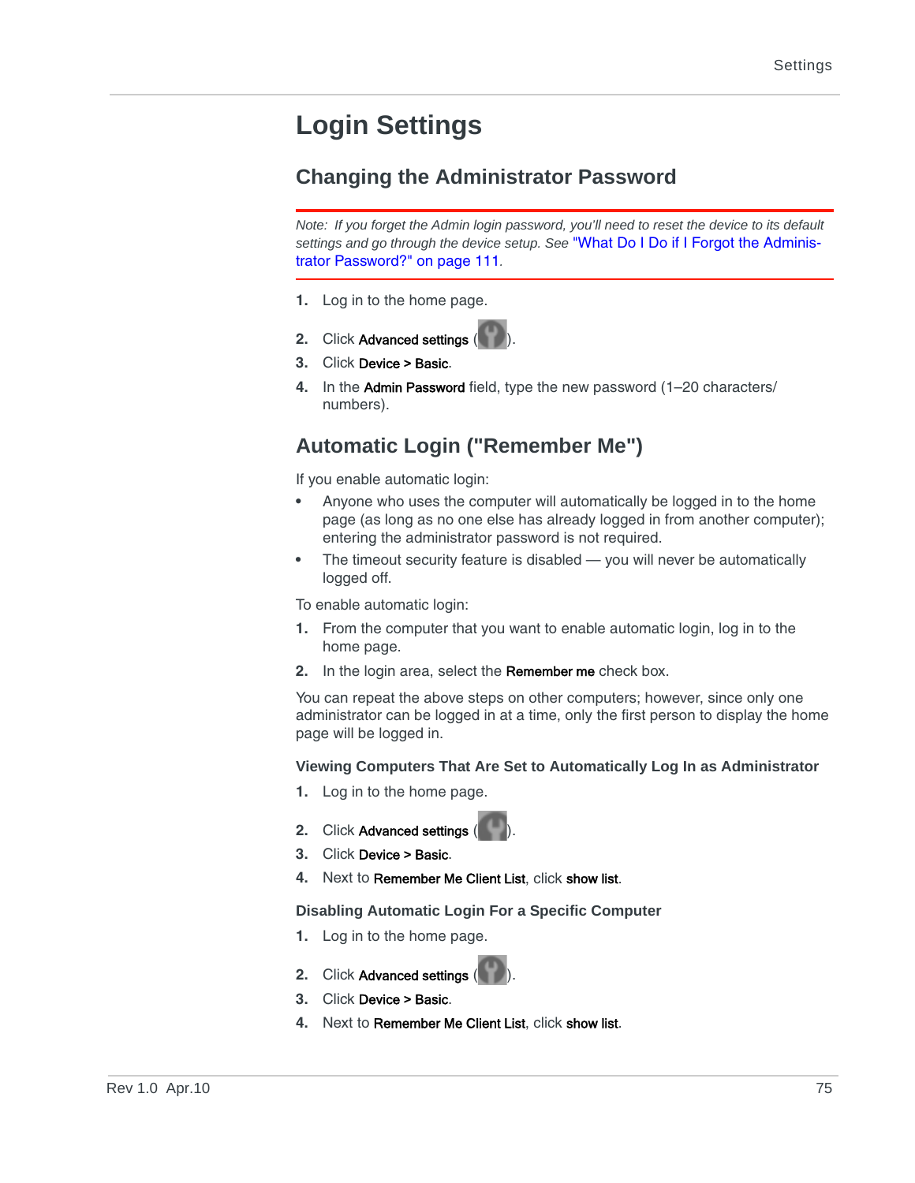# Login Settings

## Changing the Administrator Password

*Note: If you forget the Admin login password, you'll need to reset the device to its default settings and go through the device setup. See* "What Do I Do if I Forgot the Administrator Password?" on page 111.

1. Log in to the home page.
2. Click **Advanced settings** ( ).
3. Click **Device** > **Basic**.
4. In the **Admin Password** field, type the new password (1–20 characters/ numbers).

## Automatic Login ("Remember Me")

If you enable automatic login:

- Anyone who uses the computer will automatically be logged in to the home page (as long as no one else has already logged in from another computer); entering the administrator password is not required.
- The timeout security feature is disabled — you will never be automatically logged off.

To enable automatic login:

1. From the computer that you want to enable automatic login, log in to the home page.
2. In the login area, select the **Remember me** check box.

You can repeat the above steps on other computers; however, since only one administrator can be logged in at a time, only the first person to display the home page will be logged in.

### Viewing Computers That Are Set to Automatically Log In as Administrator

1. Log in to the home page.
2. Click **Advanced settings** ( ).
3. Click **Device** > **Basic**.
4. Next to **Remember Me Client List**, click **show list**.

### Disabling Automatic Login For a Specific Computer

1. Log in to the home page.
2. Click **Advanced settings** ( ).
3. Click **Device** > **Basic**.
4. Next to **Remember Me Client List**, click **show list**.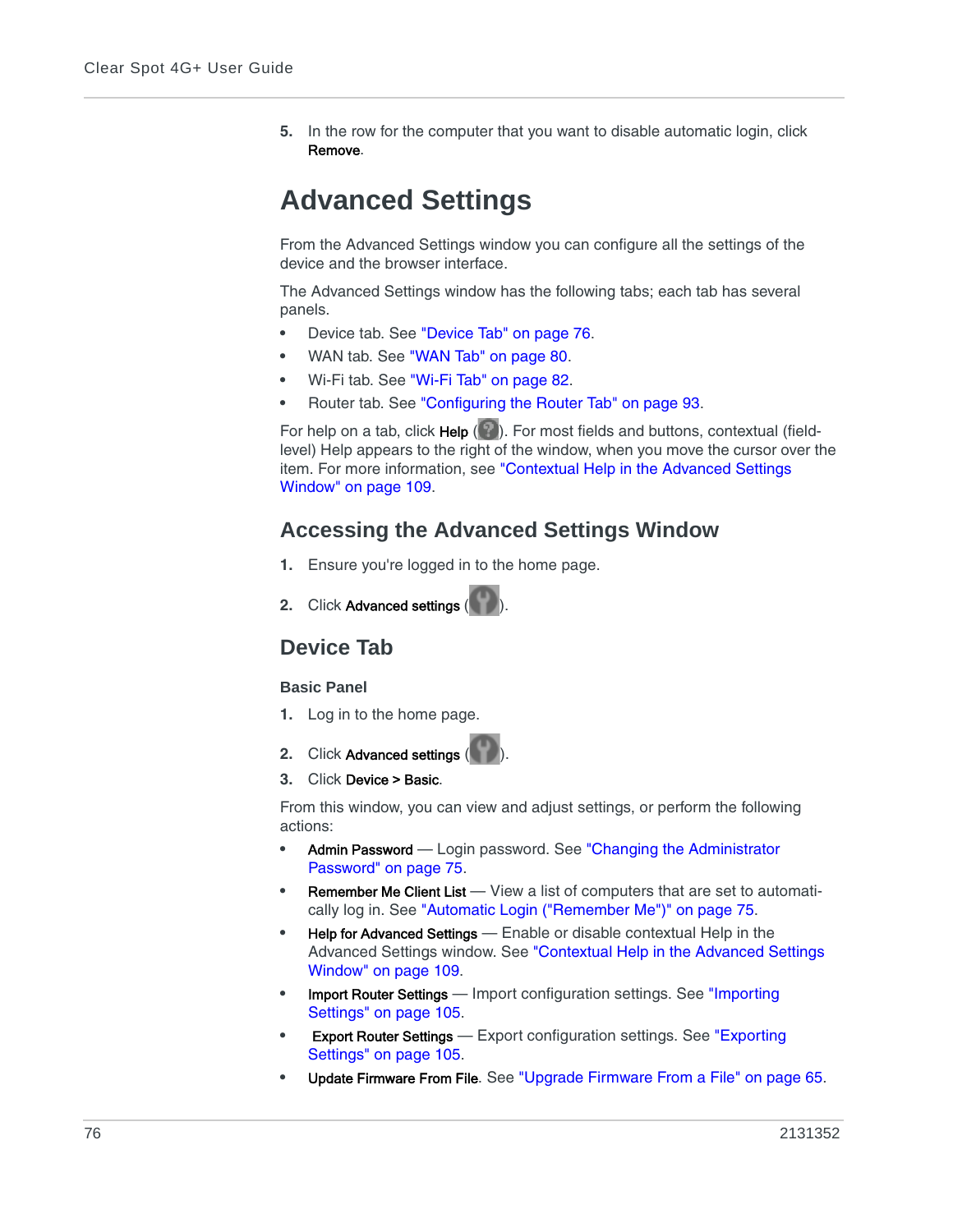5. In the row for the computer that you want to disable automatic login, click **Remove**.

# Advanced Settings

From the Advanced Settings window you can configure all the settings of the device and the browser interface.

The Advanced Settings window has the following tabs; each tab has several panels.

- Device tab. See "Device Tab" on page 76.
- WAN tab. See "WAN Tab" on page 80.
- Wi-Fi tab. See "Wi-Fi Tab" on page 82.
- Router tab. See "Configuring the Router Tab" on page 93.

For help on a tab, click **Help** ( ). For most fields and buttons, contextual (field-level) Help appears to the right of the window, when you move the cursor over the item. For more information, see "Contextual Help in the Advanced Settings Window" on page 109.

## Accessing the Advanced Settings Window

1. Ensure you're logged in to the home page.
2. Click **Advanced settings** ( ).

## Device Tab

### Basic Panel

1. Log in to the home page.
2. Click **Advanced settings** ( ).
3. Click **Device > Basic**.

From this window, you can view and adjust settings, or perform the following actions:

- **Admin Password** — Login password. See "Changing the Administrator Password" on page 75.
- **Remember Me Client List** — View a list of computers that are set to automatically log in. See "Automatic Login ("Remember Me")" on page 75.
- **Help for Advanced Settings** — Enable or disable contextual Help in the Advanced Settings window. See "Contextual Help in the Advanced Settings Window" on page 109.
- **Import Router Settings** — Import configuration settings. See "Importing Settings" on page 105.
- **Export Router Settings** — Export configuration settings. See "Exporting Settings" on page 105.
- **Update Firmware From File**. See "Upgrade Firmware From a File" on page 65.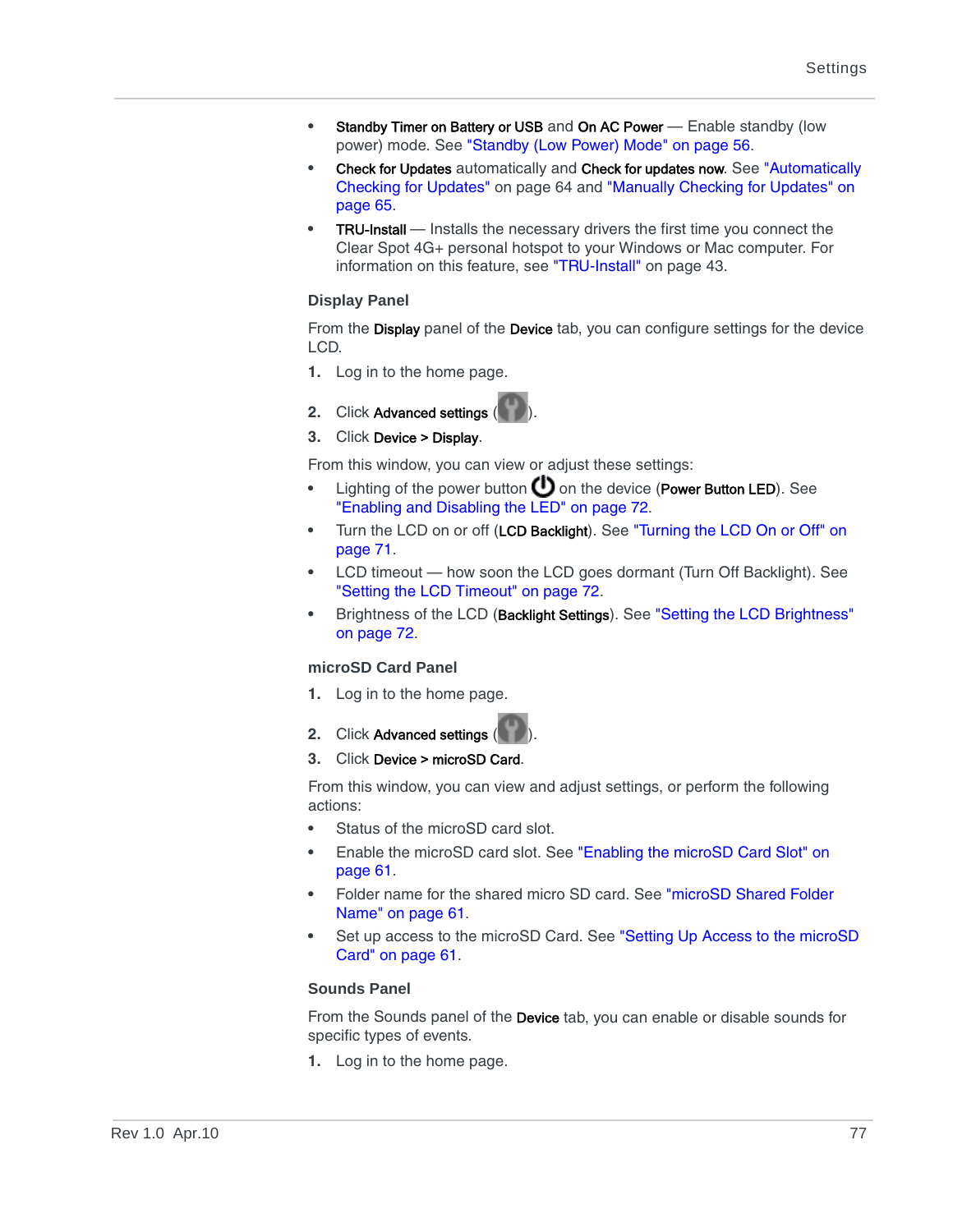- **Standby Timer on Battery or USB** and **On AC Power** — Enable standby (low power) mode. See "Standby (Low Power) Mode" on page 56.
- **Check for Updates** automatically and **Check for updates now**. See "Automatically Checking for Updates" on page 64 and "Manually Checking for Updates" on page 65.
- **TRU-Install** — Installs the necessary drivers the first time you connect the Clear Spot 4G+ personal hotspot to your Windows or Mac computer. For information on this feature, see "TRU-Install" on page 43.

### Display Panel

From the **Display** panel of the **Device** tab, you can configure settings for the device LCD.

1. Log in to the home page.
2. Click **Advanced settings** ( ).
3. Click **Device > Display**.

From this window, you can view or adjust these settings:

- Lighting of the power button on the device (**Power Button LED**). See "Enabling and Disabling the LED" on page 72.
- Turn the LCD on or off (**LCD Backlight**). See "Turning the LCD On or Off" on page 71.
- LCD timeout — how soon the LCD goes dormant (Turn Off Backlight). See "Setting the LCD Timeout" on page 72.
- Brightness of the LCD (**Backlight Settings**). See "Setting the LCD Brightness" on page 72.

### microSD Card Panel

1. Log in to the home page.
2. Click **Advanced settings** ( ).
3. Click **Device > microSD Card**.

From this window, you can view and adjust settings, or perform the following actions:

- Status of the microSD card slot.
- Enable the microSD card slot. See "Enabling the microSD Card Slot" on page 61.
- Folder name for the shared micro SD card. See "microSD Shared Folder Name" on page 61.
- Set up access to the microSD Card. See "Setting Up Access to the microSD Card" on page 61.

### Sounds Panel

From the Sounds panel of the **Device** tab, you can enable or disable sounds for specific types of events.

1. Log in to the home page.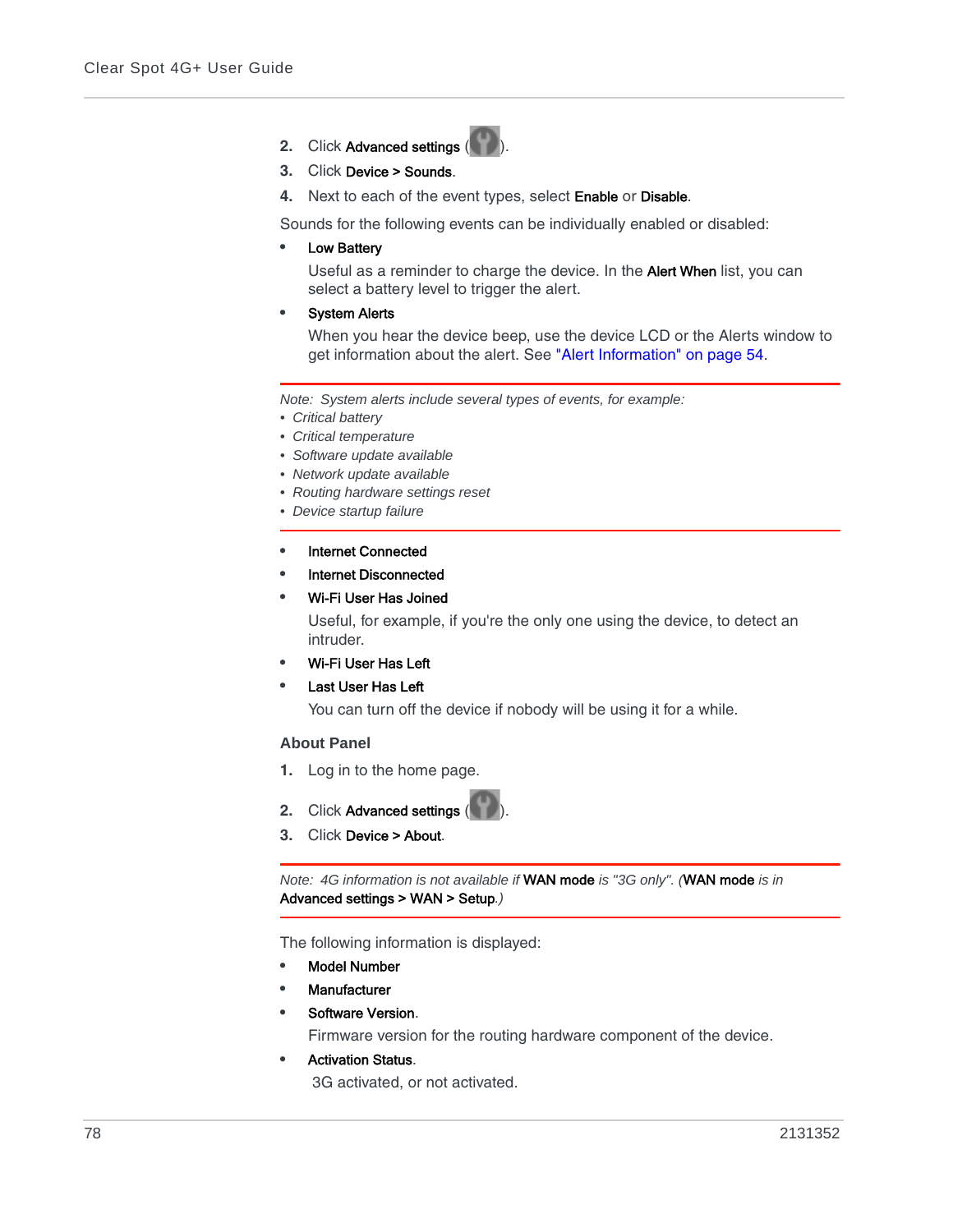2. Click **Advanced settings** ( ).
3. Click **Device > Sounds**.
4. Next to each of the event types, select **Enable** or **Disable**.

Sounds for the following events can be individually enabled or disabled:

- **Low Battery**

  Useful as a reminder to charge the device. In the **Alert When** list, you can select a battery level to trigger the alert.

- **System Alerts**

  When you hear the device beep, use the device LCD or the Alerts window to get information about the alert. See "Alert Information" on page 54.

---

*Note: System alerts include several types of events, for example:*
- *Critical battery*
- *Critical temperature*
- *Software update available*
- *Network update available*
- *Routing hardware settings reset*
- *Device startup failure*

---

- **Internet Connected**
- **Internet Disconnected**
- **Wi-Fi User Has Joined**

  Useful, for example, if you're the only one using the device, to detect an intruder.

- **Wi-Fi User Has Left**
- **Last User Has Left**

  You can turn off the device if nobody will be using it for a while.

### About Panel

1. Log in to the home page.
2. Click **Advanced settings** ( ).
3. Click **Device > About**.

---

*Note: 4G information is not available if* **WAN mode** *is "3G only". (***WAN mode** *is in* **Advanced settings > WAN > Setup***.)*

---

The following information is displayed:

- **Model Number**
- **Manufacturer**
- **Software Version**.

  Firmware version for the routing hardware component of the device.

- **Activation Status**.

  3G activated, or not activated.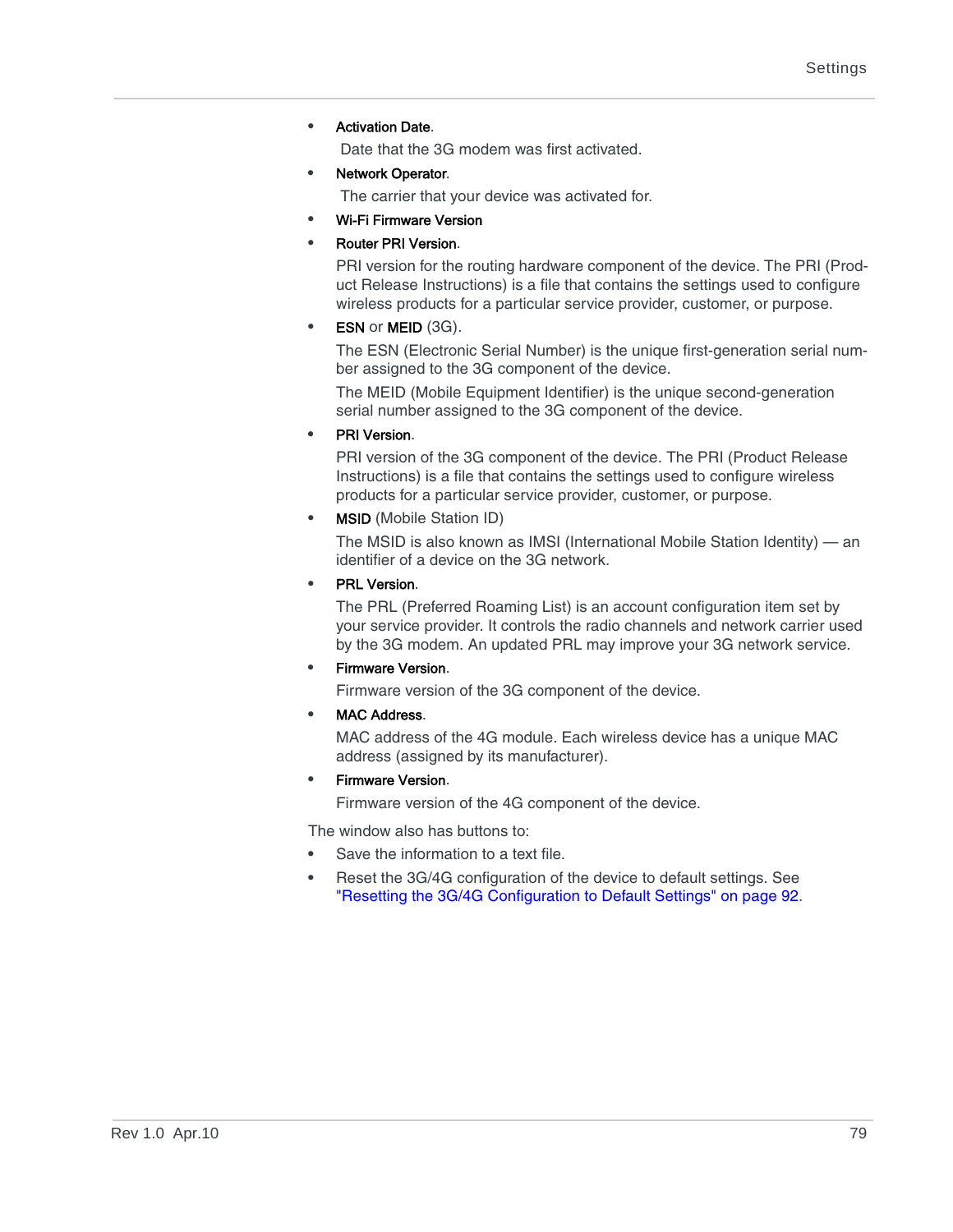- **Activation Date**.

  Date that the 3G modem was first activated.
- **Network Operator**.

  The carrier that your device was activated for.
- **Wi-Fi Firmware Version**
- **Router PRI Version**.

  PRI version for the routing hardware component of the device. The PRI (Product Release Instructions) is a file that contains the settings used to configure wireless products for a particular service provider, customer, or purpose.
- **ESN** or **MEID** (3G).

  The ESN (Electronic Serial Number) is the unique first-generation serial number assigned to the 3G component of the device.

  The MEID (Mobile Equipment Identifier) is the unique second-generation serial number assigned to the 3G component of the device.
- **PRI Version**.

  PRI version of the 3G component of the device. The PRI (Product Release Instructions) is a file that contains the settings used to configure wireless products for a particular service provider, customer, or purpose.
- **MSID** (Mobile Station ID)

  The MSID is also known as IMSI (International Mobile Station Identity) — an identifier of a device on the 3G network.
- **PRL Version**.

  The PRL (Preferred Roaming List) is an account configuration item set by your service provider. It controls the radio channels and network carrier used by the 3G modem. An updated PRL may improve your 3G network service.
- **Firmware Version**.

  Firmware version of the 3G component of the device.
- **MAC Address**.

  MAC address of the 4G module. Each wireless device has a unique MAC address (assigned by its manufacturer).
- **Firmware Version**.

  Firmware version of the 4G component of the device.

The window also has buttons to:

- Save the information to a text file.
- Reset the 3G/4G configuration of the device to default settings. See "Resetting the 3G/4G Configuration to Default Settings" on page 92.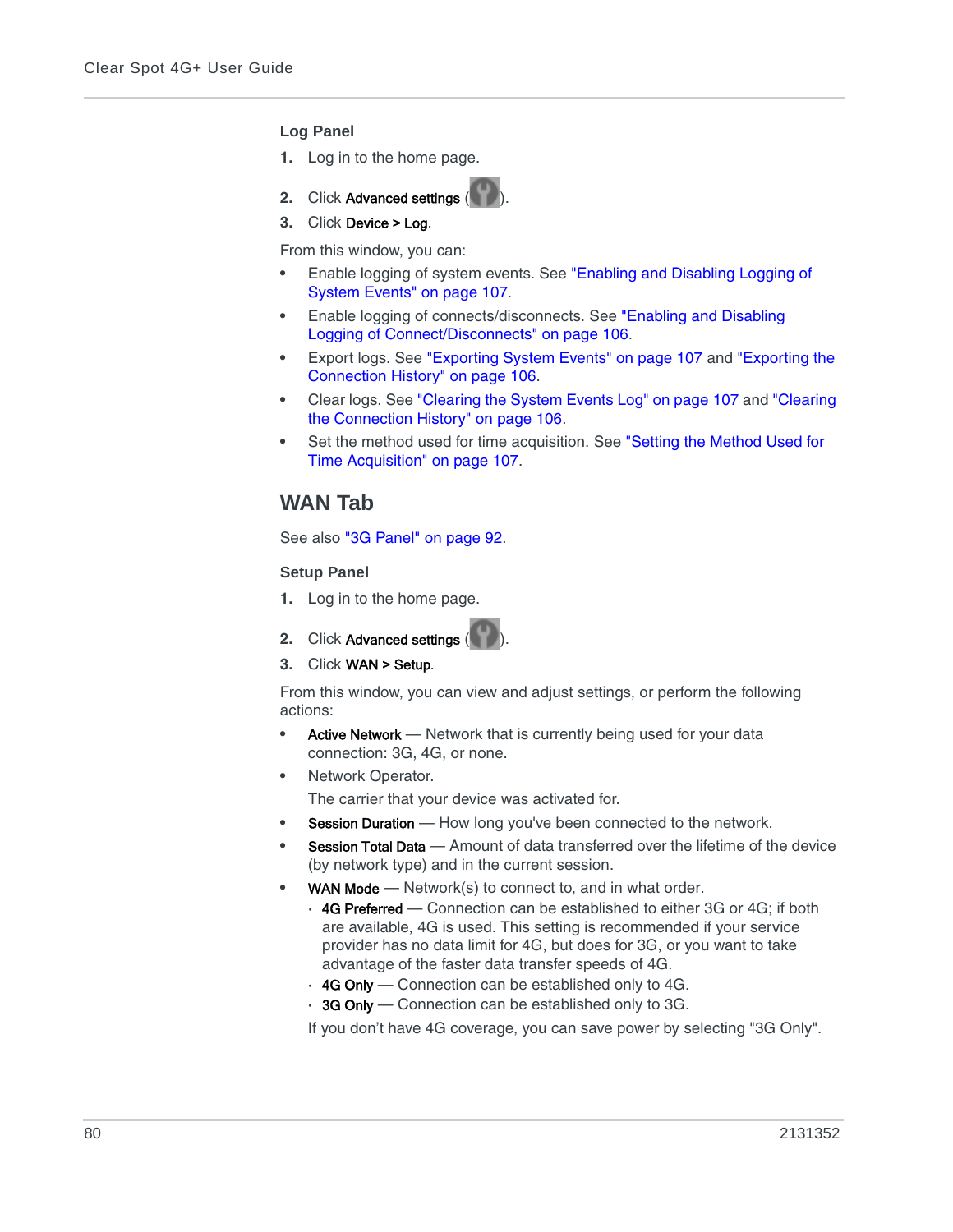### Log Panel

1. Log in to the home page.
2. Click **Advanced settings** ( ).
3. Click **Device > Log**.

From this window, you can:

- Enable logging of system events. See "Enabling and Disabling Logging of System Events" on page 107.
- Enable logging of connects/disconnects. See "Enabling and Disabling Logging of Connect/Disconnects" on page 106.
- Export logs. See "Exporting System Events" on page 107 and "Exporting the Connection History" on page 106.
- Clear logs. See "Clearing the System Events Log" on page 107 and "Clearing the Connection History" on page 106.
- Set the method used for time acquisition. See "Setting the Method Used for Time Acquisition" on page 107.

## WAN Tab

See also "3G Panel" on page 92.

### Setup Panel

1. Log in to the home page.
2. Click **Advanced settings** ( ).
3. Click **WAN > Setup**.

From this window, you can view and adjust settings, or perform the following actions:

- **Active Network** — Network that is currently being used for your data connection: 3G, 4G, or none.
- Network Operator.

  The carrier that your device was activated for.
- **Session Duration** — How long you've been connected to the network.
- **Session Total Data** — Amount of data transferred over the lifetime of the device (by network type) and in the current session.
- **WAN Mode** — Network(s) to connect to, and in what order.
  - **4G Preferred** — Connection can be established to either 3G or 4G; if both are available, 4G is used. This setting is recommended if your service provider has no data limit for 4G, but does for 3G, or you want to take advantage of the faster data transfer speeds of 4G.
  - **4G Only** — Connection can be established only to 4G.
  - **3G Only** — Connection can be established only to 3G.

  If you don't have 4G coverage, you can save power by selecting "3G Only".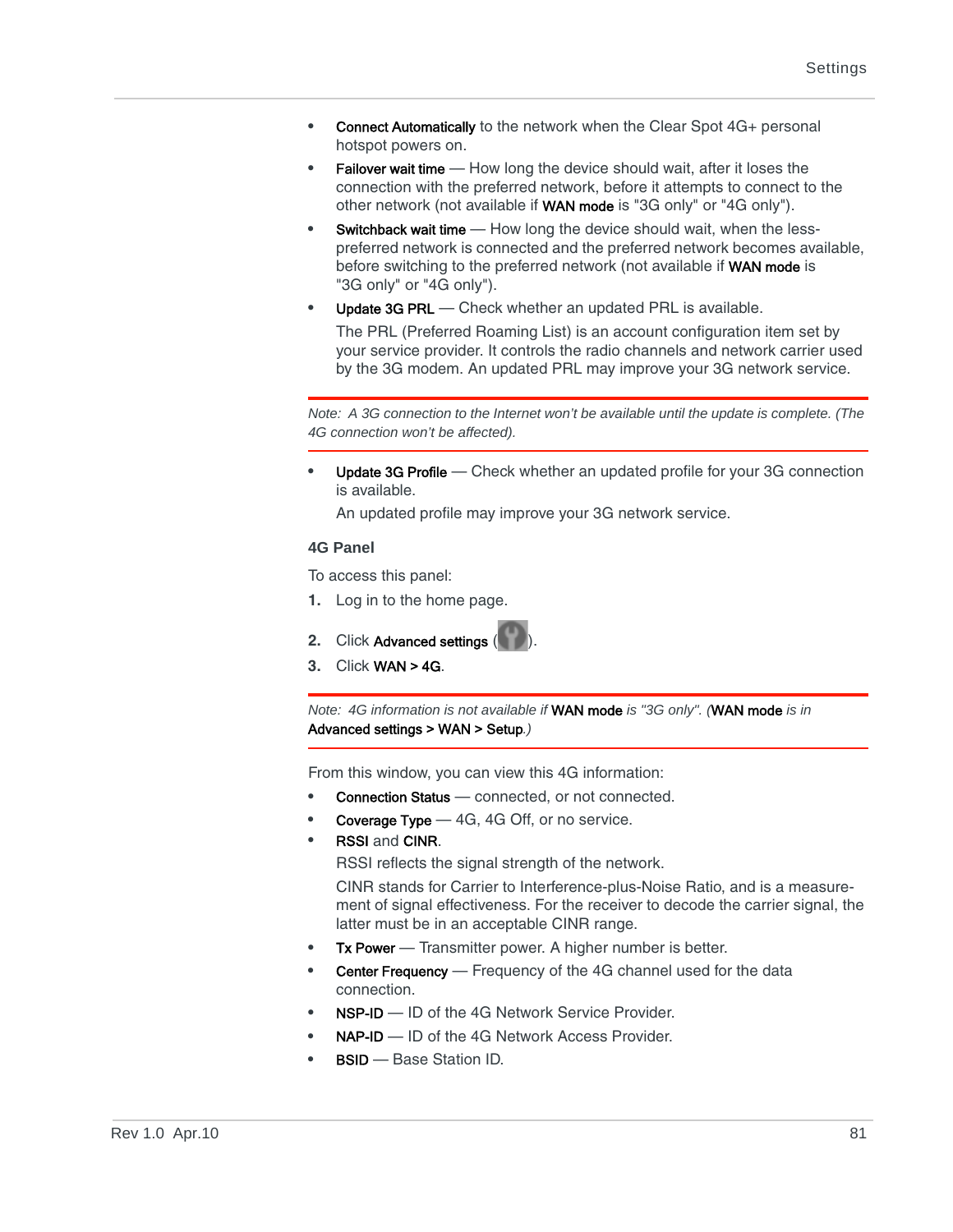- **Connect Automatically** to the network when the Clear Spot 4G+ personal hotspot powers on.
- **Failover wait time** — How long the device should wait, after it loses the connection with the preferred network, before it attempts to connect to the other network (not available if **WAN mode** is "3G only" or "4G only").
- **Switchback wait time** — How long the device should wait, when the less-preferred network is connected and the preferred network becomes available, before switching to the preferred network (not available if **WAN mode** is "3G only" or "4G only").
- **Update 3G PRL** — Check whether an updated PRL is available.

  The PRL (Preferred Roaming List) is an account configuration item set by your service provider. It controls the radio channels and network carrier used by the 3G modem. An updated PRL may improve your 3G network service.

---

*Note: A 3G connection to the Internet won't be available until the update is complete. (The 4G connection won't be affected).*

---

- **Update 3G Profile** — Check whether an updated profile for your 3G connection is available.

  An updated profile may improve your 3G network service.

### 4G Panel

To access this panel:

1. Log in to the home page.
2. Click **Advanced settings** ( ).
3. Click **WAN > 4G**.

---

*Note: 4G information is not available if* **WAN mode** *is "3G only". (***WAN mode** *is in* **Advanced settings > WAN > Setup***.)*

---

From this window, you can view this 4G information:

- **Connection Status** — connected, or not connected.
- **Coverage Type** — 4G, 4G Off, or no service.
- **RSSI** and **CINR**.

  RSSI reflects the signal strength of the network.

  CINR stands for Carrier to Interference-plus-Noise Ratio, and is a measurement of signal effectiveness. For the receiver to decode the carrier signal, the latter must be in an acceptable CINR range.
- **Tx Power** — Transmitter power. A higher number is better.
- **Center Frequency** — Frequency of the 4G channel used for the data connection.
- **NSP-ID** — ID of the 4G Network Service Provider.
- **NAP-ID** — ID of the 4G Network Access Provider.
- **BSID** — Base Station ID.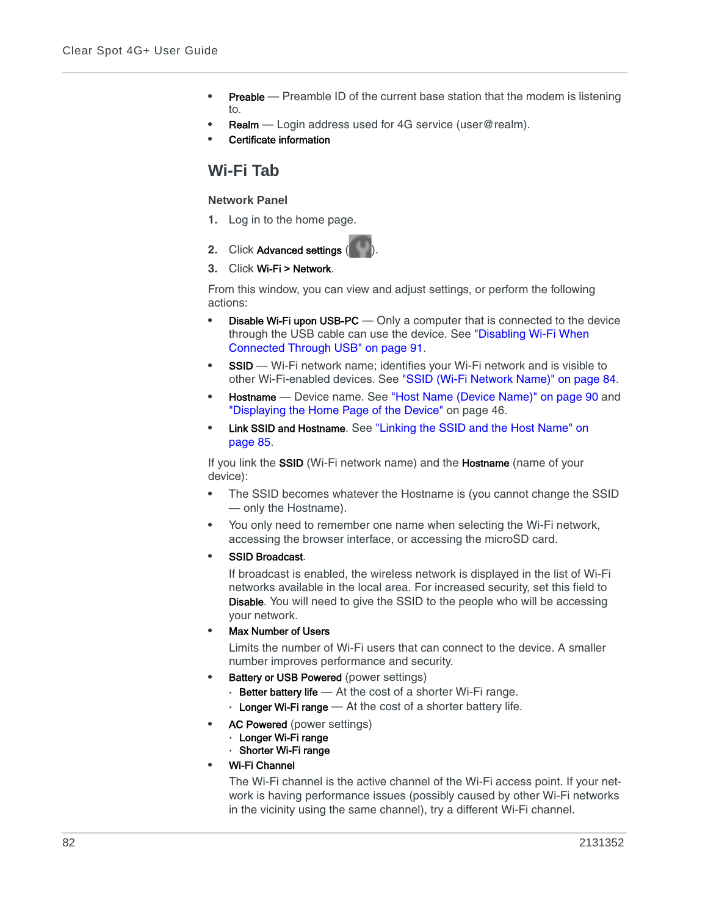- **Preable** — Preamble ID of the current base station that the modem is listening to.
- **Realm** — Login address used for 4G service (user@realm).
- **Certificate information**

## Wi-Fi Tab

### Network Panel

1. Log in to the home page.
2. Click **Advanced settings** ( ).
3. Click **Wi-Fi > Network**.

From this window, you can view and adjust settings, or perform the following actions:

- **Disable Wi-Fi upon USB-PC** — Only a computer that is connected to the device through the USB cable can use the device. See "Disabling Wi-Fi When Connected Through USB" on page 91.
- **SSID** — Wi-Fi network name; identifies your Wi-Fi network and is visible to other Wi-Fi-enabled devices. See "SSID (Wi-Fi Network Name)" on page 84.
- **Hostname** — Device name. See "Host Name (Device Name)" on page 90 and "Displaying the Home Page of the Device" on page 46.
- **Link SSID and Hostname**. See "Linking the SSID and the Host Name" on page 85.

If you link the **SSID** (Wi-Fi network name) and the **Hostname** (name of your device):

- The SSID becomes whatever the Hostname is (you cannot change the SSID — only the Hostname).
- You only need to remember one name when selecting the Wi-Fi network, accessing the browser interface, or accessing the microSD card.
- **SSID Broadcast**.

  If broadcast is enabled, the wireless network is displayed in the list of Wi-Fi networks available in the local area. For increased security, set this field to **Disable**. You will need to give the SSID to the people who will be accessing your network.
- **Max Number of Users**

  Limits the number of Wi-Fi users that can connect to the device. A smaller number improves performance and security.
- **Battery or USB Powered** (power settings)
  - **Better battery life** — At the cost of a shorter Wi-Fi range.
  - **Longer Wi-Fi range** — At the cost of a shorter battery life.
- **AC Powered** (power settings)
  - **Longer Wi-Fi range**
  - **Shorter Wi-Fi range**
- **Wi-Fi Channel**

  The Wi-Fi channel is the active channel of the Wi-Fi access point. If your network is having performance issues (possibly caused by other Wi-Fi networks in the vicinity using the same channel), try a different Wi-Fi channel.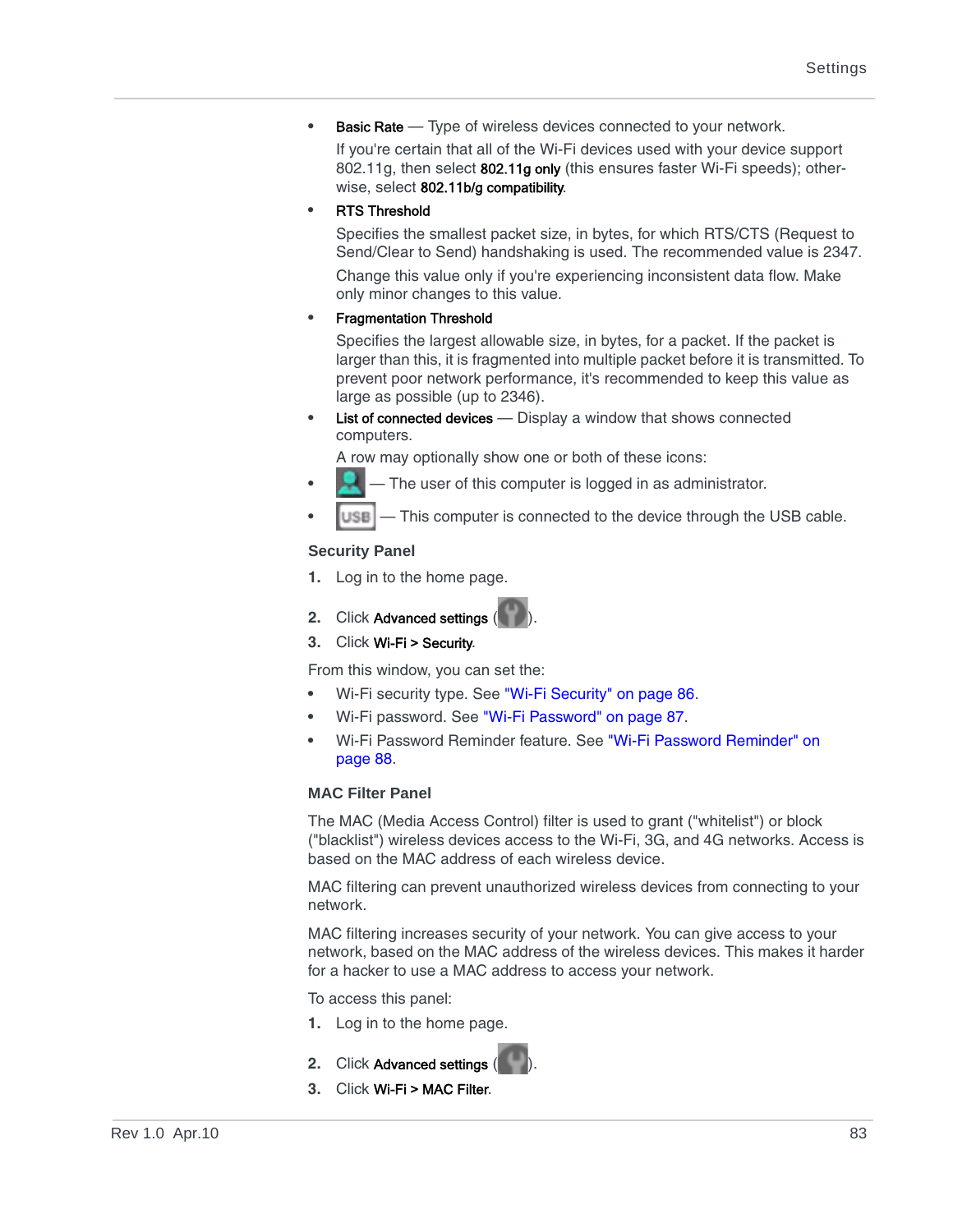- **Basic Rate** — Type of wireless devices connected to your network.

  If you're certain that all of the Wi-Fi devices used with your device support 802.11g, then select **802.11g only** (this ensures faster Wi-Fi speeds); otherwise, select **802.11b/g compatibility**.
- **RTS Threshold**

  Specifies the smallest packet size, in bytes, for which RTS/CTS (Request to Send/Clear to Send) handshaking is used. The recommended value is 2347.

  Change this value only if you're experiencing inconsistent data flow. Make only minor changes to this value.
- **Fragmentation Threshold**

  Specifies the largest allowable size, in bytes, for a packet. If the packet is larger than this, it is fragmented into multiple packet before it is transmitted. To prevent poor network performance, it's recommended to keep this value as large as possible (up to 2346).
- **List of connected devices** — Display a window that shows connected computers.

  A row may optionally show one or both of these icons:
- — The user of this computer is logged in as administrator.
- — This computer is connected to the device through the USB cable.

### Security Panel

1. Log in to the home page.
2. Click **Advanced settings** ().
3. Click **Wi-Fi > Security**.

From this window, you can set the:

- Wi-Fi security type. See "Wi-Fi Security" on page 86.
- Wi-Fi password. See "Wi-Fi Password" on page 87.
- Wi-Fi Password Reminder feature. See "Wi-Fi Password Reminder" on page 88.

### MAC Filter Panel

The MAC (Media Access Control) filter is used to grant ("whitelist") or block ("blacklist") wireless devices access to the Wi-Fi, 3G, and 4G networks. Access is based on the MAC address of each wireless device.

MAC filtering can prevent unauthorized wireless devices from connecting to your network.

MAC filtering increases security of your network. You can give access to your network, based on the MAC address of the wireless devices. This makes it harder for a hacker to use a MAC address to access your network.

To access this panel:

1. Log in to the home page.
2. Click **Advanced settings** ().
3. Click **Wi-Fi > MAC Filter**.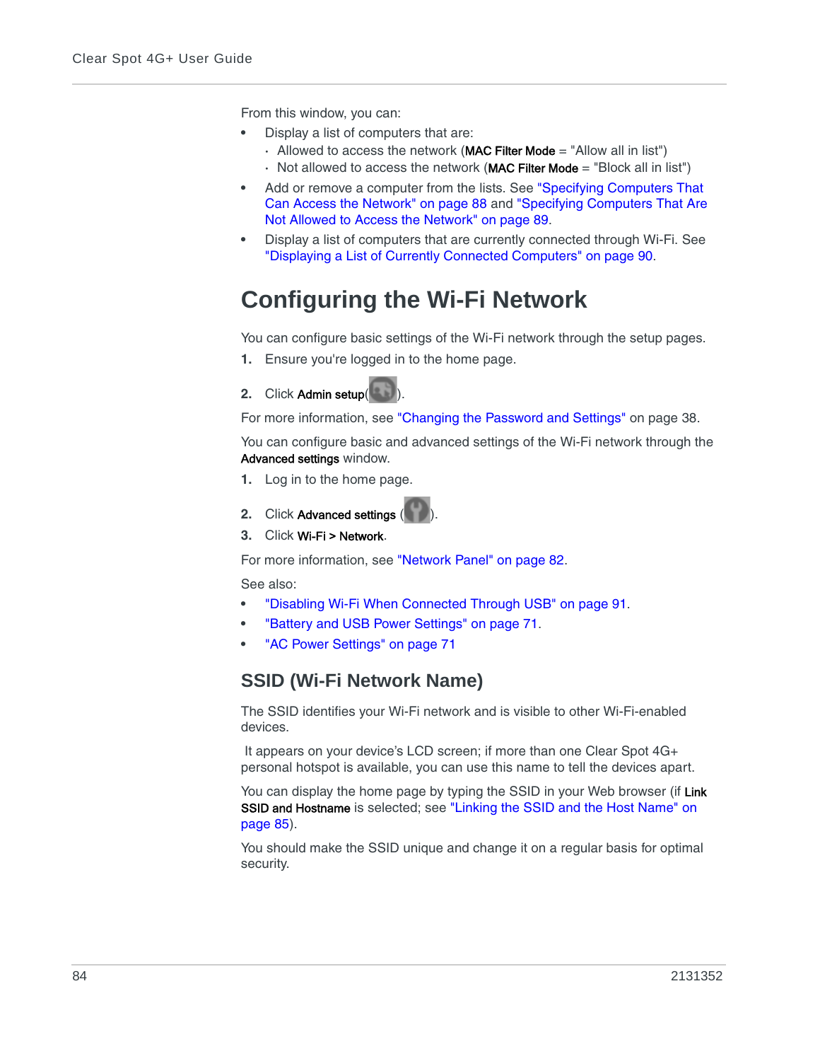From this window, you can:

- Display a list of computers that are:
  - Allowed to access the network (**MAC Filter Mode** = "Allow all in list")
  - Not allowed to access the network (**MAC Filter Mode** = "Block all in list")
- Add or remove a computer from the lists. See "Specifying Computers That Can Access the Network" on page 88 and "Specifying Computers That Are Not Allowed to Access the Network" on page 89.
- Display a list of computers that are currently connected through Wi-Fi. See "Displaying a List of Currently Connected Computers" on page 90.

# Configuring the Wi-Fi Network

You can configure basic settings of the Wi-Fi network through the setup pages.

1. Ensure you're logged in to the home page.
2. Click **Admin setup**( ).

For more information, see "Changing the Password and Settings" on page 38.

You can configure basic and advanced settings of the Wi-Fi network through the **Advanced settings** window.

1. Log in to the home page.
2. Click **Advanced settings** ( ).
3. Click **Wi-Fi > Network**.

For more information, see "Network Panel" on page 82.

See also:

- "Disabling Wi-Fi When Connected Through USB" on page 91.
- "Battery and USB Power Settings" on page 71.
- "AC Power Settings" on page 71

## SSID (Wi-Fi Network Name)

The SSID identifies your Wi-Fi network and is visible to other Wi-Fi-enabled devices.

It appears on your device's LCD screen; if more than one Clear Spot 4G+ personal hotspot is available, you can use this name to tell the devices apart.

You can display the home page by typing the SSID in your Web browser (if **Link SSID and Hostname** is selected; see "Linking the SSID and the Host Name" on page 85).

You should make the SSID unique and change it on a regular basis for optimal security.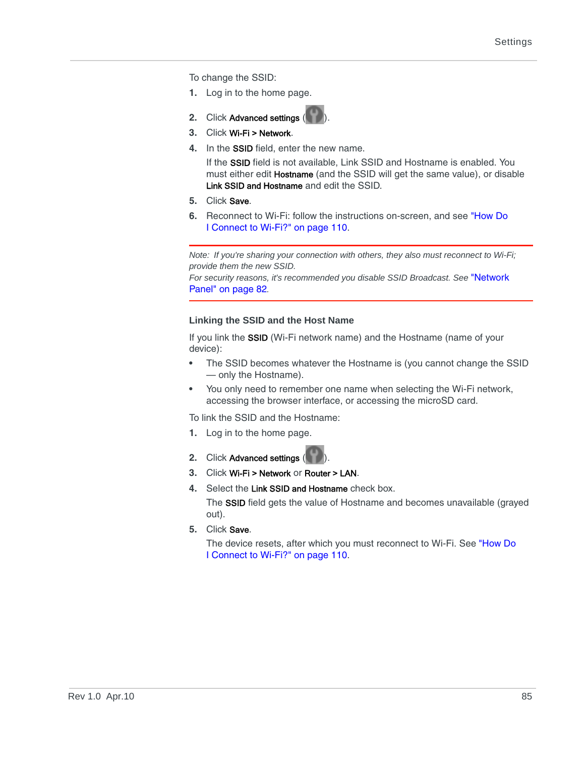To change the SSID:

1. Log in to the home page.
2. Click **Advanced settings** ( ).
3. Click **Wi-Fi > Network**.
4. In the **SSID** field, enter the new name.

   If the **SSID** field is not available, Link SSID and Hostname is enabled. You must either edit **Hostname** (and the SSID will get the same value), or disable **Link SSID and Hostname** and edit the SSID.
5. Click **Save**.
6. Reconnect to Wi-Fi: follow the instructions on-screen, and see "How Do I Connect to Wi-Fi?" on page 110.

---

*Note: If you're sharing your connection with others, they also must reconnect to Wi-Fi; provide them the new SSID.*

*For security reasons, it's recommended you disable SSID Broadcast. See* "Network Panel" on page 82.

---

### Linking the SSID and the Host Name

If you link the **SSID** (Wi-Fi network name) and the Hostname (name of your device):

- The SSID becomes whatever the Hostname is (you cannot change the SSID — only the Hostname).
- You only need to remember one name when selecting the Wi-Fi network, accessing the browser interface, or accessing the microSD card.

To link the SSID and the Hostname:

1. Log in to the home page.
2. Click **Advanced settings** ( ).
3. Click **Wi-Fi > Network** or **Router > LAN**.
4. Select the **Link SSID and Hostname** check box.

   The **SSID** field gets the value of Hostname and becomes unavailable (grayed out).
5. Click **Save**.

   The device resets, after which you must reconnect to Wi-Fi. See "How Do I Connect to Wi-Fi?" on page 110.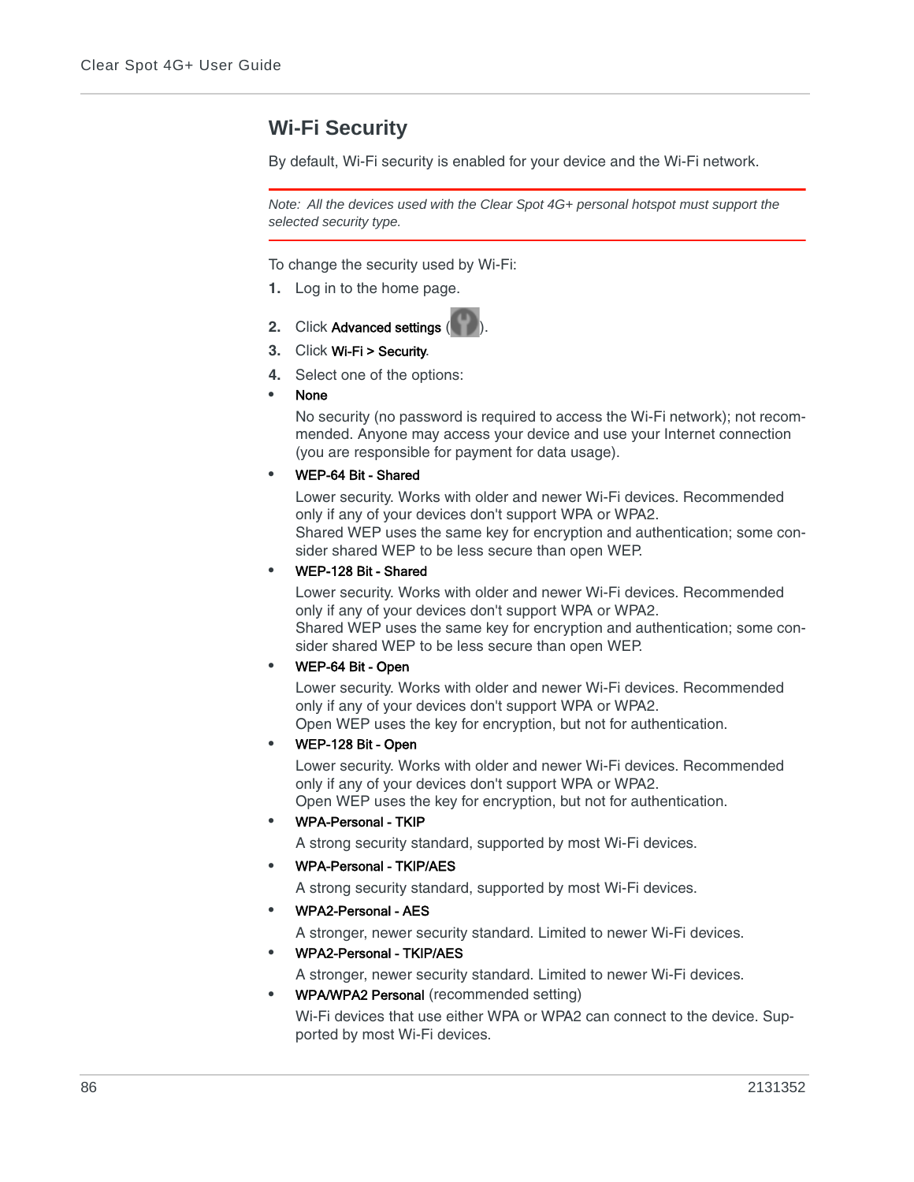## Wi-Fi Security

By default, Wi-Fi security is enabled for your device and the Wi-Fi network.

---

*Note: All the devices used with the Clear Spot 4G+ personal hotspot must support the selected security type.*

---

To change the security used by Wi-Fi:

1. Log in to the home page.
2. Click **Advanced settings** ( ).
3. Click **Wi-Fi > Security**.
4. Select one of the options:

- **None**

  No security (no password is required to access the Wi-Fi network); not recommended. Anyone may access your device and use your Internet connection (you are responsible for payment for data usage).

- **WEP-64 Bit - Shared**

  Lower security. Works with older and newer Wi-Fi devices. Recommended only if any of your devices don't support WPA or WPA2.
  Shared WEP uses the same key for encryption and authentication; some consider shared WEP to be less secure than open WEP.

- **WEP-128 Bit - Shared**

  Lower security. Works with older and newer Wi-Fi devices. Recommended only if any of your devices don't support WPA or WPA2.
  Shared WEP uses the same key for encryption and authentication; some consider shared WEP to be less secure than open WEP.

- **WEP-64 Bit - Open**

  Lower security. Works with older and newer Wi-Fi devices. Recommended only if any of your devices don't support WPA or WPA2.
  Open WEP uses the key for encryption, but not for authentication.

- **WEP-128 Bit - Open**

  Lower security. Works with older and newer Wi-Fi devices. Recommended only if any of your devices don't support WPA or WPA2.
  Open WEP uses the key for encryption, but not for authentication.

- **WPA-Personal - TKIP**

  A strong security standard, supported by most Wi-Fi devices.

- **WPA-Personal - TKIP/AES**

  A strong security standard, supported by most Wi-Fi devices.

- **WPA2-Personal - AES**

  A stronger, newer security standard. Limited to newer Wi-Fi devices.

- **WPA2-Personal - TKIP/AES**

  A stronger, newer security standard. Limited to newer Wi-Fi devices.

- **WPA/WPA2 Personal** (recommended setting)

  Wi-Fi devices that use either WPA or WPA2 can connect to the device. Supported by most Wi-Fi devices.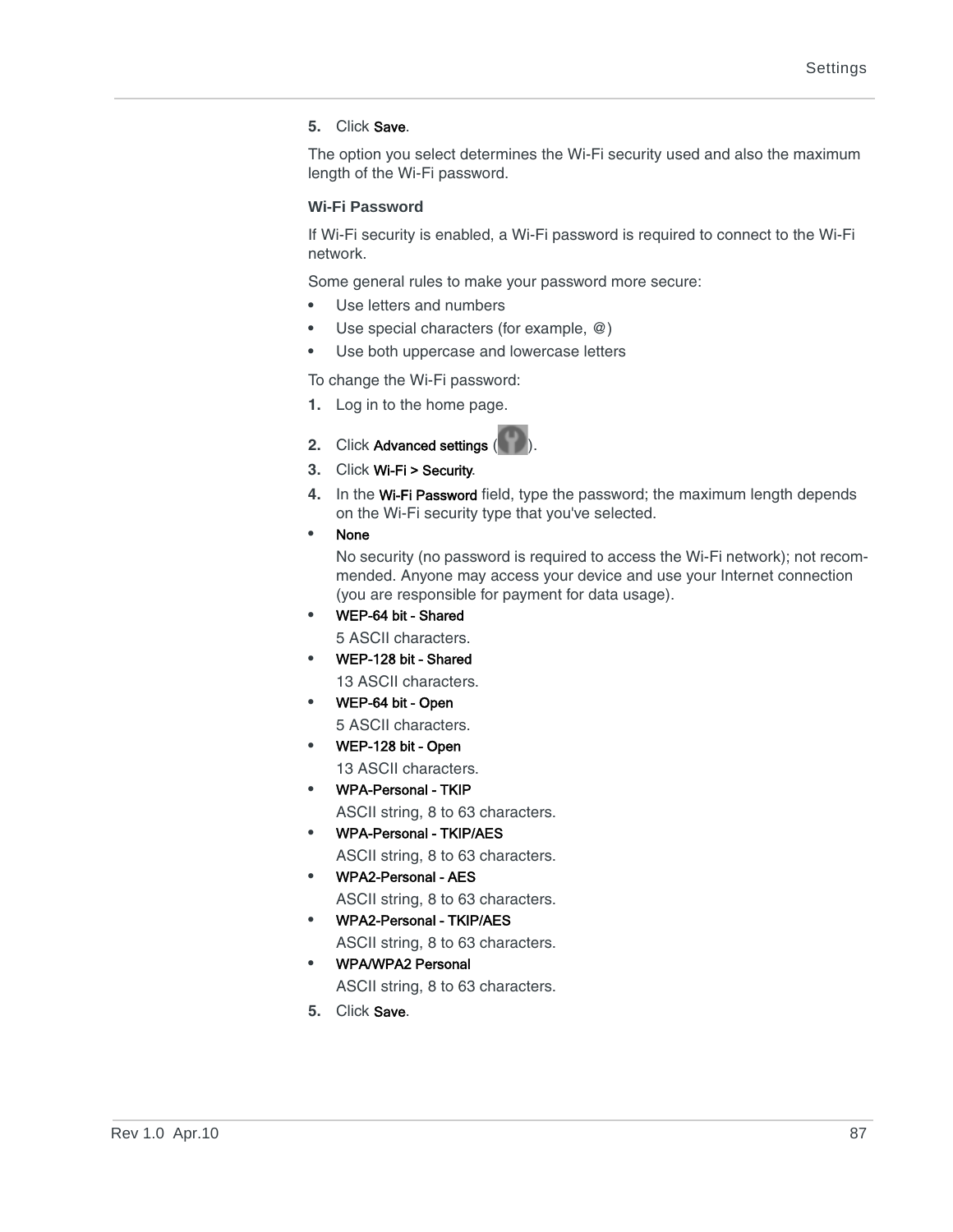5. Click **Save**.

The option you select determines the Wi-Fi security used and also the maximum length of the Wi-Fi password.

### Wi-Fi Password

If Wi-Fi security is enabled, a Wi-Fi password is required to connect to the Wi-Fi network.

Some general rules to make your password more secure:

- Use letters and numbers
- Use special characters (for example, @)
- Use both uppercase and lowercase letters

To change the Wi-Fi password:

1. Log in to the home page.
2. Click **Advanced settings** ( ).
3. Click **Wi-Fi > Security**.
4. In the **Wi-Fi Password** field, type the password; the maximum length depends on the Wi-Fi security type that you've selected.

- **None**
  No security (no password is required to access the Wi-Fi network); not recommended. Anyone may access your device and use your Internet connection (you are responsible for payment for data usage).
- **WEP-64 bit - Shared**
  5 ASCII characters.
- **WEP-128 bit - Shared**
  13 ASCII characters.
- **WEP-64 bit - Open**
  5 ASCII characters.
- **WEP-128 bit - Open**
  13 ASCII characters.
- **WPA-Personal - TKIP**
  ASCII string, 8 to 63 characters.
- **WPA-Personal - TKIP/AES**
  ASCII string, 8 to 63 characters.
- **WPA2-Personal - AES**
  ASCII string, 8 to 63 characters.
- **WPA2-Personal - TKIP/AES**
  ASCII string, 8 to 63 characters.
- **WPA/WPA2 Personal**
  ASCII string, 8 to 63 characters.

5. Click **Save**.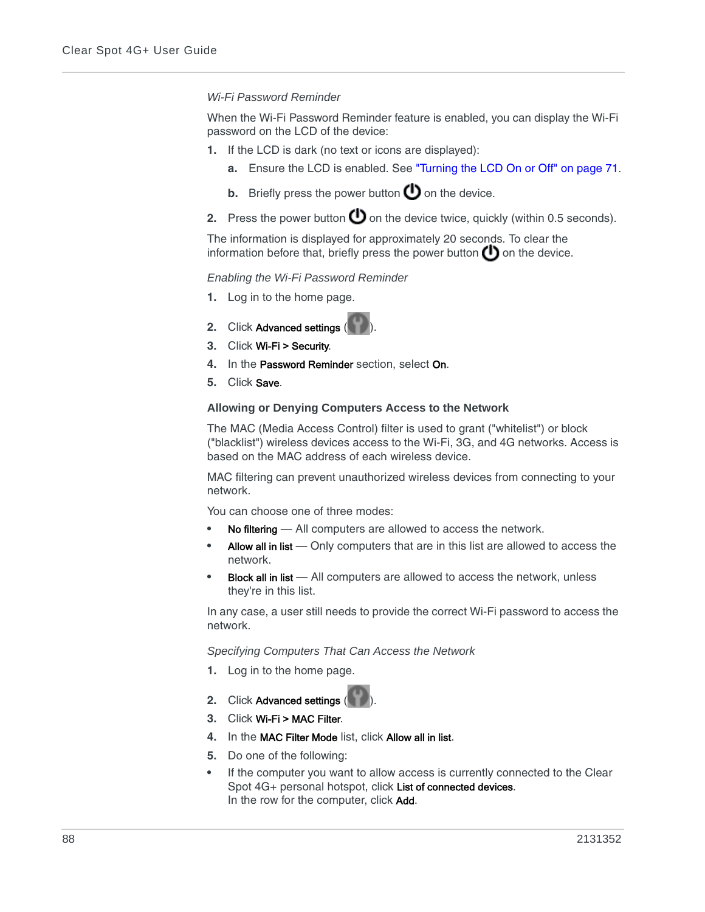*Wi-Fi Password Reminder*

When the Wi-Fi Password Reminder feature is enabled, you can display the Wi-Fi password on the LCD of the device:

1. If the LCD is dark (no text or icons are displayed):
   a. Ensure the LCD is enabled. See "Turning the LCD On or Off" on page 71.
   b. Briefly press the power button on the device.
2. Press the power button on the device twice, quickly (within 0.5 seconds).

The information is displayed for approximately 20 seconds. To clear the information before that, briefly press the power button on the device.

*Enabling the Wi-Fi Password Reminder*

1. Log in to the home page.
2. Click **Advanced settings** ( ).
3. Click **Wi-Fi > Security**.
4. In the **Password Reminder** section, select **On**.
5. Click **Save**.

### Allowing or Denying Computers Access to the Network

The MAC (Media Access Control) filter is used to grant ("whitelist") or block ("blacklist") wireless devices access to the Wi-Fi, 3G, and 4G networks. Access is based on the MAC address of each wireless device.

MAC filtering can prevent unauthorized wireless devices from connecting to your network.

You can choose one of three modes:

- **No filtering** — All computers are allowed to access the network.
- **Allow all in list** — Only computers that are in this list are allowed to access the network.
- **Block all in list** — All computers are allowed to access the network, unless they're in this list.

In any case, a user still needs to provide the correct Wi-Fi password to access the network.

*Specifying Computers That Can Access the Network*

1. Log in to the home page.
2. Click **Advanced settings** ( ).
3. Click **Wi-Fi > MAC Filter**.
4. In the **MAC Filter Mode** list, click **Allow all in list**.
5. Do one of the following:

- If the computer you want to allow access is currently connected to the Clear Spot 4G+ personal hotspot, click **List of connected devices**.
  In the row for the computer, click **Add**.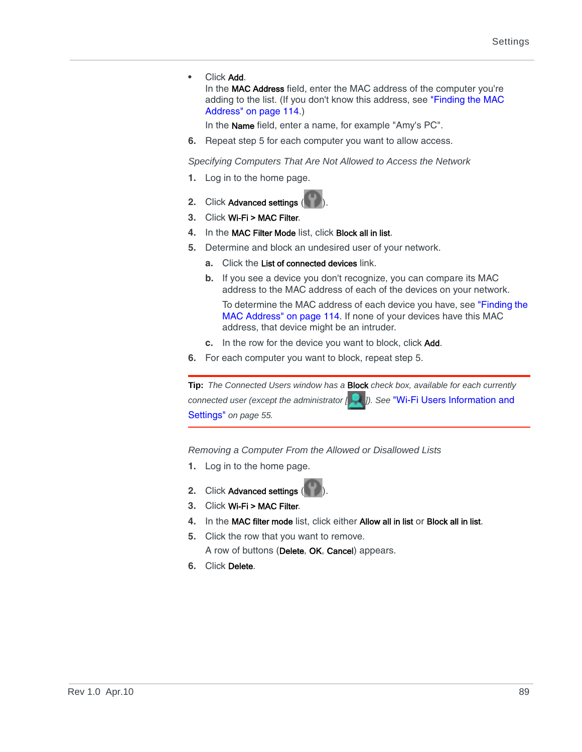- Click **Add**.
  In the **MAC Address** field, enter the MAC address of the computer you're adding to the list. (If you don't know this address, see "Finding the MAC Address" on page 114.)

  In the **Name** field, enter a name, for example "Amy's PC".

6. Repeat step 5 for each computer you want to allow access.

*Specifying Computers That Are Not Allowed to Access the Network*

1. Log in to the home page.
2. Click **Advanced settings** ( ).
3. Click **Wi-Fi > MAC Filter**.
4. In the **MAC Filter Mode** list, click **Block all in list**.
5. Determine and block an undesired user of your network.
   a. Click the **List of connected devices** link.
   b. If you see a device you don't recognize, you can compare its MAC address to the MAC address of each of the devices on your network.

      To determine the MAC address of each device you have, see "Finding the MAC Address" on page 114. If none of your devices have this MAC address, that device might be an intruder.
   c. In the row for the device you want to block, click **Add**.
6. For each computer you want to block, repeat step 5.

---

**Tip:** *The Connected Users window has a* **Block** *check box, available for each currently connected user (except the administrator [ ]). See* "Wi-Fi Users Information and Settings" *on page 55.*

---

*Removing a Computer From the Allowed or Disallowed Lists*

1. Log in to the home page.
2. Click **Advanced settings** ( ).
3. Click **Wi-Fi > MAC Filter**.
4. In the **MAC filter mode** list, click either **Allow all in list** or **Block all in list**.
5. Click the row that you want to remove.
   A row of buttons (**Delete**, **OK**, **Cancel**) appears.
6. Click **Delete**.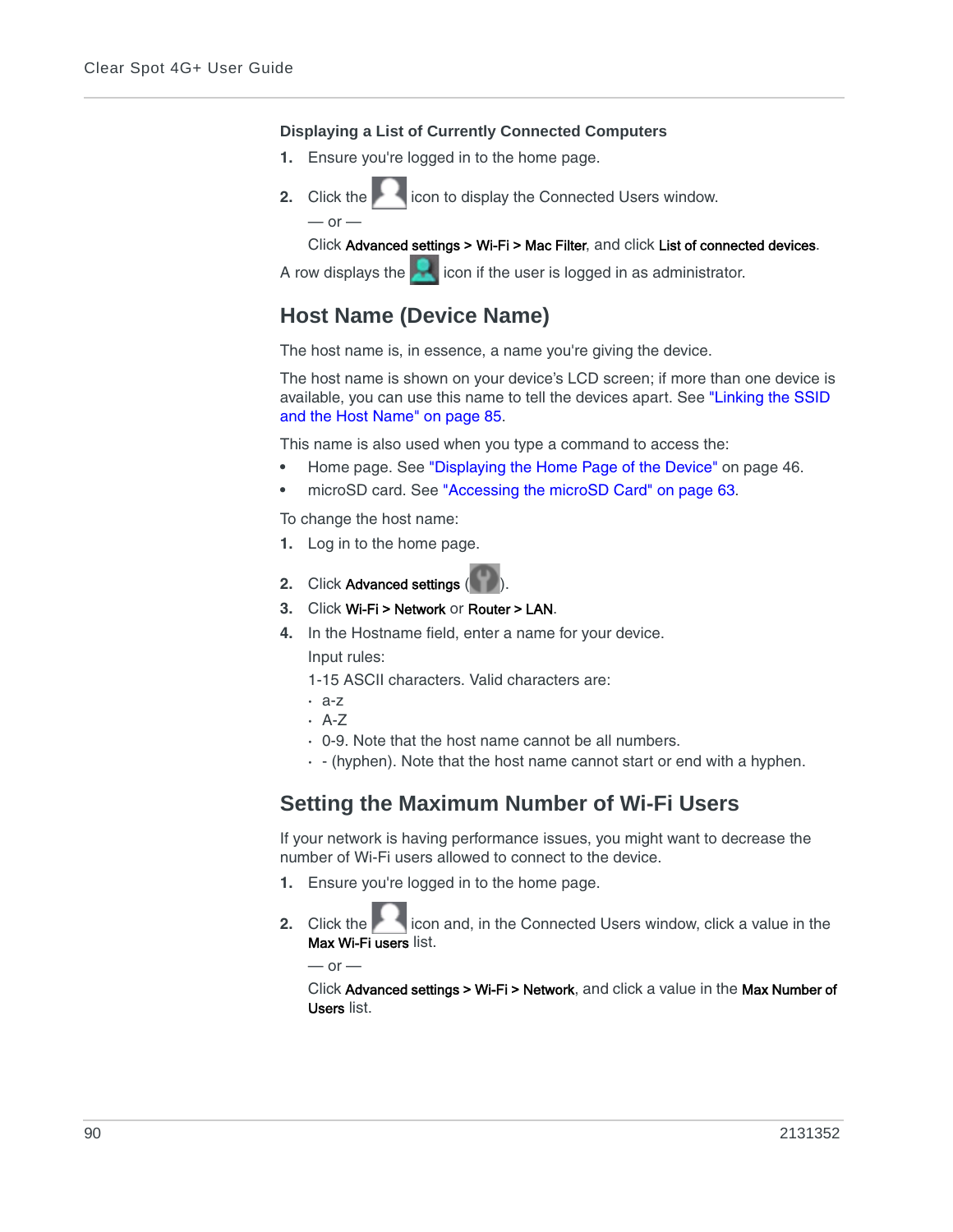### Displaying a List of Currently Connected Computers

1. Ensure you're logged in to the home page.
2. Click the icon to display the Connected Users window.

   — or —

   Click **Advanced settings** > **Wi-Fi** > **Mac Filter**, and click **List of connected devices**.

A row displays the icon if the user is logged in as administrator.

## Host Name (Device Name)

The host name is, in essence, a name you're giving the device.

The host name is shown on your device's LCD screen; if more than one device is available, you can use this name to tell the devices apart. See "Linking the SSID and the Host Name" on page 85.

This name is also used when you type a command to access the:

- Home page. See "Displaying the Home Page of the Device" on page 46.
- microSD card. See "Accessing the microSD Card" on page 63.

To change the host name:

1. Log in to the home page.
2. Click **Advanced settings** ( ).
3. Click **Wi-Fi** > **Network** or **Router** > **LAN**.
4. In the Hostname field, enter a name for your device.

   Input rules:

   1-15 ASCII characters. Valid characters are:

   - a-z
   - A-Z
   - 0-9. Note that the host name cannot be all numbers.
   - - (hyphen). Note that the host name cannot start or end with a hyphen.

## Setting the Maximum Number of Wi-Fi Users

If your network is having performance issues, you might want to decrease the number of Wi-Fi users allowed to connect to the device.

1. Ensure you're logged in to the home page.
2. Click the icon and, in the Connected Users window, click a value in the **Max Wi-Fi users** list.

   — or —

   Click **Advanced settings** > **Wi-Fi** > **Network**, and click a value in the **Max Number of Users** list.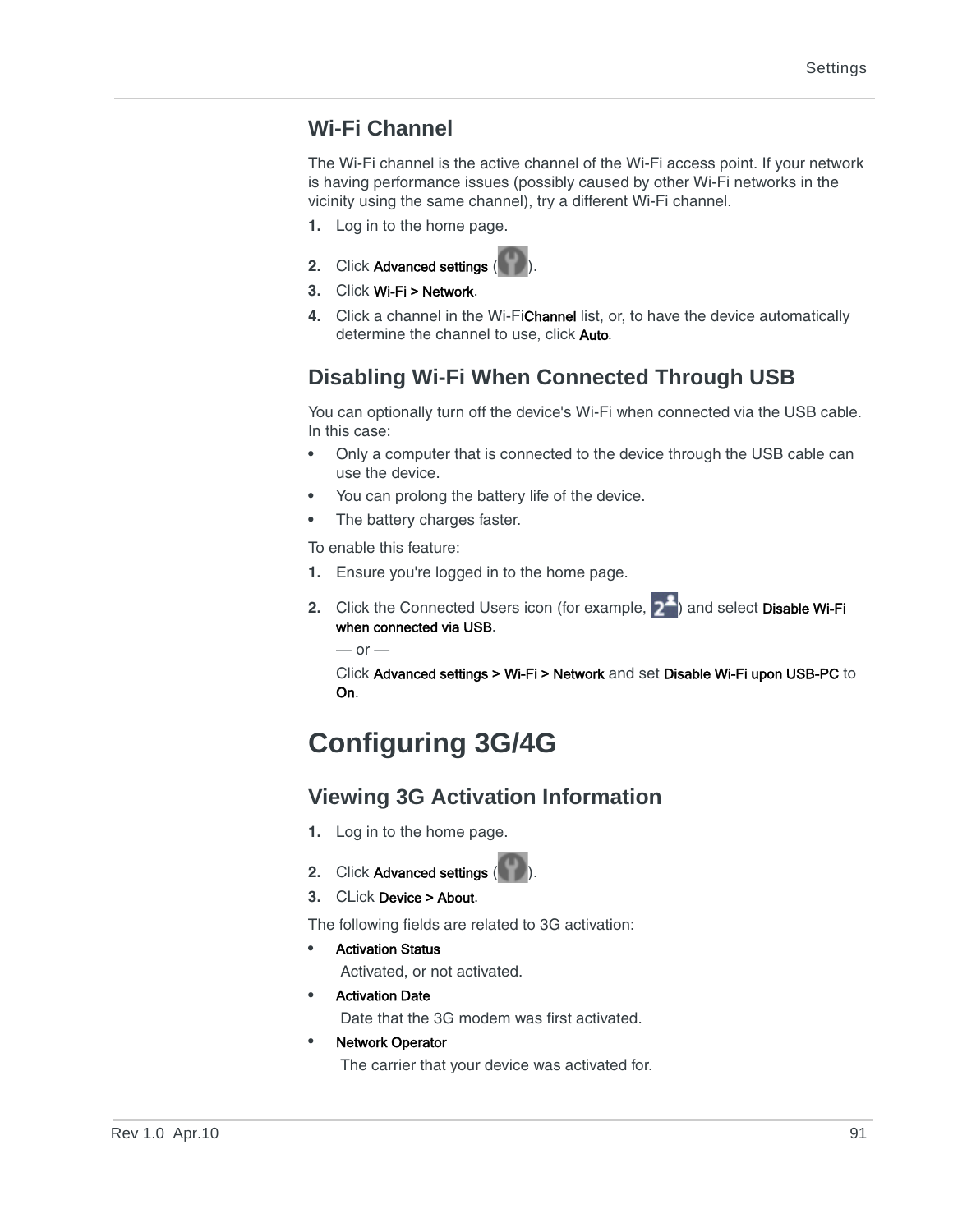## Wi-Fi Channel

The Wi-Fi channel is the active channel of the Wi-Fi access point. If your network is having performance issues (possibly caused by other Wi-Fi networks in the vicinity using the same channel), try a different Wi-Fi channel.

1. Log in to the home page.
2. Click **Advanced settings** ( ).
3. Click **Wi-Fi > Network**.
4. Click a channel in the Wi-Fi**Channel** list, or, to have the device automatically determine the channel to use, click **Auto**.

## Disabling Wi-Fi When Connected Through USB

You can optionally turn off the device's Wi-Fi when connected via the USB cable. In this case:

- Only a computer that is connected to the device through the USB cable can use the device.
- You can prolong the battery life of the device.
- The battery charges faster.

To enable this feature:

1. Ensure you're logged in to the home page.
2. Click the Connected Users icon (for example, ) and select **Disable Wi-Fi when connected via USB**.

   — or —

   Click **Advanced settings > Wi-Fi > Network** and set **Disable Wi-Fi upon USB-PC** to **On**.

# Configuring 3G/4G

## Viewing 3G Activation Information

1. Log in to the home page.
2. Click **Advanced settings** ( ).
3. CLick **Device > About**.

The following fields are related to 3G activation:

- **Activation Status**

  Activated, or not activated.
- **Activation Date**

  Date that the 3G modem was first activated.
- **Network Operator**

  The carrier that your device was activated for.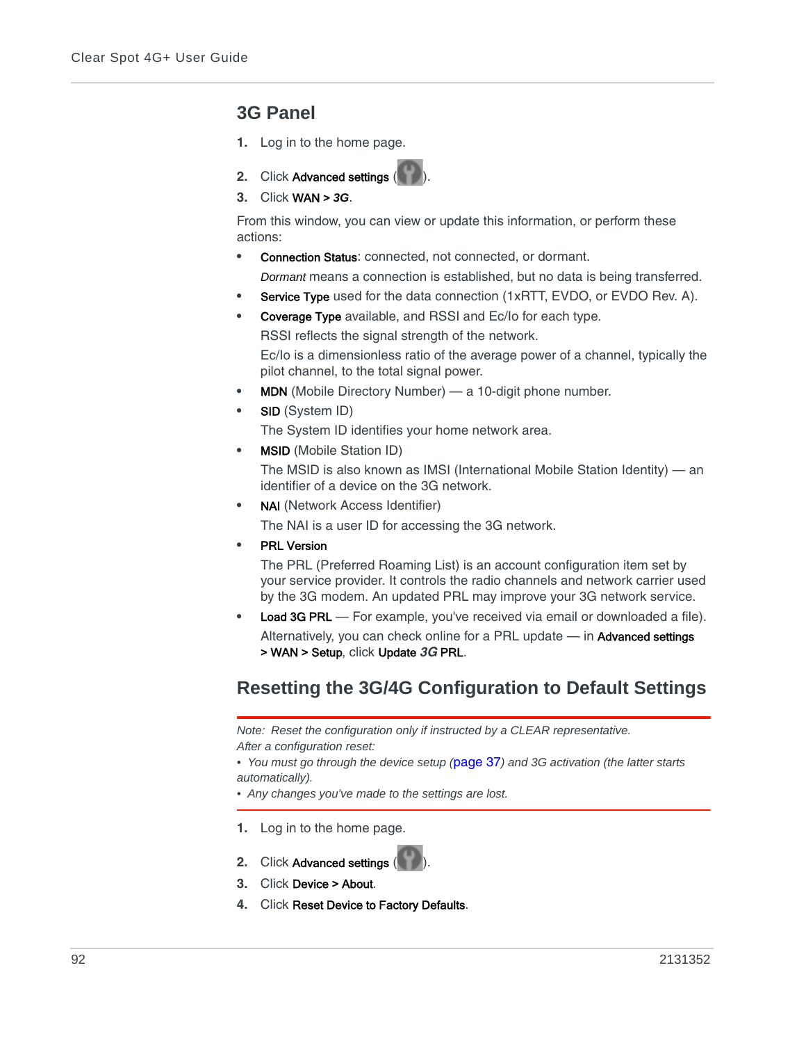## 3G Panel

1. Log in to the home page.
2. Click **Advanced settings** ( ).
3. Click **WAN >** ***3G***.

From this window, you can view or update this information, or perform these actions:

- **Connection Status**: connected, not connected, or dormant.

  *Dormant* means a connection is established, but no data is being transferred.
- **Service Type** used for the data connection (1xRTT, EVDO, or EVDO Rev. A).
- **Coverage Type** available, and RSSI and Ec/Io for each type.

  RSSI reflects the signal strength of the network.

  Ec/Io is a dimensionless ratio of the average power of a channel, typically the pilot channel, to the total signal power.
- **MDN** (Mobile Directory Number) — a 10-digit phone number.
- **SID** (System ID)

  The System ID identifies your home network area.
- **MSID** (Mobile Station ID)

  The MSID is also known as IMSI (International Mobile Station Identity) — an identifier of a device on the 3G network.
- **NAI** (Network Access Identifier)

  The NAI is a user ID for accessing the 3G network.
- **PRL Version**

  The PRL (Preferred Roaming List) is an account configuration item set by your service provider. It controls the radio channels and network carrier used by the 3G modem. An updated PRL may improve your 3G network service.
- **Load 3G PRL** — For example, you've received via email or downloaded a file).

  Alternatively, you can check online for a PRL update — in **Advanced settings > WAN > Setup**, click **Update** ***3G*** **PRL**.

## Resetting the 3G/4G Configuration to Default Settings

*Note: Reset the configuration only if instructed by a CLEAR representative.*
*After a configuration reset:*
*• You must go through the device setup (page 37) and 3G activation (the latter starts automatically).*
*• Any changes you've made to the settings are lost.*

1. Log in to the home page.
2. Click **Advanced settings** ( ).
3. Click **Device > About**.
4. Click **Reset Device to Factory Defaults**.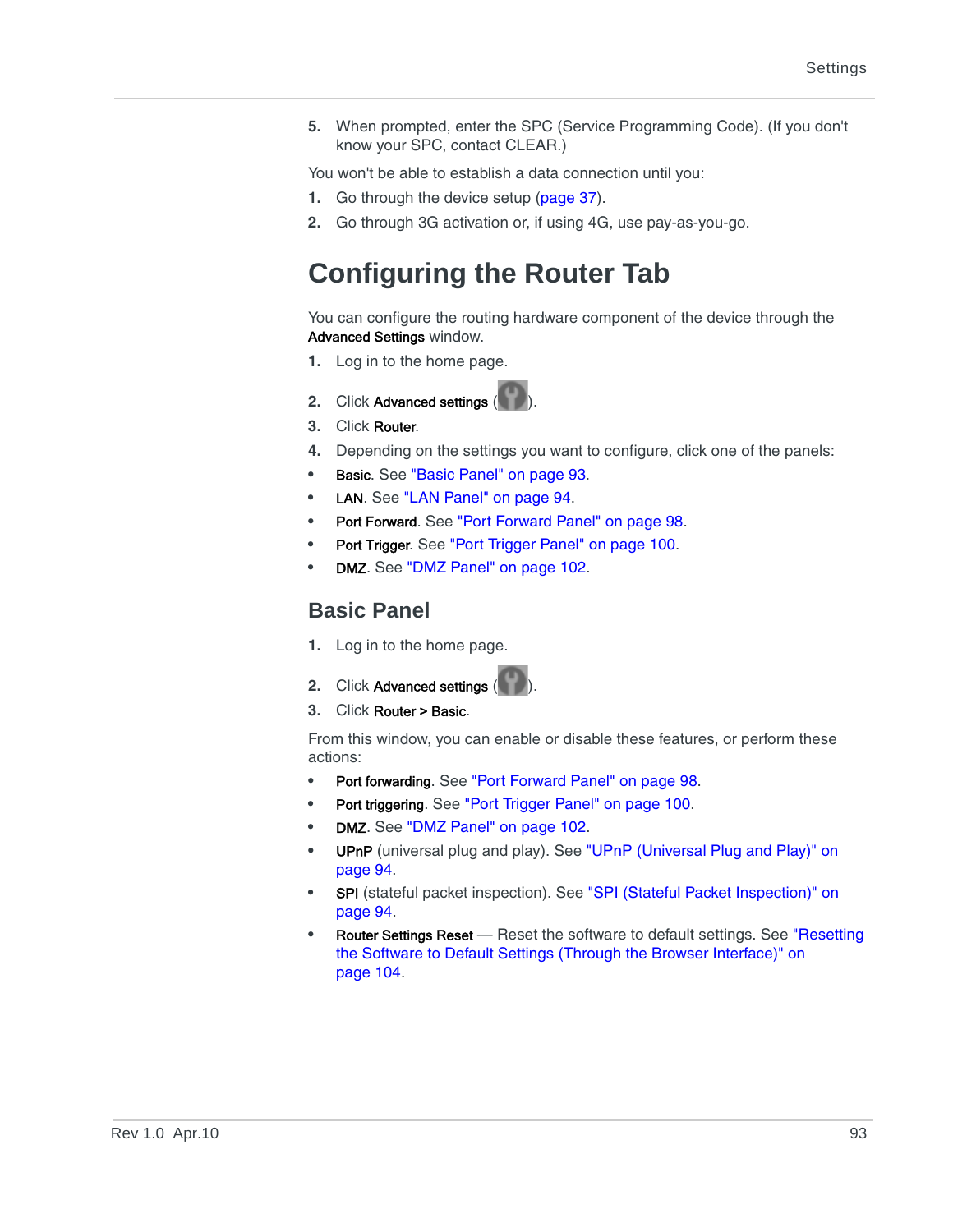5. When prompted, enter the SPC (Service Programming Code). (If you don't know your SPC, contact CLEAR.)

You won't be able to establish a data connection until you:

1. Go through the device setup (page 37).
2. Go through 3G activation or, if using 4G, use pay-as-you-go.

# Configuring the Router Tab

You can configure the routing hardware component of the device through the **Advanced Settings** window.

1. Log in to the home page.
2. Click **Advanced settings** ( ).
3. Click **Router**.
4. Depending on the settings you want to configure, click one of the panels:

- **Basic**. See "Basic Panel" on page 93.
- **LAN**. See "LAN Panel" on page 94.
- **Port Forward**. See "Port Forward Panel" on page 98.
- **Port Trigger**. See "Port Trigger Panel" on page 100.
- **DMZ**. See "DMZ Panel" on page 102.

## Basic Panel

1. Log in to the home page.
2. Click **Advanced settings** ( ).
3. Click **Router > Basic**.

From this window, you can enable or disable these features, or perform these actions:

- **Port forwarding**. See "Port Forward Panel" on page 98.
- **Port triggering**. See "Port Trigger Panel" on page 100.
- **DMZ**. See "DMZ Panel" on page 102.
- **UPnP** (universal plug and play). See "UPnP (Universal Plug and Play)" on page 94.
- **SPI** (stateful packet inspection). See "SPI (Stateful Packet Inspection)" on page 94.
- **Router Settings Reset** — Reset the software to default settings. See "Resetting the Software to Default Settings (Through the Browser Interface)" on page 104.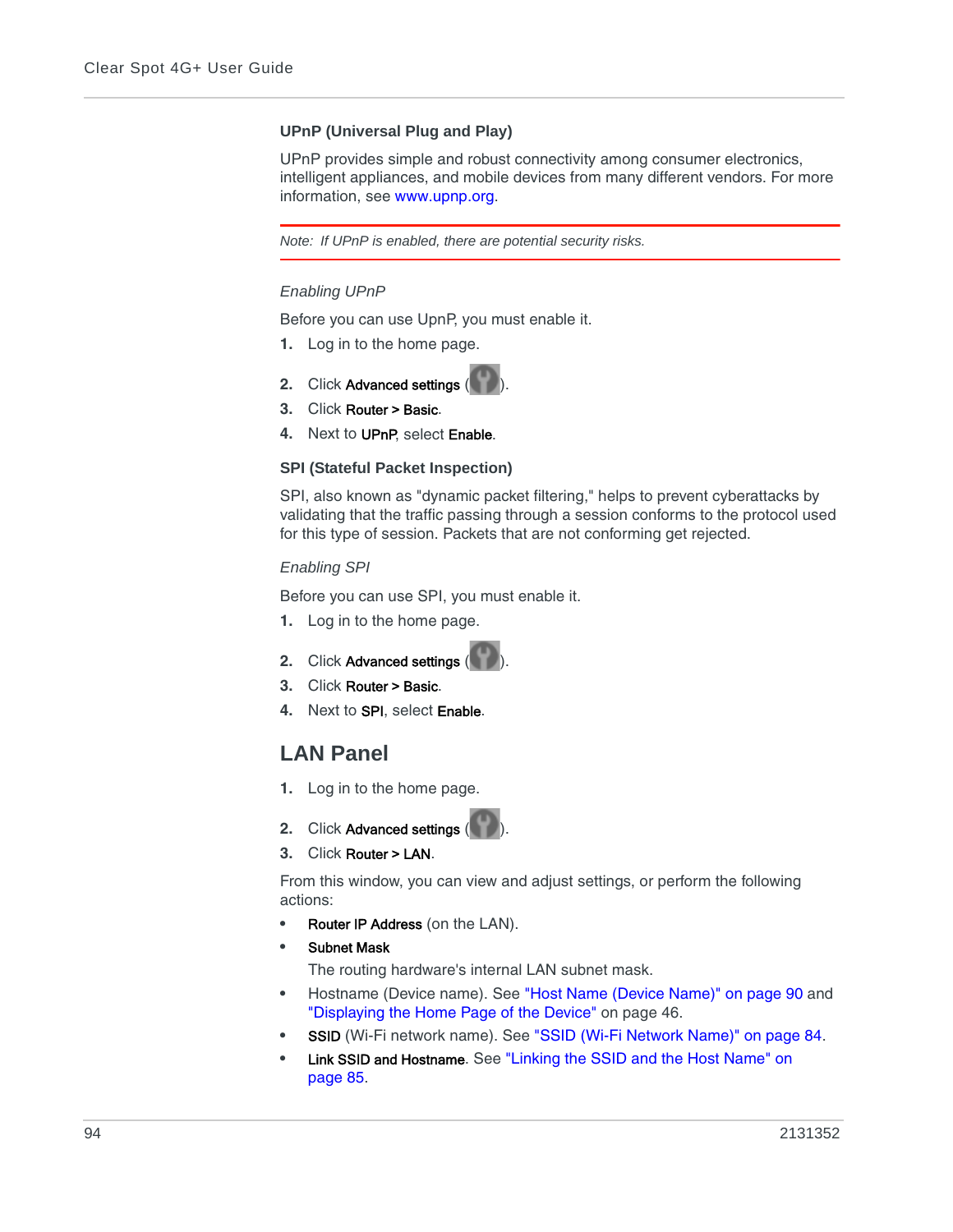### UPnP (Universal Plug and Play)

UPnP provides simple and robust connectivity among consumer electronics, intelligent appliances, and mobile devices from many different vendors. For more information, see www.upnp.org.

---

*Note: If UPnP is enabled, there are potential security risks.*

---

*Enabling UPnP*

Before you can use UpnP, you must enable it.

1. Log in to the home page.
2. Click **Advanced settings** ( ).
3. Click **Router > Basic**.
4. Next to **UPnP**, select **Enable**.

### SPI (Stateful Packet Inspection)

SPI, also known as "dynamic packet filtering," helps to prevent cyberattacks by validating that the traffic passing through a session conforms to the protocol used for this type of session. Packets that are not conforming get rejected.

*Enabling SPI*

Before you can use SPI, you must enable it.

1. Log in to the home page.
2. Click **Advanced settings** ( ).
3. Click **Router > Basic**.
4. Next to **SPI**, select **Enable**.

## LAN Panel

1. Log in to the home page.
2. Click **Advanced settings** ( ).
3. Click **Router > LAN**.

From this window, you can view and adjust settings, or perform the following actions:

- **Router IP Address** (on the LAN).
- **Subnet Mask**
  The routing hardware's internal LAN subnet mask.
- Hostname (Device name). See "Host Name (Device Name)" on page 90 and "Displaying the Home Page of the Device" on page 46.
- **SSID** (Wi-Fi network name). See "SSID (Wi-Fi Network Name)" on page 84.
- **Link SSID and Hostname**. See "Linking the SSID and the Host Name" on page 85.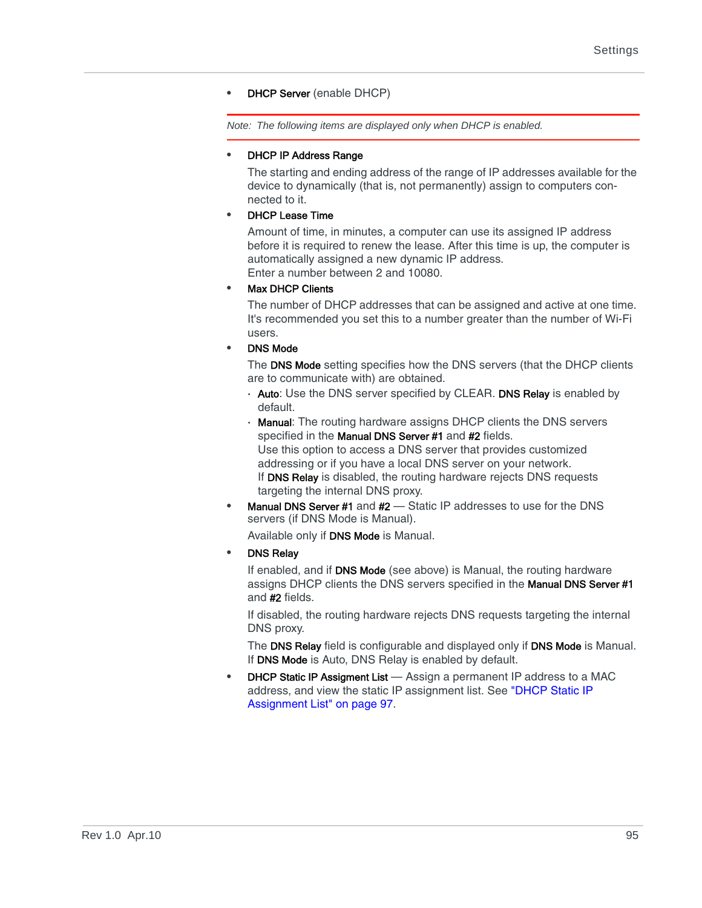- **DHCP Server** (enable DHCP)

---

*Note: The following items are displayed only when DHCP is enabled.*

---

- **DHCP IP Address Range**

  The starting and ending address of the range of IP addresses available for the device to dynamically (that is, not permanently) assign to computers connected to it.

- **DHCP Lease Time**

  Amount of time, in minutes, a computer can use its assigned IP address before it is required to renew the lease. After this time is up, the computer is automatically assigned a new dynamic IP address.
  Enter a number between 2 and 10080.

- **Max DHCP Clients**

  The number of DHCP addresses that can be assigned and active at one time. It's recommended you set this to a number greater than the number of Wi-Fi users.

- **DNS Mode**

  The **DNS Mode** setting specifies how the DNS servers (that the DHCP clients are to communicate with) are obtained.

  - **Auto**: Use the DNS server specified by CLEAR. **DNS Relay** is enabled by default.
  - **Manual**: The routing hardware assigns DHCP clients the DNS servers specified in the **Manual DNS Server #1** and **#2** fields.
    Use this option to access a DNS server that provides customized addressing or if you have a local DNS server on your network.
    If **DNS Relay** is disabled, the routing hardware rejects DNS requests targeting the internal DNS proxy.

- **Manual DNS Server #1** and **#2** — Static IP addresses to use for the DNS servers (if DNS Mode is Manual).

  Available only if **DNS Mode** is Manual.

- **DNS Relay**

  If enabled, and if **DNS Mode** (see above) is Manual, the routing hardware assigns DHCP clients the DNS servers specified in the **Manual DNS Server #1** and **#2** fields.

  If disabled, the routing hardware rejects DNS requests targeting the internal DNS proxy.

  The **DNS Relay** field is configurable and displayed only if **DNS Mode** is Manual. If **DNS Mode** is Auto, DNS Relay is enabled by default.

- **DHCP Static IP Assigment List** — Assign a permanent IP address to a MAC address, and view the static IP assignment list. See "DHCP Static IP Assignment List" on page 97.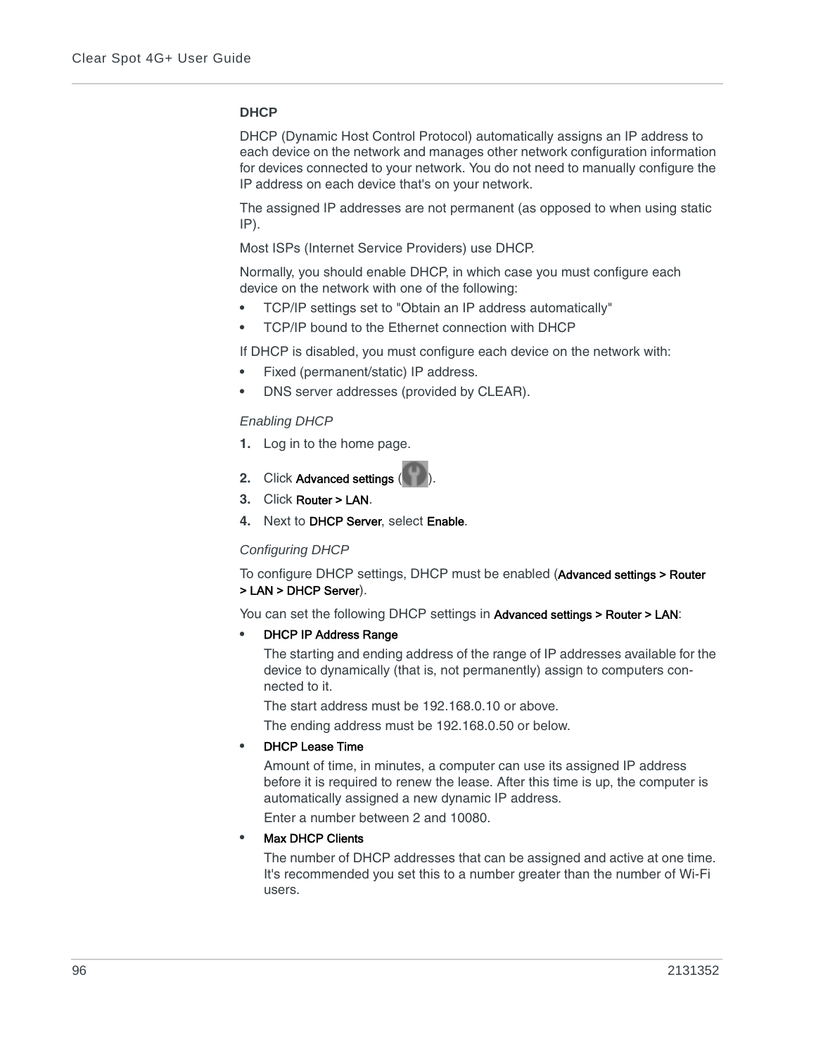### DHCP

DHCP (Dynamic Host Control Protocol) automatically assigns an IP address to each device on the network and manages other network configuration information for devices connected to your network. You do not need to manually configure the IP address on each device that's on your network.

The assigned IP addresses are not permanent (as opposed to when using static IP).

Most ISPs (Internet Service Providers) use DHCP.

Normally, you should enable DHCP, in which case you must configure each device on the network with one of the following:

- TCP/IP settings set to "Obtain an IP address automatically"
- TCP/IP bound to the Ethernet connection with DHCP

If DHCP is disabled, you must configure each device on the network with:

- Fixed (permanent/static) IP address.
- DNS server addresses (provided by CLEAR).

*Enabling DHCP*

1. Log in to the home page.
2. Click **Advanced settings** ( ).
3. Click **Router > LAN**.
4. Next to **DHCP Server**, select **Enable**.

*Configuring DHCP*

To configure DHCP settings, DHCP must be enabled (**Advanced settings > Router > LAN > DHCP Server**).

You can set the following DHCP settings in **Advanced settings > Router > LAN**:

- **DHCP IP Address Range**

  The starting and ending address of the range of IP addresses available for the device to dynamically (that is, not permanently) assign to computers connected to it.

  The start address must be 192.168.0.10 or above.

  The ending address must be 192.168.0.50 or below.

- **DHCP Lease Time**

  Amount of time, in minutes, a computer can use its assigned IP address before it is required to renew the lease. After this time is up, the computer is automatically assigned a new dynamic IP address.

  Enter a number between 2 and 10080.

- **Max DHCP Clients**

  The number of DHCP addresses that can be assigned and active at one time. It's recommended you set this to a number greater than the number of Wi-Fi users.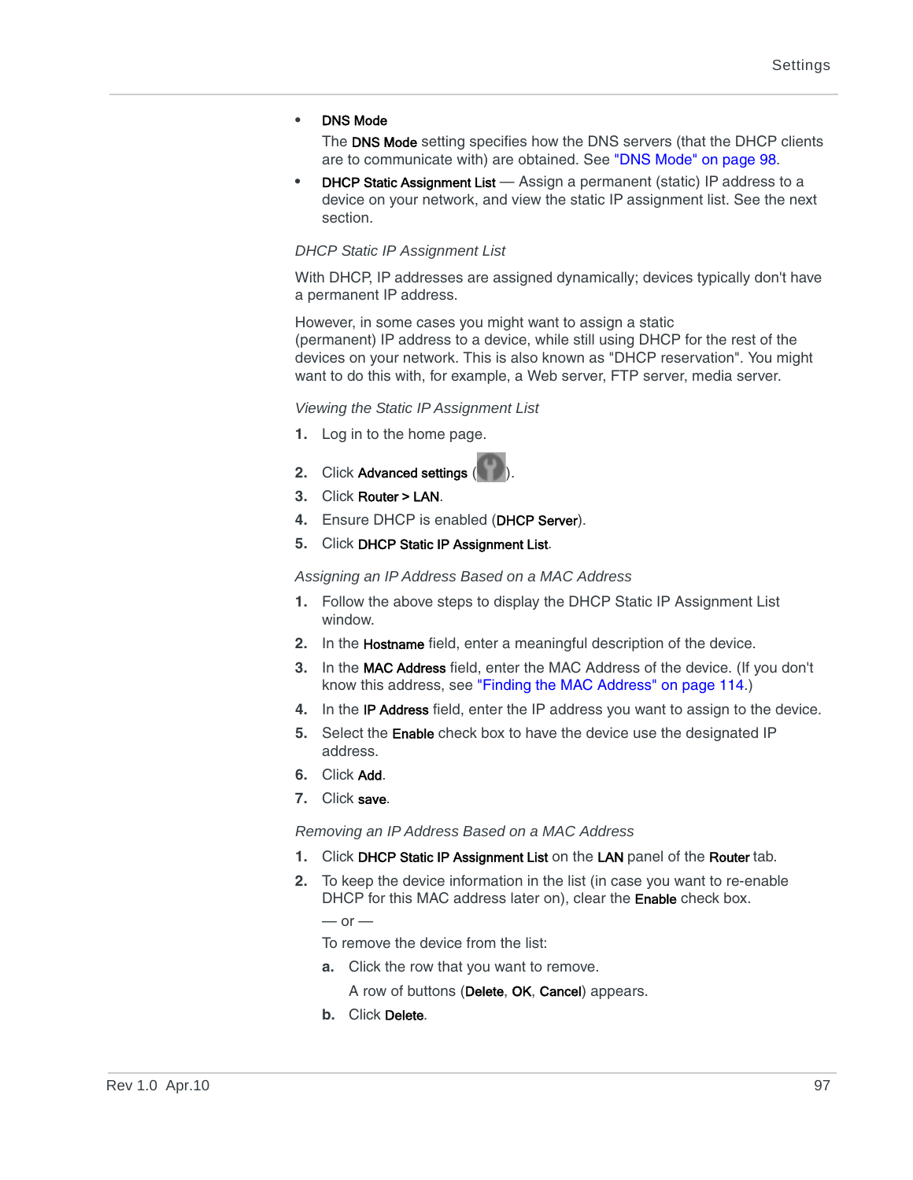- **DNS Mode**

  The **DNS Mode** setting specifies how the DNS servers (that the DHCP clients are to communicate with) are obtained. See "DNS Mode" on page 98.
- **DHCP Static Assignment List** — Assign a permanent (static) IP address to a device on your network, and view the static IP assignment list. See the next section.

*DHCP Static IP Assignment List*

With DHCP, IP addresses are assigned dynamically; devices typically don't have a permanent IP address.

However, in some cases you might want to assign a static (permanent) IP address to a device, while still using DHCP for the rest of the devices on your network. This is also known as "DHCP reservation". You might want to do this with, for example, a Web server, FTP server, media server.

*Viewing the Static IP Assignment List*

1. Log in to the home page.
2. Click **Advanced settings** ( ).
3. Click **Router > LAN**.
4. Ensure DHCP is enabled (**DHCP Server**).
5. Click **DHCP Static IP Assignment List**.

*Assigning an IP Address Based on a MAC Address*

1. Follow the above steps to display the DHCP Static IP Assignment List window.
2. In the **Hostname** field, enter a meaningful description of the device.
3. In the **MAC Address** field, enter the MAC Address of the device. (If you don't know this address, see "Finding the MAC Address" on page 114.)
4. In the **IP Address** field, enter the IP address you want to assign to the device.
5. Select the **Enable** check box to have the device use the designated IP address.
6. Click **Add**.
7. Click **save**.

*Removing an IP Address Based on a MAC Address*

1. Click **DHCP Static IP Assignment List** on the **LAN** panel of the **Router** tab.
2. To keep the device information in the list (in case you want to re-enable DHCP for this MAC address later on), clear the **Enable** check box.

   — or —

   To remove the device from the list:

   a. Click the row that you want to remove.

      A row of buttons (**Delete**, **OK**, **Cancel**) appears.

   b. Click **Delete**.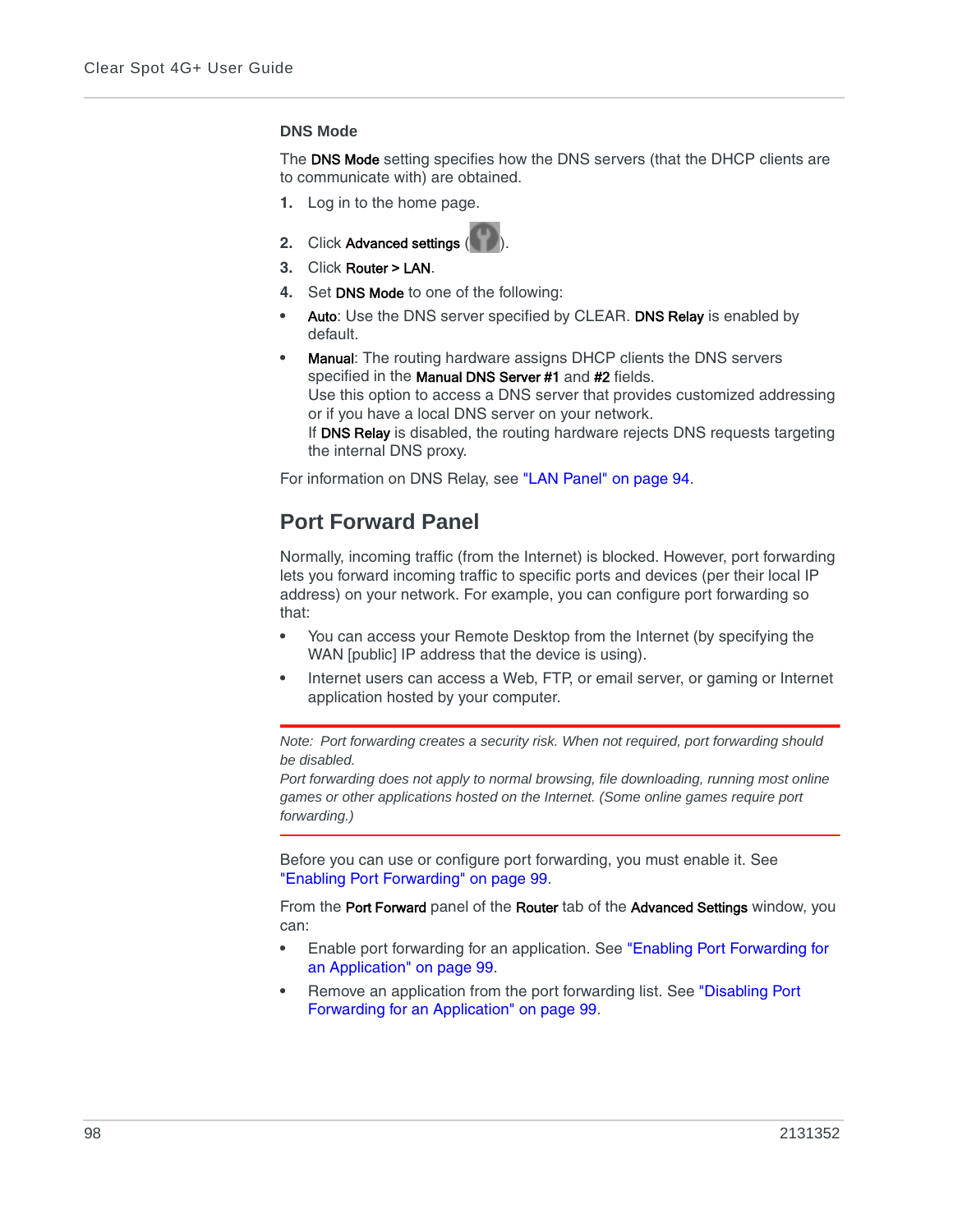### DNS Mode

The **DNS Mode** setting specifies how the DNS servers (that the DHCP clients are to communicate with) are obtained.

1. Log in to the home page.
2. Click **Advanced settings** ( ).
3. Click **Router > LAN**.
4. Set **DNS Mode** to one of the following:

- **Auto**: Use the DNS server specified by CLEAR. **DNS Relay** is enabled by default.
- **Manual**: The routing hardware assigns DHCP clients the DNS servers specified in the **Manual DNS Server #1** and **#2** fields.
  Use this option to access a DNS server that provides customized addressing or if you have a local DNS server on your network.
  If **DNS Relay** is disabled, the routing hardware rejects DNS requests targeting the internal DNS proxy.

For information on DNS Relay, see "LAN Panel" on page 94.

## Port Forward Panel

Normally, incoming traffic (from the Internet) is blocked. However, port forwarding lets you forward incoming traffic to specific ports and devices (per their local IP address) on your network. For example, you can configure port forwarding so that:

- You can access your Remote Desktop from the Internet (by specifying the WAN [public] IP address that the device is using).
- Internet users can access a Web, FTP, or email server, or gaming or Internet application hosted by your computer.

---

*Note: Port forwarding creates a security risk. When not required, port forwarding should be disabled.*
*Port forwarding does not apply to normal browsing, file downloading, running most online games or other applications hosted on the Internet. (Some online games require port forwarding.)*

---

Before you can use or configure port forwarding, you must enable it. See "Enabling Port Forwarding" on page 99.

From the **Port Forward** panel of the **Router** tab of the **Advanced Settings** window, you can:

- Enable port forwarding for an application. See "Enabling Port Forwarding for an Application" on page 99.
- Remove an application from the port forwarding list. See "Disabling Port Forwarding for an Application" on page 99.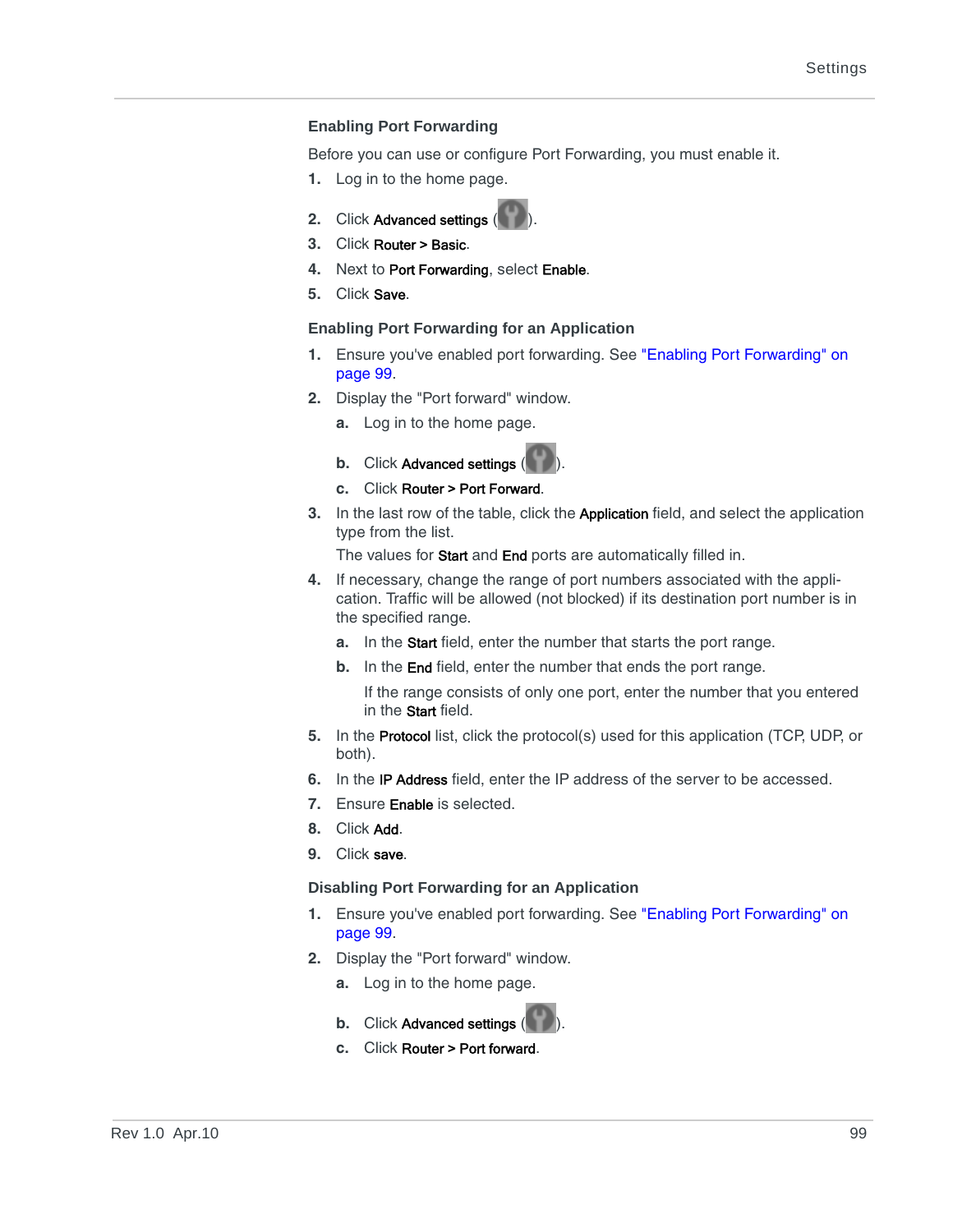### Enabling Port Forwarding

Before you can use or configure Port Forwarding, you must enable it.

1. Log in to the home page.
2. Click **Advanced settings** ( ).
3. Click **Router > Basic**.
4. Next to **Port Forwarding**, select **Enable**.
5. Click **Save**.

### Enabling Port Forwarding for an Application

1. Ensure you've enabled port forwarding. See "Enabling Port Forwarding" on page 99.
2. Display the "Port forward" window.
   a. Log in to the home page.
   b. Click **Advanced settings** ( ).
   c. Click **Router > Port Forward**.
3. In the last row of the table, click the **Application** field, and select the application type from the list.

   The values for **Start** and **End** ports are automatically filled in.
4. If necessary, change the range of port numbers associated with the application. Traffic will be allowed (not blocked) if its destination port number is in the specified range.
   a. In the **Start** field, enter the number that starts the port range.
   b. In the **End** field, enter the number that ends the port range.

      If the range consists of only one port, enter the number that you entered in the **Start** field.
5. In the **Protocol** list, click the protocol(s) used for this application (TCP, UDP, or both).
6. In the **IP Address** field, enter the IP address of the server to be accessed.
7. Ensure **Enable** is selected.
8. Click **Add**.
9. Click **save**.

### Disabling Port Forwarding for an Application

1. Ensure you've enabled port forwarding. See "Enabling Port Forwarding" on page 99.
2. Display the "Port forward" window.
   a. Log in to the home page.
   b. Click **Advanced settings** ( ).
   c. Click **Router > Port forward**.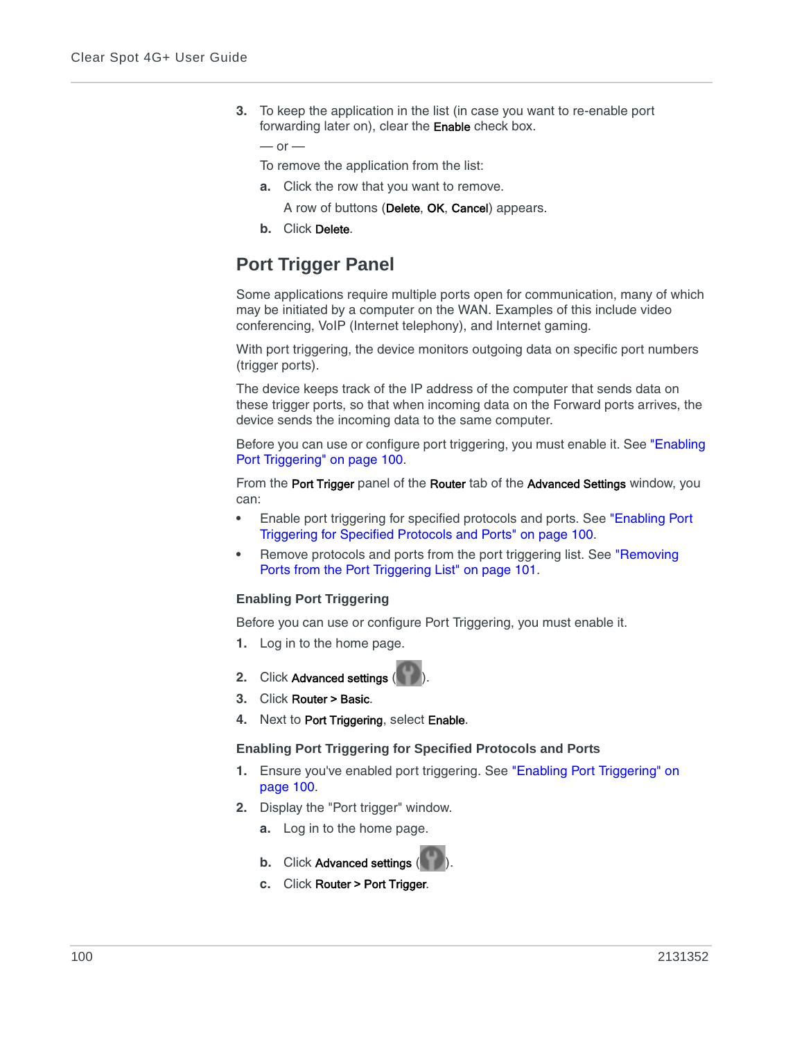3. To keep the application in the list (in case you want to re-enable port forwarding later on), clear the **Enable** check box.

   — or —

   To remove the application from the list:

   a. Click the row that you want to remove.

      A row of buttons (**Delete**, **OK**, **Cancel**) appears.

   b. Click **Delete**.

## Port Trigger Panel

Some applications require multiple ports open for communication, many of which may be initiated by a computer on the WAN. Examples of this include video conferencing, VoIP (Internet telephony), and Internet gaming.

With port triggering, the device monitors outgoing data on specific port numbers (trigger ports).

The device keeps track of the IP address of the computer that sends data on these trigger ports, so that when incoming data on the Forward ports arrives, the device sends the incoming data to the same computer.

Before you can use or configure port triggering, you must enable it. See "Enabling Port Triggering" on page 100.

From the **Port Trigger** panel of the **Router** tab of the **Advanced Settings** window, you can:

- Enable port triggering for specified protocols and ports. See "Enabling Port Triggering for Specified Protocols and Ports" on page 100.
- Remove protocols and ports from the port triggering list. See "Removing Ports from the Port Triggering List" on page 101.

### Enabling Port Triggering

Before you can use or configure Port Triggering, you must enable it.

1. Log in to the home page.
2. Click **Advanced settings** ( ).
3. Click **Router > Basic**.
4. Next to **Port Triggering**, select **Enable**.

### Enabling Port Triggering for Specified Protocols and Ports

1. Ensure you've enabled port triggering. See "Enabling Port Triggering" on page 100.
2. Display the "Port trigger" window.

   a. Log in to the home page.

   b. Click **Advanced settings** ( ).

   c. Click **Router > Port Trigger**.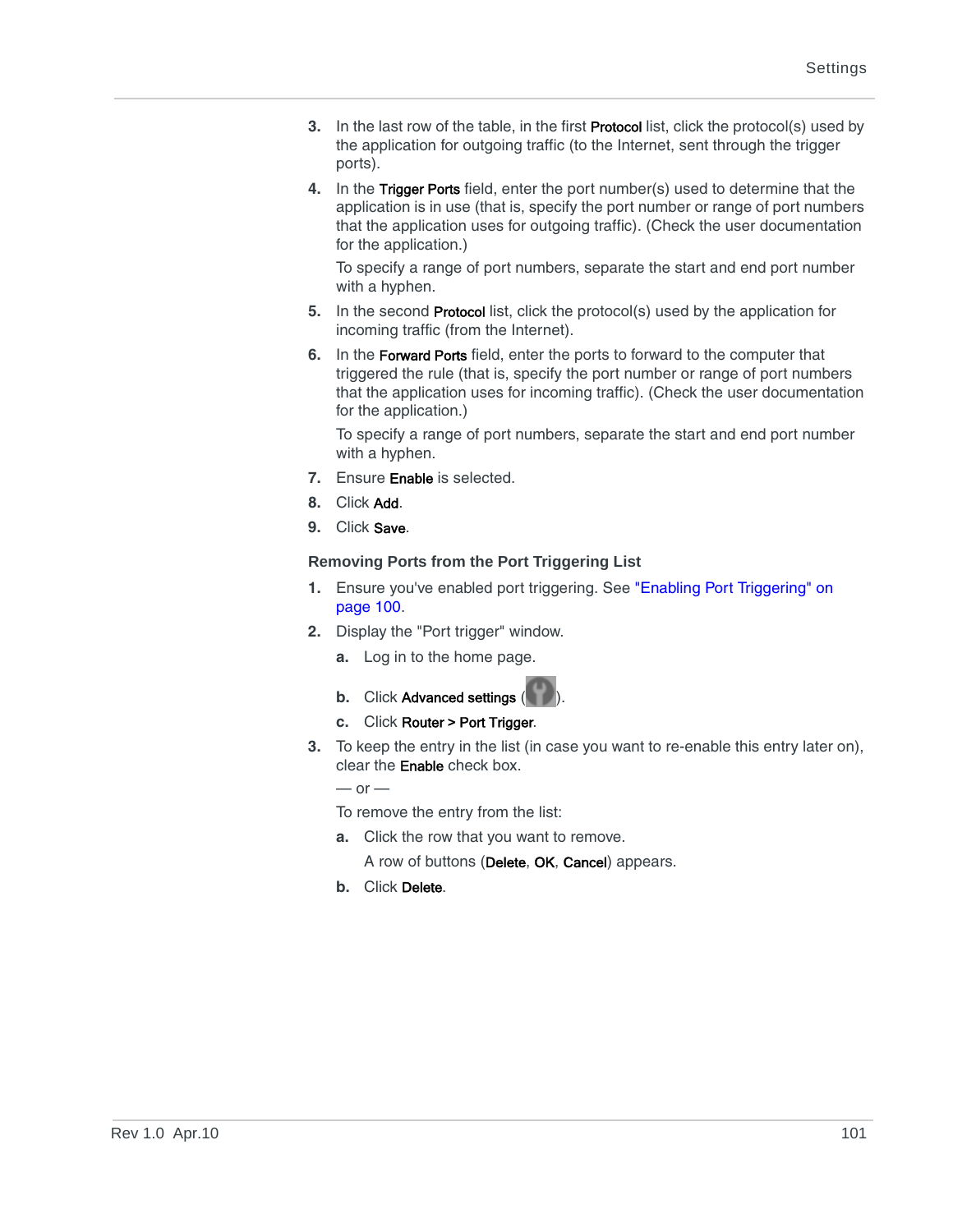3. In the last row of the table, in the first **Protocol** list, click the protocol(s) used by the application for outgoing traffic (to the Internet, sent through the trigger ports).
4. In the **Trigger Ports** field, enter the port number(s) used to determine that the application is in use (that is, specify the port number or range of port numbers that the application uses for outgoing traffic). (Check the user documentation for the application.)

   To specify a range of port numbers, separate the start and end port number with a hyphen.
5. In the second **Protocol** list, click the protocol(s) used by the application for incoming traffic (from the Internet).
6. In the **Forward Ports** field, enter the ports to forward to the computer that triggered the rule (that is, specify the port number or range of port numbers that the application uses for incoming traffic). (Check the user documentation for the application.)

   To specify a range of port numbers, separate the start and end port number with a hyphen.
7. Ensure **Enable** is selected.
8. Click **Add**.
9. Click **Save**.

#### Removing Ports from the Port Triggering List

1. Ensure you've enabled port triggering. See "Enabling Port Triggering" on page 100.
2. Display the "Port trigger" window.
   a. Log in to the home page.
   b. Click **Advanced settings** ( ).
   c. Click **Router > Port Trigger**.
3. To keep the entry in the list (in case you want to re-enable this entry later on), clear the **Enable** check box.

   — or —

   To remove the entry from the list:
   a. Click the row that you want to remove.

      A row of buttons (**Delete**, **OK**, **Cancel**) appears.
   b. Click **Delete**.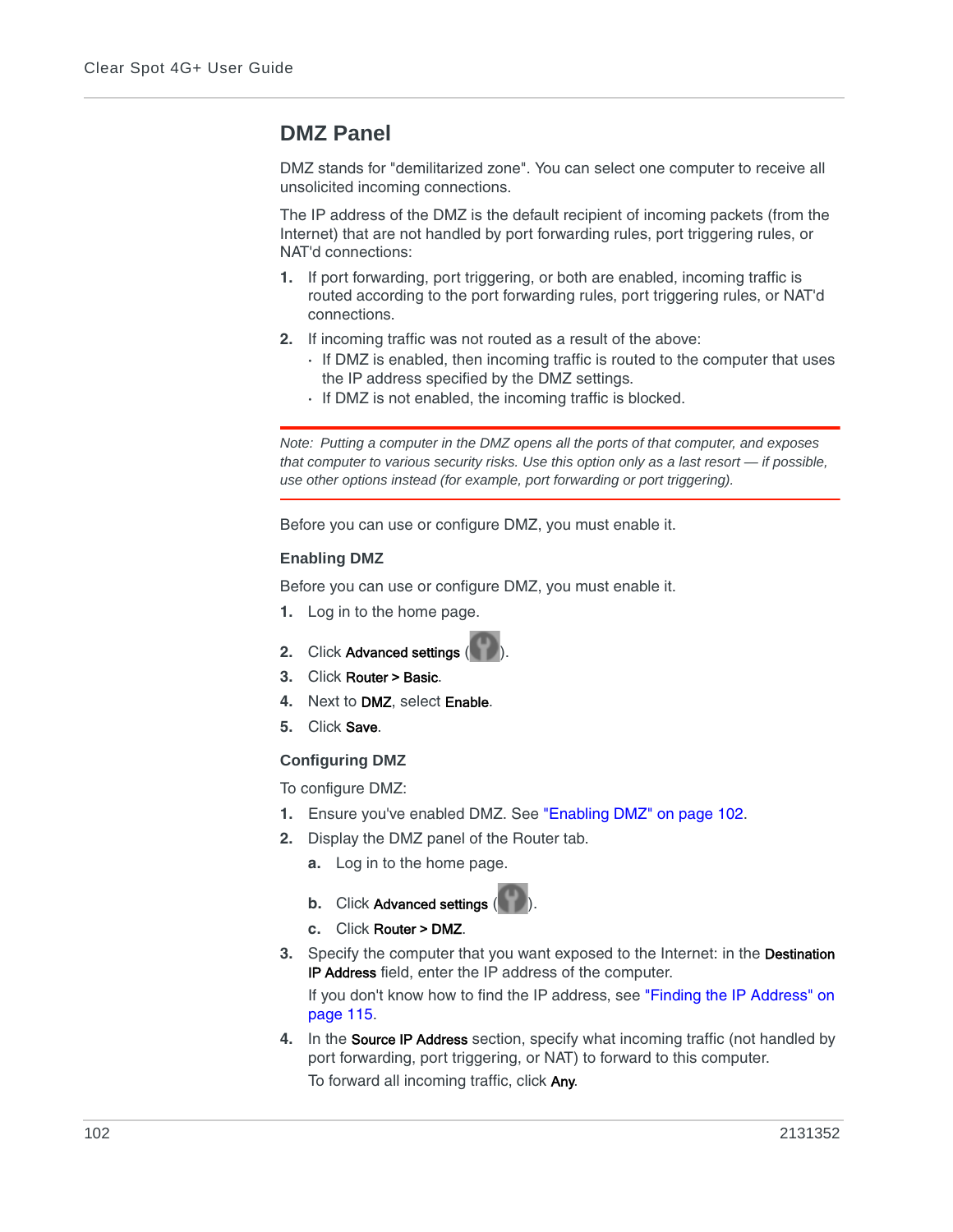## DMZ Panel

DMZ stands for "demilitarized zone". You can select one computer to receive all unsolicited incoming connections.

The IP address of the DMZ is the default recipient of incoming packets (from the Internet) that are not handled by port forwarding rules, port triggering rules, or NAT'd connections:

1. If port forwarding, port triggering, or both are enabled, incoming traffic is routed according to the port forwarding rules, port triggering rules, or NAT'd connections.
2. If incoming traffic was not routed as a result of the above:
   - If DMZ is enabled, then incoming traffic is routed to the computer that uses the IP address specified by the DMZ settings.
   - If DMZ is not enabled, the incoming traffic is blocked.

*Note: Putting a computer in the DMZ opens all the ports of that computer, and exposes that computer to various security risks. Use this option only as a last resort — if possible, use other options instead (for example, port forwarding or port triggering).*

Before you can use or configure DMZ, you must enable it.

### Enabling DMZ

Before you can use or configure DMZ, you must enable it.

1. Log in to the home page.
2. Click **Advanced settings** ( ).
3. Click **Router > Basic**.
4. Next to **DMZ**, select **Enable**.
5. Click **Save**.

### Configuring DMZ

To configure DMZ:

1. Ensure you've enabled DMZ. See "Enabling DMZ" on page 102.
2. Display the DMZ panel of the Router tab.
   a. Log in to the home page.
   b. Click **Advanced settings** ( ).
   c. Click **Router > DMZ**.
3. Specify the computer that you want exposed to the Internet: in the **Destination IP Address** field, enter the IP address of the computer.

   If you don't know how to find the IP address, see "Finding the IP Address" on page 115.
4. In the **Source IP Address** section, specify what incoming traffic (not handled by port forwarding, port triggering, or NAT) to forward to this computer.

   To forward all incoming traffic, click **Any**.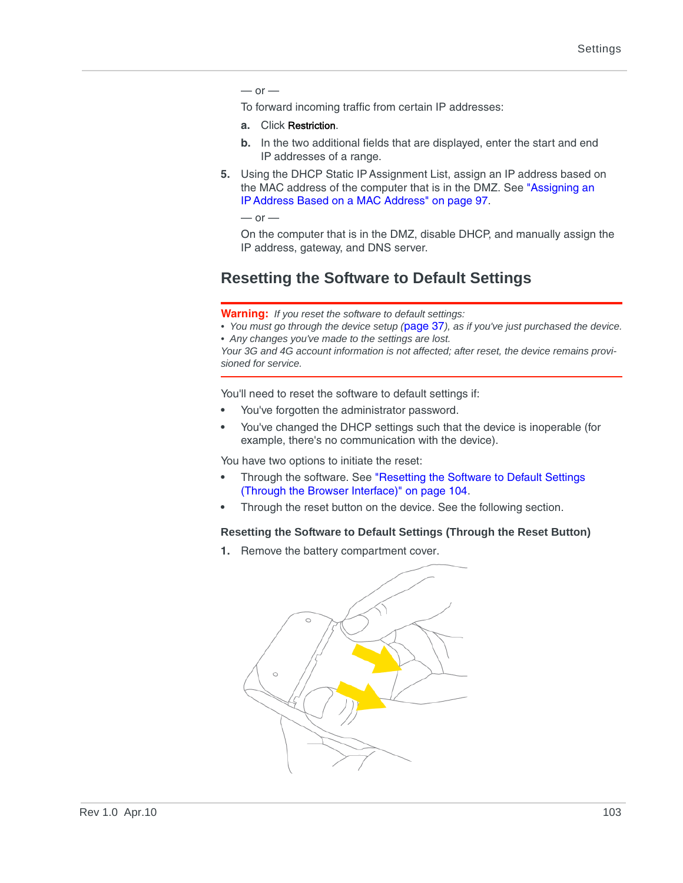— or —

To forward incoming traffic from certain IP addresses:

**a.** Click **Restriction**.

**b.** In the two additional fields that are displayed, enter the start and end IP addresses of a range.

**5.** Using the DHCP Static IP Assignment List, assign an IP address based on the MAC address of the computer that is in the DMZ. See "Assigning an IP Address Based on a MAC Address" on page 97.

— or —

On the computer that is in the DMZ, disable DHCP, and manually assign the IP address, gateway, and DNS server.

## Resetting the Software to Default Settings

**Warning:** *If you reset the software to default settings:*

- *You must go through the device setup (page 37), as if you've just purchased the device.*
- *Any changes you've made to the settings are lost.*

*Your 3G and 4G account information is not affected; after reset, the device remains provisioned for service.*

You'll need to reset the software to default settings if:

- You've forgotten the administrator password.
- You've changed the DHCP settings such that the device is inoperable (for example, there's no communication with the device).

You have two options to initiate the reset:

- Through the software. See "Resetting the Software to Default Settings (Through the Browser Interface)" on page 104.
- Through the reset button on the device. See the following section.

### Resetting the Software to Default Settings (Through the Reset Button)

**1.** Remove the battery compartment cover.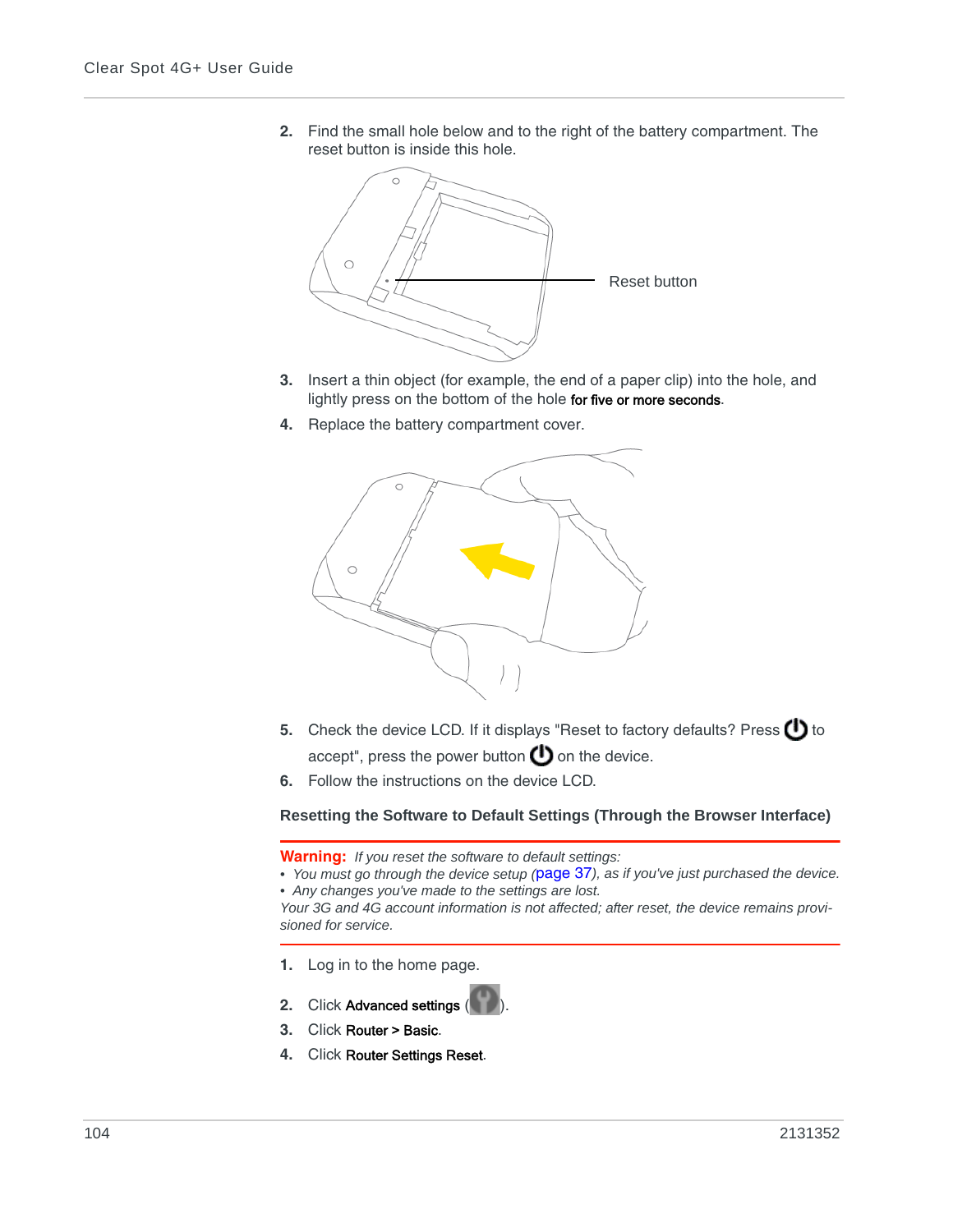2. Find the small hole below and to the right of the battery compartment. The reset button is inside this hole.

Reset button

3. Insert a thin object (for example, the end of a paper clip) into the hole, and lightly press on the bottom of the hole **for five or more seconds**.
4. Replace the battery compartment cover.

5. Check the device LCD. If it displays "Reset to factory defaults? Press ⏻ to accept", press the power button ⏻ on the device.
6. Follow the instructions on the device LCD.

### Resetting the Software to Default Settings (Through the Browser Interface)

**Warning:** *If you reset the software to default settings:*

- *You must go through the device setup (page 37), as if you've just purchased the device.*
- *Any changes you've made to the settings are lost.*

*Your 3G and 4G account information is not affected; after reset, the device remains provisioned for service.*

1. Log in to the home page.
2. Click **Advanced settings** ( ).
3. Click **Router > Basic**.
4. Click **Router Settings Reset**.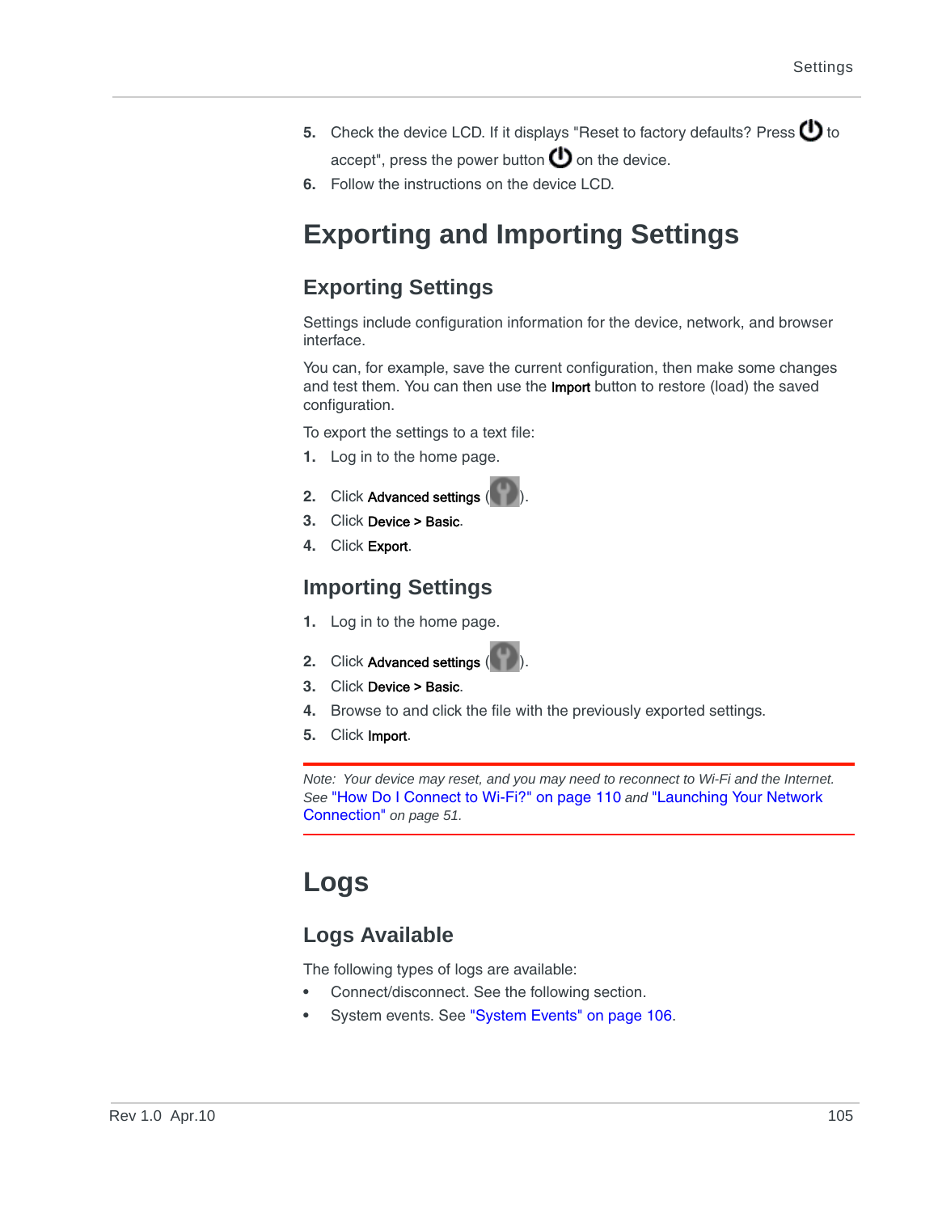5. Check the device LCD. If it displays "Reset to factory defaults? Press ⏻ to accept", press the power button ⏻ on the device.
6. Follow the instructions on the device LCD.

# Exporting and Importing Settings

## Exporting Settings

Settings include configuration information for the device, network, and browser interface.

You can, for example, save the current configuration, then make some changes and test them. You can then use the **Import** button to restore (load) the saved configuration.

To export the settings to a text file:

1. Log in to the home page.
2. Click **Advanced settings** ( ).
3. Click **Device > Basic**.
4. Click **Export**.

## Importing Settings

1. Log in to the home page.
2. Click **Advanced settings** ( ).
3. Click **Device > Basic**.
4. Browse to and click the file with the previously exported settings.
5. Click **Import**.

*Note: Your device may reset, and you may need to reconnect to Wi-Fi and the Internet. See "How Do I Connect to Wi-Fi?" on page 110 and "Launching Your Network Connection" on page 51.*

# Logs

## Logs Available

The following types of logs are available:

- Connect/disconnect. See the following section.
- System events. See "System Events" on page 106.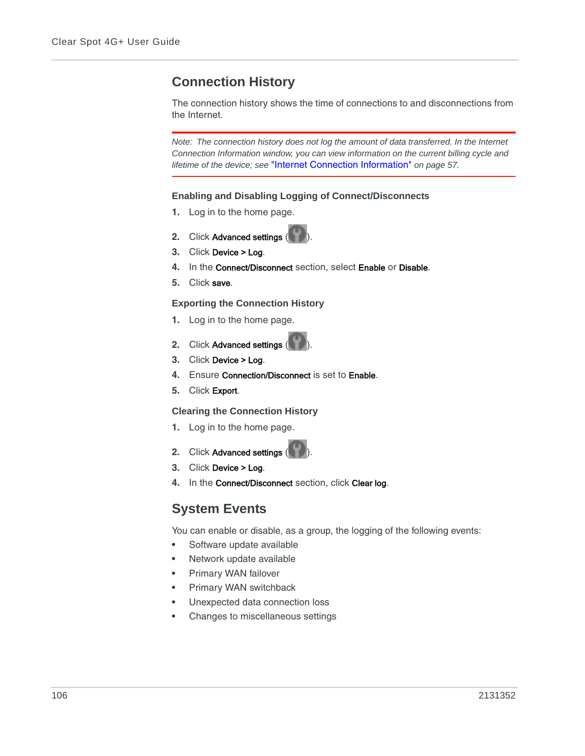## Connection History

The connection history shows the time of connections to and disconnections from the Internet.

*Note: The connection history does not log the amount of data transferred. In the Internet Connection Information window, you can view information on the current billing cycle and lifetime of the device; see* "Internet Connection Information" *on page 57.*

### Enabling and Disabling Logging of Connect/Disconnects

1. Log in to the home page.
2. Click **Advanced settings** ( ).
3. Click **Device > Log**.
4. In the **Connect/Disconnect** section, select **Enable** or **Disable**.
5. Click **save**.

### Exporting the Connection History

1. Log in to the home page.
2. Click **Advanced settings** ( ).
3. Click **Device > Log**.
4. Ensure **Connection/Disconnect** is set to **Enable**.
5. Click **Export**.

### Clearing the Connection History

1. Log in to the home page.
2. Click **Advanced settings** ( ).
3. Click **Device > Log**.
4. In the **Connect/Disconnect** section, click **Clear log**.

## System Events

You can enable or disable, as a group, the logging of the following events:

- Software update available
- Network update available
- Primary WAN failover
- Primary WAN switchback
- Unexpected data connection loss
- Changes to miscellaneous settings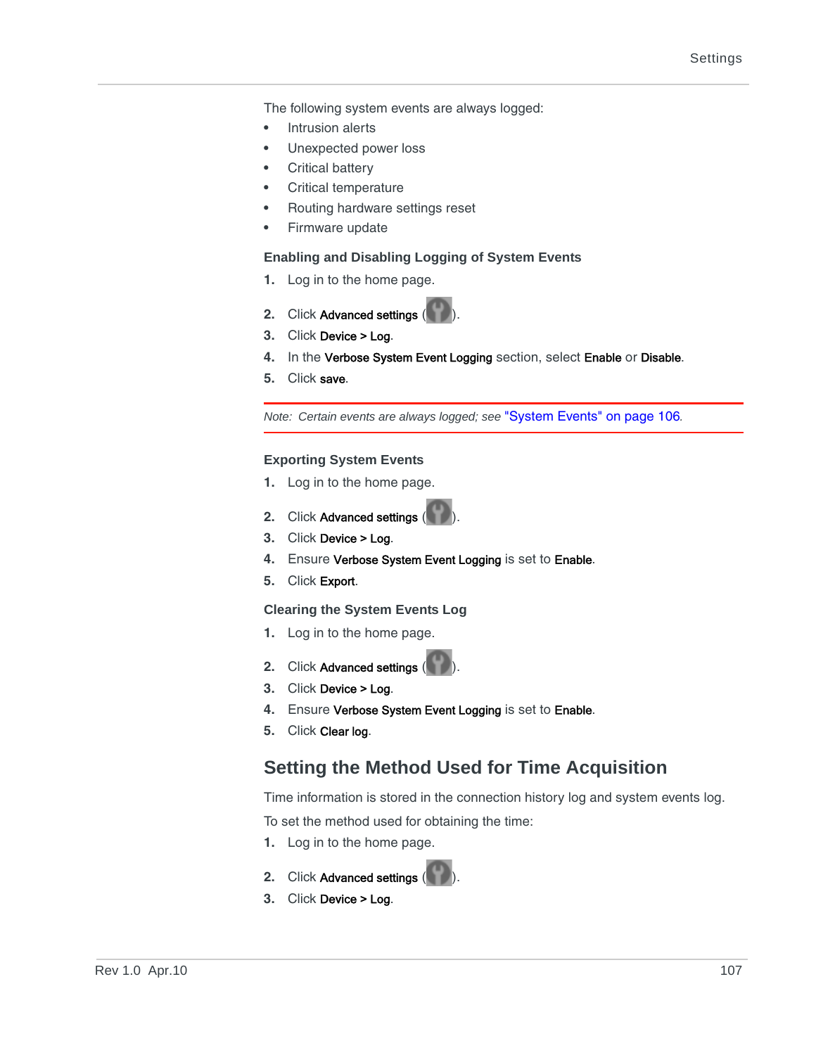The following system events are always logged:

- Intrusion alerts
- Unexpected power loss
- Critical battery
- Critical temperature
- Routing hardware settings reset
- Firmware update

### Enabling and Disabling Logging of System Events

1. Log in to the home page.
2. Click **Advanced settings** ( ).
3. Click **Device > Log**.
4. In the **Verbose System Event Logging** section, select **Enable** or **Disable**.
5. Click **save**.

*Note: Certain events are always logged; see "System Events" on page 106.*

### Exporting System Events

1. Log in to the home page.
2. Click **Advanced settings** ( ).
3. Click **Device > Log**.
4. Ensure **Verbose System Event Logging** is set to **Enable**.
5. Click **Export**.

### Clearing the System Events Log

1. Log in to the home page.
2. Click **Advanced settings** ( ).
3. Click **Device > Log**.
4. Ensure **Verbose System Event Logging** is set to **Enable**.
5. Click **Clear log**.

## Setting the Method Used for Time Acquisition

Time information is stored in the connection history log and system events log.

To set the method used for obtaining the time:

1. Log in to the home page.
2. Click **Advanced settings** ( ).
3. Click **Device > Log**.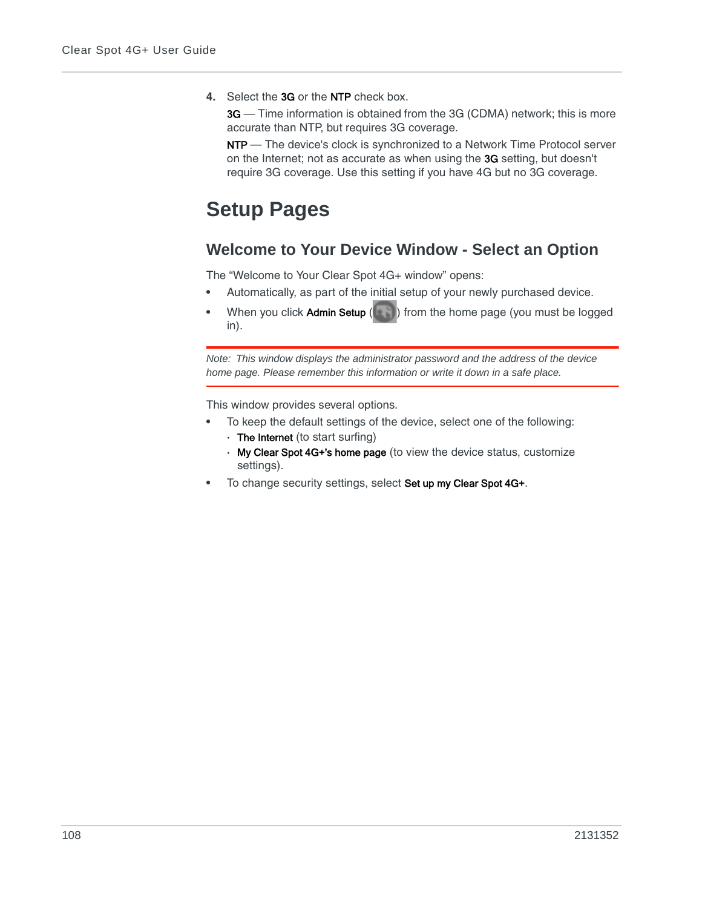4. Select the **3G** or the **NTP** check box.

   **3G** — Time information is obtained from the 3G (CDMA) network; this is more accurate than NTP, but requires 3G coverage.

   **NTP** — The device's clock is synchronized to a Network Time Protocol server on the Internet; not as accurate as when using the **3G** setting, but doesn't require 3G coverage. Use this setting if you have 4G but no 3G coverage.

# Setup Pages

## Welcome to Your Device Window - Select an Option

The “Welcome to Your Clear Spot 4G+ window” opens:

- Automatically, as part of the initial setup of your newly purchased device.
- When you click **Admin Setup** ( ) from the home page (you must be logged in).

*Note: This window displays the administrator password and the address of the device home page. Please remember this information or write it down in a safe place.*

This window provides several options.

- To keep the default settings of the device, select one of the following:
  - **The Internet** (to start surfing)
  - **My Clear Spot 4G+'s home page** (to view the device status, customize settings).
- To change security settings, select **Set up my Clear Spot 4G+**.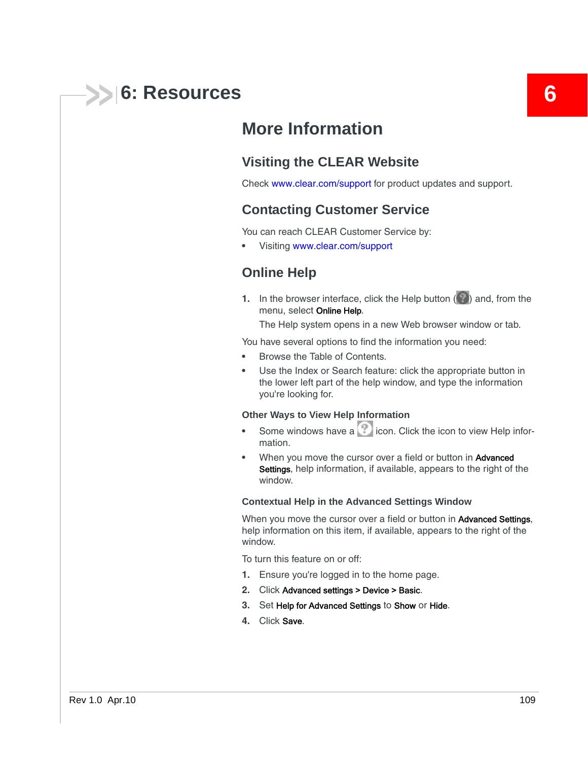# 6: Resources

## More Information

### Visiting the CLEAR Website

Check www.clear.com/support for product updates and support.

### Contacting Customer Service

You can reach CLEAR Customer Service by:

- Visiting www.clear.com/support

## Online Help

1. In the browser interface, click the Help button ( ) and, from the menu, select **Online Help**.

   The Help system opens in a new Web browser window or tab.

You have several options to find the information you need:

- Browse the Table of Contents.
- Use the Index or Search feature: click the appropriate button in the lower left part of the help window, and type the information you're looking for.

#### Other Ways to View Help Information

- Some windows have a icon. Click the icon to view Help information.
- When you move the cursor over a field or button in **Advanced Settings**, help information, if available, appears to the right of the window.

#### Contextual Help in the Advanced Settings Window

When you move the cursor over a field or button in **Advanced Settings**, help information on this item, if available, appears to the right of the window.

To turn this feature on or off:

1. Ensure you're logged in to the home page.
2. Click **Advanced settings > Device > Basic**.
3. Set **Help for Advanced Settings** to **Show** or **Hide**.
4. Click **Save**.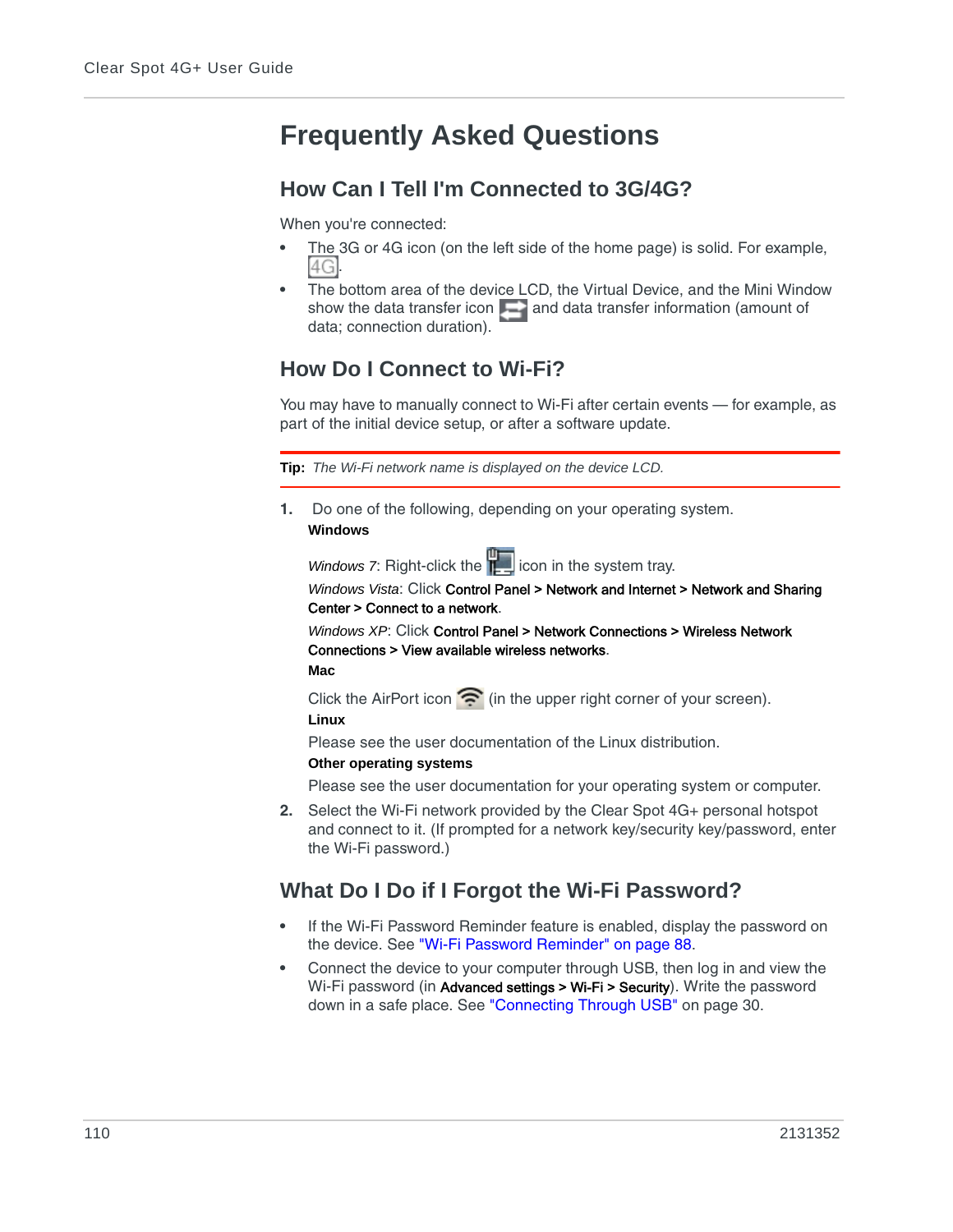# Frequently Asked Questions

## How Can I Tell I'm Connected to 3G/4G?

When you're connected:

- The 3G or 4G icon (on the left side of the home page) is solid. For example, 4G.
- The bottom area of the device LCD, the Virtual Device, and the Mini Window show the data transfer icon and data transfer information (amount of data; connection duration).

## How Do I Connect to Wi-Fi?

You may have to manually connect to Wi-Fi after certain events — for example, as part of the initial device setup, or after a software update.

**Tip:** *The Wi-Fi network name is displayed on the device LCD.*

1. Do one of the following, depending on your operating system.

   **Windows**

   *Windows 7*: Right-click the icon in the system tray.

   *Windows Vista*: Click **Control Panel** > **Network and Internet** > **Network and Sharing Center** > **Connect to a network**.

   *Windows XP*: Click **Control Panel** > **Network Connections** > **Wireless Network Connections** > **View available wireless networks**.

   **Mac**

   Click the AirPort icon (in the upper right corner of your screen).

   **Linux**

   Please see the user documentation of the Linux distribution.

   **Other operating systems**

   Please see the user documentation for your operating system or computer.

2. Select the Wi-Fi network provided by the Clear Spot 4G+ personal hotspot and connect to it. (If prompted for a network key/security key/password, enter the Wi-Fi password.)

## What Do I Do if I Forgot the Wi-Fi Password?

- If the Wi-Fi Password Reminder feature is enabled, display the password on the device. See "Wi-Fi Password Reminder" on page 88.
- Connect the device to your computer through USB, then log in and view the Wi-Fi password (in **Advanced settings** > **Wi-Fi** > **Security**). Write the password down in a safe place. See "Connecting Through USB" on page 30.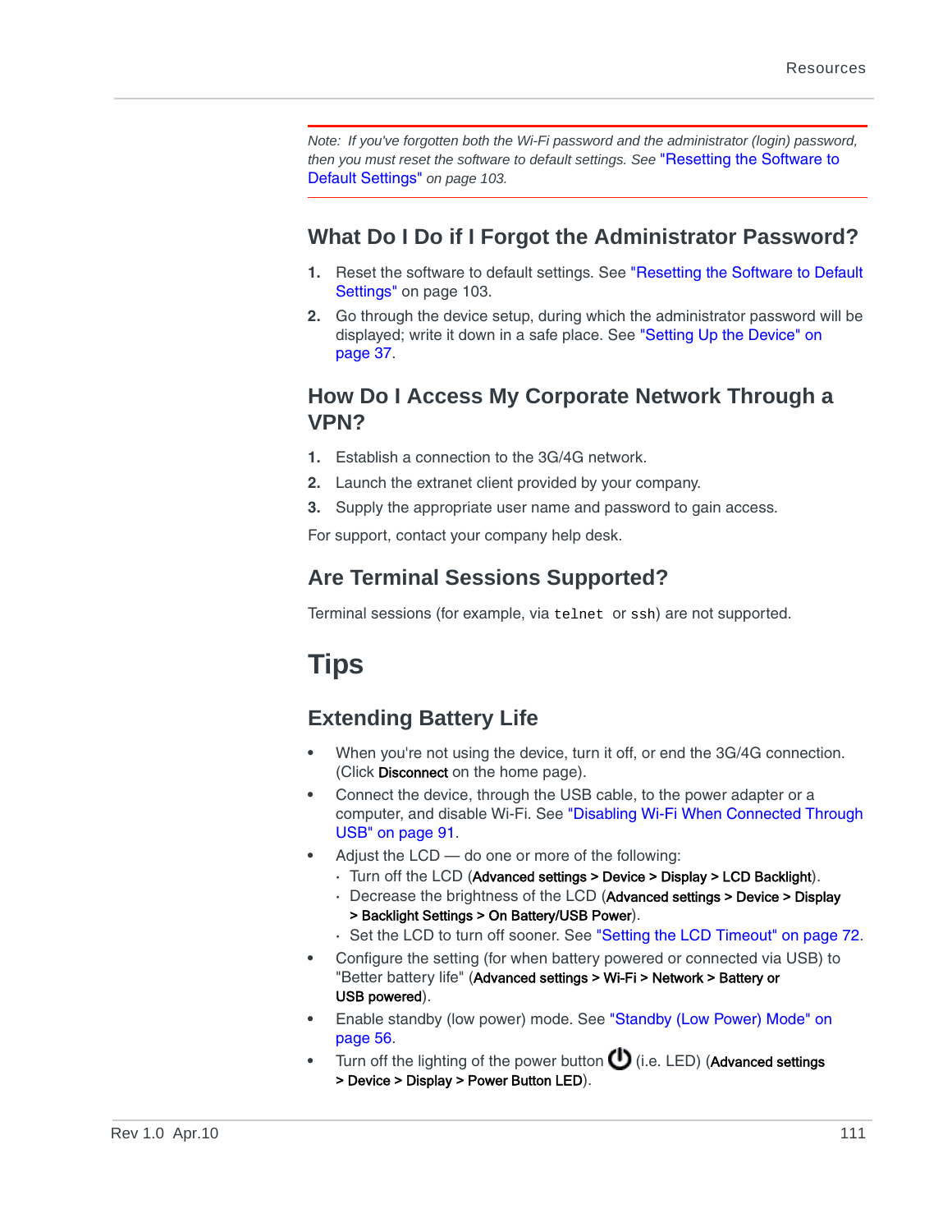*Note: If you've forgotten both the Wi-Fi password and the administrator (login) password, then you must reset the software to default settings. See "Resetting the Software to Default Settings" on page 103.*

### What Do I Do if I Forgot the Administrator Password?

1. Reset the software to default settings. See "Resetting the Software to Default Settings" on page 103.
2. Go through the device setup, during which the administrator password will be displayed; write it down in a safe place. See "Setting Up the Device" on page 37.

### How Do I Access My Corporate Network Through a VPN?

1. Establish a connection to the 3G/4G network.
2. Launch the extranet client provided by your company.
3. Supply the appropriate user name and password to gain access.

For support, contact your company help desk.

### Are Terminal Sessions Supported?

Terminal sessions (for example, via `telnet` or `ssh`) are not supported.

## Tips

### Extending Battery Life

- When you're not using the device, turn it off, or end the 3G/4G connection. (Click **Disconnect** on the home page).
- Connect the device, through the USB cable, to the power adapter or a computer, and disable Wi-Fi. See "Disabling Wi-Fi When Connected Through USB" on page 91.
- Adjust the LCD — do one or more of the following:
  - Turn off the LCD (**Advanced settings > Device > Display > LCD Backlight**).
  - Decrease the brightness of the LCD (**Advanced settings > Device > Display > Backlight Settings > On Battery/USB Power**).
  - Set the LCD to turn off sooner. See "Setting the LCD Timeout" on page 72.
- Configure the setting (for when battery powered or connected via USB) to "Better battery life" (**Advanced settings > Wi-Fi > Network > Battery or USB powered**).
- Enable standby (low power) mode. See "Standby (Low Power) Mode" on page 56.
- Turn off the lighting of the power button ⏻ (i.e. LED) (**Advanced settings > Device > Display > Power Button LED**).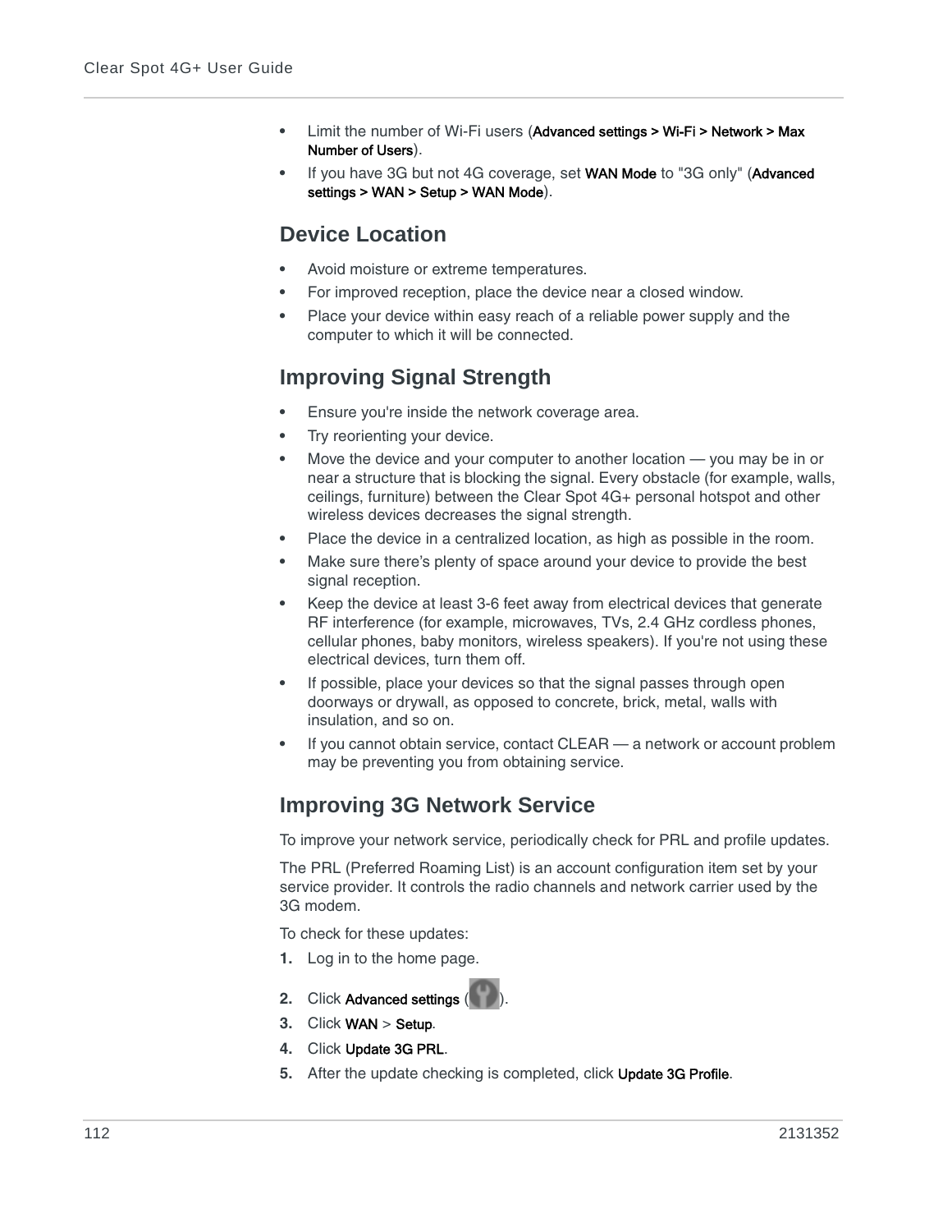- Limit the number of Wi-Fi users (**Advanced settings > Wi-Fi > Network > Max Number of Users**).
- If you have 3G but not 4G coverage, set **WAN Mode** to "3G only" (**Advanced settings > WAN > Setup > WAN Mode**).

## Device Location

- Avoid moisture or extreme temperatures.
- For improved reception, place the device near a closed window.
- Place your device within easy reach of a reliable power supply and the computer to which it will be connected.

## Improving Signal Strength

- Ensure you're inside the network coverage area.
- Try reorienting your device.
- Move the device and your computer to another location — you may be in or near a structure that is blocking the signal. Every obstacle (for example, walls, ceilings, furniture) between the Clear Spot 4G+ personal hotspot and other wireless devices decreases the signal strength.
- Place the device in a centralized location, as high as possible in the room.
- Make sure there's plenty of space around your device to provide the best signal reception.
- Keep the device at least 3-6 feet away from electrical devices that generate RF interference (for example, microwaves, TVs, 2.4 GHz cordless phones, cellular phones, baby monitors, wireless speakers). If you're not using these electrical devices, turn them off.
- If possible, place your devices so that the signal passes through open doorways or drywall, as opposed to concrete, brick, metal, walls with insulation, and so on.
- If you cannot obtain service, contact CLEAR — a network or account problem may be preventing you from obtaining service.

## Improving 3G Network Service

To improve your network service, periodically check for PRL and profile updates.

The PRL (Preferred Roaming List) is an account configuration item set by your service provider. It controls the radio channels and network carrier used by the 3G modem.

To check for these updates:

1. Log in to the home page.
2. Click **Advanced settings** ( ).
3. Click **WAN** > **Setup**.
4. Click **Update 3G PRL**.
5. After the update checking is completed, click **Update 3G Profile**.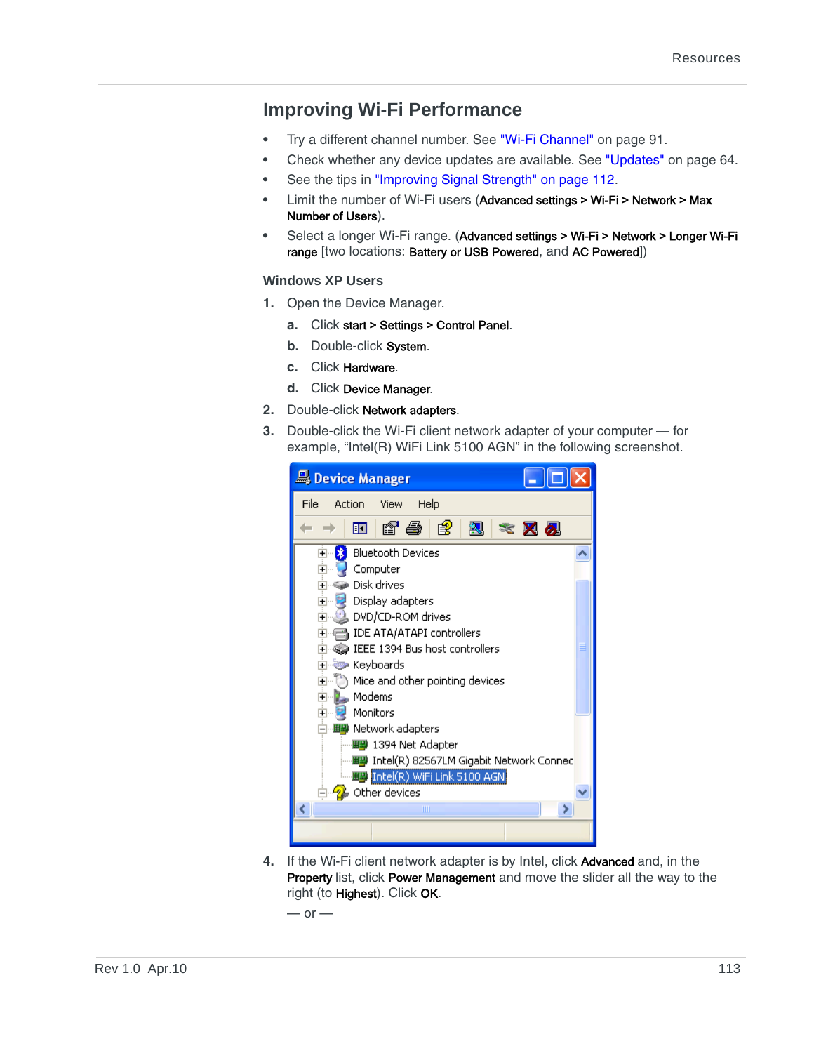## Improving Wi-Fi Performance

- Try a different channel number. See "Wi-Fi Channel" on page 91.
- Check whether any device updates are available. See "Updates" on page 64.
- See the tips in "Improving Signal Strength" on page 112.
- Limit the number of Wi-Fi users (**Advanced settings > Wi-Fi > Network > Max Number of Users**).
- Select a longer Wi-Fi range. (**Advanced settings > Wi-Fi > Network > Longer Wi-Fi range** [two locations: **Battery or USB Powered**, and **AC Powered**])

### Windows XP Users

1. Open the Device Manager.
   a. Click **start > Settings > Control Panel**.
   b. Double-click **System**.
   c. Click **Hardware**.
   d. Click **Device Manager**.
2. Double-click **Network adapters**.
3. Double-click the Wi-Fi client network adapter of your computer — for example, “Intel(R) WiFi Link 5100 AGN” in the following screenshot.
4. If the Wi-Fi client network adapter is by Intel, click **Advanced** and, in the **Property** list, click **Power Management** and move the slider all the way to the right (to **Highest**). Click **OK**.

   — or —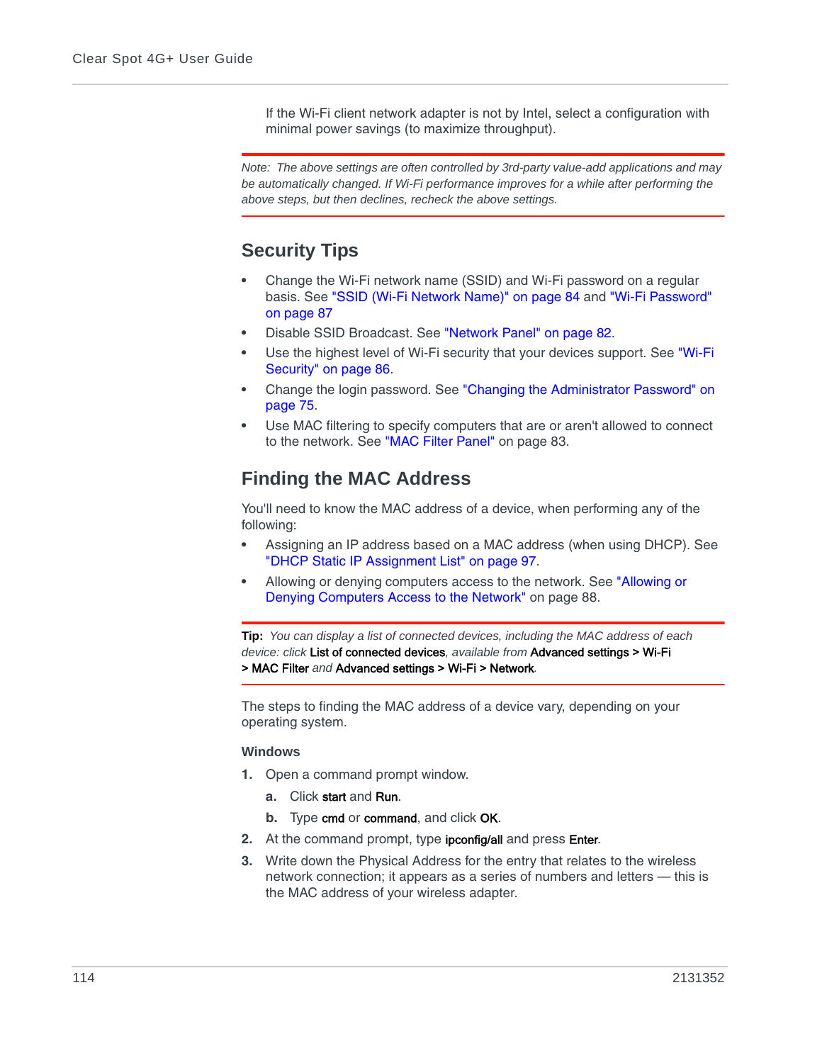If the Wi-Fi client network adapter is not by Intel, select a configuration with minimal power savings (to maximize throughput).

*Note: The above settings are often controlled by 3rd-party value-add applications and may be automatically changed. If Wi-Fi performance improves for a while after performing the above steps, but then declines, recheck the above settings.*

## Security Tips

- Change the Wi-Fi network name (SSID) and Wi-Fi password on a regular basis. See "SSID (Wi-Fi Network Name)" on page 84 and "Wi-Fi Password" on page 87
- Disable SSID Broadcast. See "Network Panel" on page 82.
- Use the highest level of Wi-Fi security that your devices support. See "Wi-Fi Security" on page 86.
- Change the login password. See "Changing the Administrator Password" on page 75.
- Use MAC filtering to specify computers that are or aren't allowed to connect to the network. See "MAC Filter Panel" on page 83.

## Finding the MAC Address

You'll need to know the MAC address of a device, when performing any of the following:

- Assigning an IP address based on a MAC address (when using DHCP). See "DHCP Static IP Assignment List" on page 97.
- Allowing or denying computers access to the network. See "Allowing or Denying Computers Access to the Network" on page 88.

**Tip:** *You can display a list of connected devices, including the MAC address of each device: click* **List of connected devices***, available from* **Advanced settings > Wi-Fi > MAC Filter** *and* **Advanced settings > Wi-Fi > Network**.

The steps to finding the MAC address of a device vary, depending on your operating system.

### Windows

1. Open a command prompt window.
   a. Click **start** and **Run**.
   b. Type **cmd** or **command**, and click **OK**.
2. At the command prompt, type **ipconfig/all** and press **Enter**.
3. Write down the Physical Address for the entry that relates to the wireless network connection; it appears as a series of numbers and letters — this is the MAC address of your wireless adapter.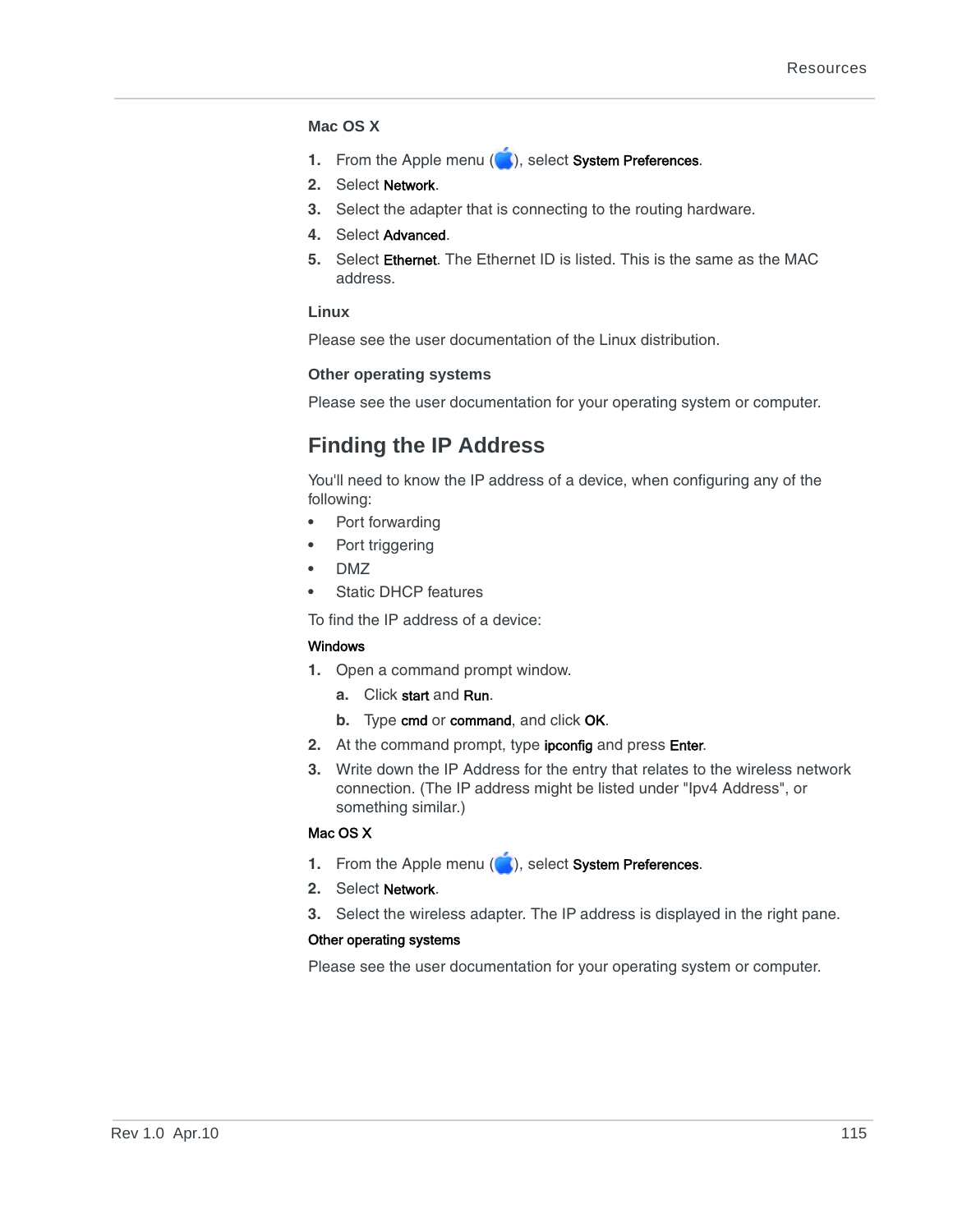### Mac OS X

1. From the Apple menu (), select **System Preferences**.
2. Select **Network**.
3. Select the adapter that is connecting to the routing hardware.
4. Select **Advanced**.
5. Select **Ethernet**. The Ethernet ID is listed. This is the same as the MAC address.

### Linux

Please see the user documentation of the Linux distribution.

### Other operating systems

Please see the user documentation for your operating system or computer.

## Finding the IP Address

You'll need to know the IP address of a device, when configuring any of the following:

- Port forwarding
- Port triggering
- DMZ
- Static DHCP features

To find the IP address of a device:

#### Windows

1. Open a command prompt window.
   a. Click **start** and **Run**.
   b. Type **cmd** or **command**, and click **OK**.
2. At the command prompt, type **ipconfig** and press **Enter**.
3. Write down the IP Address for the entry that relates to the wireless network connection. (The IP address might be listed under "Ipv4 Address", or something similar.)

#### Mac OS X

1. From the Apple menu (), select **System Preferences**.
2. Select **Network**.
3. Select the wireless adapter. The IP address is displayed in the right pane.

#### Other operating systems

Please see the user documentation for your operating system or computer.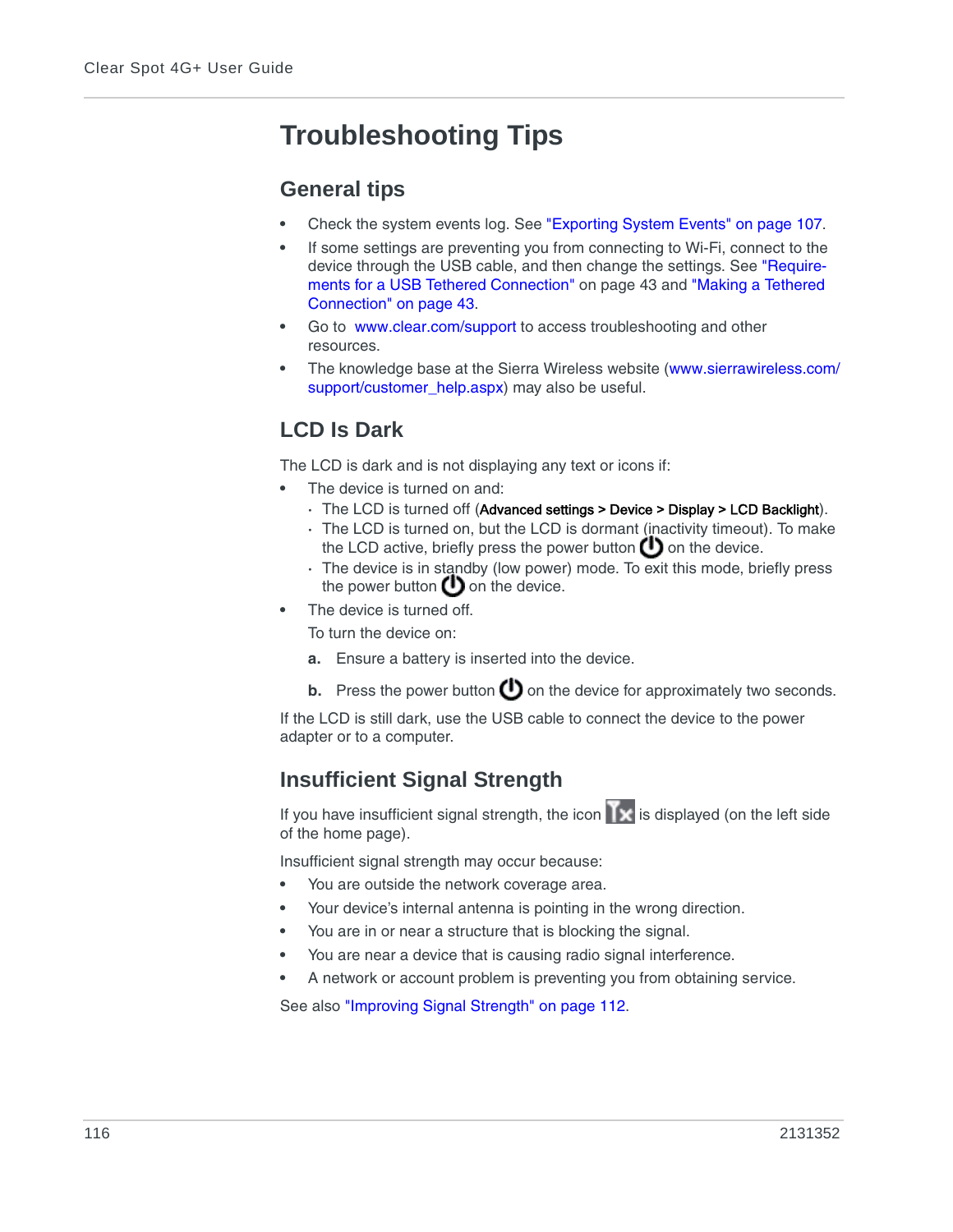# Troubleshooting Tips

## General tips

- Check the system events log. See "Exporting System Events" on page 107.
- If some settings are preventing you from connecting to Wi-Fi, connect to the device through the USB cable, and then change the settings. See "Requirements for a USB Tethered Connection" on page 43 and "Making a Tethered Connection" on page 43.
- Go to www.clear.com/support to access troubleshooting and other resources.
- The knowledge base at the Sierra Wireless website (www.sierrawireless.com/support/customer_help.aspx) may also be useful.

## LCD Is Dark

The LCD is dark and is not displaying any text or icons if:

- The device is turned on and:
  - The LCD is turned off (**Advanced settings > Device > Display > LCD Backlight**).
  - The LCD is turned on, but the LCD is dormant (inactivity timeout). To make the LCD active, briefly press the power button on the device.
  - The device is in standby (low power) mode. To exit this mode, briefly press the power button on the device.
- The device is turned off.

  To turn the device on:

  **a.** Ensure a battery is inserted into the device.

  **b.** Press the power button on the device for approximately two seconds.

If the LCD is still dark, use the USB cable to connect the device to the power adapter or to a computer.

## Insufficient Signal Strength

If you have insufficient signal strength, the icon is displayed (on the left side of the home page).

Insufficient signal strength may occur because:

- You are outside the network coverage area.
- Your device's internal antenna is pointing in the wrong direction.
- You are in or near a structure that is blocking the signal.
- You are near a device that is causing radio signal interference.
- A network or account problem is preventing you from obtaining service.

See also "Improving Signal Strength" on page 112.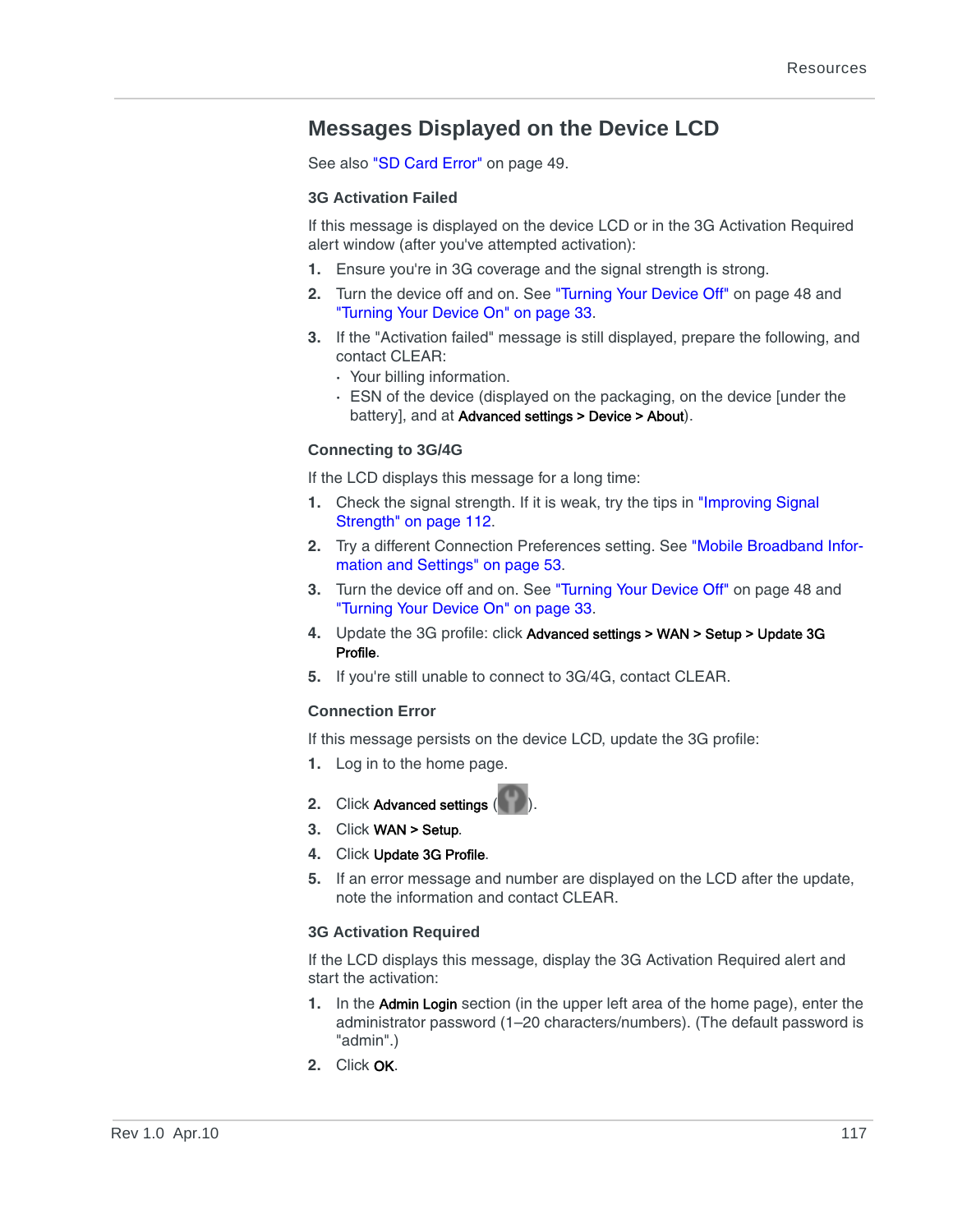## Messages Displayed on the Device LCD

See also "SD Card Error" on page 49.

### 3G Activation Failed

If this message is displayed on the device LCD or in the 3G Activation Required alert window (after you've attempted activation):

1. Ensure you're in 3G coverage and the signal strength is strong.
2. Turn the device off and on. See "Turning Your Device Off" on page 48 and "Turning Your Device On" on page 33.
3. If the "Activation failed" message is still displayed, prepare the following, and contact CLEAR:
   - Your billing information.
   - ESN of the device (displayed on the packaging, on the device [under the battery], and at **Advanced settings > Device > About**).

### Connecting to 3G/4G

If the LCD displays this message for a long time:

1. Check the signal strength. If it is weak, try the tips in "Improving Signal Strength" on page 112.
2. Try a different Connection Preferences setting. See "Mobile Broadband Information and Settings" on page 53.
3. Turn the device off and on. See "Turning Your Device Off" on page 48 and "Turning Your Device On" on page 33.
4. Update the 3G profile: click **Advanced settings > WAN > Setup > Update 3G Profile**.
5. If you're still unable to connect to 3G/4G, contact CLEAR.

### Connection Error

If this message persists on the device LCD, update the 3G profile:

1. Log in to the home page.
2. Click **Advanced settings** ( ).
3. Click **WAN > Setup**.
4. Click **Update 3G Profile**.
5. If an error message and number are displayed on the LCD after the update, note the information and contact CLEAR.

### 3G Activation Required

If the LCD displays this message, display the 3G Activation Required alert and start the activation:

1. In the **Admin Login** section (in the upper left area of the home page), enter the administrator password (1–20 characters/numbers). (The default password is "admin".)
2. Click **OK**.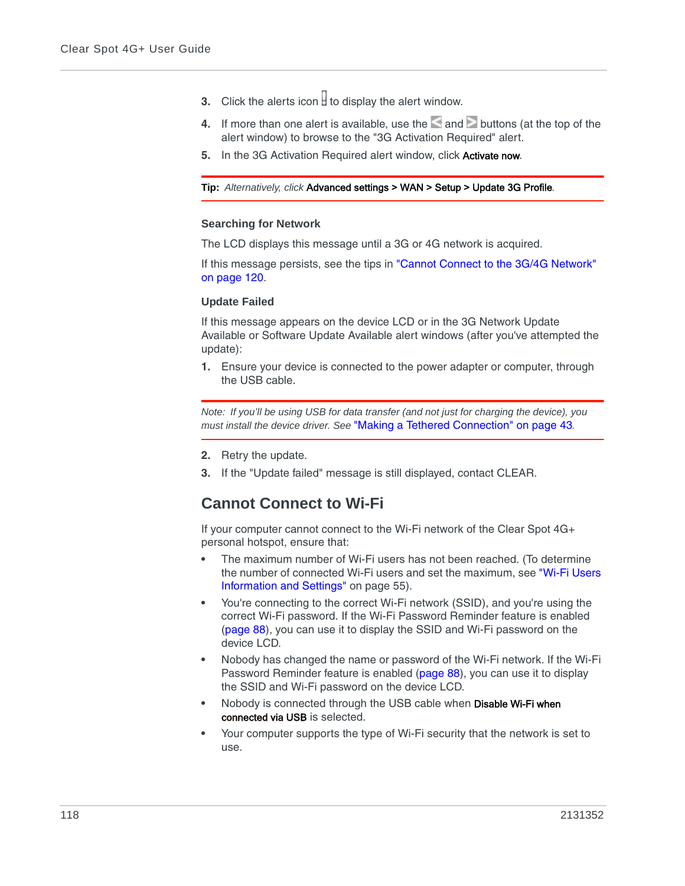3. Click the alerts icon to display the alert window.
4. If more than one alert is available, use the and buttons (at the top of the alert window) to browse to the "3G Activation Required" alert.
5. In the 3G Activation Required alert window, click **Activate now**.

**Tip:** *Alternatively, click* **Advanced settings > WAN > Setup > Update 3G Profile**.

### Searching for Network

The LCD displays this message until a 3G or 4G network is acquired.

If this message persists, see the tips in "Cannot Connect to the 3G/4G Network" on page 120.

### Update Failed

If this message appears on the device LCD or in the 3G Network Update Available or Software Update Available alert windows (after you've attempted the update):

1. Ensure your device is connected to the power adapter or computer, through the USB cable.

*Note: If you'll be using USB for data transfer (and not just for charging the device), you must install the device driver. See* "Making a Tethered Connection" on page 43.

2. Retry the update.
3. If the "Update failed" message is still displayed, contact CLEAR.

## Cannot Connect to Wi-Fi

If your computer cannot connect to the Wi-Fi network of the Clear Spot 4G+ personal hotspot, ensure that:

- The maximum number of Wi-Fi users has not been reached. (To determine the number of connected Wi-Fi users and set the maximum, see "Wi-Fi Users Information and Settings" on page 55).
- You're connecting to the correct Wi-Fi network (SSID), and you're using the correct Wi-Fi password. If the Wi-Fi Password Reminder feature is enabled (page 88), you can use it to display the SSID and Wi-Fi password on the device LCD.
- Nobody has changed the name or password of the Wi-Fi network. If the Wi-Fi Password Reminder feature is enabled (page 88), you can use it to display the SSID and Wi-Fi password on the device LCD.
- Nobody is connected through the USB cable when **Disable Wi-Fi when connected via USB** is selected.
- Your computer supports the type of Wi-Fi security that the network is set to use.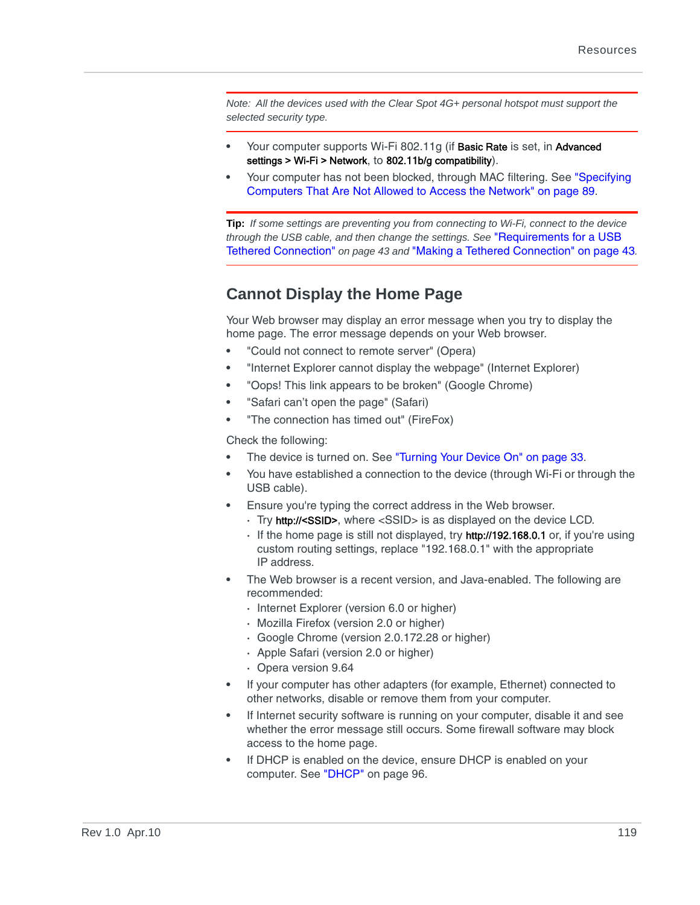*Note: All the devices used with the Clear Spot 4G+ personal hotspot must support the selected security type.*

- Your computer supports Wi-Fi 802.11g (if **Basic Rate** is set, in **Advanced settings > Wi-Fi > Network**, to **802.11b/g compatibility**).
- Your computer has not been blocked, through MAC filtering. See "Specifying Computers That Are Not Allowed to Access the Network" on page 89.

**Tip:** *If some settings are preventing you from connecting to Wi-Fi, connect to the device through the USB cable, and then change the settings. See* "Requirements for a USB Tethered Connection" *on page 43 and* "Making a Tethered Connection" on page 43.

## Cannot Display the Home Page

Your Web browser may display an error message when you try to display the home page. The error message depends on your Web browser.

- "Could not connect to remote server" (Opera)
- "Internet Explorer cannot display the webpage" (Internet Explorer)
- "Oops! This link appears to be broken" (Google Chrome)
- "Safari can't open the page" (Safari)
- "The connection has timed out" (FireFox)

Check the following:

- The device is turned on. See "Turning Your Device On" on page 33.
- You have established a connection to the device (through Wi-Fi or through the USB cable).
- Ensure you're typing the correct address in the Web browser.
  - Try **http://<SSID>**, where <SSID> is as displayed on the device LCD.
  - If the home page is still not displayed, try **http://192.168.0.1** or, if you're using custom routing settings, replace "192.168.0.1" with the appropriate IP address.
- The Web browser is a recent version, and Java-enabled. The following are recommended:
  - Internet Explorer (version 6.0 or higher)
  - Mozilla Firefox (version 2.0 or higher)
  - Google Chrome (version 2.0.172.28 or higher)
  - Apple Safari (version 2.0 or higher)
  - Opera version 9.64
- If your computer has other adapters (for example, Ethernet) connected to other networks, disable or remove them from your computer.
- If Internet security software is running on your computer, disable it and see whether the error message still occurs. Some firewall software may block access to the home page.
- If DHCP is enabled on the device, ensure DHCP is enabled on your computer. See "DHCP" on page 96.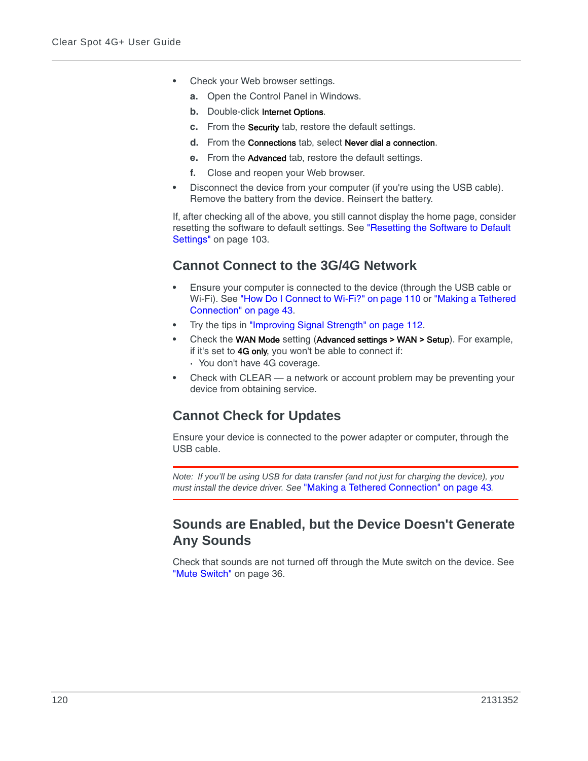- Check your Web browser settings.
  - **a.** Open the Control Panel in Windows.
  - **b.** Double-click **Internet Options**.
  - **c.** From the **Security** tab, restore the default settings.
  - **d.** From the **Connections** tab, select **Never dial a connection**.
  - **e.** From the **Advanced** tab, restore the default settings.
  - **f.** Close and reopen your Web browser.
- Disconnect the device from your computer (if you're using the USB cable). Remove the battery from the device. Reinsert the battery.

If, after checking all of the above, you still cannot display the home page, consider resetting the software to default settings. See "Resetting the Software to Default Settings" on page 103.

## Cannot Connect to the 3G/4G Network

- Ensure your computer is connected to the device (through the USB cable or Wi-Fi). See "How Do I Connect to Wi-Fi?" on page 110 or "Making a Tethered Connection" on page 43.
- Try the tips in "Improving Signal Strength" on page 112.
- Check the **WAN Mode** setting (**Advanced settings > WAN > Setup**). For example, if it's set to **4G only**, you won't be able to connect if:
  - You don't have 4G coverage.
- Check with CLEAR — a network or account problem may be preventing your device from obtaining service.

## Cannot Check for Updates

Ensure your device is connected to the power adapter or computer, through the USB cable.

*Note: If you'll be using USB for data transfer (and not just for charging the device), you must install the device driver. See "Making a Tethered Connection" on page 43.*

## Sounds are Enabled, but the Device Doesn't Generate Any Sounds

Check that sounds are not turned off through the Mute switch on the device. See "Mute Switch" on page 36.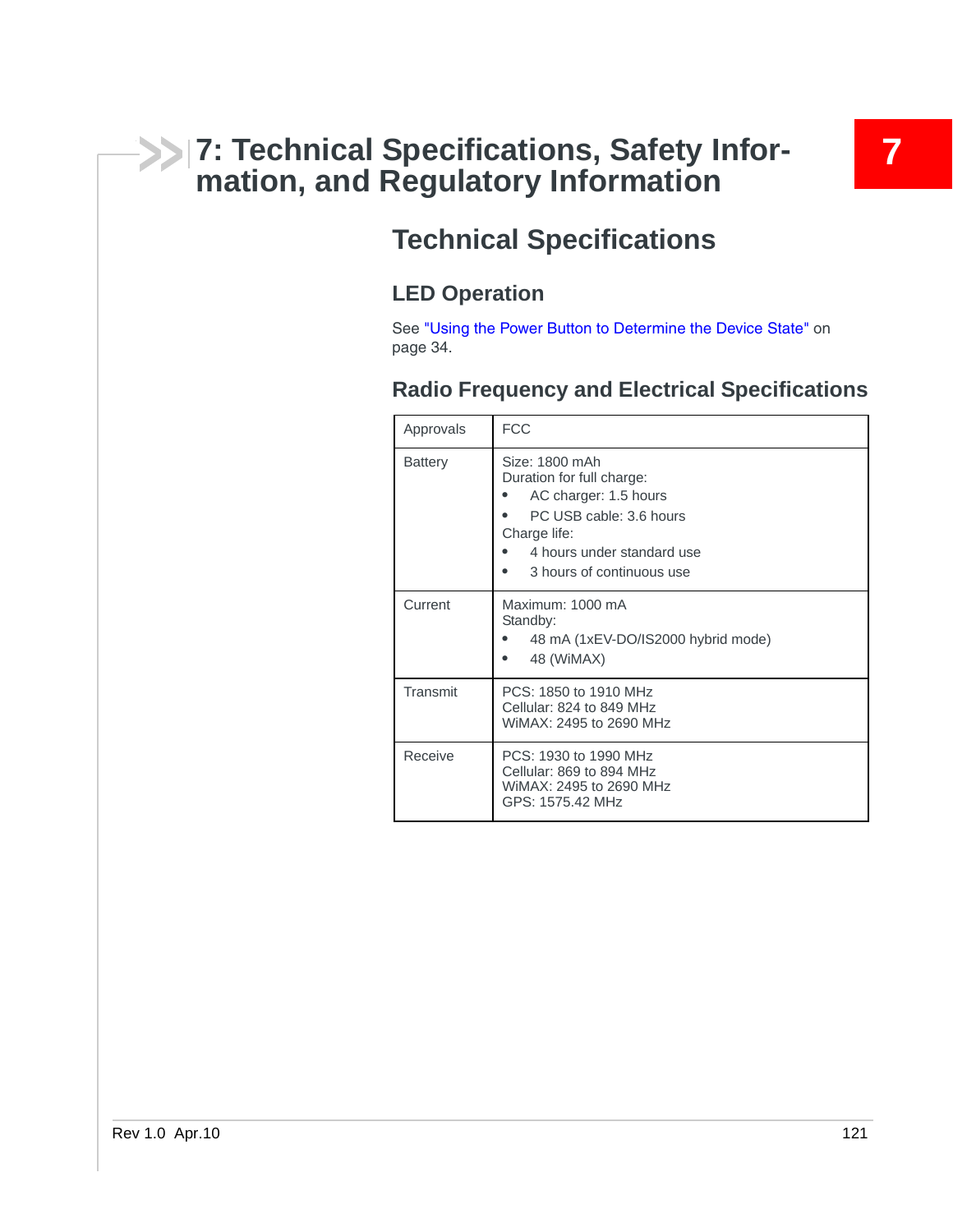# 7: Technical Specifications, Safety Information, and Regulatory Information

## Technical Specifications

### LED Operation

See "Using the Power Button to Determine the Device State" on page 34.

### Radio Frequency and Electrical Specifications

| | |
|---|---|
| Approvals | FCC |
| Battery | Size: 1800 mAh<br>Duration for full charge:<br>• AC charger: 1.5 hours<br>• PC USB cable: 3.6 hours<br>Charge life:<br>• 4 hours under standard use<br>• 3 hours of continuous use |
| Current | Maximum: 1000 mA<br>Standby:<br>• 48 mA (1xEV-DO/IS2000 hybrid mode)<br>• 48 (WiMAX) |
| Transmit | PCS: 1850 to 1910 MHz<br>Cellular: 824 to 849 MHz<br>WiMAX: 2495 to 2690 MHz |
| Receive | PCS: 1930 to 1990 MHz<br>Cellular: 869 to 894 MHz<br>WiMAX: 2495 to 2690 MHz<br>GPS: 1575.42 MHz |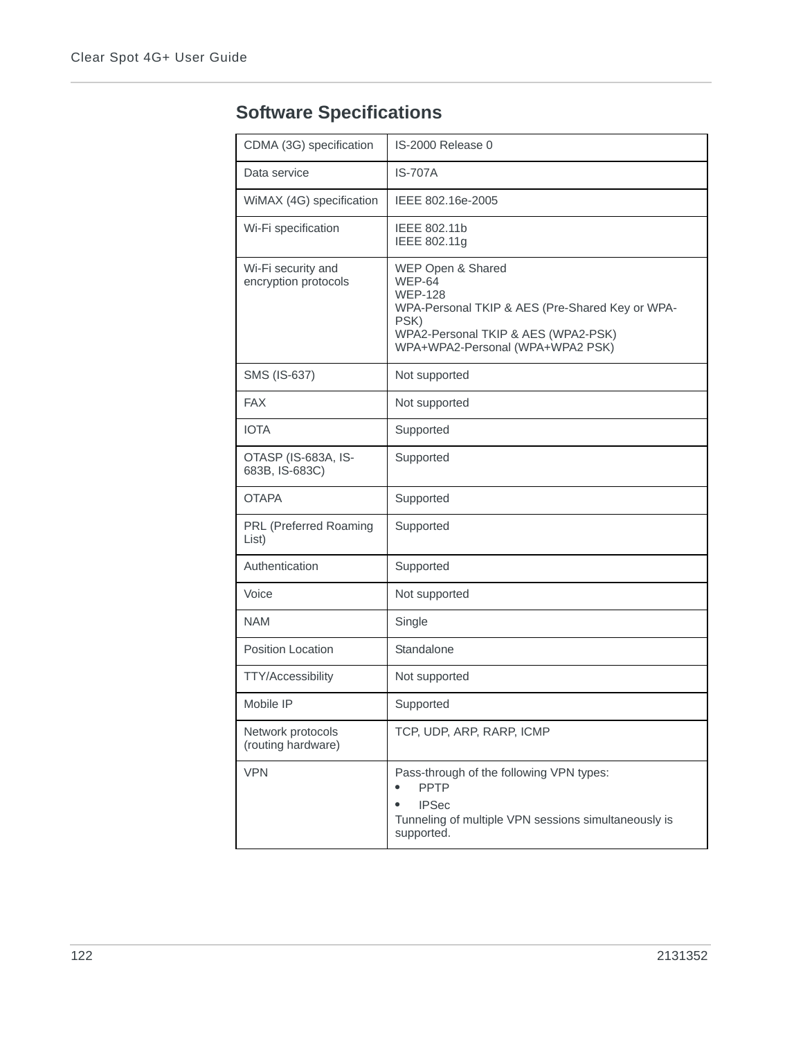## Software Specifications

| | |
|---|---|
| CDMA (3G) specification | IS-2000 Release 0 |
| Data service | IS-707A |
| WiMAX (4G) specification | IEEE 802.16e-2005 |
| Wi-Fi specification | IEEE 802.11b<br>IEEE 802.11g |
| Wi-Fi security and encryption protocols | WEP Open & Shared<br>WEP-64<br>WEP-128<br>WPA-Personal TKIP & AES (Pre-Shared Key or WPA-PSK)<br>WPA2-Personal TKIP & AES (WPA2-PSK)<br>WPA+WPA2-Personal (WPA+WPA2 PSK) |
| SMS (IS-637) | Not supported |
| FAX | Not supported |
| IOTA | Supported |
| OTASP (IS-683A, IS-683B, IS-683C) | Supported |
| OTAPA | Supported |
| PRL (Preferred Roaming List) | Supported |
| Authentication | Supported |
| Voice | Not supported |
| NAM | Single |
| Position Location | Standalone |
| TTY/Accessibility | Not supported |
| Mobile IP | Supported |
| Network protocols (routing hardware) | TCP, UDP, ARP, RARP, ICMP |
| VPN | Pass-through of the following VPN types:<br>• PPTP<br>• IPSec<br>Tunneling of multiple VPN sessions simultaneously is supported. |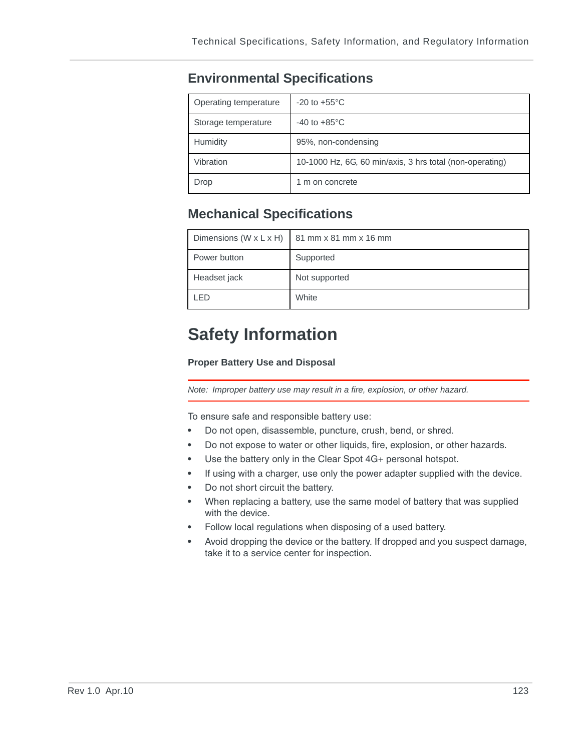## Environmental Specifications

| | |
|---|---|
| Operating temperature | -20 to +55°C |
| Storage temperature | -40 to +85°C |
| Humidity | 95%, non-condensing |
| Vibration | 10-1000 Hz, 6G, 60 min/axis, 3 hrs total (non-operating) |
| Drop | 1 m on concrete |

## Mechanical Specifications

| | |
|---|---|
| Dimensions (W x L x H) | 81 mm x 81 mm x 16 mm |
| Power button | Supported |
| Headset jack | Not supported |
| LED | White |

# Safety Information

**Proper Battery Use and Disposal**

*Note: Improper battery use may result in a fire, explosion, or other hazard.*

To ensure safe and responsible battery use:

- Do not open, disassemble, puncture, crush, bend, or shred.
- Do not expose to water or other liquids, fire, explosion, or other hazards.
- Use the battery only in the Clear Spot 4G+ personal hotspot.
- If using with a charger, use only the power adapter supplied with the device.
- Do not short circuit the battery.
- When replacing a battery, use the same model of battery that was supplied with the device.
- Follow local regulations when disposing of a used battery.
- Avoid dropping the device or the battery. If dropped and you suspect damage, take it to a service center for inspection.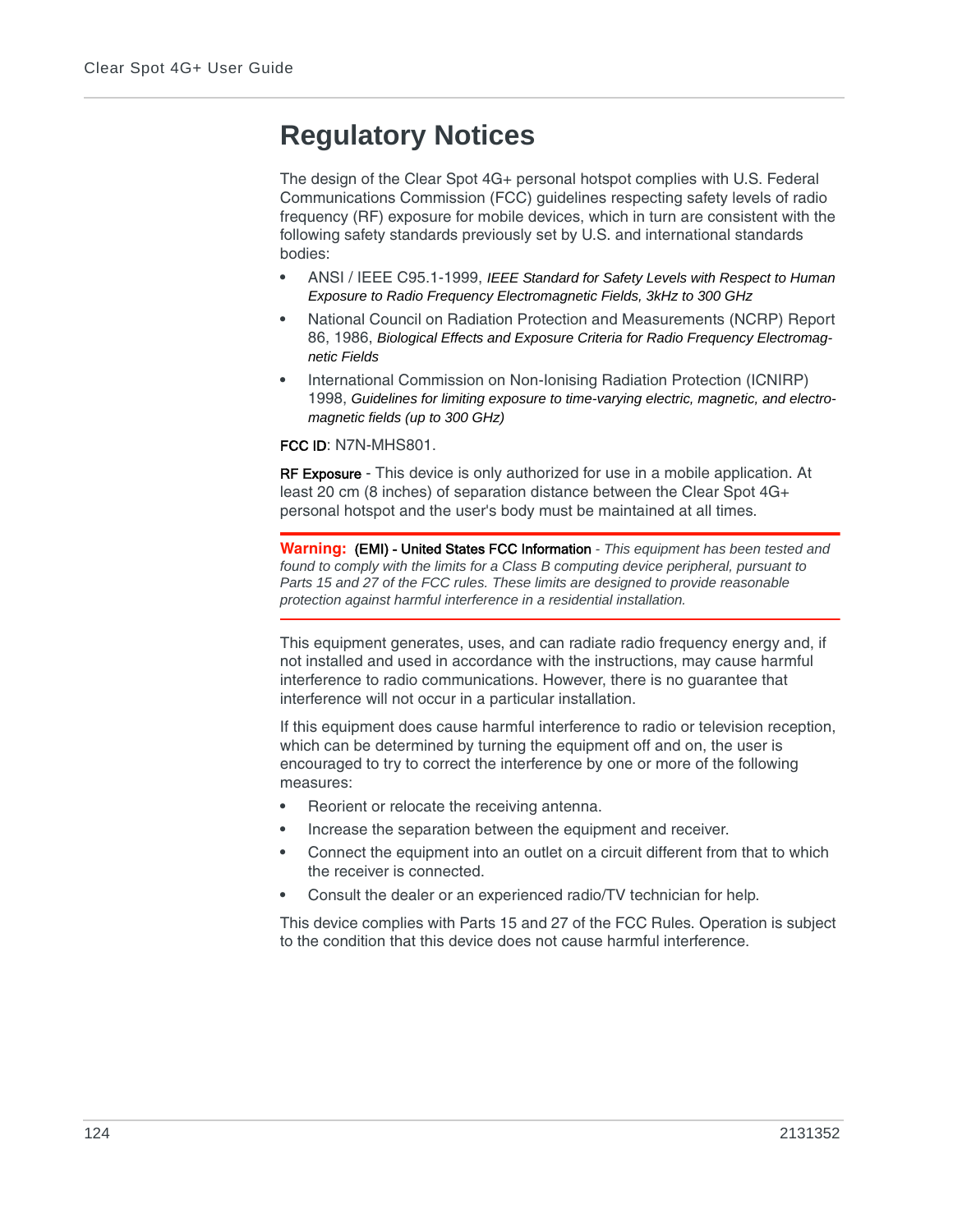# Regulatory Notices

The design of the Clear Spot 4G+ personal hotspot complies with U.S. Federal Communications Commission (FCC) guidelines respecting safety levels of radio frequency (RF) exposure for mobile devices, which in turn are consistent with the following safety standards previously set by U.S. and international standards bodies:

- ANSI / IEEE C95.1-1999, *IEEE Standard for Safety Levels with Respect to Human Exposure to Radio Frequency Electromagnetic Fields, 3kHz to 300 GHz*
- National Council on Radiation Protection and Measurements (NCRP) Report 86, 1986, *Biological Effects and Exposure Criteria for Radio Frequency Electromagnetic Fields*
- International Commission on Non-Ionising Radiation Protection (ICNIRP) 1998, *Guidelines for limiting exposure to time-varying electric, magnetic, and electromagnetic fields (up to 300 GHz)*

**FCC ID**: N7N-MHS801.

**RF Exposure** - This device is only authorized for use in a mobile application. At least 20 cm (8 inches) of separation distance between the Clear Spot 4G+ personal hotspot and the user's body must be maintained at all times.

---

**Warning:** **(EMI) - United States FCC Information** - *This equipment has been tested and found to comply with the limits for a Class B computing device peripheral, pursuant to Parts 15 and 27 of the FCC rules. These limits are designed to provide reasonable protection against harmful interference in a residential installation.*

---

This equipment generates, uses, and can radiate radio frequency energy and, if not installed and used in accordance with the instructions, may cause harmful interference to radio communications. However, there is no guarantee that interference will not occur in a particular installation.

If this equipment does cause harmful interference to radio or television reception, which can be determined by turning the equipment off and on, the user is encouraged to try to correct the interference by one or more of the following measures:

- Reorient or relocate the receiving antenna.
- Increase the separation between the equipment and receiver.
- Connect the equipment into an outlet on a circuit different from that to which the receiver is connected.
- Consult the dealer or an experienced radio/TV technician for help.

This device complies with Parts 15 and 27 of the FCC Rules. Operation is subject to the condition that this device does not cause harmful interference.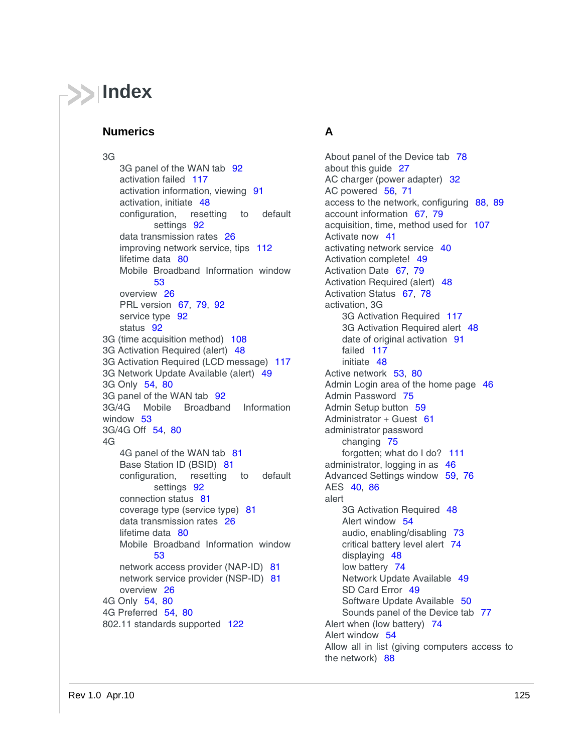# Index

## Numerics

3G
- 3G panel of the WAN tab 92
- activation failed 117
- activation information, viewing 91
- activation, initiate 48
- configuration, resetting to default settings 92
- data transmission rates 26
- improving network service, tips 112
- lifetime data 80
- Mobile Broadband Information window 53
- overview 26
- PRL version 67, 79, 92
- service type 92
- status 92

3G (time acquisition method) 108
3G Activation Required (alert) 48
3G Activation Required (LCD message) 117
3G Network Update Available (alert) 49
3G Only 54, 80
3G panel of the WAN tab 92
3G/4G Mobile Broadband Information window 53
3G/4G Off 54, 80
4G
- 4G panel of the WAN tab 81
- Base Station ID (BSID) 81
- configuration, resetting to default settings 92
- connection status 81
- coverage type (service type) 81
- data transmission rates 26
- lifetime data 80
- Mobile Broadband Information window 53
- network access provider (NAP-ID) 81
- network service provider (NSP-ID) 81
- overview 26

4G Only 54, 80
4G Preferred 54, 80
802.11 standards supported 122

## A

About panel of the Device tab 78
about this guide 27
AC charger (power adapter) 32
AC powered 56, 71
access to the network, configuring 88, 89
account information 67, 79
acquisition, time, method used for 107
Activate now 41
activating network service 40
Activation complete! 49
Activation Date 67, 79
Activation Required (alert) 48
Activation Status 67, 78
activation, 3G
- 3G Activation Required 117
- 3G Activation Required alert 48
- date of original activation 91
- failed 117
- initiate 48

Active network 53, 80
Admin Login area of the home page 46
Admin Password 75
Admin Setup button 59
Administrator + Guest 61
administrator password
- changing 75
- forgotten; what do I do? 111

administrator, logging in as 46
Advanced Settings window 59, 76
AES 40, 86
alert
- 3G Activation Required 48
- Alert window 54
- audio, enabling/disabling 73
- critical battery level alert 74
- displaying 48
- low battery 74
- Network Update Available 49
- SD Card Error 49
- Software Update Available 50
- Sounds panel of the Device tab 77

Alert when (low battery) 74
Alert window 54
Allow all in list (giving computers access to the network) 88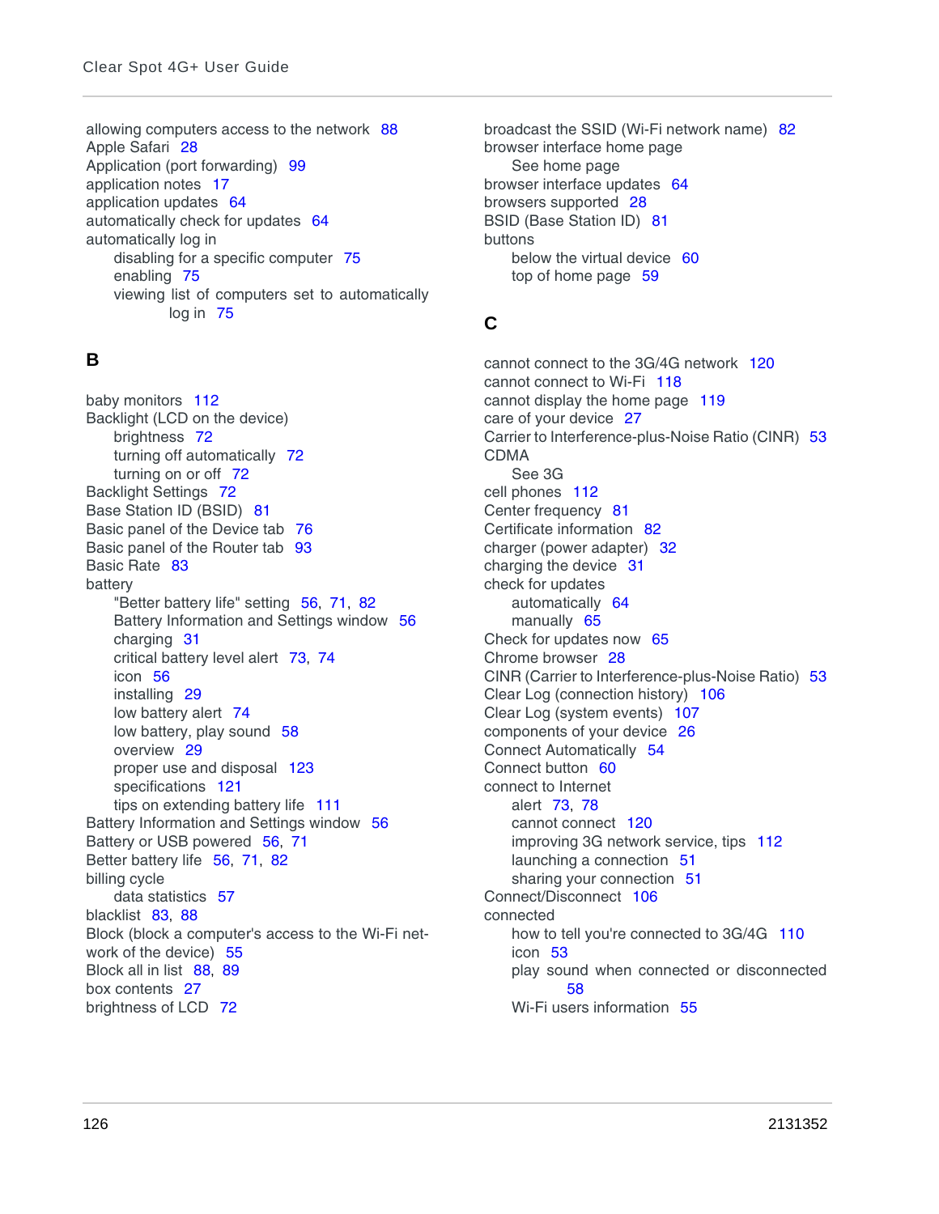allowing computers access to the network 88
Apple Safari 28
Application (port forwarding) 99
application notes 17
application updates 64
automatically check for updates 64
automatically log in
- disabling for a specific computer 75
- enabling 75
- viewing list of computers set to automatically log in 75

## B

baby monitors 112
Backlight (LCD on the device)
- brightness 72
- turning off automatically 72
- turning on or off 72

Backlight Settings 72
Base Station ID (BSID) 81
Basic panel of the Device tab 76
Basic panel of the Router tab 93
Basic Rate 83
battery
- "Better battery life" setting 56, 71, 82
- Battery Information and Settings window 56
- charging 31
- critical battery level alert 73, 74
- icon 56
- installing 29
- low battery alert 74
- low battery, play sound 58
- overview 29
- proper use and disposal 123
- specifications 121
- tips on extending battery life 111

Battery Information and Settings window 56
Battery or USB powered 56, 71
Better battery life 56, 71, 82
billing cycle
- data statistics 57

blacklist 83, 88
Block (block a computer's access to the Wi-Fi network of the device) 55
Block all in list 88, 89
box contents 27
brightness of LCD 72
broadcast the SSID (Wi-Fi network name) 82
browser interface home page
- See home page

browser interface updates 64
browsers supported 28
BSID (Base Station ID) 81
buttons
- below the virtual device 60
- top of home page 59

## C

cannot connect to the 3G/4G network 120
cannot connect to Wi-Fi 118
cannot display the home page 119
care of your device 27
Carrier to Interference-plus-Noise Ratio (CINR) 53
CDMA
- See 3G

cell phones 112
Center frequency 81
Certificate information 82
charger (power adapter) 32
charging the device 31
check for updates
- automatically 64
- manually 65

Check for updates now 65
Chrome browser 28
CINR (Carrier to Interference-plus-Noise Ratio) 53
Clear Log (connection history) 106
Clear Log (system events) 107
components of your device 26
Connect Automatically 54
Connect button 60
connect to Internet
- alert 73, 78
- cannot connect 120
- improving 3G network service, tips 112
- launching a connection 51
- sharing your connection 51

Connect/Disconnect 106
connected
- how to tell you're connected to 3G/4G 110
- icon 53
- play sound when connected or disconnected 58
- Wi-Fi users information 55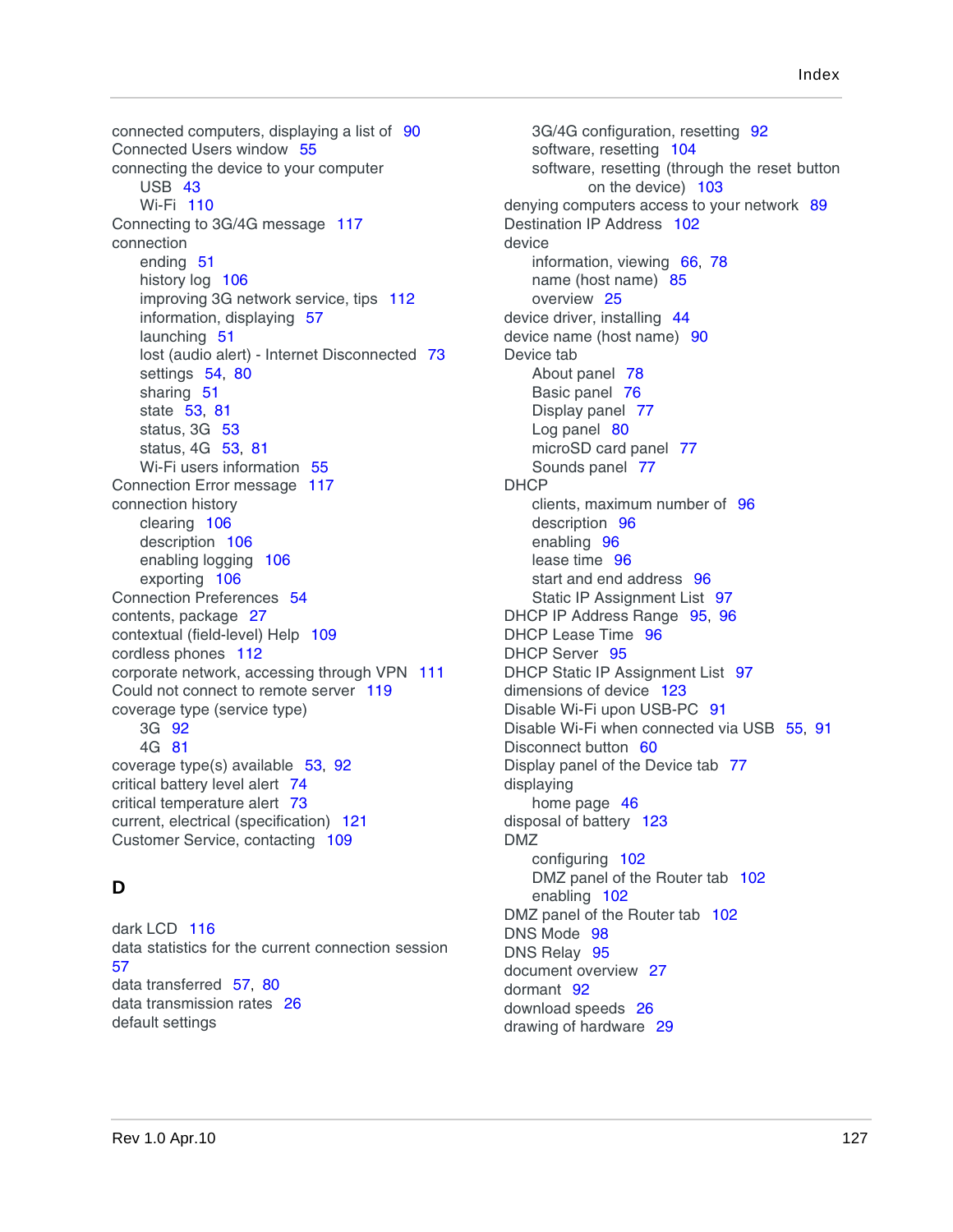connected computers, displaying a list of 90
Connected Users window 55
connecting the device to your computer
- USB 43
- Wi-Fi 110

Connecting to 3G/4G message 117
connection
- ending 51
- history log 106
- improving 3G network service, tips 112
- information, displaying 57
- launching 51
- lost (audio alert) - Internet Disconnected 73
- settings 54, 80
- sharing 51
- state 53, 81
- status, 3G 53
- status, 4G 53, 81
- Wi-Fi users information 55

Connection Error message 117
connection history
- clearing 106
- description 106
- enabling logging 106
- exporting 106

Connection Preferences 54
contents, package 27
contextual (field-level) Help 109
cordless phones 112
corporate network, accessing through VPN 111
Could not connect to remote server 119
coverage type (service type)
- 3G 92
- 4G 81

coverage type(s) available 53, 92
critical battery level alert 74
critical temperature alert 73
current, electrical (specification) 121
Customer Service, contacting 109

## D

dark LCD 116
data statistics for the current connection session 57
data transferred 57, 80
data transmission rates 26
default settings
- 3G/4G configuration, resetting 92
- software, resetting 104
- software, resetting (through the reset button on the device) 103

denying computers access to your network 89
Destination IP Address 102
device
- information, viewing 66, 78
- name (host name) 85
- overview 25

device driver, installing 44
device name (host name) 90
Device tab
- About panel 78
- Basic panel 76
- Display panel 77
- Log panel 80
- microSD card panel 77
- Sounds panel 77

DHCP
- clients, maximum number of 96
- description 96
- enabling 96
- lease time 96
- start and end address 96
- Static IP Assignment List 97

DHCP IP Address Range 95, 96
DHCP Lease Time 96
DHCP Server 95
DHCP Static IP Assignment List 97
dimensions of device 123
Disable Wi-Fi upon USB-PC 91
Disable Wi-Fi when connected via USB 55, 91
Disconnect button 60
Display panel of the Device tab 77
displaying
- home page 46

disposal of battery 123
DMZ
- configuring 102
- DMZ panel of the Router tab 102
- enabling 102

DMZ panel of the Router tab 102
DNS Mode 98
DNS Relay 95
document overview 27
dormant 92
download speeds 26
drawing of hardware 29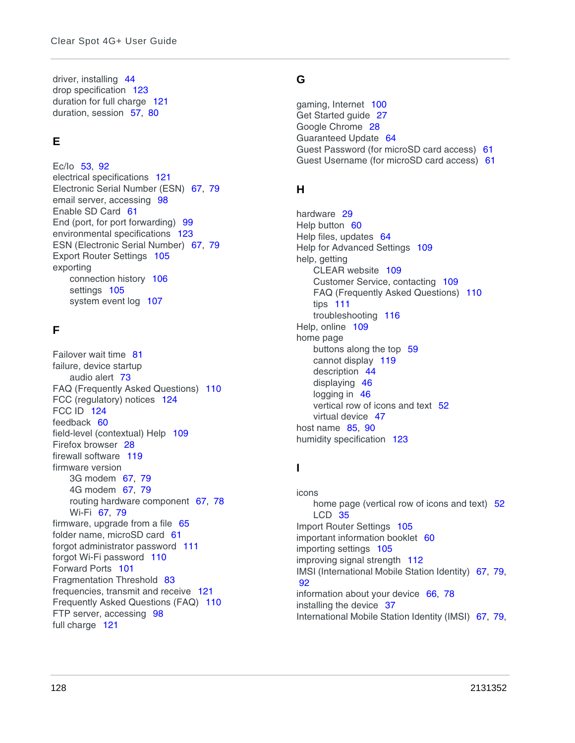driver, installing 44
drop specification 123
duration for full charge 121
duration, session 57, 80

## E

Ec/Io 53, 92
electrical specifications 121
Electronic Serial Number (ESN) 67, 79
email server, accessing 98
Enable SD Card 61
End (port, for port forwarding) 99
environmental specifications 123
ESN (Electronic Serial Number) 67, 79
Export Router Settings 105
exporting
- connection history 106
- settings 105
- system event log 107

## F

Failover wait time 81
failure, device startup
- audio alert 73

FAQ (Frequently Asked Questions) 110
FCC (regulatory) notices 124
FCC ID 124
feedback 60
field-level (contextual) Help 109
Firefox browser 28
firewall software 119
firmware version
- 3G modem 67, 79
- 4G modem 67, 79
- routing hardware component 67, 78
- Wi-Fi 67, 79

firmware, upgrade from a file 65
folder name, microSD card 61
forgot administrator password 111
forgot Wi-Fi password 110
Forward Ports 101
Fragmentation Threshold 83
frequencies, transmit and receive 121
Frequently Asked Questions (FAQ) 110
FTP server, accessing 98
full charge 121

## G

gaming, Internet 100
Get Started guide 27
Google Chrome 28
Guaranteed Update 64
Guest Password (for microSD card access) 61
Guest Username (for microSD card access) 61

## H

hardware 29
Help button 60
Help files, updates 64
Help for Advanced Settings 109
help, getting
- CLEAR website 109
- Customer Service, contacting 109
- FAQ (Frequently Asked Questions) 110
- tips 111
- troubleshooting 116

Help, online 109
home page
- buttons along the top 59
- cannot display 119
- description 44
- displaying 46
- logging in 46
- vertical row of icons and text 52
- virtual device 47

host name 85, 90
humidity specification 123

## I

icons
- home page (vertical row of icons and text) 52
- LCD 35

Import Router Settings 105
important information booklet 60
importing settings 105
improving signal strength 112
IMSI (International Mobile Station Identity) 67, 79, 92
information about your device 66, 78
installing the device 37
International Mobile Station Identity (IMSI) 67, 79,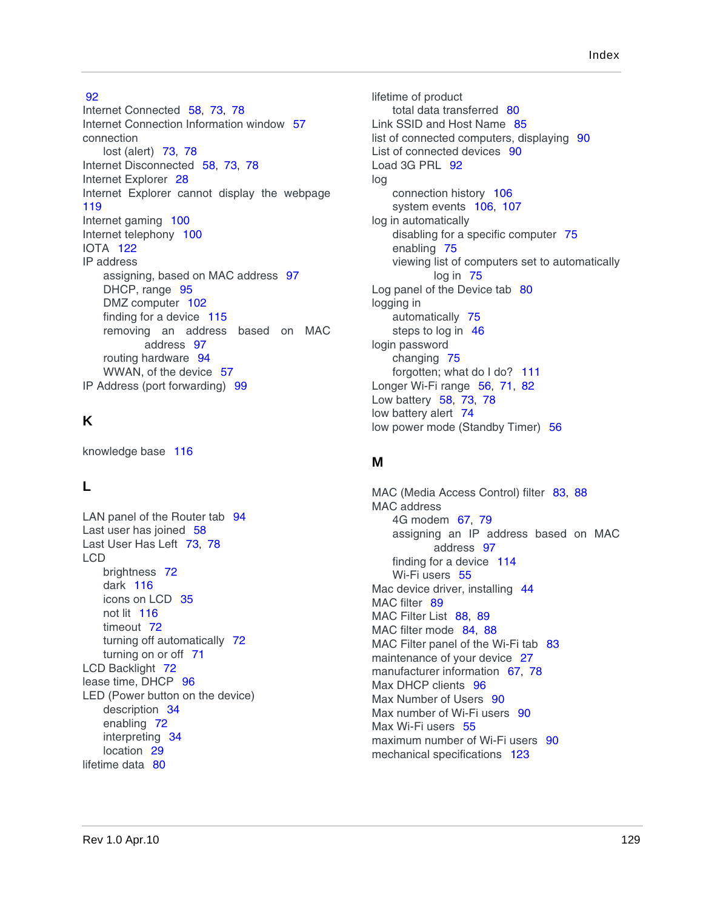92

Internet Connected 58, 73, 78
Internet Connection Information window 57
connection
    lost (alert) 73, 78
Internet Disconnected 58, 73, 78
Internet Explorer 28
Internet Explorer cannot display the webpage 119
Internet gaming 100
Internet telephony 100
IOTA 122
IP address
    assigning, based on MAC address 97
    DHCP, range 95
    DMZ computer 102
    finding for a device 115
    removing an address based on MAC address 97
    routing hardware 94
    WWAN, of the device 57
IP Address (port forwarding) 99

## K

knowledge base 116

## L

LAN panel of the Router tab 94
Last user has joined 58
Last User Has Left 73, 78
LCD
    brightness 72
    dark 116
    icons on LCD 35
    not lit 116
    timeout 72
    turning off automatically 72
    turning on or off 71
LCD Backlight 72
lease time, DHCP 96
LED (Power button on the device)
    description 34
    enabling 72
    interpreting 34
    location 29
lifetime data 80
lifetime of product
    total data transferred 80
Link SSID and Host Name 85
list of connected computers, displaying 90
List of connected devices 90
Load 3G PRL 92
log
    connection history 106
    system events 106, 107
log in automatically
    disabling for a specific computer 75
    enabling 75
    viewing list of computers set to automatically log in 75
Log panel of the Device tab 80
logging in
    automatically 75
    steps to log in 46
login password
    changing 75
    forgotten; what do I do? 111
Longer Wi-Fi range 56, 71, 82
Low battery 58, 73, 78
low battery alert 74
low power mode (Standby Timer) 56

## M

MAC (Media Access Control) filter 83, 88
MAC address
    4G modem 67, 79
    assigning an IP address based on MAC address 97
    finding for a device 114
    Wi-Fi users 55
Mac device driver, installing 44
MAC filter 89
MAC Filter List 88, 89
MAC filter mode 84, 88
MAC Filter panel of the Wi-Fi tab 83
maintenance of your device 27
manufacturer information 67, 78
Max DHCP clients 96
Max Number of Users 90
Max number of Wi-Fi users 90
Max Wi-Fi users 55
maximum number of Wi-Fi users 90
mechanical specifications 123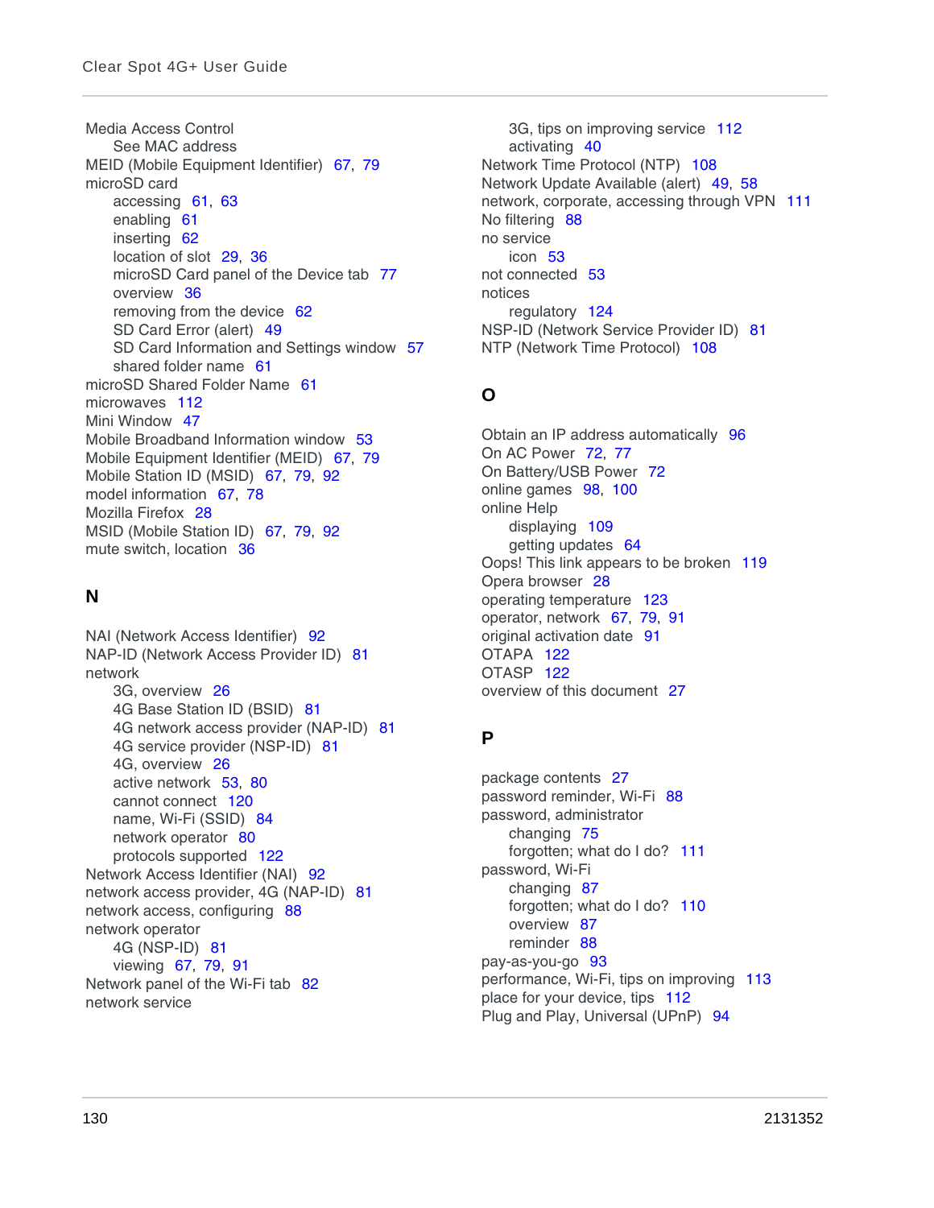Media Access Control
  See MAC address
MEID (Mobile Equipment Identifier) 67, 79
microSD card
  accessing 61, 63
  enabling 61
  inserting 62
  location of slot 29, 36
  microSD Card panel of the Device tab 77
  overview 36
  removing from the device 62
  SD Card Error (alert) 49
  SD Card Information and Settings window 57
  shared folder name 61
microSD Shared Folder Name 61
microwaves 112
Mini Window 47
Mobile Broadband Information window 53
Mobile Equipment Identifier (MEID) 67, 79
Mobile Station ID (MSID) 67, 79, 92
model information 67, 78
Mozilla Firefox 28
MSID (Mobile Station ID) 67, 79, 92
mute switch, location 36

## N

NAI (Network Access Identifier) 92
NAP-ID (Network Access Provider ID) 81
network
  3G, overview 26
  4G Base Station ID (BSID) 81
  4G network access provider (NAP-ID) 81
  4G service provider (NSP-ID) 81
  4G, overview 26
  active network 53, 80
  cannot connect 120
  name, Wi-Fi (SSID) 84
  network operator 80
  protocols supported 122
Network Access Identifier (NAI) 92
network access provider, 4G (NAP-ID) 81
network access, configuring 88
network operator
  4G (NSP-ID) 81
  viewing 67, 79, 91
Network panel of the Wi-Fi tab 82
network service
  3G, tips on improving service 112
  activating 40
Network Time Protocol (NTP) 108
Network Update Available (alert) 49, 58
network, corporate, accessing through VPN 111
No filtering 88
no service
  icon 53
not connected 53
notices
  regulatory 124
NSP-ID (Network Service Provider ID) 81
NTP (Network Time Protocol) 108

## O

Obtain an IP address automatically 96
On AC Power 72, 77
On Battery/USB Power 72
online games 98, 100
online Help
  displaying 109
  getting updates 64
Oops! This link appears to be broken 119
Opera browser 28
operating temperature 123
operator, network 67, 79, 91
original activation date 91
OTAPA 122
OTASP 122
overview of this document 27

## P

package contents 27
password reminder, Wi-Fi 88
password, administrator
  changing 75
  forgotten; what do I do? 111
password, Wi-Fi
  changing 87
  forgotten; what do I do? 110
  overview 87
  reminder 88
pay-as-you-go 93
performance, Wi-Fi, tips on improving 113
place for your device, tips 112
Plug and Play, Universal (UPnP) 94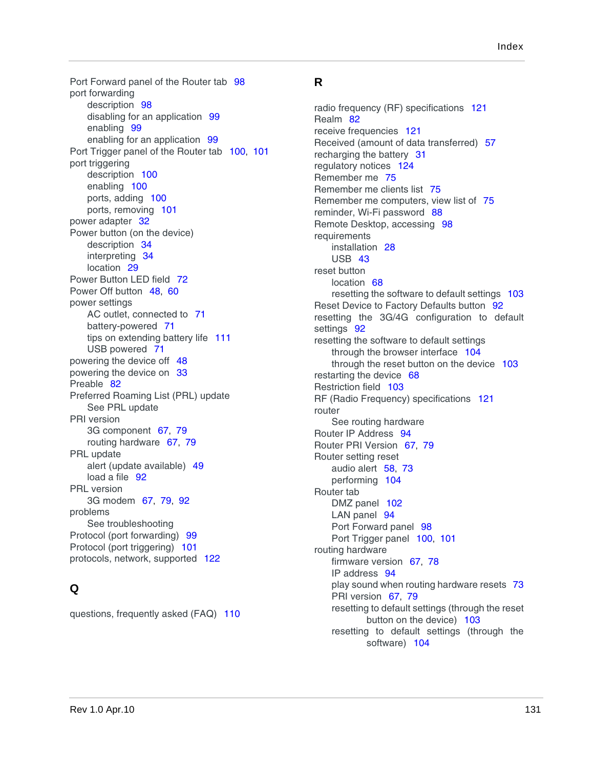Port Forward panel of the Router tab 98
port forwarding
- description 98
- disabling for an application 99
- enabling 99
- enabling for an application 99

Port Trigger panel of the Router tab 100, 101
port triggering
- description 100
- enabling 100
- ports, adding 100
- ports, removing 101

power adapter 32
Power button (on the device)
- description 34
- interpreting 34
- location 29

Power Button LED field 72
Power Off button 48, 60
power settings
- AC outlet, connected to 71
- battery-powered 71
- tips on extending battery life 111
- USB powered 71

powering the device off 48
powering the device on 33
Preable 82
Preferred Roaming List (PRL) update
- See PRL update

PRI version
- 3G component 67, 79
- routing hardware 67, 79

PRL update
- alert (update available) 49
- load a file 92

PRL version
- 3G modem 67, 79, 92

problems
- See troubleshooting

Protocol (port forwarding) 99
Protocol (port triggering) 101
protocols, network, supported 122

## Q

questions, frequently asked (FAQ) 110

## R

radio frequency (RF) specifications 121
Realm 82
receive frequencies 121
Received (amount of data transferred) 57
recharging the battery 31
regulatory notices 124
Remember me 75
Remember me clients list 75
Remember me computers, view list of 75
reminder, Wi-Fi password 88
Remote Desktop, accessing 98
requirements
- installation 28
- USB 43

reset button
- location 68
- resetting the software to default settings 103

Reset Device to Factory Defaults button 92
resetting the 3G/4G configuration to default settings 92
resetting the software to default settings
- through the browser interface 104
- through the reset button on the device 103

restarting the device 68
Restriction field 103
RF (Radio Frequency) specifications 121
router
- See routing hardware

Router IP Address 94
Router PRI Version 67, 79
Router setting reset
- audio alert 58, 73
- performing 104

Router tab
- DMZ panel 102
- LAN panel 94
- Port Forward panel 98
- Port Trigger panel 100, 101

routing hardware
- firmware version 67, 78
- IP address 94
- play sound when routing hardware resets 73
- PRI version 67, 79
- resetting to default settings (through the reset button on the device) 103
- resetting to default settings (through the software) 104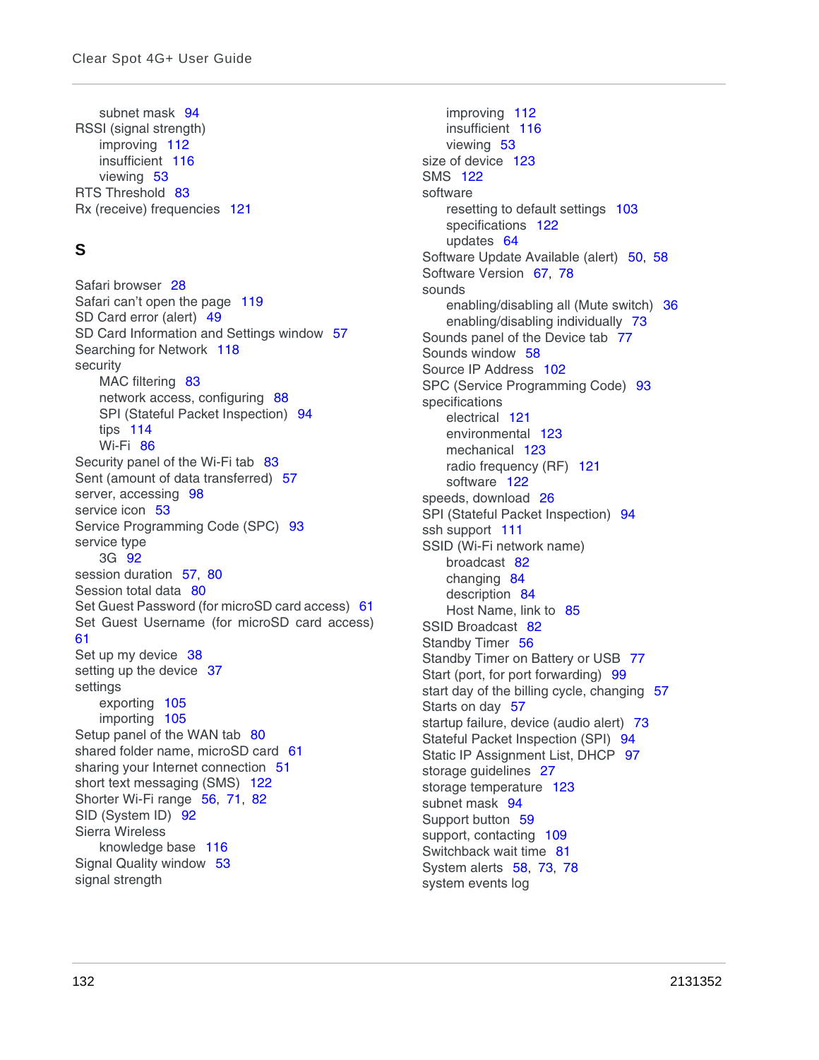- subnet mask 94

RSSI (signal strength)
- improving 112
- insufficient 116
- viewing 53

RTS Threshold 83

Rx (receive) frequencies 121

## S

Safari browser 28

Safari can't open the page 119

SD Card error (alert) 49

SD Card Information and Settings window 57

Searching for Network 118

security
- MAC filtering 83
- network access, configuring 88
- SPI (Stateful Packet Inspection) 94
- tips 114
- Wi-Fi 86

Security panel of the Wi-Fi tab 83

Sent (amount of data transferred) 57

server, accessing 98

service icon 53

Service Programming Code (SPC) 93

service type
- 3G 92

session duration 57, 80

Session total data 80

Set Guest Password (for microSD card access) 61

Set Guest Username (for microSD card access) 61

Set up my device 38

setting up the device 37

settings
- exporting 105
- importing 105

Setup panel of the WAN tab 80

shared folder name, microSD card 61

sharing your Internet connection 51

short text messaging (SMS) 122

Shorter Wi-Fi range 56, 71, 82

SID (System ID) 92

Sierra Wireless
- knowledge base 116

Signal Quality window 53

signal strength
- improving 112
- insufficient 116
- viewing 53

size of device 123

SMS 122

software
- resetting to default settings 103
- specifications 122
- updates 64

Software Update Available (alert) 50, 58

Software Version 67, 78

sounds
- enabling/disabling all (Mute switch) 36
- enabling/disabling individually 73

Sounds panel of the Device tab 77

Sounds window 58

Source IP Address 102

SPC (Service Programming Code) 93

specifications
- electrical 121
- environmental 123
- mechanical 123
- radio frequency (RF) 121
- software 122

speeds, download 26

SPI (Stateful Packet Inspection) 94

ssh support 111

SSID (Wi-Fi network name)
- broadcast 82
- changing 84
- description 84
- Host Name, link to 85

SSID Broadcast 82

Standby Timer 56

Standby Timer on Battery or USB 77

Start (port, for port forwarding) 99

start day of the billing cycle, changing 57

Starts on day 57

startup failure, device (audio alert) 73

Stateful Packet Inspection (SPI) 94

Static IP Assignment List, DHCP 97

storage guidelines 27

storage temperature 123

subnet mask 94

Support button 59

support, contacting 109

Switchback wait time 81

System alerts 58, 73, 78

system events log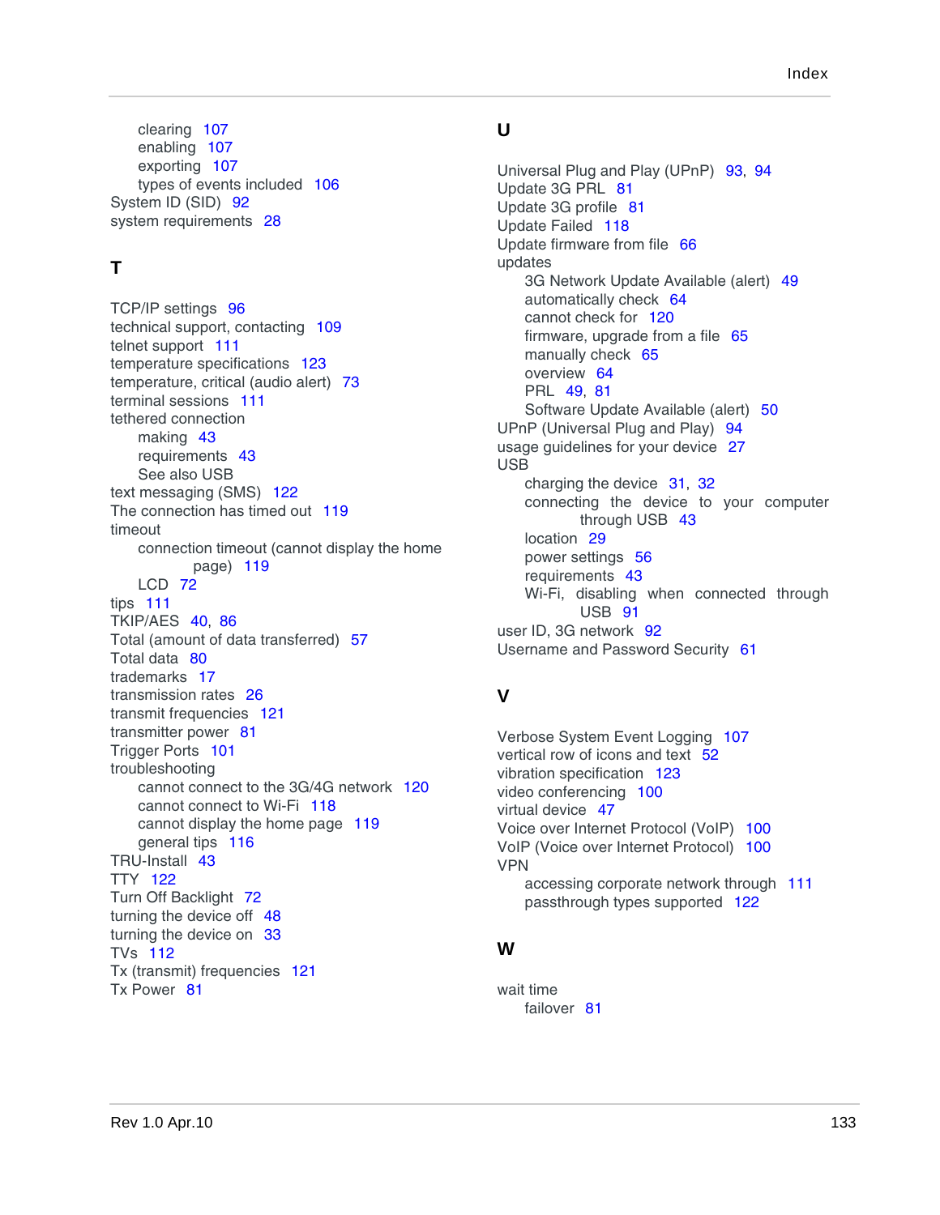- clearing 107
- enabling 107
- exporting 107
- types of events included 106

System ID (SID) 92
system requirements 28

## T

TCP/IP settings 96
technical support, contacting 109
telnet support 111
temperature specifications 123
temperature, critical (audio alert) 73
terminal sessions 111
tethered connection
- making 43
- requirements 43
- See also USB

text messaging (SMS) 122
The connection has timed out 119
timeout
- connection timeout (cannot display the home page) 119
- LCD 72

tips 111
TKIP/AES 40, 86
Total (amount of data transferred) 57
Total data 80
trademarks 17
transmission rates 26
transmit frequencies 121
transmitter power 81
Trigger Ports 101
troubleshooting
- cannot connect to the 3G/4G network 120
- cannot connect to Wi-Fi 118
- cannot display the home page 119
- general tips 116

TRU-Install 43
TTY 122
Turn Off Backlight 72
turning the device off 48
turning the device on 33
TVs 112
Tx (transmit) frequencies 121
Tx Power 81

## U

Universal Plug and Play (UPnP) 93, 94
Update 3G PRL 81
Update 3G profile 81
Update Failed 118
Update firmware from file 66
updates
- 3G Network Update Available (alert) 49
- automatically check 64
- cannot check for 120
- firmware, upgrade from a file 65
- manually check 65
- overview 64
- PRL 49, 81
- Software Update Available (alert) 50

UPnP (Universal Plug and Play) 94
usage guidelines for your device 27
USB
- charging the device 31, 32
- connecting the device to your computer through USB 43
- location 29
- power settings 56
- requirements 43
- Wi-Fi, disabling when connected through USB 91

user ID, 3G network 92
Username and Password Security 61

## V

Verbose System Event Logging 107
vertical row of icons and text 52
vibration specification 123
video conferencing 100
virtual device 47
Voice over Internet Protocol (VoIP) 100
VoIP (Voice over Internet Protocol) 100
VPN
- accessing corporate network through 111
- passthrough types supported 122

## W

wait time
- failover 81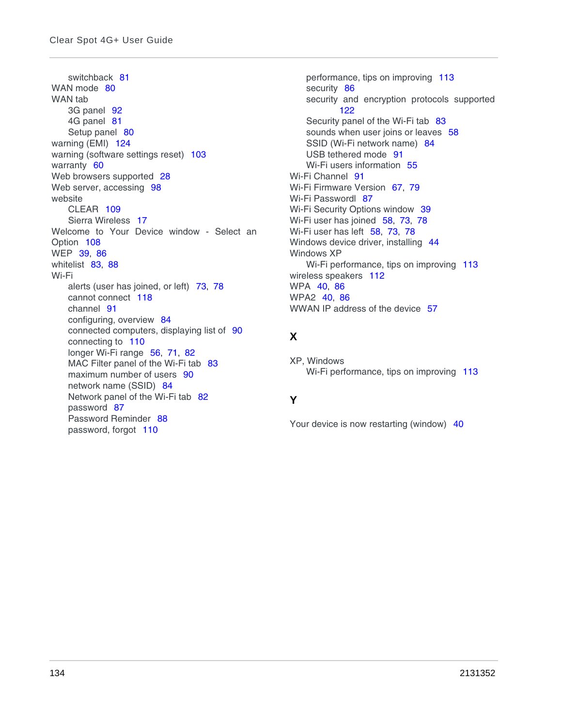switchback 81
WAN mode 80
WAN tab
- 3G panel 92
- 4G panel 81
- Setup panel 80

warning (EMI) 124
warning (software settings reset) 103
warranty 60
Web browsers supported 28
Web server, accessing 98
website
- CLEAR 109
- Sierra Wireless 17

Welcome to Your Device window - Select an Option 108
WEP 39, 86
whitelist 83, 88
Wi-Fi
- alerts (user has joined, or left) 73, 78
- cannot connect 118
- channel 91
- configuring, overview 84
- connected computers, displaying list of 90
- connecting to 110
- longer Wi-Fi range 56, 71, 82
- MAC Filter panel of the Wi-Fi tab 83
- maximum number of users 90
- network name (SSID) 84
- Network panel of the Wi-Fi tab 82
- password 87
- Password Reminder 88
- password, forgot 110
- performance, tips on improving 113
- security 86
- security and encryption protocols supported 122
- Security panel of the Wi-Fi tab 83
- sounds when user joins or leaves 58
- SSID (Wi-Fi network name) 84
- USB tethered mode 91
- Wi-Fi users information 55

Wi-Fi Channel 91
Wi-Fi Firmware Version 67, 79
Wi-Fi Passwordl 87
Wi-Fi Security Options window 39
Wi-Fi user has joined 58, 73, 78
Wi-Fi user has left 58, 73, 78
Windows device driver, installing 44
Windows XP
- Wi-Fi performance, tips on improving 113

wireless speakers 112
WPA 40, 86
WPA2 40, 86
WWAN IP address of the device 57

## X

XP, Windows
- Wi-Fi performance, tips on improving 113

## Y

Your device is now restarting (window) 40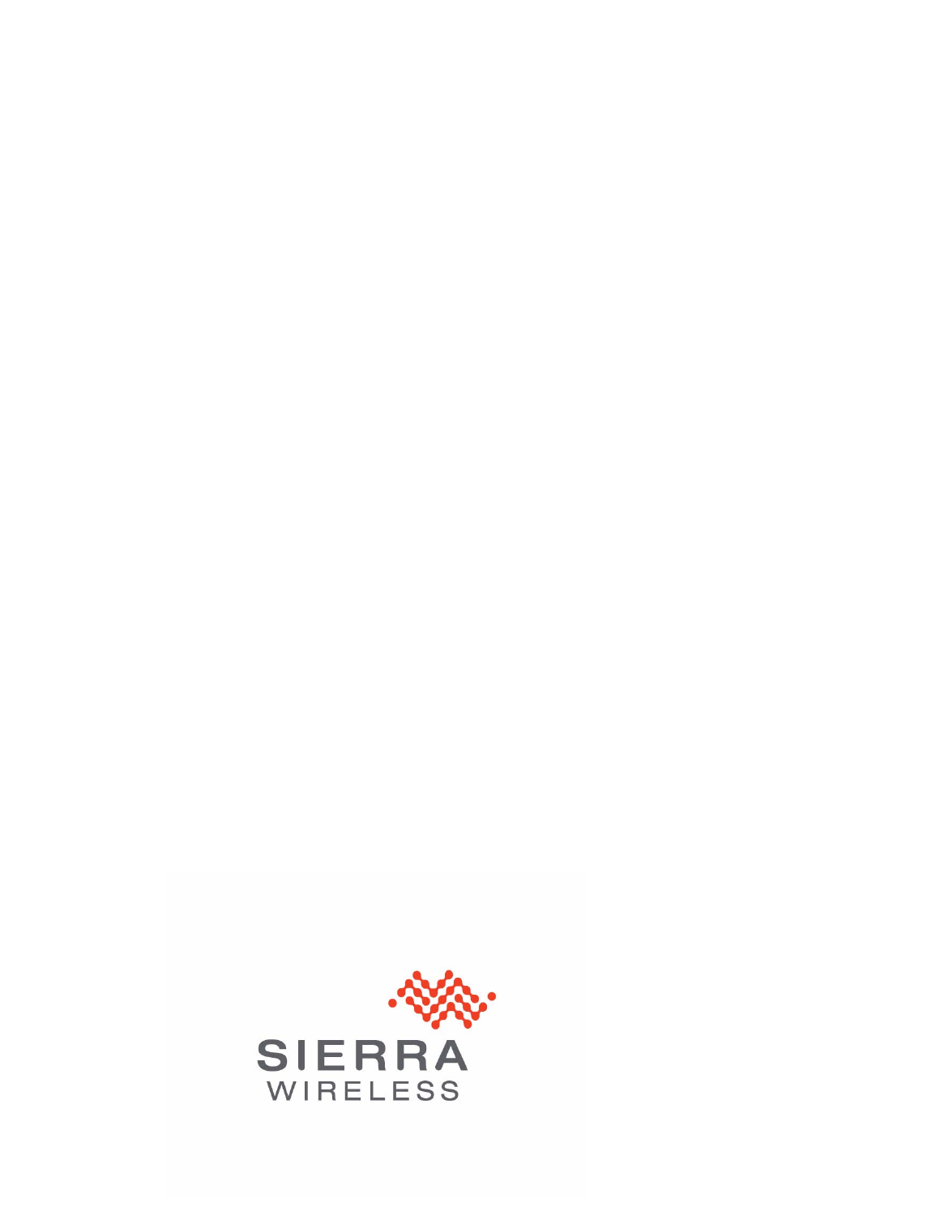SIERRA
WIRELESS